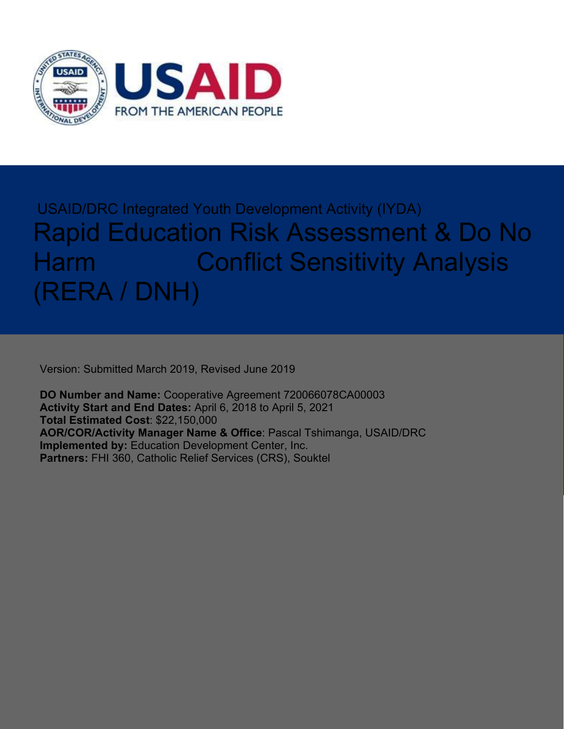USAID

FROM THE AMERICAN PEOPLE

USAID/DRC Integrated Youth Development Activity (IYDA)

# Rapid Education Risk Assessment & Do No Harm Conflict Sensitivity Analysis (RERA / DNH)

Version: Submitted March 2019, Revised June 2019

**DO Number and Name:** Cooperative Agreement 720066078CA00003
**Activity Start and End Dates:** April 6, 2018 to April 5, 2021
**Total Estimated Cost**: $22,150,000
**AOR/COR/Activity Manager Name & Office**: Pascal Tshimanga, USAID/DRC
**Implemented by:** Education Development Center, Inc.
**Partners:** FHI 360, Catholic Relief Services (CRS), Souktel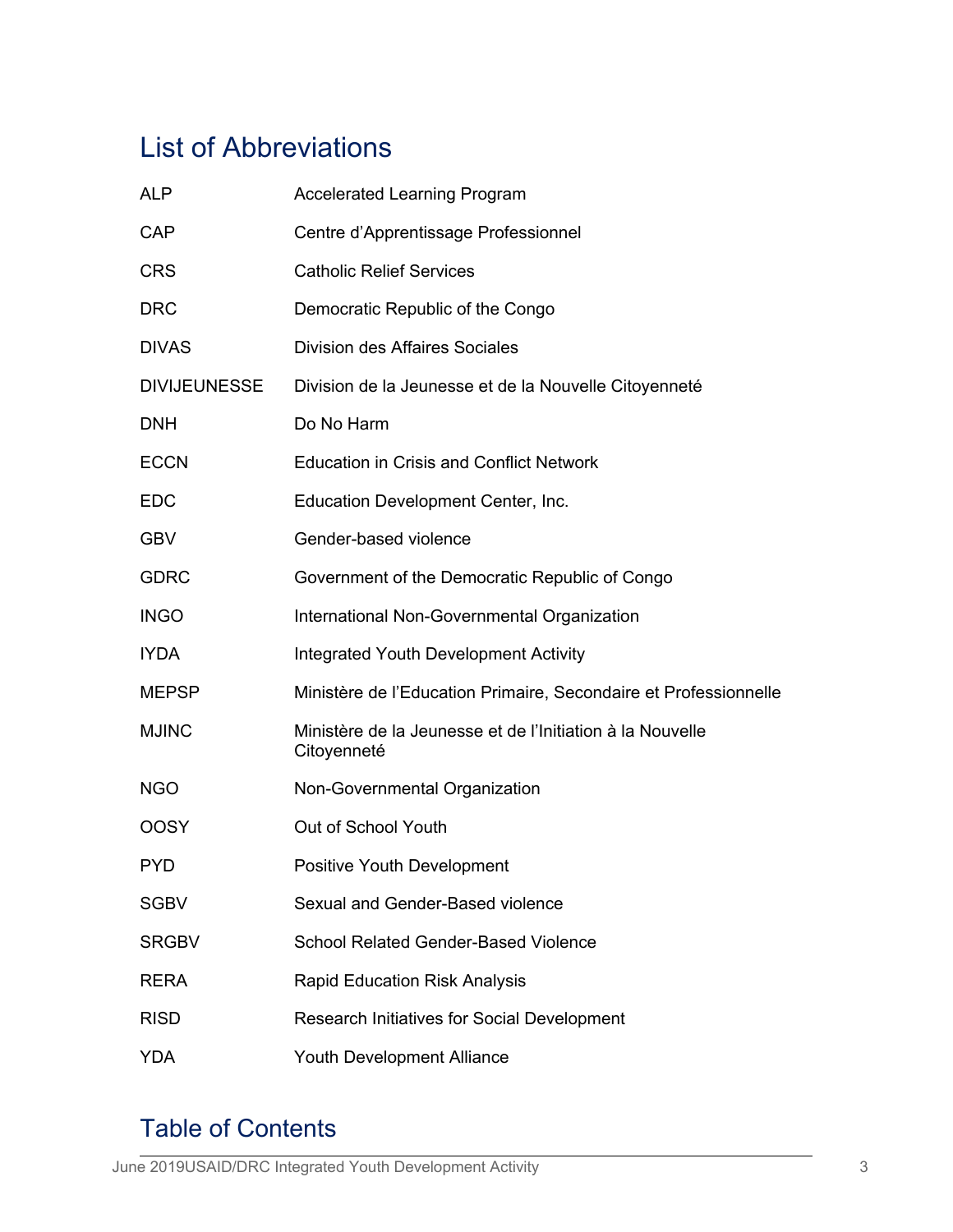## List of Abbreviations

| | |
|---|---|
| ALP | Accelerated Learning Program |
| CAP | Centre d'Apprentissage Professionnel |
| CRS | Catholic Relief Services |
| DRC | Democratic Republic of the Congo |
| DIVAS | Division des Affaires Sociales |
| DIVIJEUNESSE | Division de la Jeunesse et de la Nouvelle Citoyenneté |
| DNH | Do No Harm |
| ECCN | Education in Crisis and Conflict Network |
| EDC | Education Development Center, Inc. |
| GBV | Gender-based violence |
| GDRC | Government of the Democratic Republic of Congo |
| INGO | International Non-Governmental Organization |
| IYDA | Integrated Youth Development Activity |
| MEPSP | Ministère de l'Education Primaire, Secondaire et Professionnelle |
| MJINC | Ministère de la Jeunesse et de l'Initiation à la Nouvelle Citoyenneté |
| NGO | Non-Governmental Organization |
| OOSY | Out of School Youth |
| PYD | Positive Youth Development |
| SGBV | Sexual and Gender-Based violence |
| SRGBV | School Related Gender-Based Violence |
| RERA | Rapid Education Risk Analysis |
| RISD | Research Initiatives for Social Development |
| YDA | Youth Development Alliance |

## Table of Contents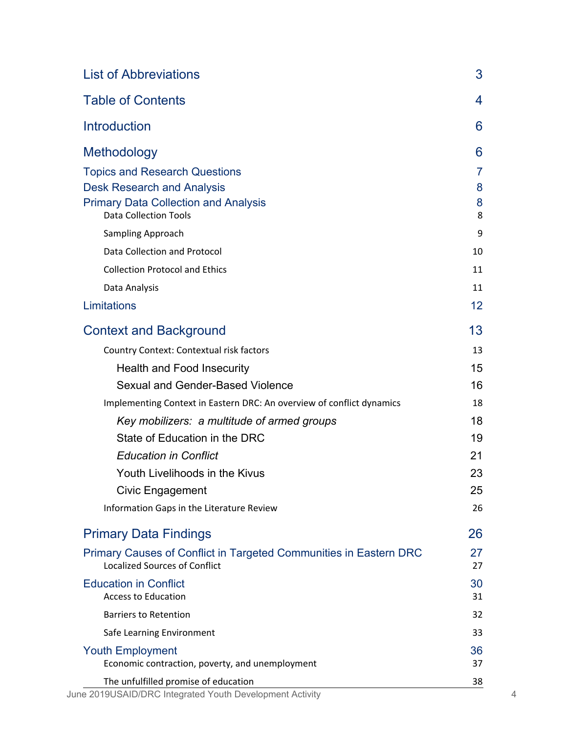| | |
|---|---|
| List of Abbreviations | 3 |
| Table of Contents | 4 |
| Introduction | 6 |
| Methodology | 6 |
| Topics and Research Questions | 7 |
| Desk Research and Analysis | 8 |
| Primary Data Collection and Analysis | 8 |
| Data Collection Tools | 8 |
| Sampling Approach | 9 |
| Data Collection and Protocol | 10 |
| Collection Protocol and Ethics | 11 |
| Data Analysis | 11 |
| Limitations | 12 |
| Context and Background | 13 |
| Country Context: Contextual risk factors | 13 |
| Health and Food Insecurity | 15 |
| Sexual and Gender-Based Violence | 16 |
| Implementing Context in Eastern DRC: An overview of conflict dynamics | 18 |
| *Key mobilizers: a multitude of armed groups* | 18 |
| State of Education in the DRC | 19 |
| *Education in Conflict* | 21 |
| Youth Livelihoods in the Kivus | 23 |
| Civic Engagement | 25 |
| Information Gaps in the Literature Review | 26 |
| Primary Data Findings | 26 |
| Primary Causes of Conflict in Targeted Communities in Eastern DRC | 27 |
| Localized Sources of Conflict | 27 |
| Education in Conflict | 30 |
| Access to Education | 31 |
| Barriers to Retention | 32 |
| Safe Learning Environment | 33 |
| Youth Employment | 36 |
| Economic contraction, poverty, and unemployment | 37 |
| The unfulfilled promise of education | 38 |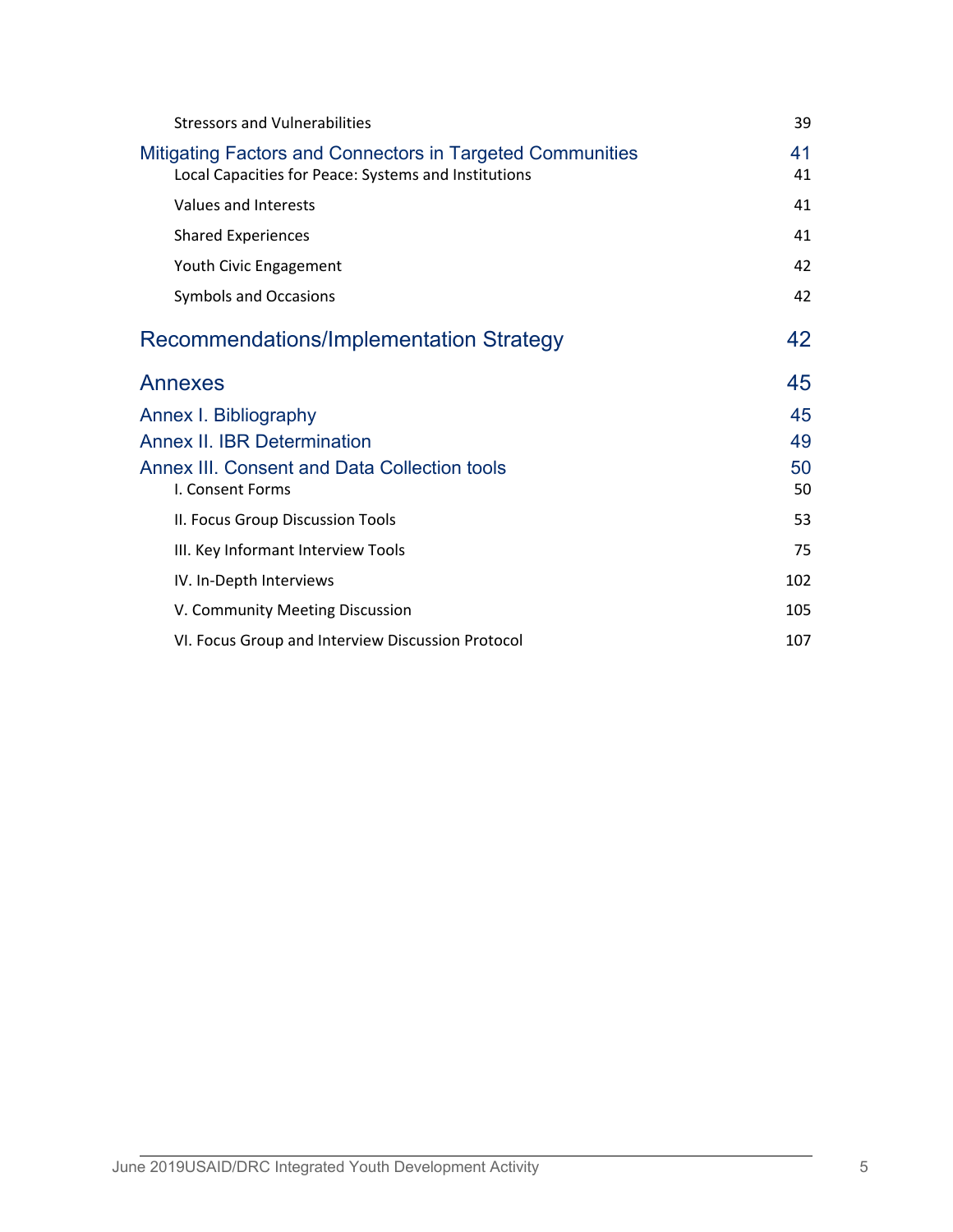Stressors and Vulnerabilities 39

Mitigating Factors and Connectors in Targeted Communities 41

Local Capacities for Peace: Systems and Institutions 41

Values and Interests 41

Shared Experiences 41

Youth Civic Engagement 42

Symbols and Occasions 42

Recommendations/Implementation Strategy 42

Annexes 45

Annex I. Bibliography 45

Annex II. IBR Determination 49

Annex III. Consent and Data Collection tools 50

I. Consent Forms 50

II. Focus Group Discussion Tools 53

III. Key Informant Interview Tools 75

IV. In-Depth Interviews 102

V. Community Meeting Discussion 105

VI. Focus Group and Interview Discussion Protocol 107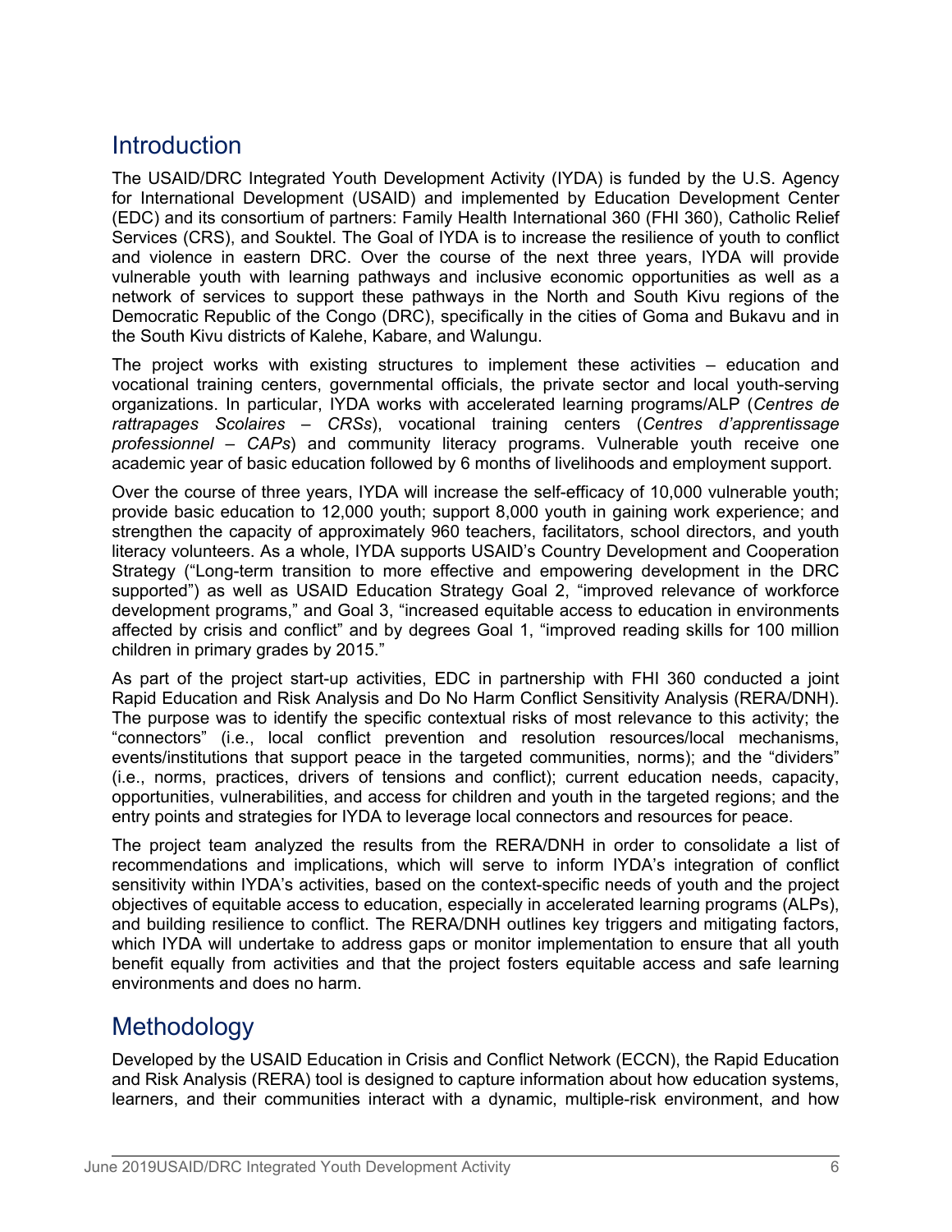## Introduction

The USAID/DRC Integrated Youth Development Activity (IYDA) is funded by the U.S. Agency for International Development (USAID) and implemented by Education Development Center (EDC) and its consortium of partners: Family Health International 360 (FHI 360), Catholic Relief Services (CRS), and Souktel. The Goal of IYDA is to increase the resilience of youth to conflict and violence in eastern DRC. Over the course of the next three years, IYDA will provide vulnerable youth with learning pathways and inclusive economic opportunities as well as a network of services to support these pathways in the North and South Kivu regions of the Democratic Republic of the Congo (DRC), specifically in the cities of Goma and Bukavu and in the South Kivu districts of Kalehe, Kabare, and Walungu.

The project works with existing structures to implement these activities – education and vocational training centers, governmental officials, the private sector and local youth-serving organizations. In particular, IYDA works with accelerated learning programs/ALP (*Centres de rattrapages Scolaires – CRSs*), vocational training centers (*Centres d'apprentissage professionnel – CAPs*) and community literacy programs. Vulnerable youth receive one academic year of basic education followed by 6 months of livelihoods and employment support.

Over the course of three years, IYDA will increase the self-efficacy of 10,000 vulnerable youth; provide basic education to 12,000 youth; support 8,000 youth in gaining work experience; and strengthen the capacity of approximately 960 teachers, facilitators, school directors, and youth literacy volunteers. As a whole, IYDA supports USAID's Country Development and Cooperation Strategy ("Long-term transition to more effective and empowering development in the DRC supported") as well as USAID Education Strategy Goal 2, "improved relevance of workforce development programs," and Goal 3, "increased equitable access to education in environments affected by crisis and conflict" and by degrees Goal 1, "improved reading skills for 100 million children in primary grades by 2015."

As part of the project start-up activities, EDC in partnership with FHI 360 conducted a joint Rapid Education and Risk Analysis and Do No Harm Conflict Sensitivity Analysis (RERA/DNH). The purpose was to identify the specific contextual risks of most relevance to this activity; the "connectors" (i.e., local conflict prevention and resolution resources/local mechanisms, events/institutions that support peace in the targeted communities, norms); and the "dividers" (i.e., norms, practices, drivers of tensions and conflict); current education needs, capacity, opportunities, vulnerabilities, and access for children and youth in the targeted regions; and the entry points and strategies for IYDA to leverage local connectors and resources for peace.

The project team analyzed the results from the RERA/DNH in order to consolidate a list of recommendations and implications, which will serve to inform IYDA's integration of conflict sensitivity within IYDA's activities, based on the context-specific needs of youth and the project objectives of equitable access to education, especially in accelerated learning programs (ALPs), and building resilience to conflict. The RERA/DNH outlines key triggers and mitigating factors, which IYDA will undertake to address gaps or monitor implementation to ensure that all youth benefit equally from activities and that the project fosters equitable access and safe learning environments and does no harm.

## Methodology

Developed by the USAID Education in Crisis and Conflict Network (ECCN), the Rapid Education and Risk Analysis (RERA) tool is designed to capture information about how education systems, learners, and their communities interact with a dynamic, multiple-risk environment, and how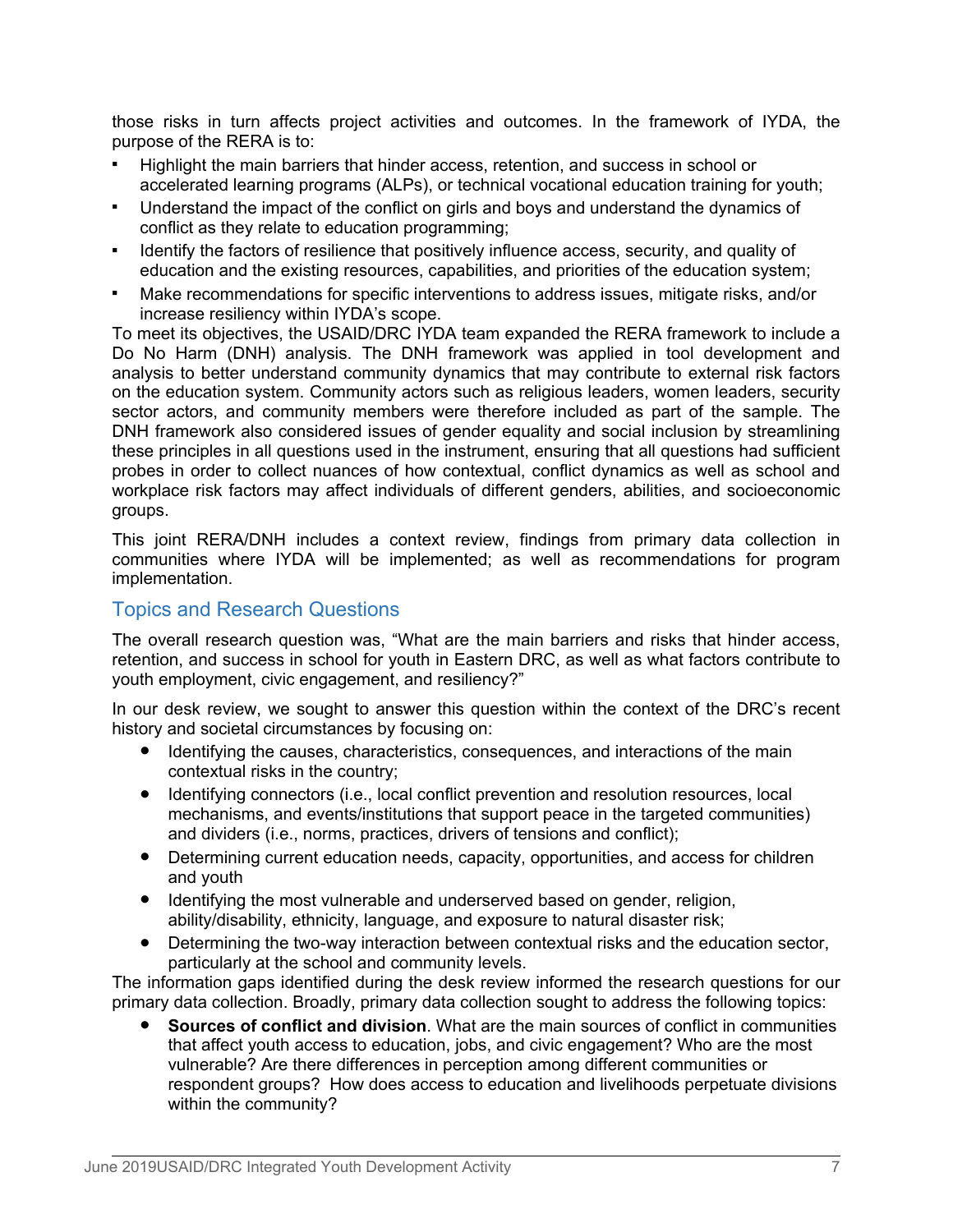those risks in turn affects project activities and outcomes. In the framework of IYDA, the purpose of the RERA is to:

- Highlight the main barriers that hinder access, retention, and success in school or accelerated learning programs (ALPs), or technical vocational education training for youth;
- Understand the impact of the conflict on girls and boys and understand the dynamics of conflict as they relate to education programming;
- Identify the factors of resilience that positively influence access, security, and quality of education and the existing resources, capabilities, and priorities of the education system;
- Make recommendations for specific interventions to address issues, mitigate risks, and/or increase resiliency within IYDA's scope.

To meet its objectives, the USAID/DRC IYDA team expanded the RERA framework to include a Do No Harm (DNH) analysis. The DNH framework was applied in tool development and analysis to better understand community dynamics that may contribute to external risk factors on the education system. Community actors such as religious leaders, women leaders, security sector actors, and community members were therefore included as part of the sample. The DNH framework also considered issues of gender equality and social inclusion by streamlining these principles in all questions used in the instrument, ensuring that all questions had sufficient probes in order to collect nuances of how contextual, conflict dynamics as well as school and workplace risk factors may affect individuals of different genders, abilities, and socioeconomic groups.

This joint RERA/DNH includes a context review, findings from primary data collection in communities where IYDA will be implemented; as well as recommendations for program implementation.

## Topics and Research Questions

The overall research question was, "What are the main barriers and risks that hinder access, retention, and success in school for youth in Eastern DRC, as well as what factors contribute to youth employment, civic engagement, and resiliency?"

In our desk review, we sought to answer this question within the context of the DRC's recent history and societal circumstances by focusing on:

- Identifying the causes, characteristics, consequences, and interactions of the main contextual risks in the country;
- Identifying connectors (i.e., local conflict prevention and resolution resources, local mechanisms, and events/institutions that support peace in the targeted communities) and dividers (i.e., norms, practices, drivers of tensions and conflict);
- Determining current education needs, capacity, opportunities, and access for children and youth
- Identifying the most vulnerable and underserved based on gender, religion, ability/disability, ethnicity, language, and exposure to natural disaster risk;
- Determining the two-way interaction between contextual risks and the education sector, particularly at the school and community levels.

The information gaps identified during the desk review informed the research questions for our primary data collection. Broadly, primary data collection sought to address the following topics:

- **Sources of conflict and division**. What are the main sources of conflict in communities that affect youth access to education, jobs, and civic engagement? Who are the most vulnerable? Are there differences in perception among different communities or respondent groups? How does access to education and livelihoods perpetuate divisions within the community?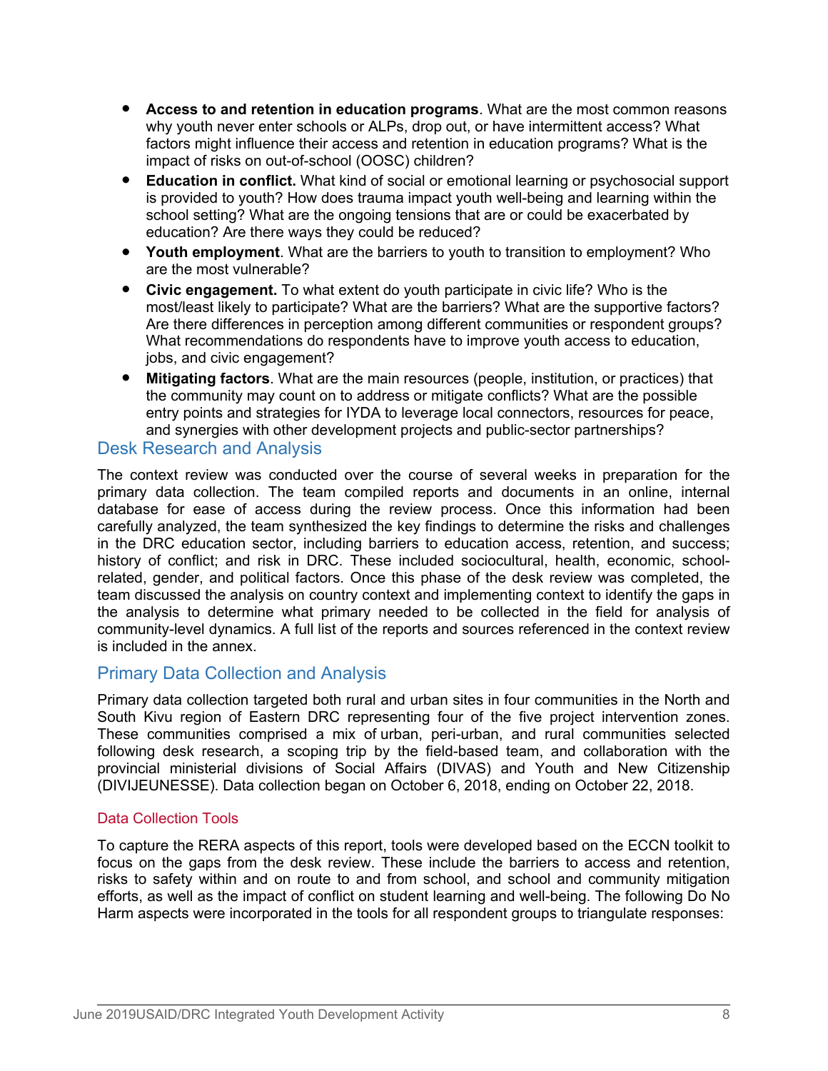- **Access to and retention in education programs**. What are the most common reasons why youth never enter schools or ALPs, drop out, or have intermittent access? What factors might influence their access and retention in education programs? What is the impact of risks on out-of-school (OOSC) children?
- **Education in conflict.** What kind of social or emotional learning or psychosocial support is provided to youth? How does trauma impact youth well-being and learning within the school setting? What are the ongoing tensions that are or could be exacerbated by education? Are there ways they could be reduced?
- **Youth employment**. What are the barriers to youth to transition to employment? Who are the most vulnerable?
- **Civic engagement.** To what extent do youth participate in civic life? Who is the most/least likely to participate? What are the barriers? What are the supportive factors? Are there differences in perception among different communities or respondent groups? What recommendations do respondents have to improve youth access to education, jobs, and civic engagement?
- **Mitigating factors**. What are the main resources (people, institution, or practices) that the community may count on to address or mitigate conflicts? What are the possible entry points and strategies for IYDA to leverage local connectors, resources for peace, and synergies with other development projects and public-sector partnerships?

## Desk Research and Analysis

The context review was conducted over the course of several weeks in preparation for the primary data collection. The team compiled reports and documents in an online, internal database for ease of access during the review process. Once this information had been carefully analyzed, the team synthesized the key findings to determine the risks and challenges in the DRC education sector, including barriers to education access, retention, and success; history of conflict; and risk in DRC. These included sociocultural, health, economic, school-related, gender, and political factors. Once this phase of the desk review was completed, the team discussed the analysis on country context and implementing context to identify the gaps in the analysis to determine what primary needed to be collected in the field for analysis of community-level dynamics. A full list of the reports and sources referenced in the context review is included in the annex.

## Primary Data Collection and Analysis

Primary data collection targeted both rural and urban sites in four communities in the North and South Kivu region of Eastern DRC representing four of the five project intervention zones. These communities comprised a mix of urban, peri-urban, and rural communities selected following desk research, a scoping trip by the field-based team, and collaboration with the provincial ministerial divisions of Social Affairs (DIVAS) and Youth and New Citizenship (DIVIJEUNESSE). Data collection began on October 6, 2018, ending on October 22, 2018.

### Data Collection Tools

To capture the RERA aspects of this report, tools were developed based on the ECCN toolkit to focus on the gaps from the desk review. These include the barriers to access and retention, risks to safety within and on route to and from school, and school and community mitigation efforts, as well as the impact of conflict on student learning and well-being. The following Do No Harm aspects were incorporated in the tools for all respondent groups to triangulate responses: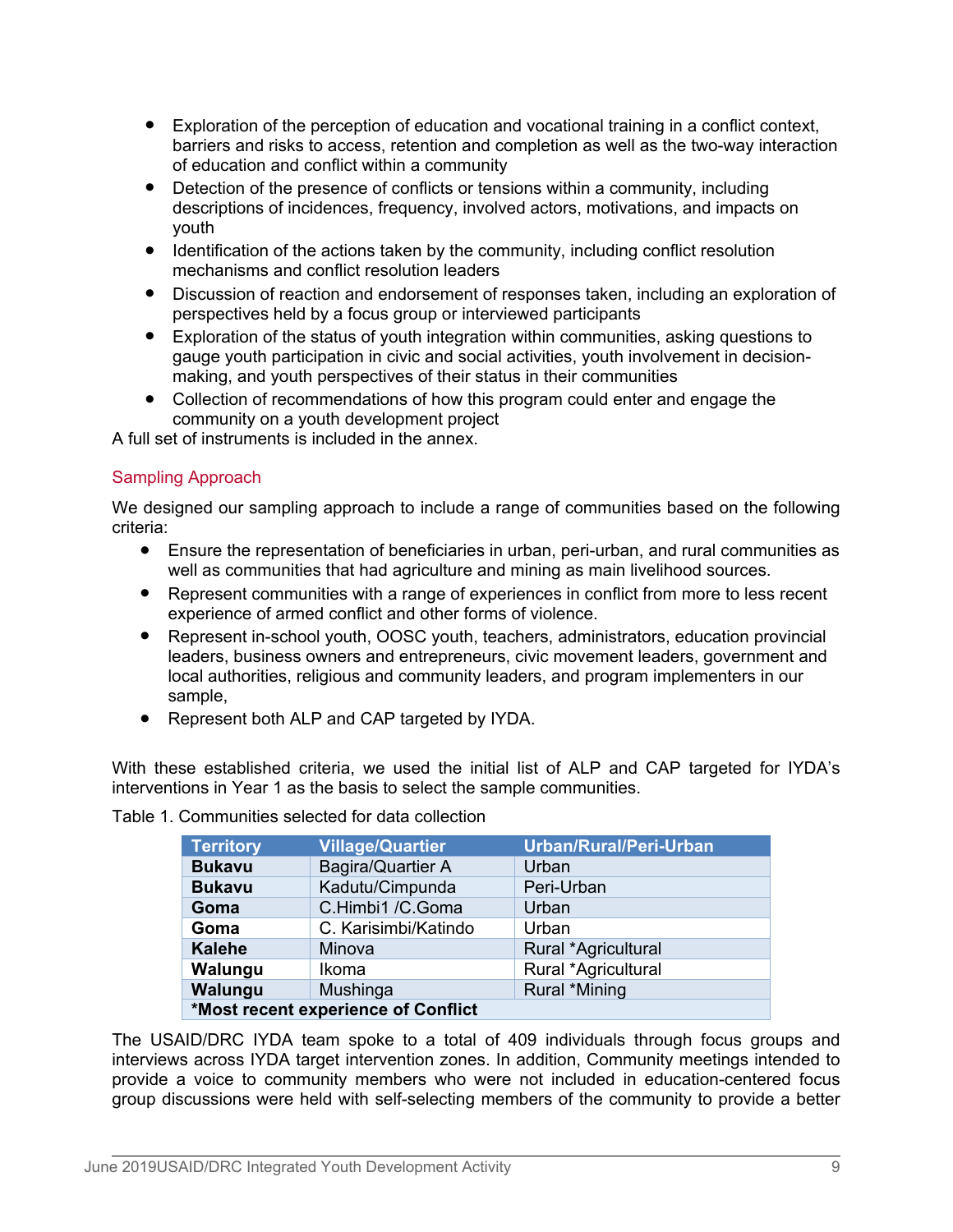- Exploration of the perception of education and vocational training in a conflict context, barriers and risks to access, retention and completion as well as the two-way interaction of education and conflict within a community
- Detection of the presence of conflicts or tensions within a community, including descriptions of incidences, frequency, involved actors, motivations, and impacts on youth
- Identification of the actions taken by the community, including conflict resolution mechanisms and conflict resolution leaders
- Discussion of reaction and endorsement of responses taken, including an exploration of perspectives held by a focus group or interviewed participants
- Exploration of the status of youth integration within communities, asking questions to gauge youth participation in civic and social activities, youth involvement in decision-making, and youth perspectives of their status in their communities
- Collection of recommendations of how this program could enter and engage the community on a youth development project

A full set of instruments is included in the annex.

## Sampling Approach

We designed our sampling approach to include a range of communities based on the following criteria:

- Ensure the representation of beneficiaries in urban, peri-urban, and rural communities as well as communities that had agriculture and mining as main livelihood sources.
- Represent communities with a range of experiences in conflict from more to less recent experience of armed conflict and other forms of violence.
- Represent in-school youth, OOSC youth, teachers, administrators, education provincial leaders, business owners and entrepreneurs, civic movement leaders, government and local authorities, religious and community leaders, and program implementers in our sample,
- Represent both ALP and CAP targeted by IYDA.

With these established criteria, we used the initial list of ALP and CAP targeted for IYDA's interventions in Year 1 as the basis to select the sample communities.

Table 1. Communities selected for data collection

| Territory | Village/Quartier | Urban/Rural/Peri-Urban |
|---|---|---|
| **Bukavu** | Bagira/Quartier A | Urban |
| **Bukavu** | Kadutu/Cimpunda | Peri-Urban |
| **Goma** | C.Himbi1 /C.Goma | Urban |
| **Goma** | C. Karisimbi/Katindo | Urban |
| **Kalehe** | Minova | Rural *Agricultural |
| **Walungu** | Ikoma | Rural *Agricultural |
| **Walungu** | Mushinga | Rural *Mining |
| ***Most recent experience of Conflict** | | |

The USAID/DRC IYDA team spoke to a total of 409 individuals through focus groups and interviews across IYDA target intervention zones. In addition, Community meetings intended to provide a voice to community members who were not included in education-centered focus group discussions were held with self-selecting members of the community to provide a better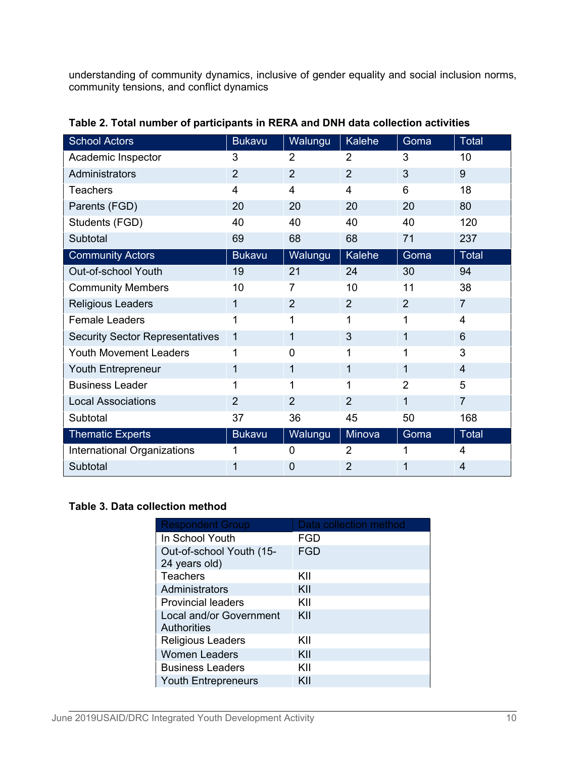understanding of community dynamics, inclusive of gender equality and social inclusion norms, community tensions, and conflict dynamics

**Table 2. Total number of participants in RERA and DNH data collection activities**

| School Actors | Bukavu | Walungu | Kalehe | Goma | Total |
|---|---|---|---|---|---|
| Academic Inspector | 3 | 2 | 2 | 3 | 10 |
| Administrators | 2 | 2 | 2 | 3 | 9 |
| Teachers | 4 | 4 | 4 | 6 | 18 |
| Parents (FGD) | 20 | 20 | 20 | 20 | 80 |
| Students (FGD) | 40 | 40 | 40 | 40 | 120 |
| Subtotal | 69 | 68 | 68 | 71 | 237 |
| **Community Actors** | **Bukavu** | **Walungu** | **Kalehe** | **Goma** | **Total** |
| Out-of-school Youth | 19 | 21 | 24 | 30 | 94 |
| Community Members | 10 | 7 | 10 | 11 | 38 |
| Religious Leaders | 1 | 2 | 2 | 2 | 7 |
| Female Leaders | 1 | 1 | 1 | 1 | 4 |
| Security Sector Representatives | 1 | 1 | 3 | 1 | 6 |
| Youth Movement Leaders | 1 | 0 | 1 | 1 | 3 |
| Youth Entrepreneur | 1 | 1 | 1 | 1 | 4 |
| Business Leader | 1 | 1 | 1 | 2 | 5 |
| Local Associations | 2 | 2 | 2 | 1 | 7 |
| Subtotal | 37 | 36 | 45 | 50 | 168 |
| **Thematic Experts** | **Bukavu** | **Walungu** | **Minova** | **Goma** | **Total** |
| International Organizations | 1 | 0 | 2 | 1 | 4 |
| Subtotal | 1 | 0 | 2 | 1 | 4 |

**Table 3. Data collection method**

| Respondent Group | Data collection method |
|---|---|
| In School Youth | FGD |
| Out-of-school Youth (15-24 years old) | FGD |
| Teachers | KII |
| Administrators | KII |
| Provincial leaders | KII |
| Local and/or Government Authorities | KII |
| Religious Leaders | KII |
| Women Leaders | KII |
| Business Leaders | KII |
| Youth Entrepreneurs | KII |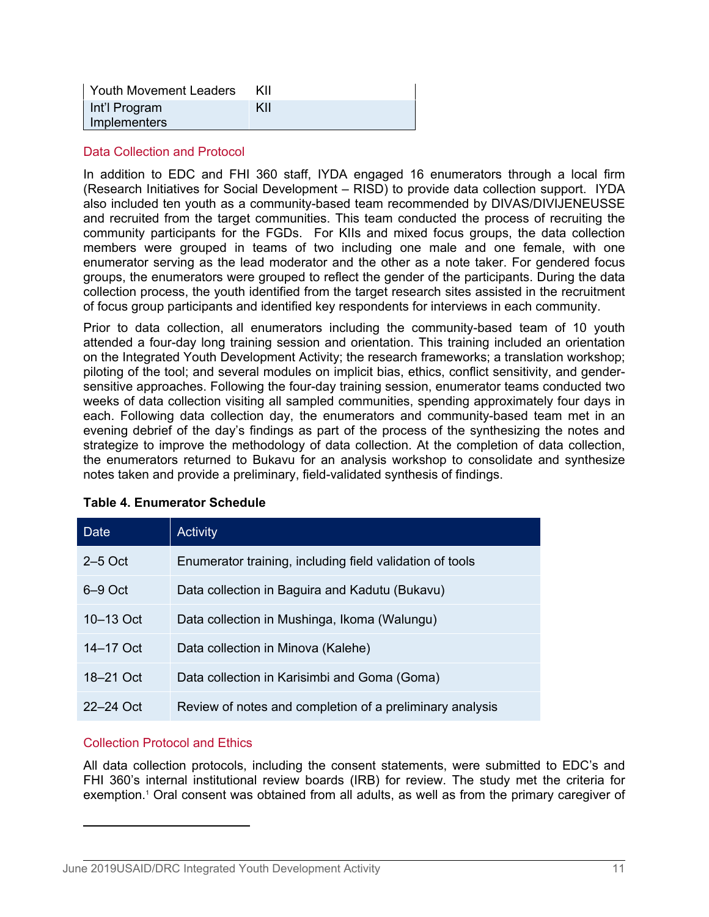| Youth Movement Leaders | KII |
| --- | --- |
| Int'l Program Implementers | KII |

### Data Collection and Protocol

In addition to EDC and FHI 360 staff, IYDA engaged 16 enumerators through a local firm (Research Initiatives for Social Development – RISD) to provide data collection support. IYDA also included ten youth as a community-based team recommended by DIVAS/DIVIJENEUSSE and recruited from the target communities. This team conducted the process of recruiting the community participants for the FGDs. For KIIs and mixed focus groups, the data collection members were grouped in teams of two including one male and one female, with one enumerator serving as the lead moderator and the other as a note taker. For gendered focus groups, the enumerators were grouped to reflect the gender of the participants. During the data collection process, the youth identified from the target research sites assisted in the recruitment of focus group participants and identified key respondents for interviews in each community.

Prior to data collection, all enumerators including the community-based team of 10 youth attended a four-day long training session and orientation. This training included an orientation on the Integrated Youth Development Activity; the research frameworks; a translation workshop; piloting of the tool; and several modules on implicit bias, ethics, conflict sensitivity, and gender-sensitive approaches. Following the four-day training session, enumerator teams conducted two weeks of data collection visiting all sampled communities, spending approximately four days in each. Following data collection day, the enumerators and community-based team met in an evening debrief of the day's findings as part of the process of the synthesizing the notes and strategize to improve the methodology of data collection. At the completion of data collection, the enumerators returned to Bukavu for an analysis workshop to consolidate and synthesize notes taken and provide a preliminary, field-validated synthesis of findings.

**Table 4. Enumerator Schedule**

| Date | Activity |
| --- | --- |
| 2–5 Oct | Enumerator training, including field validation of tools |
| 6–9 Oct | Data collection in Baguira and Kadutu (Bukavu) |
| 10–13 Oct | Data collection in Mushinga, Ikoma (Walungu) |
| 14–17 Oct | Data collection in Minova (Kalehe) |
| 18–21 Oct | Data collection in Karisimbi and Goma (Goma) |
| 22–24 Oct | Review of notes and completion of a preliminary analysis |

### Collection Protocol and Ethics

All data collection protocols, including the consent statements, were submitted to EDC's and FHI 360's internal institutional review boards (IRB) for review. The study met the criteria for exemption.[1] Oral consent was obtained from all adults, as well as from the primary caregiver of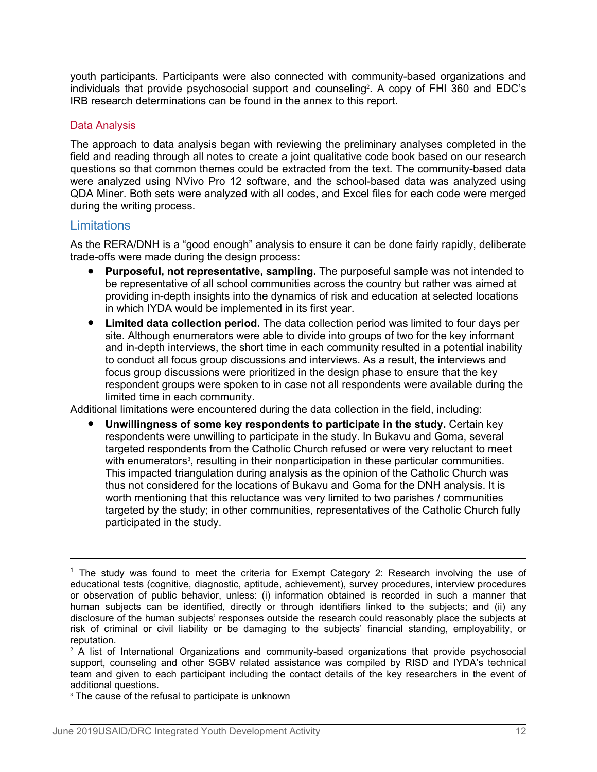youth participants. Participants were also connected with community-based organizations and individuals that provide psychosocial support and counseling[2]. A copy of FHI 360 and EDC's IRB research determinations can be found in the annex to this report.

### Data Analysis

The approach to data analysis began with reviewing the preliminary analyses completed in the field and reading through all notes to create a joint qualitative code book based on our research questions so that common themes could be extracted from the text. The community-based data were analyzed using NVivo Pro 12 software, and the school-based data was analyzed using QDA Miner. Both sets were analyzed with all codes, and Excel files for each code were merged during the writing process.

## Limitations

As the RERA/DNH is a "good enough" analysis to ensure it can be done fairly rapidly, deliberate trade-offs were made during the design process:

- **Purposeful, not representative, sampling.** The purposeful sample was not intended to be representative of all school communities across the country but rather was aimed at providing in-depth insights into the dynamics of risk and education at selected locations in which IYDA would be implemented in its first year.
- **Limited data collection period.** The data collection period was limited to four days per site. Although enumerators were able to divide into groups of two for the key informant and in-depth interviews, the short time in each community resulted in a potential inability to conduct all focus group discussions and interviews. As a result, the interviews and focus group discussions were prioritized in the design phase to ensure that the key respondent groups were spoken to in case not all respondents were available during the limited time in each community.

Additional limitations were encountered during the data collection in the field, including:

- **Unwillingness of some key respondents to participate in the study.** Certain key respondents were unwilling to participate in the study. In Bukavu and Goma, several targeted respondents from the Catholic Church refused or were very reluctant to meet with enumerators[3], resulting in their nonparticipation in these particular communities. This impacted triangulation during analysis as the opinion of the Catholic Church was thus not considered for the locations of Bukavu and Goma for the DNH analysis. It is worth mentioning that this reluctance was very limited to two parishes / communities targeted by the study; in other communities, representatives of the Catholic Church fully participated in the study.

---

[1] The study was found to meet the criteria for Exempt Category 2: Research involving the use of educational tests (cognitive, diagnostic, aptitude, achievement), survey procedures, interview procedures or observation of public behavior, unless: (i) information obtained is recorded in such a manner that human subjects can be identified, directly or through identifiers linked to the subjects; and (ii) any disclosure of the human subjects' responses outside the research could reasonably place the subjects at risk of criminal or civil liability or be damaging to the subjects' financial standing, employability, or reputation.

[2] A list of International Organizations and community-based organizations that provide psychosocial support, counseling and other SGBV related assistance was compiled by RISD and IYDA's technical team and given to each participant including the contact details of the key researchers in the event of additional questions.

[3] The cause of the refusal to participate is unknown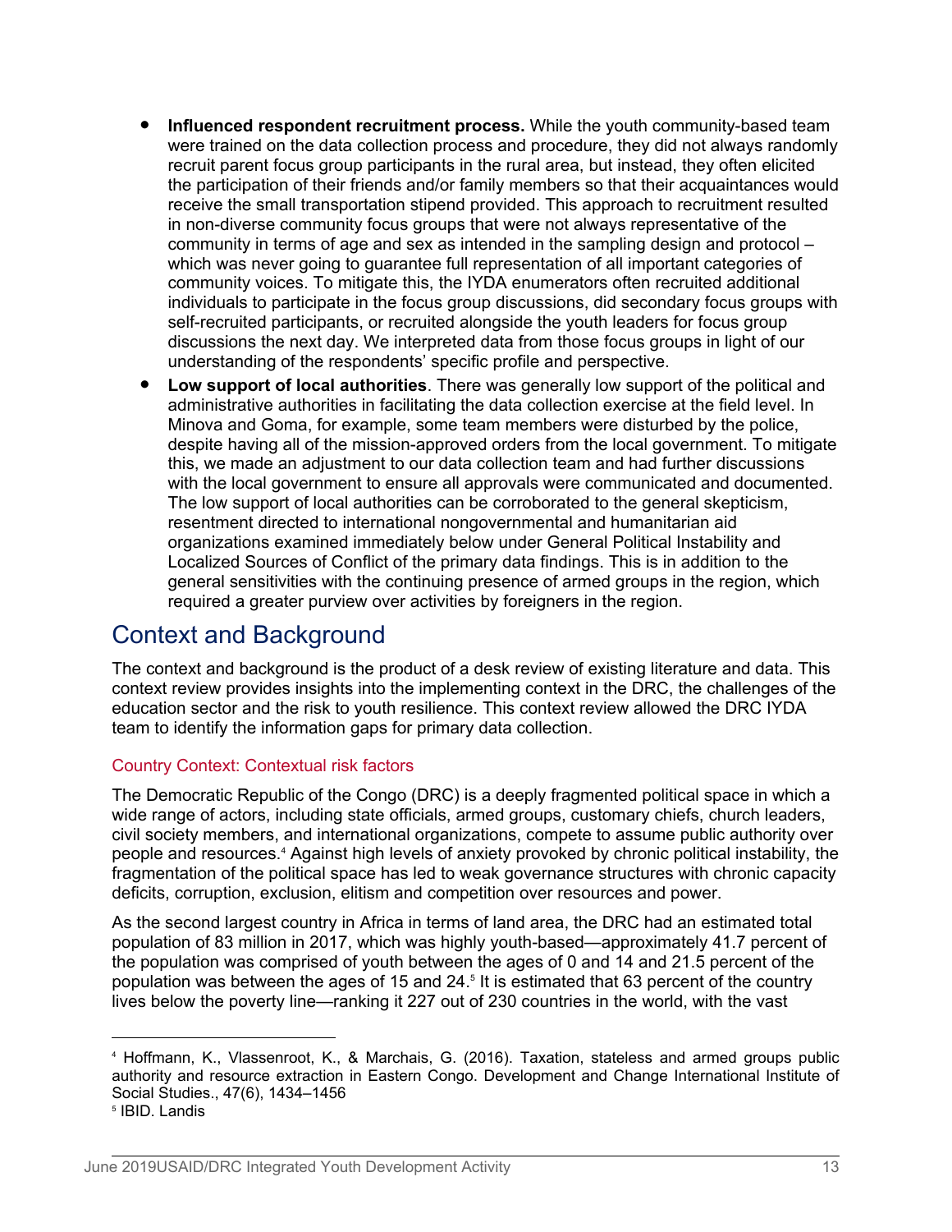- **Influenced respondent recruitment process.** While the youth community-based team were trained on the data collection process and procedure, they did not always randomly recruit parent focus group participants in the rural area, but instead, they often elicited the participation of their friends and/or family members so that their acquaintances would receive the small transportation stipend provided. This approach to recruitment resulted in non-diverse community focus groups that were not always representative of the community in terms of age and sex as intended in the sampling design and protocol – which was never going to guarantee full representation of all important categories of community voices. To mitigate this, the IYDA enumerators often recruited additional individuals to participate in the focus group discussions, did secondary focus groups with self-recruited participants, or recruited alongside the youth leaders for focus group discussions the next day. We interpreted data from those focus groups in light of our understanding of the respondents' specific profile and perspective.
- **Low support of local authorities**. There was generally low support of the political and administrative authorities in facilitating the data collection exercise at the field level. In Minova and Goma, for example, some team members were disturbed by the police, despite having all of the mission-approved orders from the local government. To mitigate this, we made an adjustment to our data collection team and had further discussions with the local government to ensure all approvals were communicated and documented. The low support of local authorities can be corroborated to the general skepticism, resentment directed to international nongovernmental and humanitarian aid organizations examined immediately below under General Political Instability and Localized Sources of Conflict of the primary data findings. This is in addition to the general sensitivities with the continuing presence of armed groups in the region, which required a greater purview over activities by foreigners in the region.

# Context and Background

The context and background is the product of a desk review of existing literature and data. This context review provides insights into the implementing context in the DRC, the challenges of the education sector and the risk to youth resilience. This context review allowed the DRC IYDA team to identify the information gaps for primary data collection.

## Country Context: Contextual risk factors

The Democratic Republic of the Congo (DRC) is a deeply fragmented political space in which a wide range of actors, including state officials, armed groups, customary chiefs, church leaders, civil society members, and international organizations, compete to assume public authority over people and resources.[4] Against high levels of anxiety provoked by chronic political instability, the fragmentation of the political space has led to weak governance structures with chronic capacity deficits, corruption, exclusion, elitism and competition over resources and power.

As the second largest country in Africa in terms of land area, the DRC had an estimated total population of 83 million in 2017, which was highly youth-based—approximately 41.7 percent of the population was comprised of youth between the ages of 0 and 14 and 21.5 percent of the population was between the ages of 15 and 24.[5] It is estimated that 63 percent of the country lives below the poverty line—ranking it 227 out of 230 countries in the world, with the vast

[4] Hoffmann, K., Vlassenroot, K., & Marchais, G. (2016). Taxation, stateless and armed groups public authority and resource extraction in Eastern Congo. Development and Change International Institute of Social Studies., 47(6), 1434–1456

[5] IBID. Landis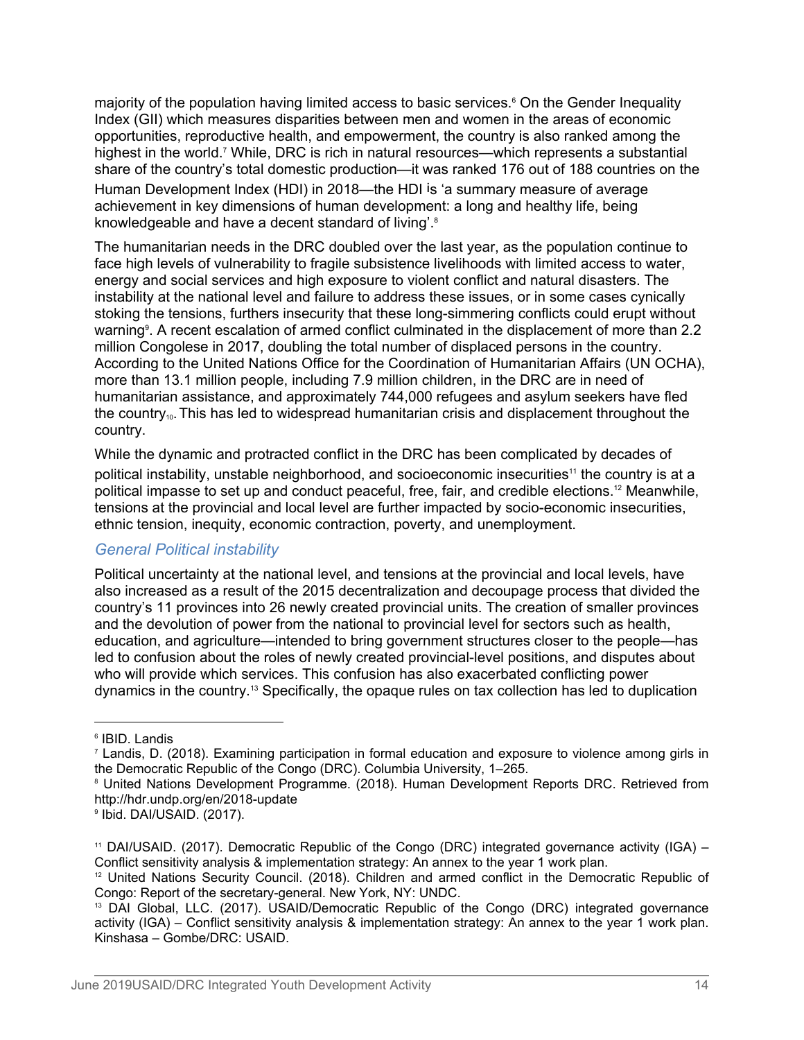majority of the population having limited access to basic services.[6] On the Gender Inequality Index (GII) which measures disparities between men and women in the areas of economic opportunities, reproductive health, and empowerment, the country is also ranked among the highest in the world.[7] While, DRC is rich in natural resources—which represents a substantial share of the country's total domestic production—it was ranked 176 out of 188 countries on the Human Development Index (HDI) in 2018—the HDI is 'a summary measure of average achievement in key dimensions of human development: a long and healthy life, being knowledgeable and have a decent standard of living'.[8]

The humanitarian needs in the DRC doubled over the last year, as the population continue to face high levels of vulnerability to fragile subsistence livelihoods with limited access to water, energy and social services and high exposure to violent conflict and natural disasters. The instability at the national level and failure to address these issues, or in some cases cynically stoking the tensions, furthers insecurity that these long-simmering conflicts could erupt without warning[9]. A recent escalation of armed conflict culminated in the displacement of more than 2.2 million Congolese in 2017, doubling the total number of displaced persons in the country. According to the United Nations Office for the Coordination of Humanitarian Affairs (UN OCHA), more than 13.1 million people, including 7.9 million children, in the DRC are in need of humanitarian assistance, and approximately 744,000 refugees and asylum seekers have fled the country[10]. This has led to widespread humanitarian crisis and displacement throughout the country.

While the dynamic and protracted conflict in the DRC has been complicated by decades of political instability, unstable neighborhood, and socioeconomic insecurities[11] the country is at a political impasse to set up and conduct peaceful, free, fair, and credible elections.[12] Meanwhile, tensions at the provincial and local level are further impacted by socio-economic insecurities, ethnic tension, inequity, economic contraction, poverty, and unemployment.

### *General Political instability*

Political uncertainty at the national level, and tensions at the provincial and local levels, have also increased as a result of the 2015 decentralization and decoupage process that divided the country's 11 provinces into 26 newly created provincial units. The creation of smaller provinces and the devolution of power from the national to provincial level for sectors such as health, education, and agriculture—intended to bring government structures closer to the people—has led to confusion about the roles of newly created provincial-level positions, and disputes about who will provide which services. This confusion has also exacerbated conflicting power dynamics in the country.[13] Specifically, the opaque rules on tax collection has led to duplication

---

[6] IBID. Landis

[7] Landis, D. (2018). Examining participation in formal education and exposure to violence among girls in the Democratic Republic of the Congo (DRC). Columbia University, 1–265.

[8] United Nations Development Programme. (2018). Human Development Reports DRC. Retrieved from http://hdr.undp.org/en/2018-update

[9] Ibid. DAI/USAID. (2017).

[11] DAI/USAID. (2017). Democratic Republic of the Congo (DRC) integrated governance activity (IGA) – Conflict sensitivity analysis & implementation strategy: An annex to the year 1 work plan.

[12] United Nations Security Council. (2018). Children and armed conflict in the Democratic Republic of Congo: Report of the secretary-general. New York, NY: UNDC.

[13] DAI Global, LLC. (2017). USAID/Democratic Republic of the Congo (DRC) integrated governance activity (IGA) – Conflict sensitivity analysis & implementation strategy: An annex to the year 1 work plan. Kinshasa – Gombe/DRC: USAID.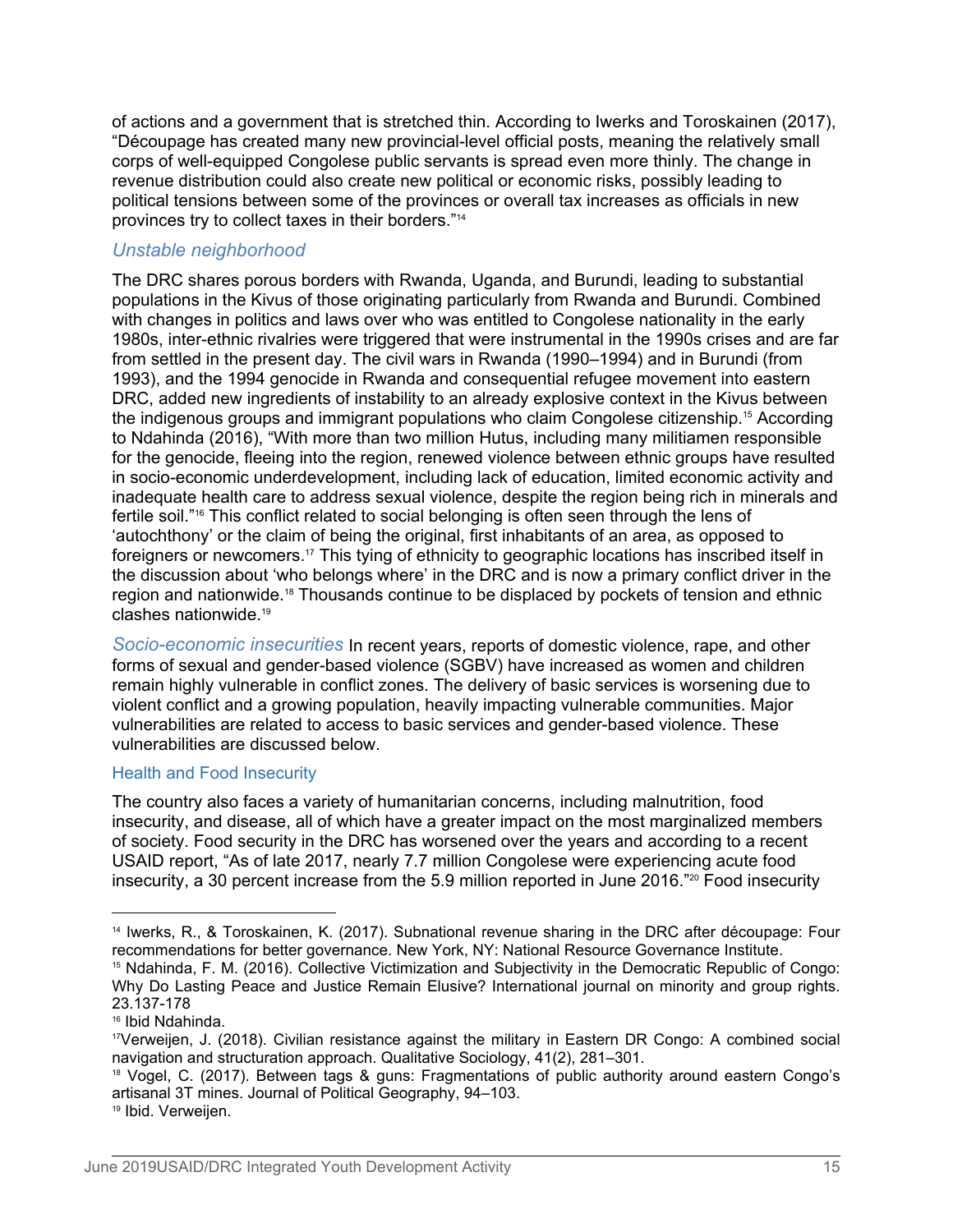of actions and a government that is stretched thin. According to Iwerks and Toroskainen (2017), "Découpage has created many new provincial-level official posts, meaning the relatively small corps of well-equipped Congolese public servants is spread even more thinly. The change in revenue distribution could also create new political or economic risks, possibly leading to political tensions between some of the provinces or overall tax increases as officials in new provinces try to collect taxes in their borders."[14]

### *Unstable neighborhood*

The DRC shares porous borders with Rwanda, Uganda, and Burundi, leading to substantial populations in the Kivus of those originating particularly from Rwanda and Burundi. Combined with changes in politics and laws over who was entitled to Congolese nationality in the early 1980s, inter-ethnic rivalries were triggered that were instrumental in the 1990s crises and are far from settled in the present day. The civil wars in Rwanda (1990–1994) and in Burundi (from 1993), and the 1994 genocide in Rwanda and consequential refugee movement into eastern DRC, added new ingredients of instability to an already explosive context in the Kivus between the indigenous groups and immigrant populations who claim Congolese citizenship.[15] According to Ndahinda (2016), "With more than two million Hutus, including many militiamen responsible for the genocide, fleeing into the region, renewed violence between ethnic groups have resulted in socio-economic underdevelopment, including lack of education, limited economic activity and inadequate health care to address sexual violence, despite the region being rich in minerals and fertile soil."[16] This conflict related to social belonging is often seen through the lens of 'autochthony' or the claim of being the original, first inhabitants of an area, as opposed to foreigners or newcomers.[17] This tying of ethnicity to geographic locations has inscribed itself in the discussion about 'who belongs where' in the DRC and is now a primary conflict driver in the region and nationwide.[18] Thousands continue to be displaced by pockets of tension and ethnic clashes nationwide.[19]

*Socio-economic insecurities* In recent years, reports of domestic violence, rape, and other forms of sexual and gender-based violence (SGBV) have increased as women and children remain highly vulnerable in conflict zones. The delivery of basic services is worsening due to violent conflict and a growing population, heavily impacting vulnerable communities. Major vulnerabilities are related to access to basic services and gender-based violence. These vulnerabilities are discussed below.

#### Health and Food Insecurity

The country also faces a variety of humanitarian concerns, including malnutrition, food insecurity, and disease, all of which have a greater impact on the most marginalized members of society. Food security in the DRC has worsened over the years and according to a recent USAID report, "As of late 2017, nearly 7.7 million Congolese were experiencing acute food insecurity, a 30 percent increase from the 5.9 million reported in June 2016."[20] Food insecurity

---

[14] Iwerks, R., & Toroskainen, K. (2017). Subnational revenue sharing in the DRC after découpage: Four recommendations for better governance. New York, NY: National Resource Governance Institute.

[15] Ndahinda, F. M. (2016). Collective Victimization and Subjectivity in the Democratic Republic of Congo: Why Do Lasting Peace and Justice Remain Elusive? International journal on minority and group rights. 23.137-178

[16] Ibid Ndahinda.

[17] Verweijen, J. (2018). Civilian resistance against the military in Eastern DR Congo: A combined social navigation and structuration approach. Qualitative Sociology, 41(2), 281–301.

[18] Vogel, C. (2017). Between tags & guns: Fragmentations of public authority around eastern Congo's artisanal 3T mines. Journal of Political Geography, 94–103.

[19] Ibid. Verweijen.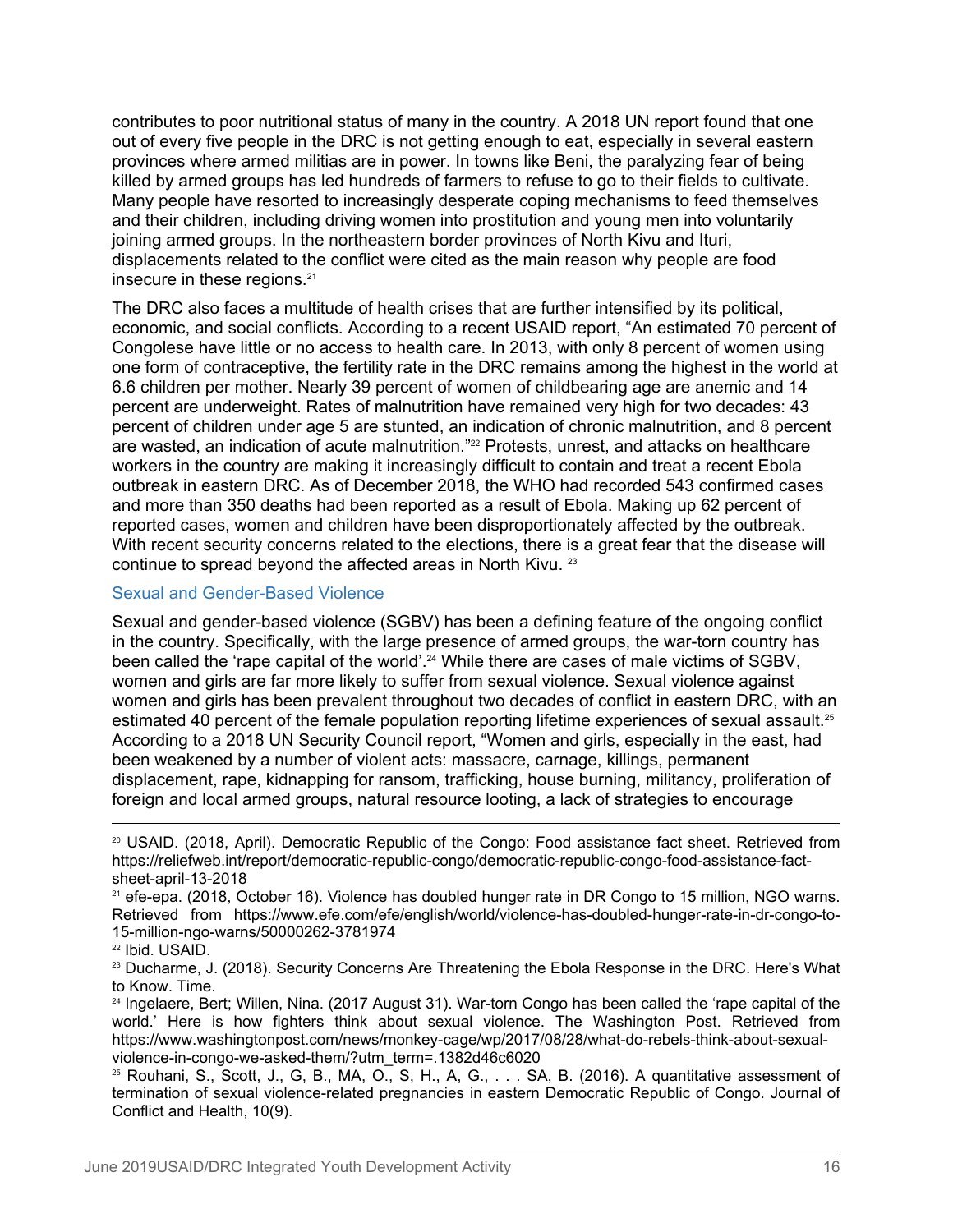contributes to poor nutritional status of many in the country. A 2018 UN report found that one out of every five people in the DRC is not getting enough to eat, especially in several eastern provinces where armed militias are in power. In towns like Beni, the paralyzing fear of being killed by armed groups has led hundreds of farmers to refuse to go to their fields to cultivate. Many people have resorted to increasingly desperate coping mechanisms to feed themselves and their children, including driving women into prostitution and young men into voluntarily joining armed groups. In the northeastern border provinces of North Kivu and Ituri, displacements related to the conflict were cited as the main reason why people are food insecure in these regions.[21]

The DRC also faces a multitude of health crises that are further intensified by its political, economic, and social conflicts. According to a recent USAID report, "An estimated 70 percent of Congolese have little or no access to health care. In 2013, with only 8 percent of women using one form of contraceptive, the fertility rate in the DRC remains among the highest in the world at 6.6 children per mother. Nearly 39 percent of women of childbearing age are anemic and 14 percent are underweight. Rates of malnutrition have remained very high for two decades: 43 percent of children under age 5 are stunted, an indication of chronic malnutrition, and 8 percent are wasted, an indication of acute malnutrition."[22] Protests, unrest, and attacks on healthcare workers in the country are making it increasingly difficult to contain and treat a recent Ebola outbreak in eastern DRC. As of December 2018, the WHO had recorded 543 confirmed cases and more than 350 deaths had been reported as a result of Ebola. Making up 62 percent of reported cases, women and children have been disproportionately affected by the outbreak. With recent security concerns related to the elections, there is a great fear that the disease will continue to spread beyond the affected areas in North Kivu. [23]

### Sexual and Gender-Based Violence

Sexual and gender-based violence (SGBV) has been a defining feature of the ongoing conflict in the country. Specifically, with the large presence of armed groups, the war-torn country has been called the 'rape capital of the world'.[24] While there are cases of male victims of SGBV, women and girls are far more likely to suffer from sexual violence. Sexual violence against women and girls has been prevalent throughout two decades of conflict in eastern DRC, with an estimated 40 percent of the female population reporting lifetime experiences of sexual assault.[25] According to a 2018 UN Security Council report, "Women and girls, especially in the east, had been weakened by a number of violent acts: massacre, carnage, killings, permanent displacement, rape, kidnapping for ransom, trafficking, house burning, militancy, proliferation of foreign and local armed groups, natural resource looting, a lack of strategies to encourage

---

[20] USAID. (2018, April). Democratic Republic of the Congo: Food assistance fact sheet. Retrieved from https://reliefweb.int/report/democratic-republic-congo/democratic-republic-congo-food-assistance-fact-sheet-april-13-2018

[21] efe-epa. (2018, October 16). Violence has doubled hunger rate in DR Congo to 15 million, NGO warns. Retrieved from https://www.efe.com/efe/english/world/violence-has-doubled-hunger-rate-in-dr-congo-to-15-million-ngo-warns/50000262-3781974

[22] Ibid. USAID.

[23] Ducharme, J. (2018). Security Concerns Are Threatening the Ebola Response in the DRC. Here's What to Know. Time.

[24] Ingelaere, Bert; Willen, Nina. (2017 August 31). War-torn Congo has been called the 'rape capital of the world.' Here is how fighters think about sexual violence. The Washington Post. Retrieved from https://www.washingtonpost.com/news/monkey-cage/wp/2017/08/28/what-do-rebels-think-about-sexual-violence-in-congo-we-asked-them/?utm_term=.1382d46c6020

[25] Rouhani, S., Scott, J., G, B., MA, O., S, H., A, G., . . . SA, B. (2016). A quantitative assessment of termination of sexual violence-related pregnancies in eastern Democratic Republic of Congo. Journal of Conflict and Health, 10(9).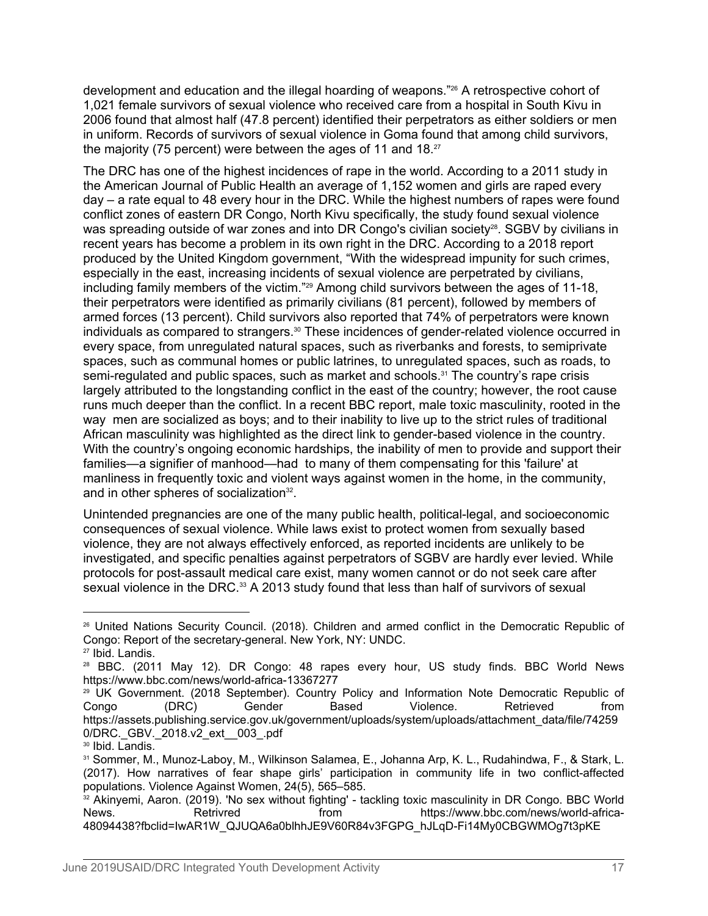development and education and the illegal hoarding of weapons."[26] A retrospective cohort of 1,021 female survivors of sexual violence who received care from a hospital in South Kivu in 2006 found that almost half (47.8 percent) identified their perpetrators as either soldiers or men in uniform. Records of survivors of sexual violence in Goma found that among child survivors, the majority (75 percent) were between the ages of 11 and 18.[27]

The DRC has one of the highest incidences of rape in the world. According to a 2011 study in the American Journal of Public Health an average of 1,152 women and girls are raped every day – a rate equal to 48 every hour in the DRC. While the highest numbers of rapes were found conflict zones of eastern DR Congo, North Kivu specifically, the study found sexual violence was spreading outside of war zones and into DR Congo's civilian society[28]. SGBV by civilians in recent years has become a problem in its own right in the DRC. According to a 2018 report produced by the United Kingdom government, "With the widespread impunity for such crimes, especially in the east, increasing incidents of sexual violence are perpetrated by civilians, including family members of the victim."[29] Among child survivors between the ages of 11-18, their perpetrators were identified as primarily civilians (81 percent), followed by members of armed forces (13 percent). Child survivors also reported that 74% of perpetrators were known individuals as compared to strangers.[30] These incidences of gender-related violence occurred in every space, from unregulated natural spaces, such as riverbanks and forests, to semiprivate spaces, such as communal homes or public latrines, to unregulated spaces, such as roads, to semi-regulated and public spaces, such as market and schools.[31] The country's rape crisis largely attributed to the longstanding conflict in the east of the country; however, the root cause runs much deeper than the conflict. In a recent BBC report, male toxic masculinity, rooted in the way men are socialized as boys; and to their inability to live up to the strict rules of traditional African masculinity was highlighted as the direct link to gender-based violence in the country. With the country's ongoing economic hardships, the inability of men to provide and support their families—a signifier of manhood—had to many of them compensating for this 'failure' at manliness in frequently toxic and violent ways against women in the home, in the community, and in other spheres of socialization[32].

Unintended pregnancies are one of the many public health, political-legal, and socioeconomic consequences of sexual violence. While laws exist to protect women from sexually based violence, they are not always effectively enforced, as reported incidents are unlikely to be investigated, and specific penalties against perpetrators of SGBV are hardly ever levied. While protocols for post-assault medical care exist, many women cannot or do not seek care after sexual violence in the DRC.[33] A 2013 study found that less than half of survivors of sexual

---

[26] United Nations Security Council. (2018). Children and armed conflict in the Democratic Republic of Congo: Report of the secretary-general. New York, NY: UNDC.

[27] Ibid. Landis.

[28] BBC. (2011 May 12). DR Congo: 48 rapes every hour, US study finds. BBC World News https://www.bbc.com/news/world-africa-13367277

[29] UK Government. (2018 September). Country Policy and Information Note Democratic Republic of Congo (DRC) Gender Based Violence. Retrieved from https://assets.publishing.service.gov.uk/government/uploads/system/uploads/attachment_data/file/742590/DRC._GBV._2018.v2_ext__003_.pdf

[30] Ibid. Landis.

[31] Sommer, M., Munoz-Laboy, M., Wilkinson Salamea, E., Johanna Arp, K. L., Rudahindwa, F., & Stark, L. (2017). How narratives of fear shape girls' participation in community life in two conflict-affected populations. Violence Against Women, 24(5), 565–585.

[32] Akinyemi, Aaron. (2019). 'No sex without fighting' - tackling toxic masculinity in DR Congo. BBC World News. Retrivred from https://www.bbc.com/news/world-africa-48094438?fbclid=IwAR1W_QJUQA6a0blhhJE9V60R84v3FGPG_hJLqD-Fi14My0CBGWMOg7t3pKE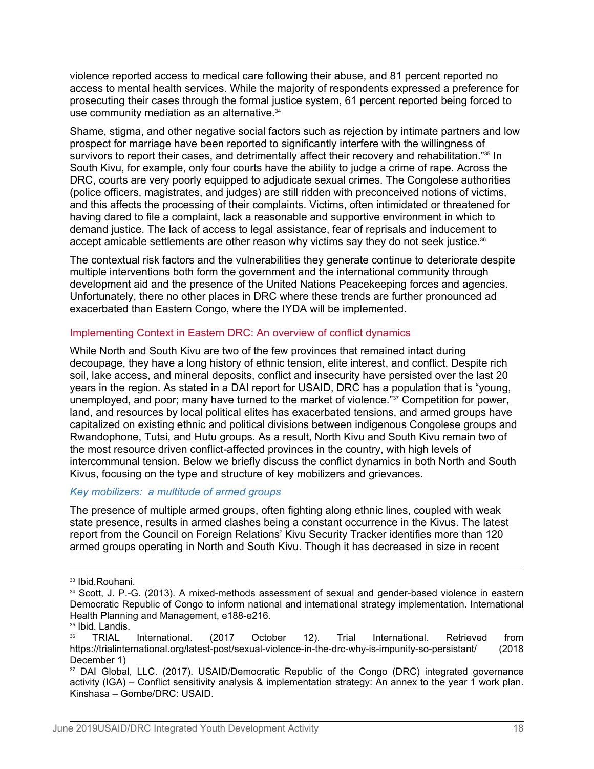violence reported access to medical care following their abuse, and 81 percent reported no access to mental health services. While the majority of respondents expressed a preference for prosecuting their cases through the formal justice system, 61 percent reported being forced to use community mediation as an alternative.[34]

Shame, stigma, and other negative social factors such as rejection by intimate partners and low prospect for marriage have been reported to significantly interfere with the willingness of survivors to report their cases, and detrimentally affect their recovery and rehabilitation."[35] In South Kivu, for example, only four courts have the ability to judge a crime of rape. Across the DRC, courts are very poorly equipped to adjudicate sexual crimes. The Congolese authorities (police officers, magistrates, and judges) are still ridden with preconceived notions of victims, and this affects the processing of their complaints. Victims, often intimidated or threatened for having dared to file a complaint, lack a reasonable and supportive environment in which to demand justice. The lack of access to legal assistance, fear of reprisals and inducement to accept amicable settlements are other reason why victims say they do not seek justice.[36]

The contextual risk factors and the vulnerabilities they generate continue to deteriorate despite multiple interventions both form the government and the international community through development aid and the presence of the United Nations Peacekeeping forces and agencies. Unfortunately, there no other places in DRC where these trends are further pronounced ad exacerbated than Eastern Congo, where the IYDA will be implemented.

### Implementing Context in Eastern DRC: An overview of conflict dynamics

While North and South Kivu are two of the few provinces that remained intact during decoupage, they have a long history of ethnic tension, elite interest, and conflict. Despite rich soil, lake access, and mineral deposits, conflict and insecurity have persisted over the last 20 years in the region. As stated in a DAI report for USAID, DRC has a population that is "young, unemployed, and poor; many have turned to the market of violence."[37] Competition for power, land, and resources by local political elites has exacerbated tensions, and armed groups have capitalized on existing ethnic and political divisions between indigenous Congolese groups and Rwandophone, Tutsi, and Hutu groups. As a result, North Kivu and South Kivu remain two of the most resource driven conflict-affected provinces in the country, with high levels of intercommunal tension. Below we briefly discuss the conflict dynamics in both North and South Kivus, focusing on the type and structure of key mobilizers and grievances.

#### *Key mobilizers: a multitude of armed groups*

The presence of multiple armed groups, often fighting along ethnic lines, coupled with weak state presence, results in armed clashes being a constant occurrence in the Kivus. The latest report from the Council on Foreign Relations' Kivu Security Tracker identifies more than 120 armed groups operating in North and South Kivu. Though it has decreased in size in recent

---

[33] Ibid.Rouhani.

[34] Scott, J. P.-G. (2013). A mixed-methods assessment of sexual and gender-based violence in eastern Democratic Republic of Congo to inform national and international strategy implementation. International Health Planning and Management, e188-e216.

[35] Ibid. Landis.

[36] TRIAL International. (2017 October 12). Trial International. Retrieved from https://trialinternational.org/latest-post/sexual-violence-in-the-drc-why-is-impunity-so-persistant/ (2018 December 1)

[37] DAI Global, LLC. (2017). USAID/Democratic Republic of the Congo (DRC) integrated governance activity (IGA) – Conflict sensitivity analysis & implementation strategy: An annex to the year 1 work plan. Kinshasa – Gombe/DRC: USAID.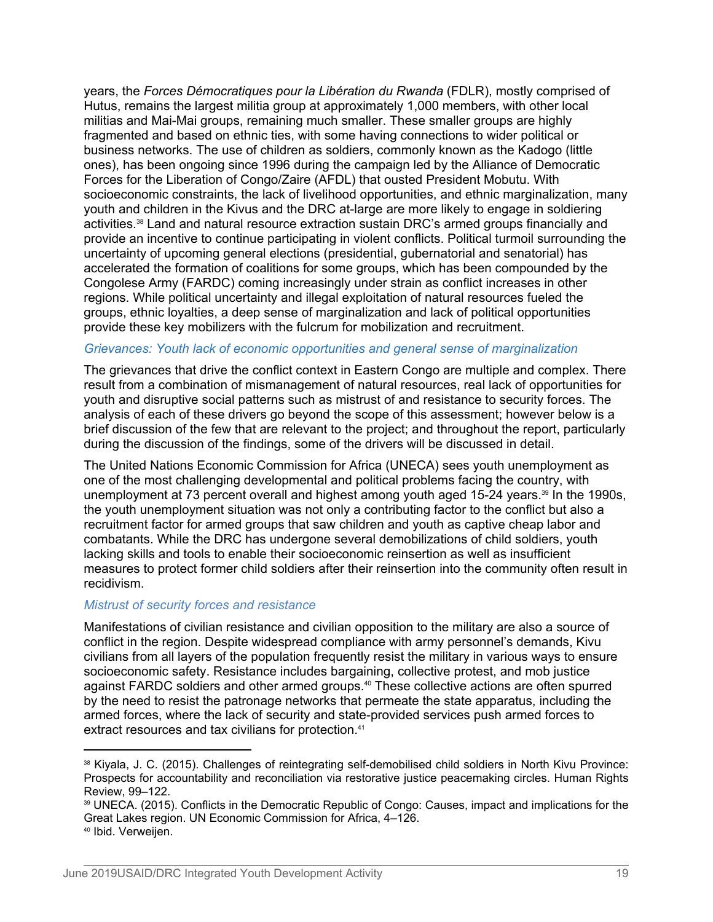years, the *Forces Démocratiques pour la Libération du Rwanda* (FDLR), mostly comprised of Hutus, remains the largest militia group at approximately 1,000 members, with other local militias and Mai-Mai groups, remaining much smaller. These smaller groups are highly fragmented and based on ethnic ties, with some having connections to wider political or business networks. The use of children as soldiers, commonly known as the Kadogo (little ones), has been ongoing since 1996 during the campaign led by the Alliance of Democratic Forces for the Liberation of Congo/Zaire (AFDL) that ousted President Mobutu. With socioeconomic constraints, the lack of livelihood opportunities, and ethnic marginalization, many youth and children in the Kivus and the DRC at-large are more likely to engage in soldiering activities.[38] Land and natural resource extraction sustain DRC's armed groups financially and provide an incentive to continue participating in violent conflicts. Political turmoil surrounding the uncertainty of upcoming general elections (presidential, gubernatorial and senatorial) has accelerated the formation of coalitions for some groups, which has been compounded by the Congolese Army (FARDC) coming increasingly under strain as conflict increases in other regions. While political uncertainty and illegal exploitation of natural resources fueled the groups, ethnic loyalties, a deep sense of marginalization and lack of political opportunities provide these key mobilizers with the fulcrum for mobilization and recruitment.

*Grievances: Youth lack of economic opportunities and general sense of marginalization*

The grievances that drive the conflict context in Eastern Congo are multiple and complex. There result from a combination of mismanagement of natural resources, real lack of opportunities for youth and disruptive social patterns such as mistrust of and resistance to security forces. The analysis of each of these drivers go beyond the scope of this assessment; however below is a brief discussion of the few that are relevant to the project; and throughout the report, particularly during the discussion of the findings, some of the drivers will be discussed in detail.

The United Nations Economic Commission for Africa (UNECA) sees youth unemployment as one of the most challenging developmental and political problems facing the country, with unemployment at 73 percent overall and highest among youth aged 15-24 years.[39] In the 1990s, the youth unemployment situation was not only a contributing factor to the conflict but also a recruitment factor for armed groups that saw children and youth as captive cheap labor and combatants. While the DRC has undergone several demobilizations of child soldiers, youth lacking skills and tools to enable their socioeconomic reinsertion as well as insufficient measures to protect former child soldiers after their reinsertion into the community often result in recidivism.

*Mistrust of security forces and resistance*

Manifestations of civilian resistance and civilian opposition to the military are also a source of conflict in the region. Despite widespread compliance with army personnel's demands, Kivu civilians from all layers of the population frequently resist the military in various ways to ensure socioeconomic safety. Resistance includes bargaining, collective protest, and mob justice against FARDC soldiers and other armed groups.[40] These collective actions are often spurred by the need to resist the patronage networks that permeate the state apparatus, including the armed forces, where the lack of security and state-provided services push armed forces to extract resources and tax civilians for protection.[41]

---

[38] Kiyala, J. C. (2015). Challenges of reintegrating self-demobilised child soldiers in North Kivu Province: Prospects for accountability and reconciliation via restorative justice peacemaking circles. Human Rights Review, 99–122.

[39] UNECA. (2015). Conflicts in the Democratic Republic of Congo: Causes, impact and implications for the Great Lakes region. UN Economic Commission for Africa, 4–126.

[40] Ibid. Verweijen.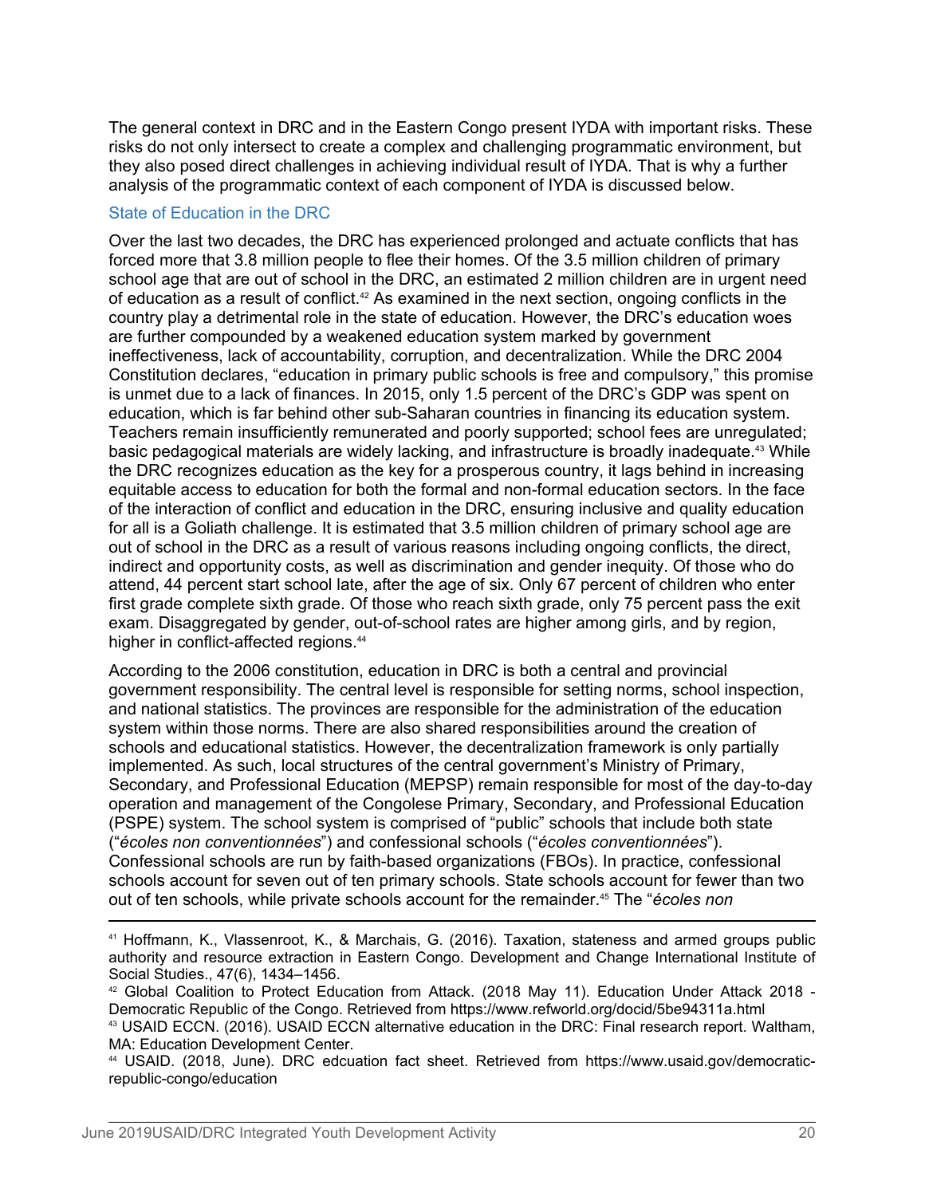The general context in DRC and in the Eastern Congo present IYDA with important risks. These risks do not only intersect to create a complex and challenging programmatic environment, but they also posed direct challenges in achieving individual result of IYDA. That is why a further analysis of the programmatic context of each component of IYDA is discussed below.

### State of Education in the DRC

Over the last two decades, the DRC has experienced prolonged and actuate conflicts that has forced more that 3.8 million people to flee their homes. Of the 3.5 million children of primary school age that are out of school in the DRC, an estimated 2 million children are in urgent need of education as a result of conflict.[42] As examined in the next section, ongoing conflicts in the country play a detrimental role in the state of education. However, the DRC's education woes are further compounded by a weakened education system marked by government ineffectiveness, lack of accountability, corruption, and decentralization. While the DRC 2004 Constitution declares, "education in primary public schools is free and compulsory," this promise is unmet due to a lack of finances. In 2015, only 1.5 percent of the DRC's GDP was spent on education, which is far behind other sub-Saharan countries in financing its education system. Teachers remain insufficiently remunerated and poorly supported; school fees are unregulated; basic pedagogical materials are widely lacking, and infrastructure is broadly inadequate.[43] While the DRC recognizes education as the key for a prosperous country, it lags behind in increasing equitable access to education for both the formal and non-formal education sectors. In the face of the interaction of conflict and education in the DRC, ensuring inclusive and quality education for all is a Goliath challenge. It is estimated that 3.5 million children of primary school age are out of school in the DRC as a result of various reasons including ongoing conflicts, the direct, indirect and opportunity costs, as well as discrimination and gender inequity. Of those who do attend, 44 percent start school late, after the age of six. Only 67 percent of children who enter first grade complete sixth grade. Of those who reach sixth grade, only 75 percent pass the exit exam. Disaggregated by gender, out-of-school rates are higher among girls, and by region, higher in conflict-affected regions.[44]

According to the 2006 constitution, education in DRC is both a central and provincial government responsibility. The central level is responsible for setting norms, school inspection, and national statistics. The provinces are responsible for the administration of the education system within those norms. There are also shared responsibilities around the creation of schools and educational statistics. However, the decentralization framework is only partially implemented. As such, local structures of the central government's Ministry of Primary, Secondary, and Professional Education (MEPSP) remain responsible for most of the day-to-day operation and management of the Congolese Primary, Secondary, and Professional Education (PSPE) system. The school system is comprised of "public" schools that include both state ("*écoles non conventionnées*") and confessional schools ("*écoles conventionnées*"). Confessional schools are run by faith-based organizations (FBOs). In practice, confessional schools account for seven out of ten primary schools. State schools account for fewer than two out of ten schools, while private schools account for the remainder.[45] The "*écoles non*

---

[41] Hoffmann, K., Vlassenroot, K., & Marchais, G. (2016). Taxation, stateness and armed groups public authority and resource extraction in Eastern Congo. Development and Change International Institute of Social Studies., 47(6), 1434–1456.

[42] Global Coalition to Protect Education from Attack. (2018 May 11). Education Under Attack 2018 - Democratic Republic of the Congo. Retrieved from https://www.refworld.org/docid/5be94311a.html

[43] USAID ECCN. (2016). USAID ECCN alternative education in the DRC: Final research report. Waltham, MA: Education Development Center.

[44] USAID. (2018, June). DRC edcuation fact sheet. Retrieved from https://www.usaid.gov/democratic-republic-congo/education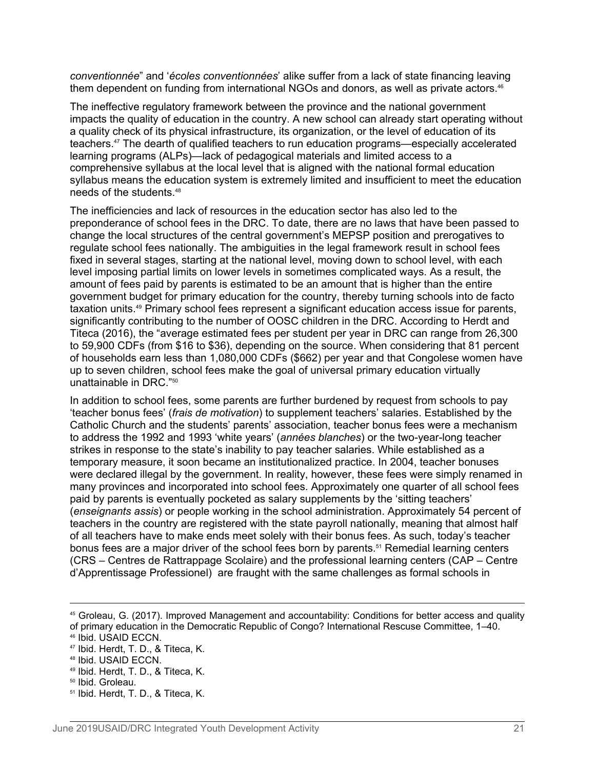*conventionnée*" and '*écoles conventionnées*' alike suffer from a lack of state financing leaving them dependent on funding from international NGOs and donors, as well as private actors.[46]

The ineffective regulatory framework between the province and the national government impacts the quality of education in the country. A new school can already start operating without a quality check of its physical infrastructure, its organization, or the level of education of its teachers.[47] The dearth of qualified teachers to run education programs—especially accelerated learning programs (ALPs)—lack of pedagogical materials and limited access to a comprehensive syllabus at the local level that is aligned with the national formal education syllabus means the education system is extremely limited and insufficient to meet the education needs of the students.[48]

The inefficiencies and lack of resources in the education sector has also led to the preponderance of school fees in the DRC. To date, there are no laws that have been passed to change the local structures of the central government's MEPSP position and prerogatives to regulate school fees nationally. The ambiguities in the legal framework result in school fees fixed in several stages, starting at the national level, moving down to school level, with each level imposing partial limits on lower levels in sometimes complicated ways. As a result, the amount of fees paid by parents is estimated to be an amount that is higher than the entire government budget for primary education for the country, thereby turning schools into de facto taxation units.[49] Primary school fees represent a significant education access issue for parents, significantly contributing to the number of OOSC children in the DRC. According to Herdt and Titeca (2016), the "average estimated fees per student per year in DRC can range from 26,300 to 59,900 CDFs (from $16 to $36), depending on the source. When considering that 81 percent of households earn less than 1,080,000 CDFs ($662) per year and that Congolese women have up to seven children, school fees make the goal of universal primary education virtually unattainable in DRC."[50]

In addition to school fees, some parents are further burdened by request from schools to pay 'teacher bonus fees' (*frais de motivation*) to supplement teachers' salaries. Established by the Catholic Church and the students' parents' association, teacher bonus fees were a mechanism to address the 1992 and 1993 'white years' (*années blanches*) or the two-year-long teacher strikes in response to the state's inability to pay teacher salaries. While established as a temporary measure, it soon became an institutionalized practice. In 2004, teacher bonuses were declared illegal by the government. In reality, however, these fees were simply renamed in many provinces and incorporated into school fees. Approximately one quarter of all school fees paid by parents is eventually pocketed as salary supplements by the 'sitting teachers' (*enseignants assis*) or people working in the school administration. Approximately 54 percent of teachers in the country are registered with the state payroll nationally, meaning that almost half of all teachers have to make ends meet solely with their bonus fees. As such, today's teacher bonus fees are a major driver of the school fees born by parents.[51] Remedial learning centers (CRS – Centres de Rattrapage Scolaire) and the professional learning centers (CAP – Centre d'Apprentissage Professionel) are fraught with the same challenges as formal schools in

---

[45] Groleau, G. (2017). Improved Management and accountability: Conditions for better access and quality of primary education in the Democratic Republic of Congo? International Rescuse Committee, 1–40.
[46] Ibid. USAID ECCN.
[47] Ibid. Herdt, T. D., & Titeca, K.
[48] Ibid. USAID ECCN.
[49] Ibid. Herdt, T. D., & Titeca, K.
[50] Ibid. Groleau.
[51] Ibid. Herdt, T. D., & Titeca, K.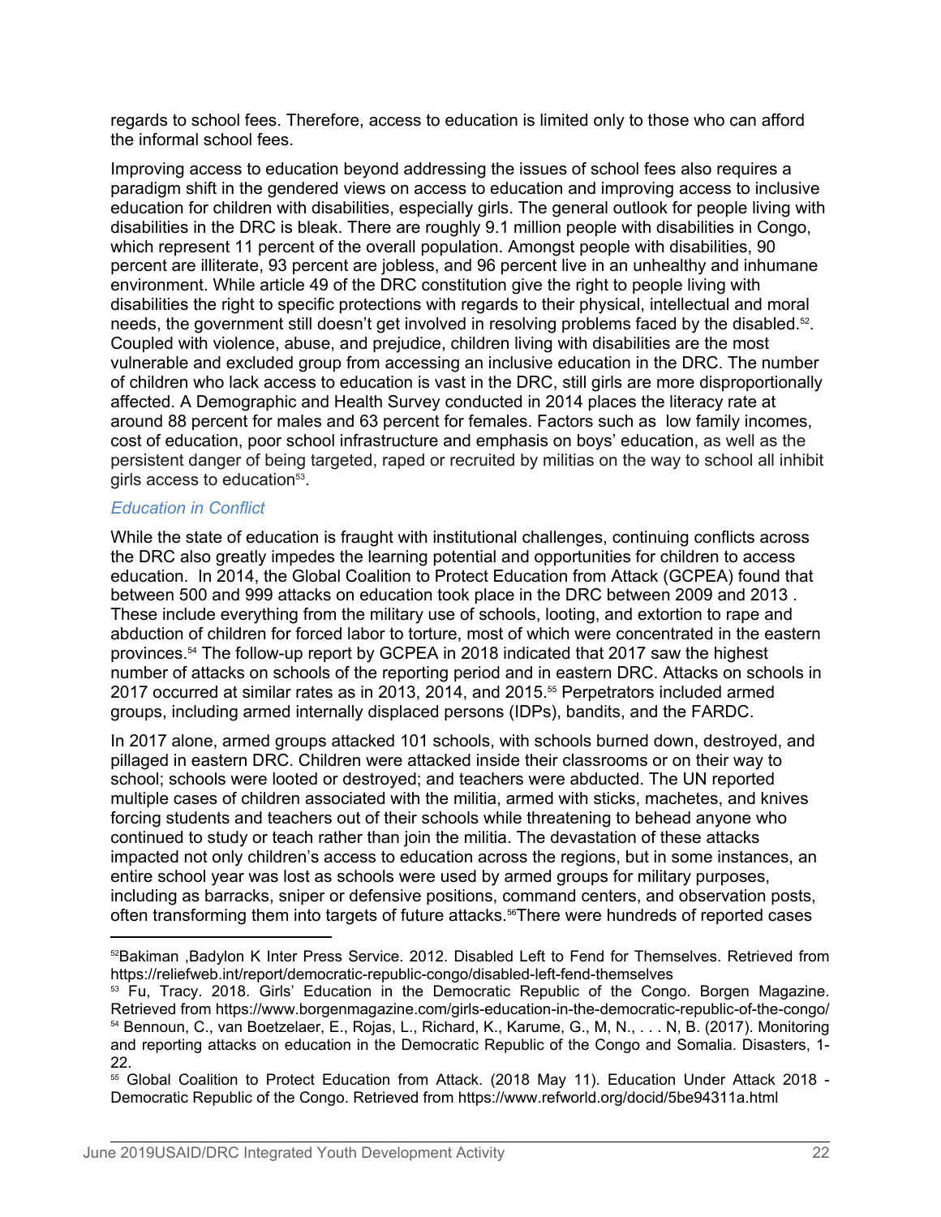regards to school fees. Therefore, access to education is limited only to those who can afford the informal school fees.

Improving access to education beyond addressing the issues of school fees also requires a paradigm shift in the gendered views on access to education and improving access to inclusive education for children with disabilities, especially girls. The general outlook for people living with disabilities in the DRC is bleak. There are roughly 9.1 million people with disabilities in Congo, which represent 11 percent of the overall population. Amongst people with disabilities, 90 percent are illiterate, 93 percent are jobless, and 96 percent live in an unhealthy and inhumane environment. While article 49 of the DRC constitution give the right to people living with disabilities the right to specific protections with regards to their physical, intellectual and moral needs, the government still doesn't get involved in resolving problems faced by the disabled.[52]. Coupled with violence, abuse, and prejudice, children living with disabilities are the most vulnerable and excluded group from accessing an inclusive education in the DRC. The number of children who lack access to education is vast in the DRC, still girls are more disproportionally affected. A Demographic and Health Survey conducted in 2014 places the literacy rate at around 88 percent for males and 63 percent for females. Factors such as low family incomes, cost of education, poor school infrastructure and emphasis on boys' education, as well as the persistent danger of being targeted, raped or recruited by militias on the way to school all inhibit girls access to education[53].

*Education in Conflict*

While the state of education is fraught with institutional challenges, continuing conflicts across the DRC also greatly impedes the learning potential and opportunities for children to access education. In 2014, the Global Coalition to Protect Education from Attack (GCPEA) found that between 500 and 999 attacks on education took place in the DRC between 2009 and 2013 . These include everything from the military use of schools, looting, and extortion to rape and abduction of children for forced labor to torture, most of which were concentrated in the eastern provinces.[54] The follow-up report by GCPEA in 2018 indicated that 2017 saw the highest number of attacks on schools of the reporting period and in eastern DRC. Attacks on schools in 2017 occurred at similar rates as in 2013, 2014, and 2015.[55] Perpetrators included armed groups, including armed internally displaced persons (IDPs), bandits, and the FARDC.

In 2017 alone, armed groups attacked 101 schools, with schools burned down, destroyed, and pillaged in eastern DRC. Children were attacked inside their classrooms or on their way to school; schools were looted or destroyed; and teachers were abducted. The UN reported multiple cases of children associated with the militia, armed with sticks, machetes, and knives forcing students and teachers out of their schools while threatening to behead anyone who continued to study or teach rather than join the militia. The devastation of these attacks impacted not only children's access to education across the regions, but in some instances, an entire school year was lost as schools were used by armed groups for military purposes, including as barracks, sniper or defensive positions, command centers, and observation posts, often transforming them into targets of future attacks.[56]There were hundreds of reported cases

---

[52] Bakiman ,Badylon K Inter Press Service. 2012. Disabled Left to Fend for Themselves. Retrieved from https://reliefweb.int/report/democratic-republic-congo/disabled-left-fend-themselves

[53] Fu, Tracy. 2018. Girls' Education in the Democratic Republic of the Congo. Borgen Magazine. Retrieved from https://www.borgenmagazine.com/girls-education-in-the-democratic-republic-of-the-congo/

[54] Bennoun, C., van Boetzelaer, E., Rojas, L., Richard, K., Karume, G., M, N., . . . N, B. (2017). Monitoring and reporting attacks on education in the Democratic Republic of the Congo and Somalia. Disasters, 1-22.

[55] Global Coalition to Protect Education from Attack. (2018 May 11). Education Under Attack 2018 - Democratic Republic of the Congo. Retrieved from https://www.refworld.org/docid/5be94311a.html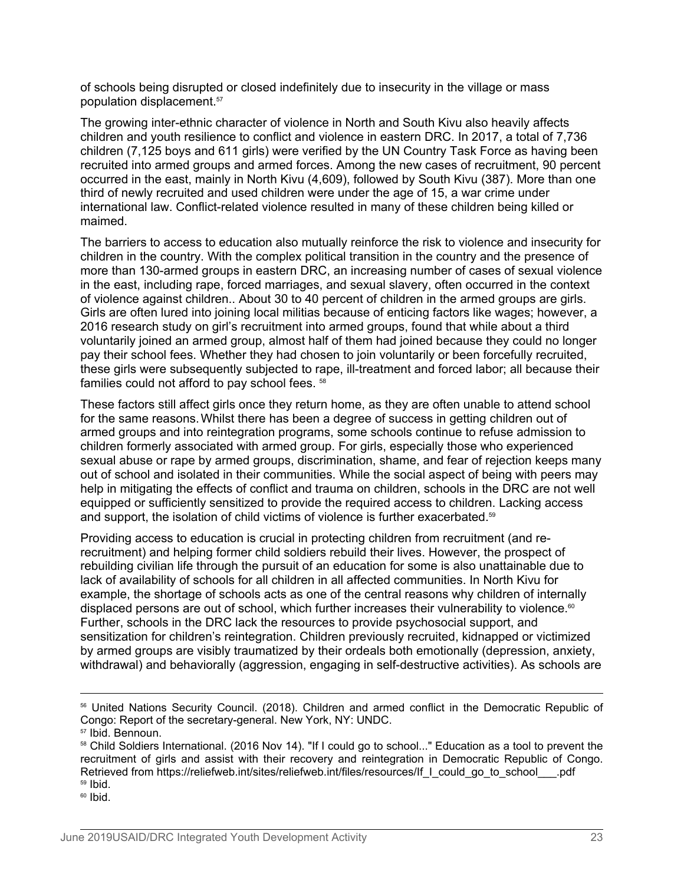of schools being disrupted or closed indefinitely due to insecurity in the village or mass population displacement.[57]

The growing inter-ethnic character of violence in North and South Kivu also heavily affects children and youth resilience to conflict and violence in eastern DRC. In 2017, a total of 7,736 children (7,125 boys and 611 girls) were verified by the UN Country Task Force as having been recruited into armed groups and armed forces. Among the new cases of recruitment, 90 percent occurred in the east, mainly in North Kivu (4,609), followed by South Kivu (387). More than one third of newly recruited and used children were under the age of 15, a war crime under international law. Conflict-related violence resulted in many of these children being killed or maimed.

The barriers to access to education also mutually reinforce the risk to violence and insecurity for children in the country. With the complex political transition in the country and the presence of more than 130-armed groups in eastern DRC, an increasing number of cases of sexual violence in the east, including rape, forced marriages, and sexual slavery, often occurred in the context of violence against children.. About 30 to 40 percent of children in the armed groups are girls. Girls are often lured into joining local militias because of enticing factors like wages; however, a 2016 research study on girl's recruitment into armed groups, found that while about a third voluntarily joined an armed group, almost half of them had joined because they could no longer pay their school fees. Whether they had chosen to join voluntarily or been forcefully recruited, these girls were subsequently subjected to rape, ill-treatment and forced labor; all because their families could not afford to pay school fees. [58]

These factors still affect girls once they return home, as they are often unable to attend school for the same reasons. Whilst there has been a degree of success in getting children out of armed groups and into reintegration programs, some schools continue to refuse admission to children formerly associated with armed group. For girls, especially those who experienced sexual abuse or rape by armed groups, discrimination, shame, and fear of rejection keeps many out of school and isolated in their communities. While the social aspect of being with peers may help in mitigating the effects of conflict and trauma on children, schools in the DRC are not well equipped or sufficiently sensitized to provide the required access to children. Lacking access and support, the isolation of child victims of violence is further exacerbated.[59]

Providing access to education is crucial in protecting children from recruitment (and re-recruitment) and helping former child soldiers rebuild their lives. However, the prospect of rebuilding civilian life through the pursuit of an education for some is also unattainable due to lack of availability of schools for all children in all affected communities. In North Kivu for example, the shortage of schools acts as one of the central reasons why children of internally displaced persons are out of school, which further increases their vulnerability to violence.[60] Further, schools in the DRC lack the resources to provide psychosocial support, and sensitization for children's reintegration. Children previously recruited, kidnapped or victimized by armed groups are visibly traumatized by their ordeals both emotionally (depression, anxiety, withdrawal) and behaviorally (aggression, engaging in self-destructive activities). As schools are

---

[56] United Nations Security Council. (2018). Children and armed conflict in the Democratic Republic of Congo: Report of the secretary-general. New York, NY: UNDC.

[57] Ibid. Bennoun.

[58] Child Soldiers International. (2016 Nov 14). "If I could go to school..." Education as a tool to prevent the recruitment of girls and assist with their recovery and reintegration in Democratic Republic of Congo. Retrieved from https://reliefweb.int/sites/reliefweb.int/files/resources/If_I_could_go_to_school___.pdf

[59] Ibid.

[60] Ibid.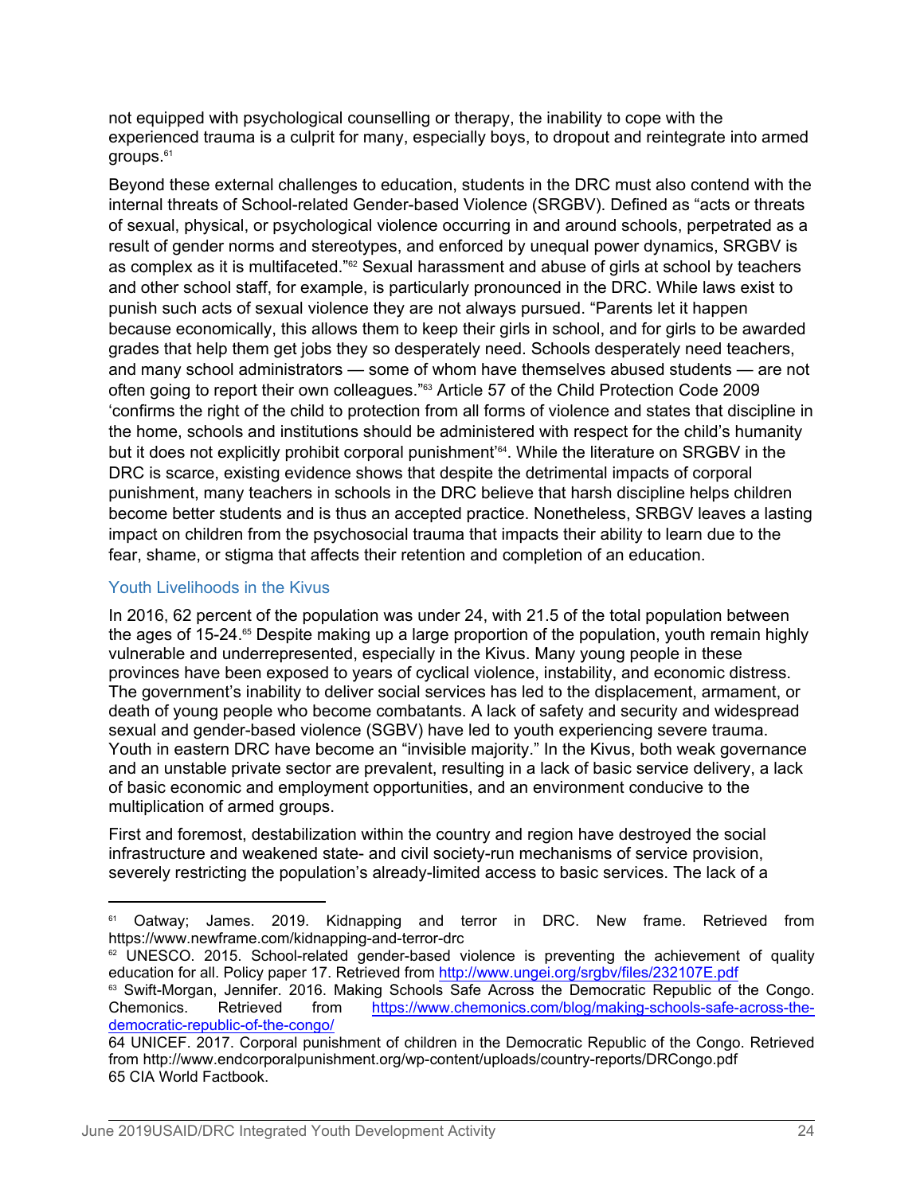not equipped with psychological counselling or therapy, the inability to cope with the experienced trauma is a culprit for many, especially boys, to dropout and reintegrate into armed groups.[61]

Beyond these external challenges to education, students in the DRC must also contend with the internal threats of School-related Gender-based Violence (SRGBV). Defined as "acts or threats of sexual, physical, or psychological violence occurring in and around schools, perpetrated as a result of gender norms and stereotypes, and enforced by unequal power dynamics, SRGBV is as complex as it is multifaceted."[62] Sexual harassment and abuse of girls at school by teachers and other school staff, for example, is particularly pronounced in the DRC. While laws exist to punish such acts of sexual violence they are not always pursued. "Parents let it happen because economically, this allows them to keep their girls in school, and for girls to be awarded grades that help them get jobs they so desperately need. Schools desperately need teachers, and many school administrators — some of whom have themselves abused students — are not often going to report their own colleagues."[63] Article 57 of the Child Protection Code 2009 'confirms the right of the child to protection from all forms of violence and states that discipline in the home, schools and institutions should be administered with respect for the child's humanity but it does not explicitly prohibit corporal punishment'[64]. While the literature on SRGBV in the DRC is scarce, existing evidence shows that despite the detrimental impacts of corporal punishment, many teachers in schools in the DRC believe that harsh discipline helps children become better students and is thus an accepted practice. Nonetheless, SRBGV leaves a lasting impact on children from the psychosocial trauma that impacts their ability to learn due to the fear, shame, or stigma that affects their retention and completion of an education.

## Youth Livelihoods in the Kivus

In 2016, 62 percent of the population was under 24, with 21.5 of the total population between the ages of 15-24.[65] Despite making up a large proportion of the population, youth remain highly vulnerable and underrepresented, especially in the Kivus. Many young people in these provinces have been exposed to years of cyclical violence, instability, and economic distress. The government's inability to deliver social services has led to the displacement, armament, or death of young people who become combatants. A lack of safety and security and widespread sexual and gender-based violence (SGBV) have led to youth experiencing severe trauma. Youth in eastern DRC have become an "invisible majority." In the Kivus, both weak governance and an unstable private sector are prevalent, resulting in a lack of basic service delivery, a lack of basic economic and employment opportunities, and an environment conducive to the multiplication of armed groups.

First and foremost, destabilization within the country and region have destroyed the social infrastructure and weakened state- and civil society-run mechanisms of service provision, severely restricting the population's already-limited access to basic services. The lack of a

---

[61] Oatway; James. 2019. Kidnapping and terror in DRC. New frame. Retrieved from https://www.newframe.com/kidnapping-and-terror-drc

[62] UNESCO. 2015. School-related gender-based violence is preventing the achievement of quality education for all. Policy paper 17. Retrieved from http://www.ungei.org/srgbv/files/232107E.pdf

[63] Swift-Morgan, Jennifer. 2016. Making Schools Safe Across the Democratic Republic of the Congo. Chemonics. Retrieved from https://www.chemonics.com/blog/making-schools-safe-across-the-democratic-republic-of-the-congo/

64 UNICEF. 2017. Corporal punishment of children in the Democratic Republic of the Congo. Retrieved from http://www.endcorporalpunishment.org/wp-content/uploads/country-reports/DRCongo.pdf

65 CIA World Factbook.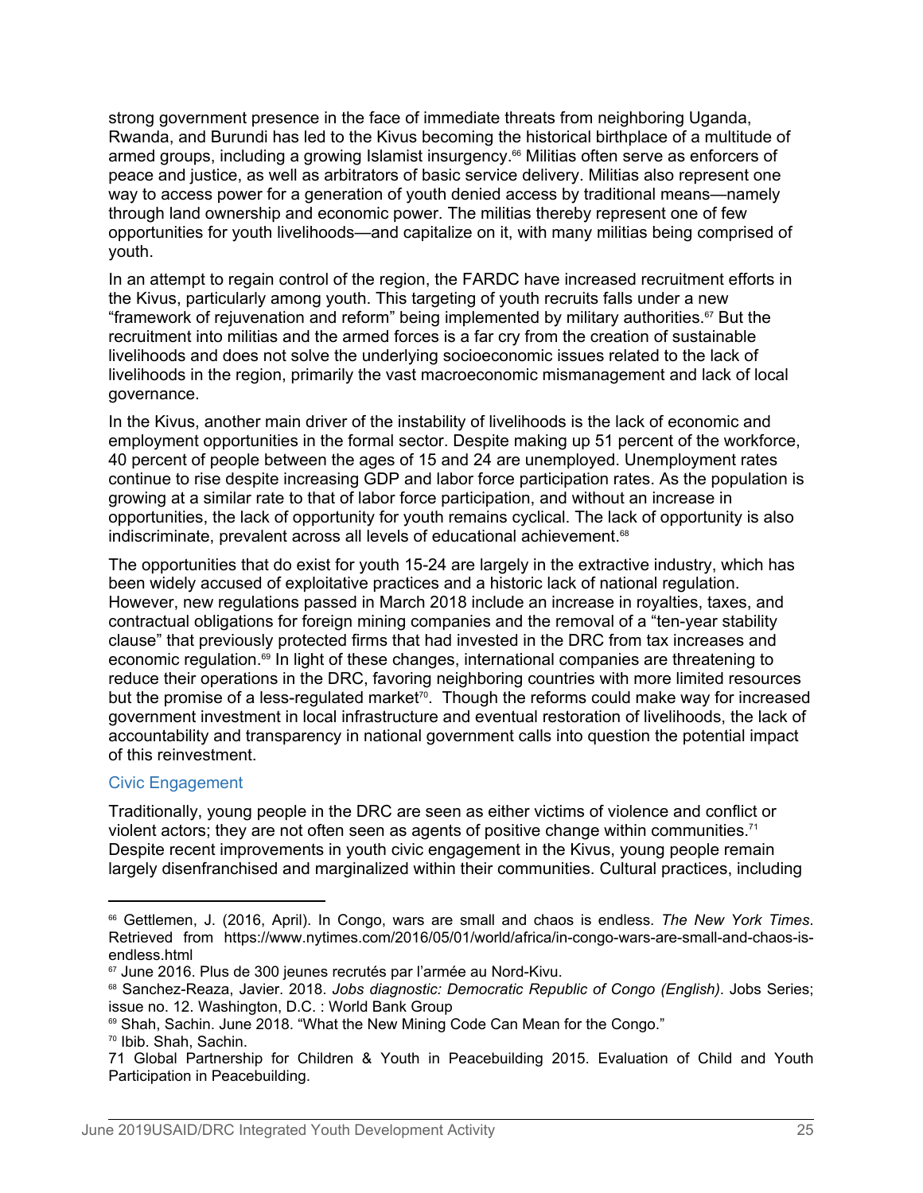strong government presence in the face of immediate threats from neighboring Uganda, Rwanda, and Burundi has led to the Kivus becoming the historical birthplace of a multitude of armed groups, including a growing Islamist insurgency.[66] Militias often serve as enforcers of peace and justice, as well as arbitrators of basic service delivery. Militias also represent one way to access power for a generation of youth denied access by traditional means—namely through land ownership and economic power. The militias thereby represent one of few opportunities for youth livelihoods—and capitalize on it, with many militias being comprised of youth.

In an attempt to regain control of the region, the FARDC have increased recruitment efforts in the Kivus, particularly among youth. This targeting of youth recruits falls under a new "framework of rejuvenation and reform" being implemented by military authorities.[67] But the recruitment into militias and the armed forces is a far cry from the creation of sustainable livelihoods and does not solve the underlying socioeconomic issues related to the lack of livelihoods in the region, primarily the vast macroeconomic mismanagement and lack of local governance.

In the Kivus, another main driver of the instability of livelihoods is the lack of economic and employment opportunities in the formal sector. Despite making up 51 percent of the workforce, 40 percent of people between the ages of 15 and 24 are unemployed. Unemployment rates continue to rise despite increasing GDP and labor force participation rates. As the population is growing at a similar rate to that of labor force participation, and without an increase in opportunities, the lack of opportunity for youth remains cyclical. The lack of opportunity is also indiscriminate, prevalent across all levels of educational achievement.[68]

The opportunities that do exist for youth 15-24 are largely in the extractive industry, which has been widely accused of exploitative practices and a historic lack of national regulation. However, new regulations passed in March 2018 include an increase in royalties, taxes, and contractual obligations for foreign mining companies and the removal of a "ten-year stability clause" that previously protected firms that had invested in the DRC from tax increases and economic regulation.[69] In light of these changes, international companies are threatening to reduce their operations in the DRC, favoring neighboring countries with more limited resources but the promise of a less-regulated market[70]. Though the reforms could make way for increased government investment in local infrastructure and eventual restoration of livelihoods, the lack of accountability and transparency in national government calls into question the potential impact of this reinvestment.

### Civic Engagement

Traditionally, young people in the DRC are seen as either victims of violence and conflict or violent actors; they are not often seen as agents of positive change within communities.[71] Despite recent improvements in youth civic engagement in the Kivus, young people remain largely disenfranchised and marginalized within their communities. Cultural practices, including

---

[66] Gettlemen, J. (2016, April). In Congo, wars are small and chaos is endless. *The New York Times*. Retrieved from https://www.nytimes.com/2016/05/01/world/africa/in-congo-wars-are-small-and-chaos-is-endless.html

[67] June 2016. Plus de 300 jeunes recrutés par l'armée au Nord-Kivu.

[68] Sanchez-Reaza, Javier. 2018. *Jobs diagnostic: Democratic Republic of Congo (English)*. Jobs Series; issue no. 12. Washington, D.C. : World Bank Group

[69] Shah, Sachin. June 2018. "What the New Mining Code Can Mean for the Congo."

[70] Ibib. Shah, Sachin.

71 Global Partnership for Children & Youth in Peacebuilding 2015. Evaluation of Child and Youth Participation in Peacebuilding.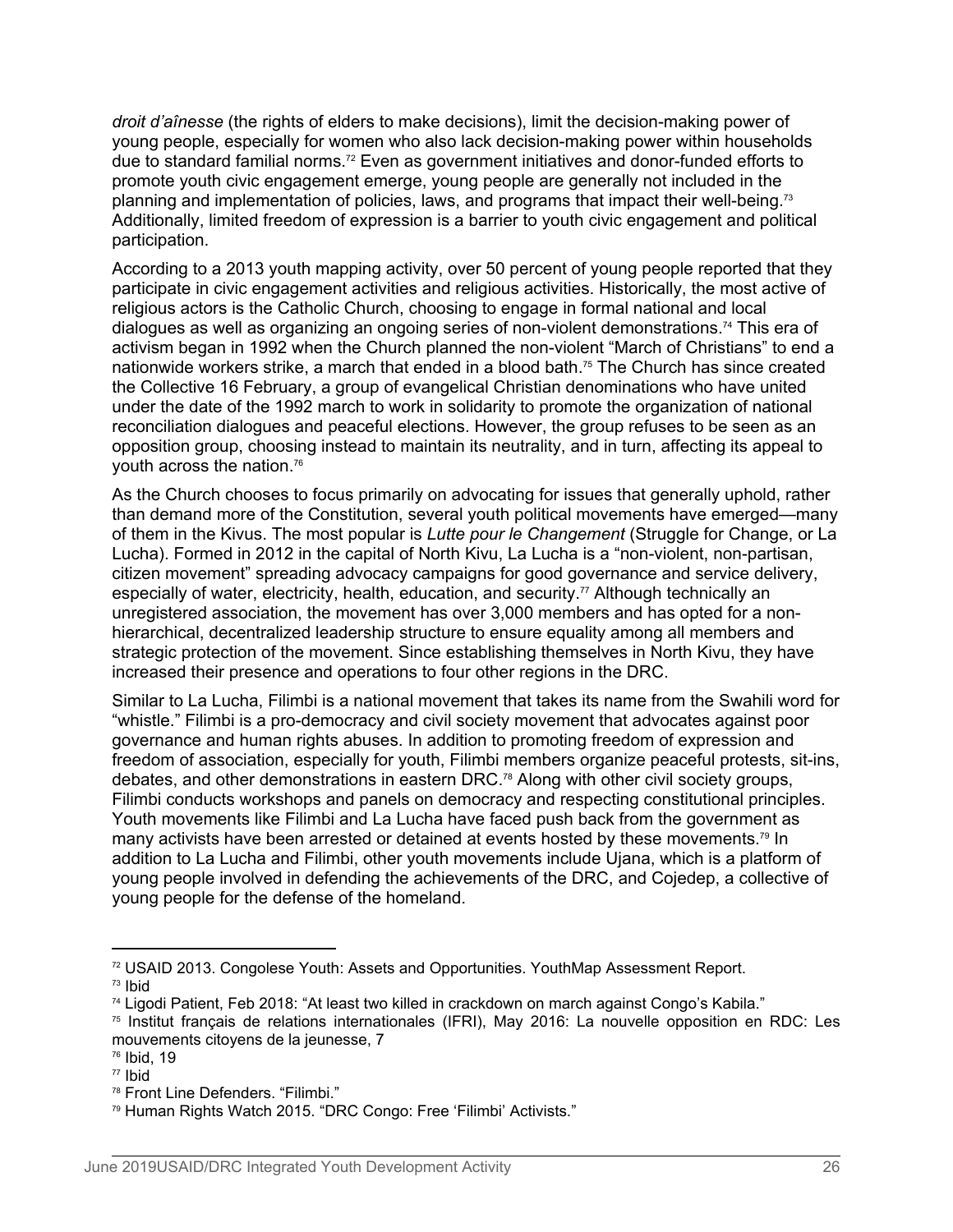*droit d'aînesse* (the rights of elders to make decisions), limit the decision-making power of young people, especially for women who also lack decision-making power within households due to standard familial norms.[72] Even as government initiatives and donor-funded efforts to promote youth civic engagement emerge, young people are generally not included in the planning and implementation of policies, laws, and programs that impact their well-being.[73] Additionally, limited freedom of expression is a barrier to youth civic engagement and political participation.

According to a 2013 youth mapping activity, over 50 percent of young people reported that they participate in civic engagement activities and religious activities. Historically, the most active of religious actors is the Catholic Church, choosing to engage in formal national and local dialogues as well as organizing an ongoing series of non-violent demonstrations.[74] This era of activism began in 1992 when the Church planned the non-violent "March of Christians" to end a nationwide workers strike, a march that ended in a blood bath.[75] The Church has since created the Collective 16 February, a group of evangelical Christian denominations who have united under the date of the 1992 march to work in solidarity to promote the organization of national reconciliation dialogues and peaceful elections. However, the group refuses to be seen as an opposition group, choosing instead to maintain its neutrality, and in turn, affecting its appeal to youth across the nation.[76]

As the Church chooses to focus primarily on advocating for issues that generally uphold, rather than demand more of the Constitution, several youth political movements have emerged—many of them in the Kivus. The most popular is *Lutte pour le Changement* (Struggle for Change, or La Lucha). Formed in 2012 in the capital of North Kivu, La Lucha is a "non-violent, non-partisan, citizen movement" spreading advocacy campaigns for good governance and service delivery, especially of water, electricity, health, education, and security.[77] Although technically an unregistered association, the movement has over 3,000 members and has opted for a non-hierarchical, decentralized leadership structure to ensure equality among all members and strategic protection of the movement. Since establishing themselves in North Kivu, they have increased their presence and operations to four other regions in the DRC.

Similar to La Lucha, Filimbi is a national movement that takes its name from the Swahili word for "whistle." Filimbi is a pro-democracy and civil society movement that advocates against poor governance and human rights abuses. In addition to promoting freedom of expression and freedom of association, especially for youth, Filimbi members organize peaceful protests, sit-ins, debates, and other demonstrations in eastern DRC.[78] Along with other civil society groups, Filimbi conducts workshops and panels on democracy and respecting constitutional principles. Youth movements like Filimbi and La Lucha have faced push back from the government as many activists have been arrested or detained at events hosted by these movements.[79] In addition to La Lucha and Filimbi, other youth movements include Ujana, which is a platform of young people involved in defending the achievements of the DRC, and Cojedep, a collective of young people for the defense of the homeland.

---

[72] USAID 2013. Congolese Youth: Assets and Opportunities. YouthMap Assessment Report.
[73] Ibid
[74] Ligodi Patient, Feb 2018: "At least two killed in crackdown on march against Congo's Kabila."
[75] Institut français de relations internationales (IFRI), May 2016: La nouvelle opposition en RDC: Les mouvements citoyens de la jeunesse, 7
[76] Ibid, 19
[77] Ibid
[78] Front Line Defenders. "Filimbi."
[79] Human Rights Watch 2015. "DRC Congo: Free 'Filimbi' Activists."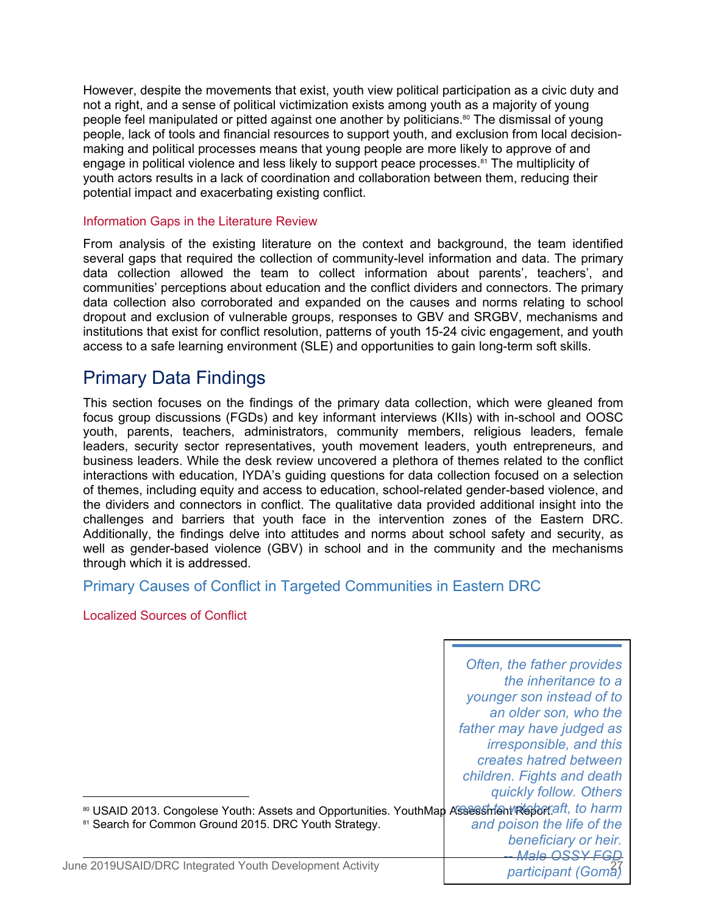However, despite the movements that exist, youth view political participation as a civic duty and not a right, and a sense of political victimization exists among youth as a majority of young people feel manipulated or pitted against one another by politicians.[80] The dismissal of young people, lack of tools and financial resources to support youth, and exclusion from local decision-making and political processes means that young people are more likely to approve of and engage in political violence and less likely to support peace processes.[81] The multiplicity of youth actors results in a lack of coordination and collaboration between them, reducing their potential impact and exacerbating existing conflict.

### Information Gaps in the Literature Review

From analysis of the existing literature on the context and background, the team identified several gaps that required the collection of community-level information and data. The primary data collection allowed the team to collect information about parents', teachers', and communities' perceptions about education and the conflict dividers and connectors. The primary data collection also corroborated and expanded on the causes and norms relating to school dropout and exclusion of vulnerable groups, responses to GBV and SRGBV, mechanisms and institutions that exist for conflict resolution, patterns of youth 15-24 civic engagement, and youth access to a safe learning environment (SLE) and opportunities to gain long-term soft skills.

# Primary Data Findings

This section focuses on the findings of the primary data collection, which were gleaned from focus group discussions (FGDs) and key informant interviews (KIIs) with in-school and OOSC youth, parents, teachers, administrators, community members, religious leaders, female leaders, security sector representatives, youth movement leaders, youth entrepreneurs, and business leaders. While the desk review uncovered a plethora of themes related to the conflict interactions with education, IYDA's guiding questions for data collection focused on a selection of themes, including equity and access to education, school-related gender-based violence, and the dividers and connectors in conflict. The qualitative data provided additional insight into the challenges and barriers that youth face in the intervention zones of the Eastern DRC. Additionally, the findings delve into attitudes and norms about school safety and security, as well as gender-based violence (GBV) in school and in the community and the mechanisms through which it is addressed.

## Primary Causes of Conflict in Targeted Communities in Eastern DRC

### Localized Sources of Conflict

> *Often, the father provides the inheritance to a younger son instead of to an older son, who the father may have judged as irresponsible, and this creates hatred between children. Fights and death quickly follow. Others resort to witchcraft, to harm and poison the life of the beneficiary or heir.*
>
> *-- Male OSSY FGD participant (Goma)*

[80] USAID 2013. Congolese Youth: Assets and Opportunities. YouthMap Assessment Report.

[81] Search for Common Ground 2015. DRC Youth Strategy.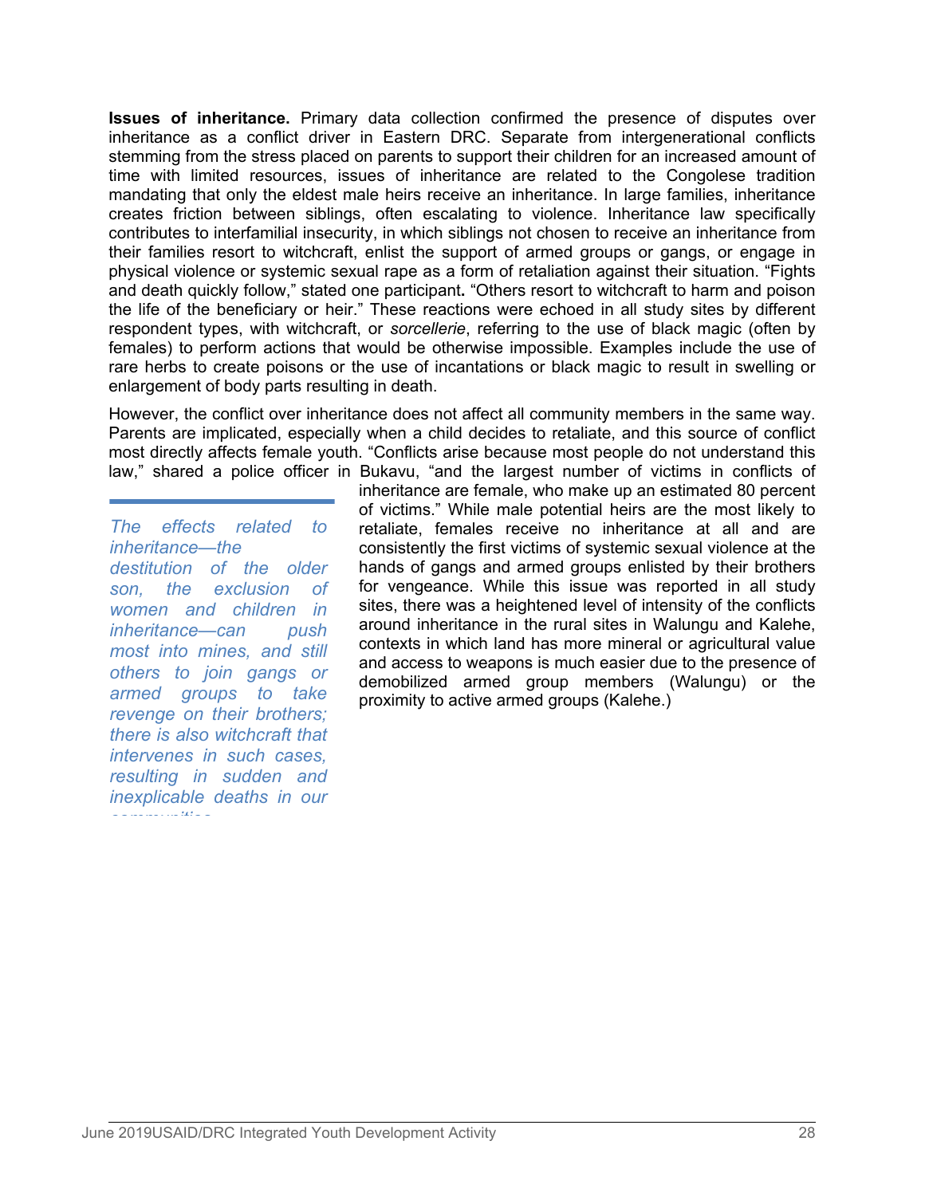**Issues of inheritance.** Primary data collection confirmed the presence of disputes over inheritance as a conflict driver in Eastern DRC. Separate from intergenerational conflicts stemming from the stress placed on parents to support their children for an increased amount of time with limited resources, issues of inheritance are related to the Congolese tradition mandating that only the eldest male heirs receive an inheritance. In large families, inheritance creates friction between siblings, often escalating to violence. Inheritance law specifically contributes to interfamilial insecurity, in which siblings not chosen to receive an inheritance from their families resort to witchcraft, enlist the support of armed groups or gangs, or engage in physical violence or systemic sexual rape as a form of retaliation against their situation. "Fights and death quickly follow," stated one participant**.** "Others resort to witchcraft to harm and poison the life of the beneficiary or heir." These reactions were echoed in all study sites by different respondent types, with witchcraft, or *sorcellerie*, referring to the use of black magic (often by females) to perform actions that would be otherwise impossible. Examples include the use of rare herbs to create poisons or the use of incantations or black magic to result in swelling or enlargement of body parts resulting in death.

However, the conflict over inheritance does not affect all community members in the same way. Parents are implicated, especially when a child decides to retaliate, and this source of conflict most directly affects female youth. "Conflicts arise because most people do not understand this law," shared a police officer in Bukavu, "and the largest number of victims in conflicts of inheritance are female, who make up an estimated 80 percent of victims." While male potential heirs are the most likely to retaliate, females receive no inheritance at all and are consistently the first victims of systemic sexual violence at the hands of gangs and armed groups enlisted by their brothers for vengeance. While this issue was reported in all study sites, there was a heightened level of intensity of the conflicts around inheritance in the rural sites in Walungu and Kalehe, contexts in which land has more mineral or agricultural value and access to weapons is much easier due to the presence of demobilized armed group members (Walungu) or the proximity to active armed groups (Kalehe.)

> *The effects related to inheritance—the destitution of the older son, the exclusion of women and children in inheritance—can push most into mines, and still others to join gangs or armed groups to take revenge on their brothers; there is also witchcraft that intervenes in such cases, resulting in sudden and inexplicable deaths in our communities*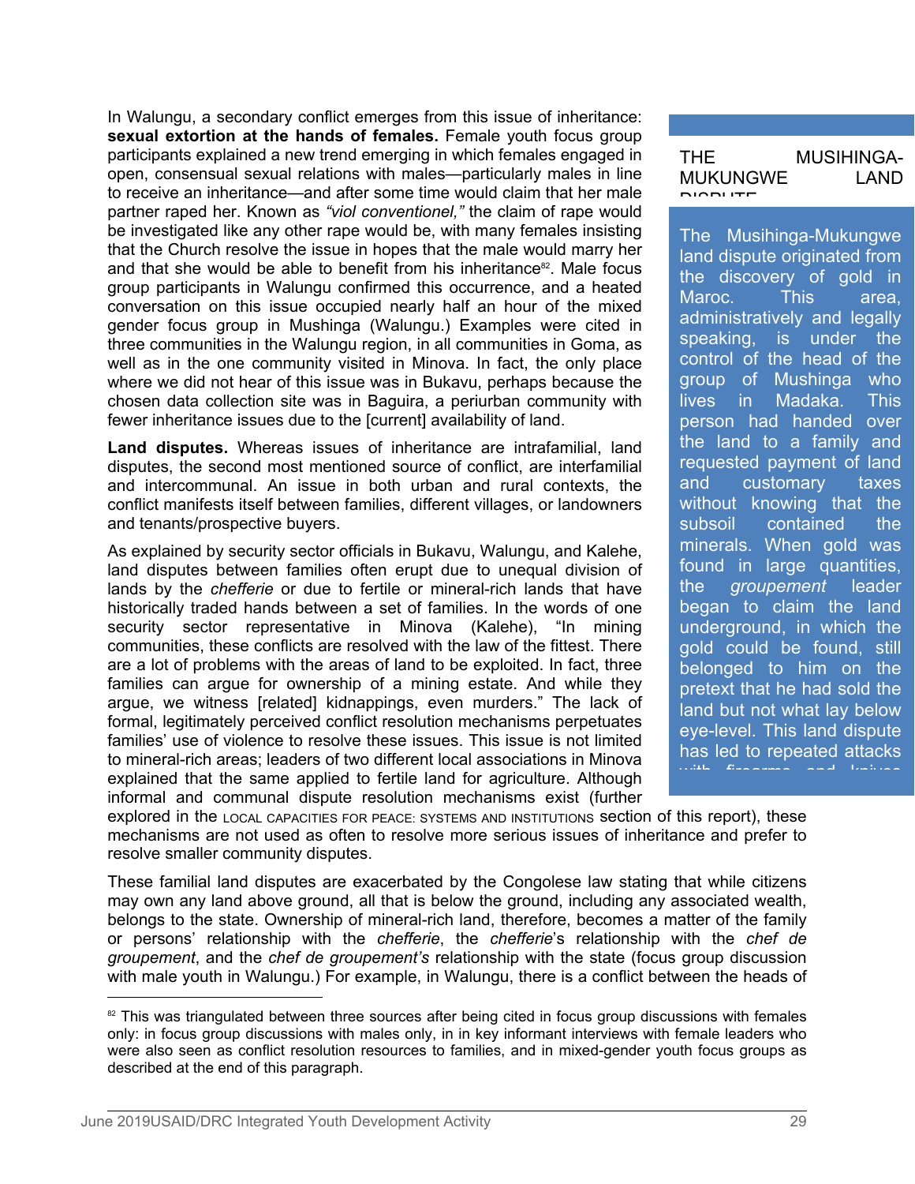In Walungu, a secondary conflict emerges from this issue of inheritance: **sexual extortion at the hands of females.** Female youth focus group participants explained a new trend emerging in which females engaged in open, consensual sexual relations with males—particularly males in line to receive an inheritance—and after some time would claim that her male partner raped her. Known as *"viol conventionel,"* the claim of rape would be investigated like any other rape would be, with many females insisting that the Church resolve the issue in hopes that the male would marry her and that she would be able to benefit from his inheritance[82]. Male focus group participants in Walungu confirmed this occurrence, and a heated conversation on this issue occupied nearly half an hour of the mixed gender focus group in Mushinga (Walungu.) Examples were cited in three communities in the Walungu region, in all communities in Goma, as well as in the one community visited in Minova. In fact, the only place where we did not hear of this issue was in Bukavu, perhaps because the chosen data collection site was in Baguira, a periurban community with fewer inheritance issues due to the [current] availability of land.

**Land disputes.** Whereas issues of inheritance are intrafamilial, land disputes, the second most mentioned source of conflict, are interfamilial and intercommunal. An issue in both urban and rural contexts, the conflict manifests itself between families, different villages, or landowners and tenants/prospective buyers.

As explained by security sector officials in Bukavu, Walungu, and Kalehe, land disputes between families often erupt due to unequal division of lands by the *chefferie* or due to fertile or mineral-rich lands that have historically traded hands between a set of families. In the words of one security sector representative in Minova (Kalehe), "In mining communities, these conflicts are resolved with the law of the fittest. There are a lot of problems with the areas of land to be exploited. In fact, three families can argue for ownership of a mining estate. And while they argue, we witness [related] kidnappings, even murders." The lack of formal, legitimately perceived conflict resolution mechanisms perpetuates families' use of violence to resolve these issues. This issue is not limited to mineral-rich areas; leaders of two different local associations in Minova explained that the same applied to fertile land for agriculture. Although informal and communal dispute resolution mechanisms exist (further explored in the LOCAL CAPACITIES FOR PEACE: SYSTEMS AND INSTITUTIONS section of this report), these mechanisms are not used as often to resolve more serious issues of inheritance and prefer to resolve smaller community disputes.

These familial land disputes are exacerbated by the Congolese law stating that while citizens may own any land above ground, all that is below the ground, including any associated wealth, belongs to the state. Ownership of mineral-rich land, therefore, becomes a matter of the family or persons' relationship with the *chefferie*, the *chefferie*'s relationship with the *chef de groupement*, and the *chef de groupement's* relationship with the state (focus group discussion with male youth in Walungu.) For example, in Walungu, there is a conflict between the heads of

> **THE MUSIHINGA-MUKUNGWE LAND DISPUTE**
>
> The Musihinga-Mukungwe land dispute originated from the discovery of gold in Maroc. This area, administratively and legally speaking, is under the control of the head of the group of Mushinga who lives in Madaka. This person had handed over the land to a family and requested payment of land and customary taxes without knowing that the subsoil contained the minerals. When gold was found in large quantities, the *groupement* leader began to claim the land underground, in which the gold could be found, still belonged to him on the pretext that he had sold the land but not what lay below eye-level. This land dispute has led to repeated attacks with firearms and knives

[82] This was triangulated between three sources after being cited in focus group discussions with females only: in focus group discussions with males only, in in key informant interviews with female leaders who were also seen as conflict resolution resources to families, and in mixed-gender youth focus groups as described at the end of this paragraph.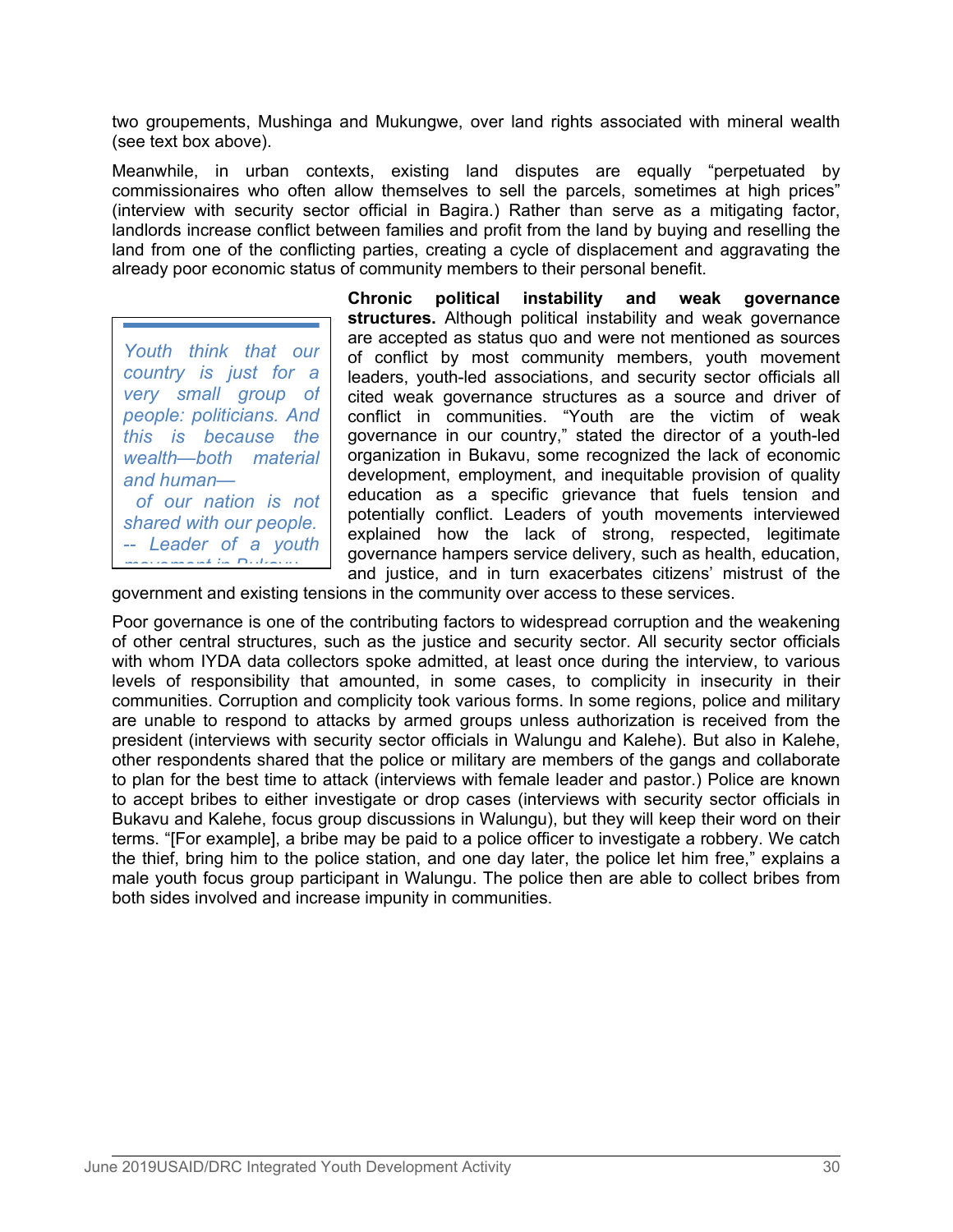two groupements, Mushinga and Mukungwe, over land rights associated with mineral wealth (see text box above).

Meanwhile, in urban contexts, existing land disputes are equally "perpetuated by commissionaires who often allow themselves to sell the parcels, sometimes at high prices" (interview with security sector official in Bagira.) Rather than serve as a mitigating factor, landlords increase conflict between families and profit from the land by buying and reselling the land from one of the conflicting parties, creating a cycle of displacement and aggravating the already poor economic status of community members to their personal benefit.

> *Youth think that our country is just for a very small group of people: politicians. And this is because the wealth—both material and human— of our nation is not shared with our people. -- Leader of a youth movement in Bukavu*

**Chronic political instability and weak governance structures.** Although political instability and weak governance are accepted as status quo and were not mentioned as sources of conflict by most community members, youth movement leaders, youth-led associations, and security sector officials all cited weak governance structures as a source and driver of conflict in communities. "Youth are the victim of weak governance in our country," stated the director of a youth-led organization in Bukavu, some recognized the lack of economic development, employment, and inequitable provision of quality education as a specific grievance that fuels tension and potentially conflict. Leaders of youth movements interviewed explained how the lack of strong, respected, legitimate governance hampers service delivery, such as health, education, and justice, and in turn exacerbates citizens' mistrust of the government and existing tensions in the community over access to these services.

Poor governance is one of the contributing factors to widespread corruption and the weakening of other central structures, such as the justice and security sector. All security sector officials with whom IYDA data collectors spoke admitted, at least once during the interview, to various levels of responsibility that amounted, in some cases, to complicity in insecurity in their communities. Corruption and complicity took various forms. In some regions, police and military are unable to respond to attacks by armed groups unless authorization is received from the president (interviews with security sector officials in Walungu and Kalehe). But also in Kalehe, other respondents shared that the police or military are members of the gangs and collaborate to plan for the best time to attack (interviews with female leader and pastor.) Police are known to accept bribes to either investigate or drop cases (interviews with security sector officials in Bukavu and Kalehe, focus group discussions in Walungu), but they will keep their word on their terms. "[For example], a bribe may be paid to a police officer to investigate a robbery. We catch the thief, bring him to the police station, and one day later, the police let him free," explains a male youth focus group participant in Walungu. The police then are able to collect bribes from both sides involved and increase impunity in communities.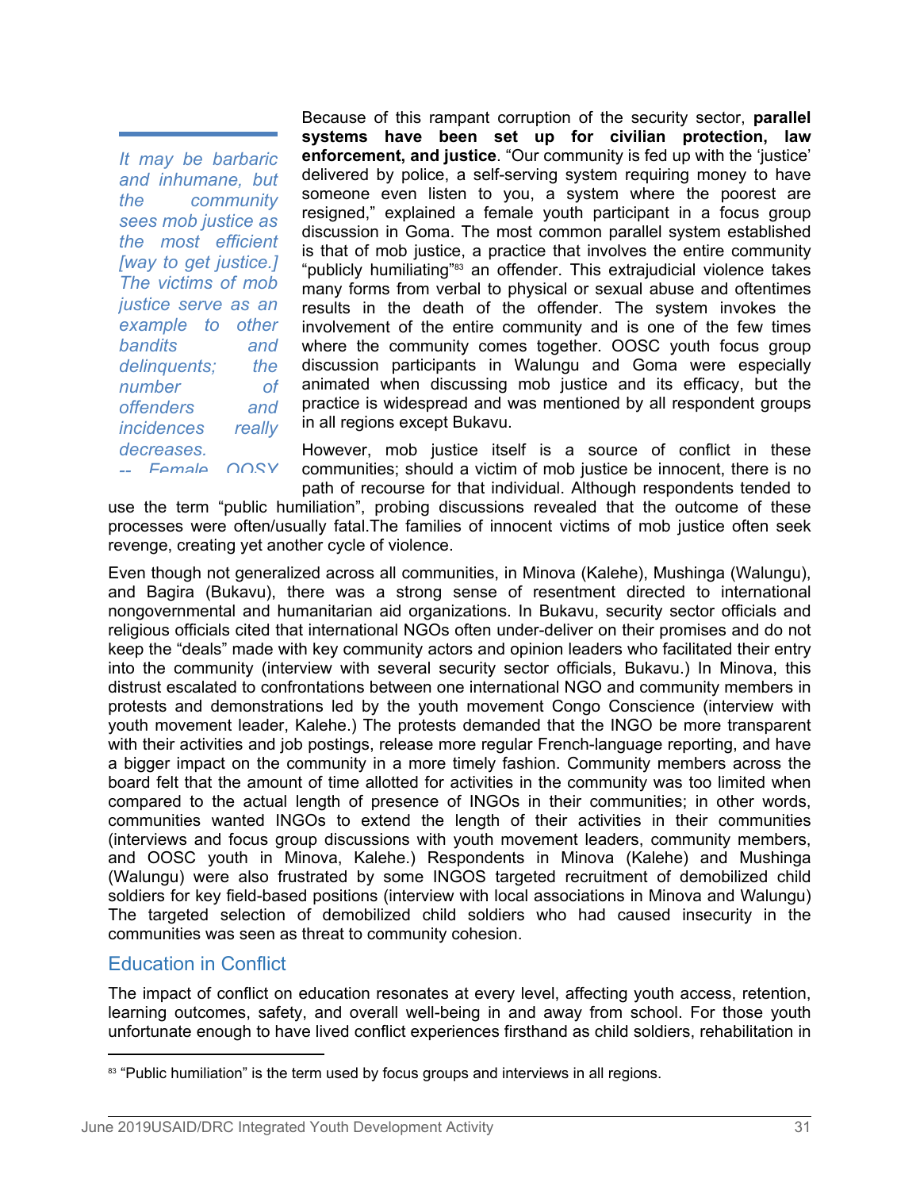> *It may be barbaric and inhumane, but the community sees mob justice as the most efficient [way to get justice.] The victims of mob justice serve as an example to other bandits and delinquents; the number of offenders and incidences really decreases.*
> *-- Female OOSY*

Because of this rampant corruption of the security sector, **parallel systems have been set up for civilian protection, law enforcement, and justice**. "Our community is fed up with the 'justice' delivered by police, a self-serving system requiring money to have someone even listen to you, a system where the poorest are resigned," explained a female youth participant in a focus group discussion in Goma. The most common parallel system established is that of mob justice, a practice that involves the entire community "publicly humiliating"[83] an offender. This extrajudicial violence takes many forms from verbal to physical or sexual abuse and oftentimes results in the death of the offender. The system invokes the involvement of the entire community and is one of the few times where the community comes together. OOSC youth focus group discussion participants in Walungu and Goma were especially animated when discussing mob justice and its efficacy, but the practice is widespread and was mentioned by all respondent groups in all regions except Bukavu.

However, mob justice itself is a source of conflict in these communities; should a victim of mob justice be innocent, there is no path of recourse for that individual. Although respondents tended to use the term "public humiliation", probing discussions revealed that the outcome of these processes were often/usually fatal.The families of innocent victims of mob justice often seek revenge, creating yet another cycle of violence.

Even though not generalized across all communities, in Minova (Kalehe), Mushinga (Walungu), and Bagira (Bukavu), there was a strong sense of resentment directed to international nongovernmental and humanitarian aid organizations. In Bukavu, security sector officials and religious officials cited that international NGOs often under-deliver on their promises and do not keep the "deals" made with key community actors and opinion leaders who facilitated their entry into the community (interview with several security sector officials, Bukavu.) In Minova, this distrust escalated to confrontations between one international NGO and community members in protests and demonstrations led by the youth movement Congo Conscience (interview with youth movement leader, Kalehe.) The protests demanded that the INGO be more transparent with their activities and job postings, release more regular French-language reporting, and have a bigger impact on the community in a more timely fashion. Community members across the board felt that the amount of time allotted for activities in the community was too limited when compared to the actual length of presence of INGOs in their communities; in other words, communities wanted INGOs to extend the length of their activities in their communities (interviews and focus group discussions with youth movement leaders, community members, and OOSC youth in Minova, Kalehe.) Respondents in Minova (Kalehe) and Mushinga (Walungu) were also frustrated by some INGOS targeted recruitment of demobilized child soldiers for key field-based positions (interview with local associations in Minova and Walungu) The targeted selection of demobilized child soldiers who had caused insecurity in the communities was seen as threat to community cohesion.

## Education in Conflict

The impact of conflict on education resonates at every level, affecting youth access, retention, learning outcomes, safety, and overall well-being in and away from school. For those youth unfortunate enough to have lived conflict experiences firsthand as child soldiers, rehabilitation in

---

[83] "Public humiliation" is the term used by focus groups and interviews in all regions.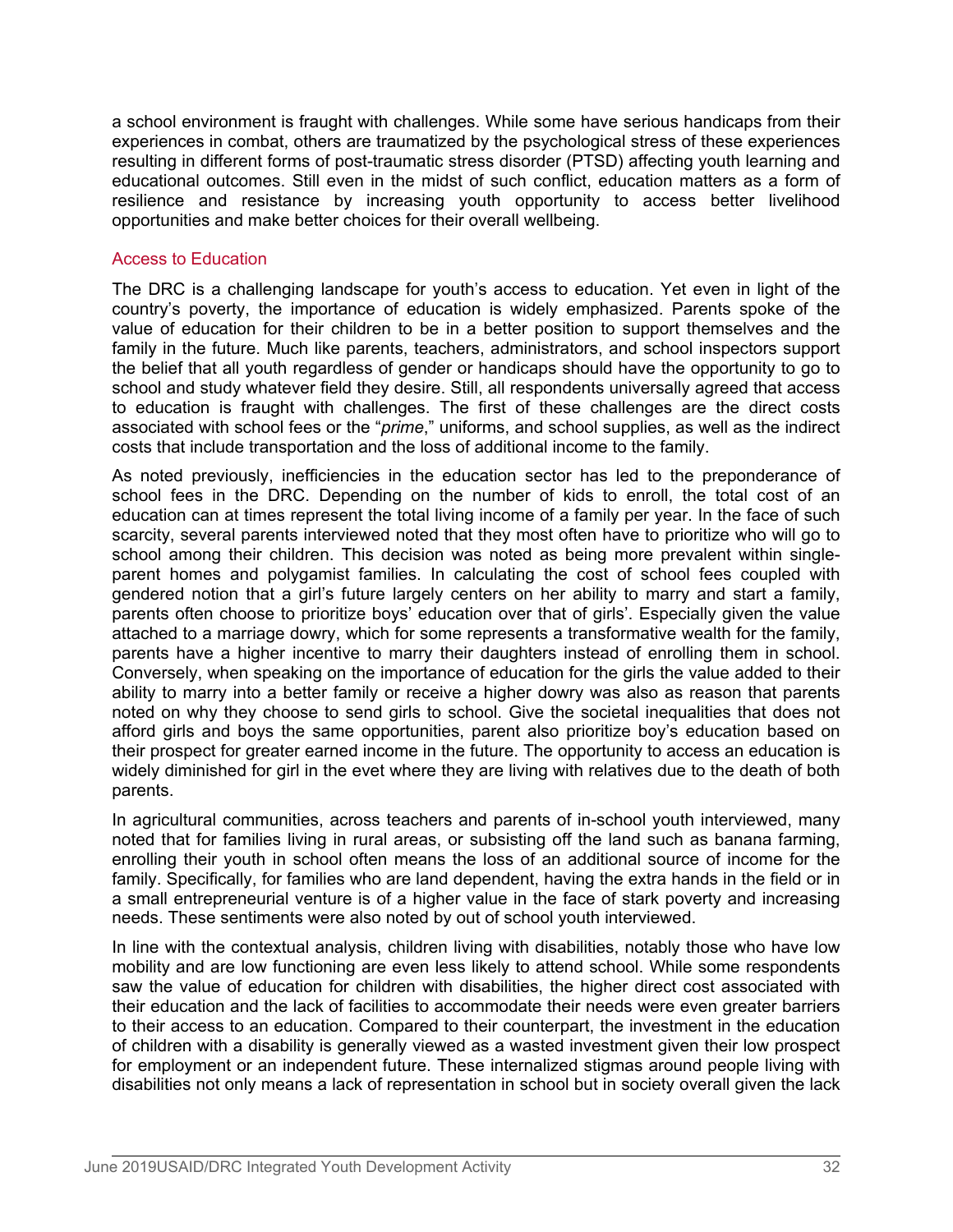a school environment is fraught with challenges. While some have serious handicaps from their experiences in combat, others are traumatized by the psychological stress of these experiences resulting in different forms of post-traumatic stress disorder (PTSD) affecting youth learning and educational outcomes. Still even in the midst of such conflict, education matters as a form of resilience and resistance by increasing youth opportunity to access better livelihood opportunities and make better choices for their overall wellbeing.

### Access to Education

The DRC is a challenging landscape for youth's access to education. Yet even in light of the country's poverty, the importance of education is widely emphasized. Parents spoke of the value of education for their children to be in a better position to support themselves and the family in the future. Much like parents, teachers, administrators, and school inspectors support the belief that all youth regardless of gender or handicaps should have the opportunity to go to school and study whatever field they desire. Still, all respondents universally agreed that access to education is fraught with challenges. The first of these challenges are the direct costs associated with school fees or the "*prime*," uniforms, and school supplies, as well as the indirect costs that include transportation and the loss of additional income to the family.

As noted previously, inefficiencies in the education sector has led to the preponderance of school fees in the DRC. Depending on the number of kids to enroll, the total cost of an education can at times represent the total living income of a family per year. In the face of such scarcity, several parents interviewed noted that they most often have to prioritize who will go to school among their children. This decision was noted as being more prevalent within single-parent homes and polygamist families. In calculating the cost of school fees coupled with gendered notion that a girl's future largely centers on her ability to marry and start a family, parents often choose to prioritize boys' education over that of girls'. Especially given the value attached to a marriage dowry, which for some represents a transformative wealth for the family, parents have a higher incentive to marry their daughters instead of enrolling them in school. Conversely, when speaking on the importance of education for the girls the value added to their ability to marry into a better family or receive a higher dowry was also as reason that parents noted on why they choose to send girls to school. Give the societal inequalities that does not afford girls and boys the same opportunities, parent also prioritize boy's education based on their prospect for greater earned income in the future. The opportunity to access an education is widely diminished for girl in the evet where they are living with relatives due to the death of both parents.

In agricultural communities, across teachers and parents of in-school youth interviewed, many noted that for families living in rural areas, or subsisting off the land such as banana farming, enrolling their youth in school often means the loss of an additional source of income for the family. Specifically, for families who are land dependent, having the extra hands in the field or in a small entrepreneurial venture is of a higher value in the face of stark poverty and increasing needs. These sentiments were also noted by out of school youth interviewed.

In line with the contextual analysis, children living with disabilities, notably those who have low mobility and are low functioning are even less likely to attend school. While some respondents saw the value of education for children with disabilities, the higher direct cost associated with their education and the lack of facilities to accommodate their needs were even greater barriers to their access to an education. Compared to their counterpart, the investment in the education of children with a disability is generally viewed as a wasted investment given their low prospect for employment or an independent future. These internalized stigmas around people living with disabilities not only means a lack of representation in school but in society overall given the lack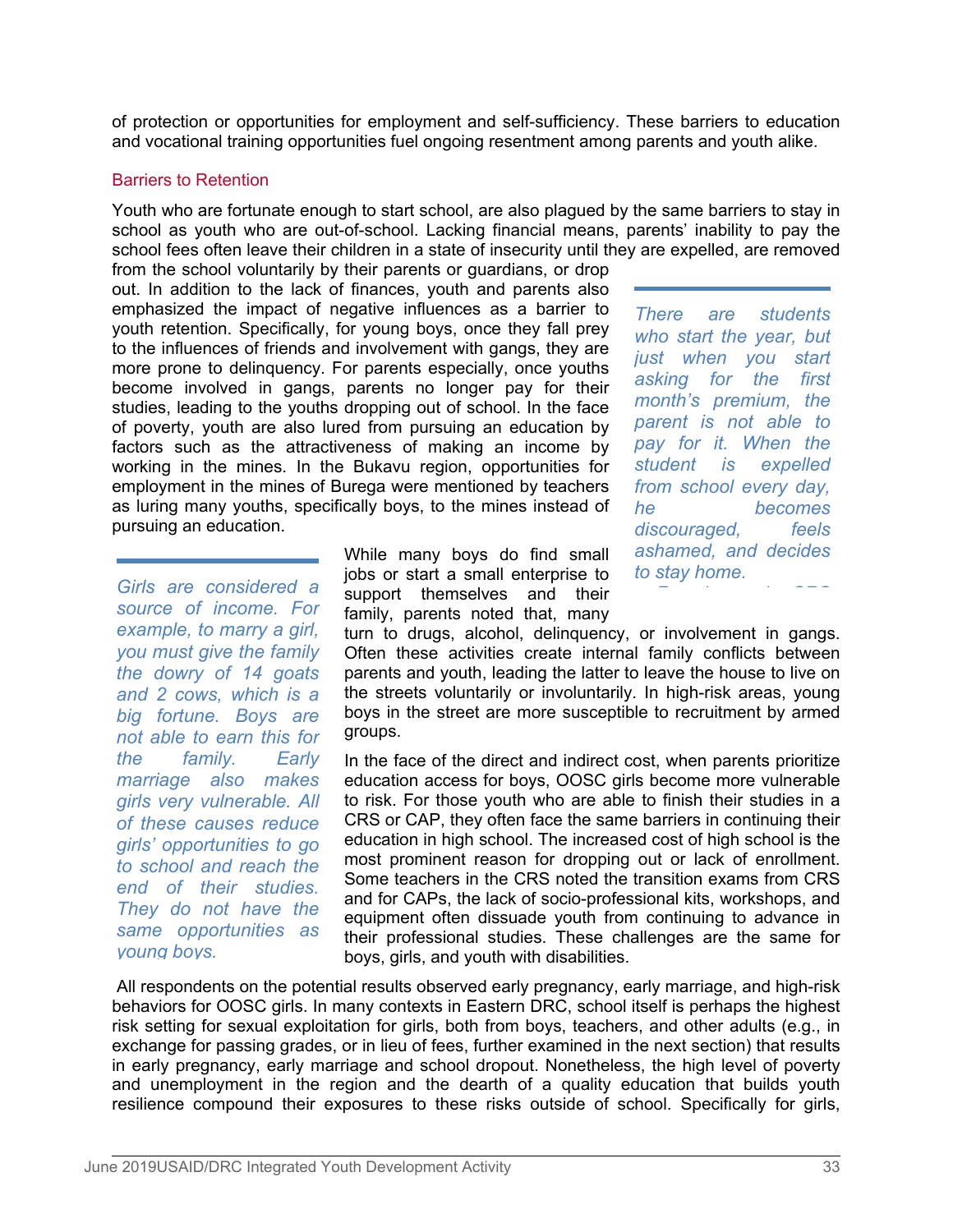of protection or opportunities for employment and self-sufficiency. These barriers to education and vocational training opportunities fuel ongoing resentment among parents and youth alike.

### Barriers to Retention

Youth who are fortunate enough to start school, are also plagued by the same barriers to stay in school as youth who are out-of-school. Lacking financial means, parents' inability to pay the school fees often leave their children in a state of insecurity until they are expelled, are removed from the school voluntarily by their parents or guardians, or drop out. In addition to the lack of finances, youth and parents also emphasized the impact of negative influences as a barrier to youth retention. Specifically, for young boys, once they fall prey to the influences of friends and involvement with gangs, they are more prone to delinquency. For parents especially, once youths become involved in gangs, parents no longer pay for their studies, leading to the youths dropping out of school. In the face of poverty, youth are also lured from pursuing an education by factors such as the attractiveness of making an income by working in the mines. In the Bukavu region, opportunities for employment in the mines of Burega were mentioned by teachers as luring many youths, specifically boys, to the mines instead of pursuing an education.

> *There are students who start the year, but just when you start asking for the first month's premium, the parent is not able to pay for it. When the student is expelled from school every day, he becomes discouraged, feels ashamed, and decides to stay home.*

> *Girls are considered a source of income. For example, to marry a girl, you must give the family the dowry of 14 goats and 2 cows, which is a big fortune. Boys are not able to earn this for the family. Early marriage also makes girls very vulnerable. All of these causes reduce girls' opportunities to go to school and reach the end of their studies. They do not have the same opportunities as young boys.*

While many boys do find small jobs or start a small enterprise to support themselves and their family, parents noted that, many turn to drugs, alcohol, delinquency, or involvement in gangs. Often these activities create internal family conflicts between parents and youth, leading the latter to leave the house to live on the streets voluntarily or involuntarily. In high-risk areas, young boys in the street are more susceptible to recruitment by armed groups.

In the face of the direct and indirect cost, when parents prioritize education access for boys, OOSC girls become more vulnerable to risk. For those youth who are able to finish their studies in a CRS or CAP, they often face the same barriers in continuing their education in high school. The increased cost of high school is the most prominent reason for dropping out or lack of enrollment. Some teachers in the CRS noted the transition exams from CRS and for CAPs, the lack of socio-professional kits, workshops, and equipment often dissuade youth from continuing to advance in their professional studies. These challenges are the same for boys, girls, and youth with disabilities.

All respondents on the potential results observed early pregnancy, early marriage, and high-risk behaviors for OOSC girls. In many contexts in Eastern DRC, school itself is perhaps the highest risk setting for sexual exploitation for girls, both from boys, teachers, and other adults (e.g., in exchange for passing grades, or in lieu of fees, further examined in the next section) that results in early pregnancy, early marriage and school dropout. Nonetheless, the high level of poverty and unemployment in the region and the dearth of a quality education that builds youth resilience compound their exposures to these risks outside of school. Specifically for girls,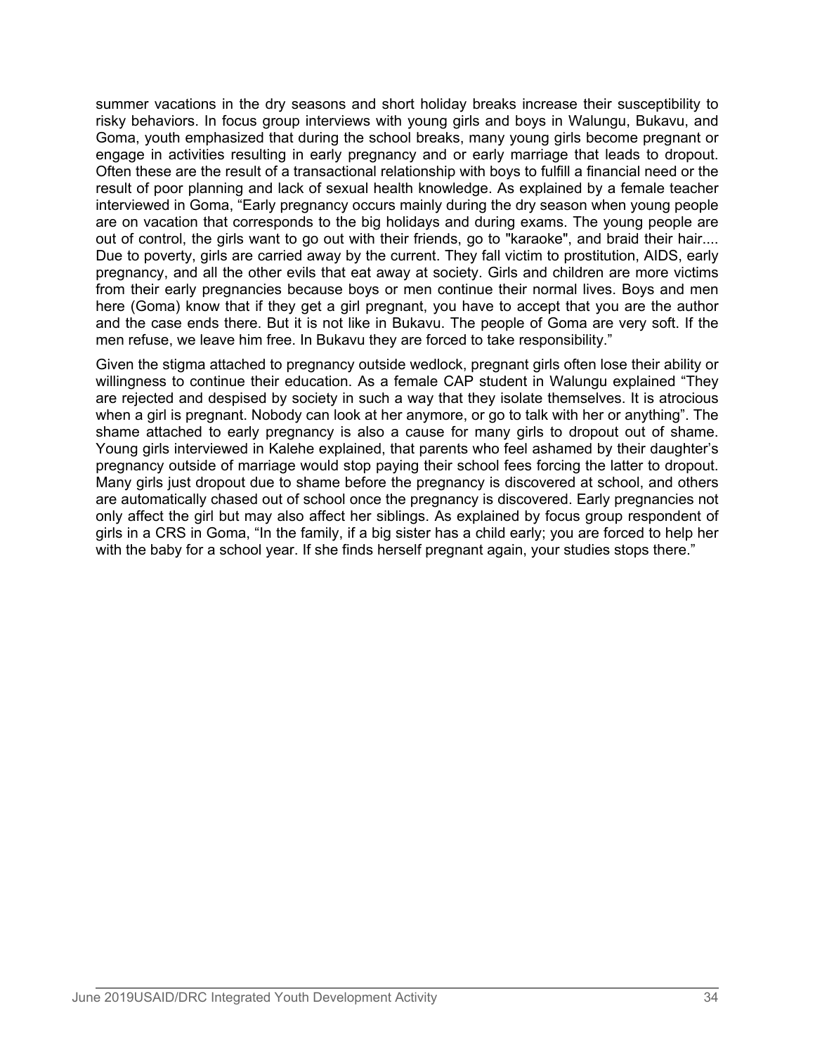summer vacations in the dry seasons and short holiday breaks increase their susceptibility to risky behaviors. In focus group interviews with young girls and boys in Walungu, Bukavu, and Goma, youth emphasized that during the school breaks, many young girls become pregnant or engage in activities resulting in early pregnancy and or early marriage that leads to dropout. Often these are the result of a transactional relationship with boys to fulfill a financial need or the result of poor planning and lack of sexual health knowledge. As explained by a female teacher interviewed in Goma, "Early pregnancy occurs mainly during the dry season when young people are on vacation that corresponds to the big holidays and during exams. The young people are out of control, the girls want to go out with their friends, go to "karaoke", and braid their hair.... Due to poverty, girls are carried away by the current. They fall victim to prostitution, AIDS, early pregnancy, and all the other evils that eat away at society. Girls and children are more victims from their early pregnancies because boys or men continue their normal lives. Boys and men here (Goma) know that if they get a girl pregnant, you have to accept that you are the author and the case ends there. But it is not like in Bukavu. The people of Goma are very soft. If the men refuse, we leave him free. In Bukavu they are forced to take responsibility."

Given the stigma attached to pregnancy outside wedlock, pregnant girls often lose their ability or willingness to continue their education. As a female CAP student in Walungu explained "They are rejected and despised by society in such a way that they isolate themselves. It is atrocious when a girl is pregnant. Nobody can look at her anymore, or go to talk with her or anything". The shame attached to early pregnancy is also a cause for many girls to dropout out of shame. Young girls interviewed in Kalehe explained, that parents who feel ashamed by their daughter's pregnancy outside of marriage would stop paying their school fees forcing the latter to dropout. Many girls just dropout due to shame before the pregnancy is discovered at school, and others are automatically chased out of school once the pregnancy is discovered. Early pregnancies not only affect the girl but may also affect her siblings. As explained by focus group respondent of girls in a CRS in Goma, "In the family, if a big sister has a child early; you are forced to help her with the baby for a school year. If she finds herself pregnant again, your studies stops there."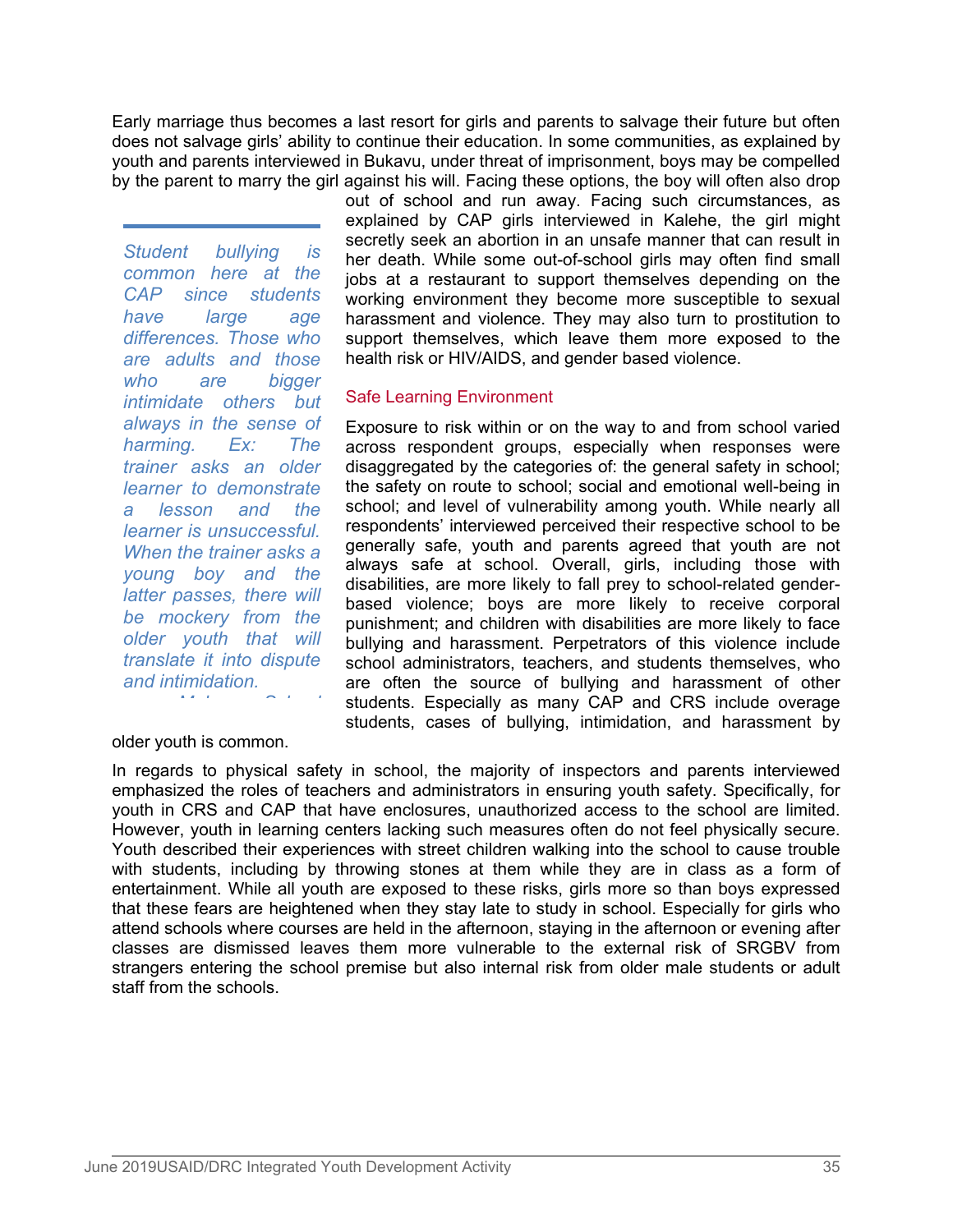Early marriage thus becomes a last resort for girls and parents to salvage their future but often does not salvage girls' ability to continue their education. In some communities, as explained by youth and parents interviewed in Bukavu, under threat of imprisonment, boys may be compelled by the parent to marry the girl against his will. Facing these options, the boy will often also drop out of school and run away. Facing such circumstances, as explained by CAP girls interviewed in Kalehe, the girl might secretly seek an abortion in an unsafe manner that can result in her death. While some out-of-school girls may often find small jobs at a restaurant to support themselves depending on the working environment they become more susceptible to sexual harassment and violence. They may also turn to prostitution to support themselves, which leave them more exposed to the health risk or HIV/AIDS, and gender based violence.

> *Student bullying is common here at the CAP since students have large age differences. Those who are adults and those who are bigger intimidate others but always in the sense of harming. Ex: The trainer asks an older learner to demonstrate a lesson and the learner is unsuccessful. When the trainer asks a young boy and the latter passes, there will be mockery from the older youth that will translate it into dispute and intimidation.*

### Safe Learning Environment

Exposure to risk within or on the way to and from school varied across respondent groups, especially when responses were disaggregated by the categories of: the general safety in school; the safety on route to school; social and emotional well-being in school; and level of vulnerability among youth. While nearly all respondents' interviewed perceived their respective school to be generally safe, youth and parents agreed that youth are not always safe at school. Overall, girls, including those with disabilities, are more likely to fall prey to school-related gender-based violence; boys are more likely to receive corporal punishment; and children with disabilities are more likely to face bullying and harassment. Perpetrators of this violence include school administrators, teachers, and students themselves, who are often the source of bullying and harassment of other students. Especially as many CAP and CRS include overage students, cases of bullying, intimidation, and harassment by older youth is common.

In regards to physical safety in school, the majority of inspectors and parents interviewed emphasized the roles of teachers and administrators in ensuring youth safety. Specifically, for youth in CRS and CAP that have enclosures, unauthorized access to the school are limited. However, youth in learning centers lacking such measures often do not feel physically secure. Youth described their experiences with street children walking into the school to cause trouble with students, including by throwing stones at them while they are in class as a form of entertainment. While all youth are exposed to these risks, girls more so than boys expressed that these fears are heightened when they stay late to study in school. Especially for girls who attend schools where courses are held in the afternoon, staying in the afternoon or evening after classes are dismissed leaves them more vulnerable to the external risk of SRGBV from strangers entering the school premise but also internal risk from older male students or adult staff from the schools.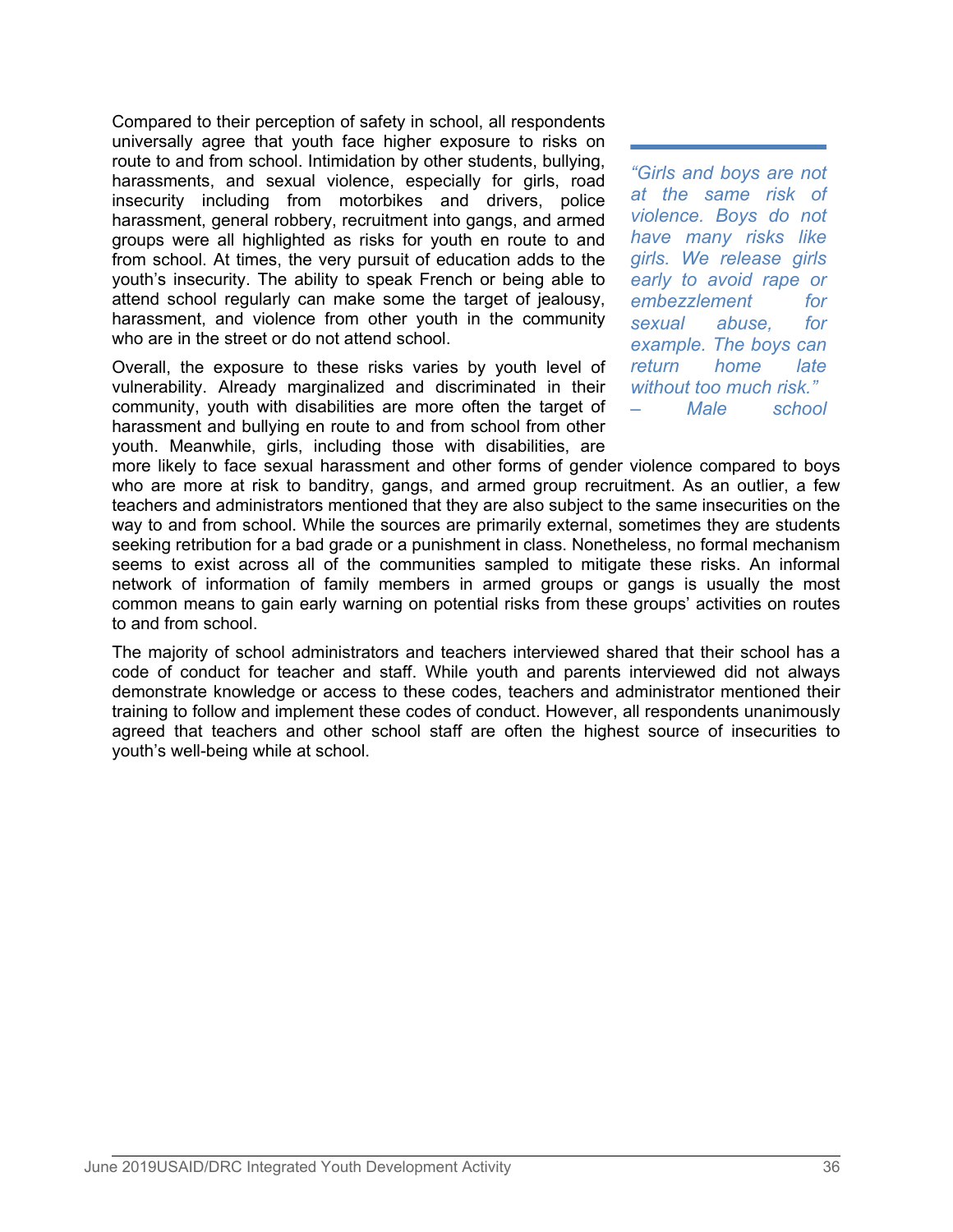Compared to their perception of safety in school, all respondents universally agree that youth face higher exposure to risks on route to and from school. Intimidation by other students, bullying, harassments, and sexual violence, especially for girls, road insecurity including from motorbikes and drivers, police harassment, general robbery, recruitment into gangs, and armed groups were all highlighted as risks for youth en route to and from school. At times, the very pursuit of education adds to the youth's insecurity. The ability to speak French or being able to attend school regularly can make some the target of jealousy, harassment, and violence from other youth in the community who are in the street or do not attend school.

> *"Girls and boys are not at the same risk of violence. Boys do not have many risks like girls. We release girls early to avoid rape or embezzlement for sexual abuse, for example. The boys can return home late without too much risk."*
> *– Male school*

Overall, the exposure to these risks varies by youth level of vulnerability. Already marginalized and discriminated in their community, youth with disabilities are more often the target of harassment and bullying en route to and from school from other youth. Meanwhile, girls, including those with disabilities, are more likely to face sexual harassment and other forms of gender violence compared to boys who are more at risk to banditry, gangs, and armed group recruitment. As an outlier, a few teachers and administrators mentioned that they are also subject to the same insecurities on the way to and from school. While the sources are primarily external, sometimes they are students seeking retribution for a bad grade or a punishment in class. Nonetheless, no formal mechanism seems to exist across all of the communities sampled to mitigate these risks. An informal network of information of family members in armed groups or gangs is usually the most common means to gain early warning on potential risks from these groups' activities on routes to and from school.

The majority of school administrators and teachers interviewed shared that their school has a code of conduct for teacher and staff. While youth and parents interviewed did not always demonstrate knowledge or access to these codes, teachers and administrator mentioned their training to follow and implement these codes of conduct. However, all respondents unanimously agreed that teachers and other school staff are often the highest source of insecurities to youth's well-being while at school.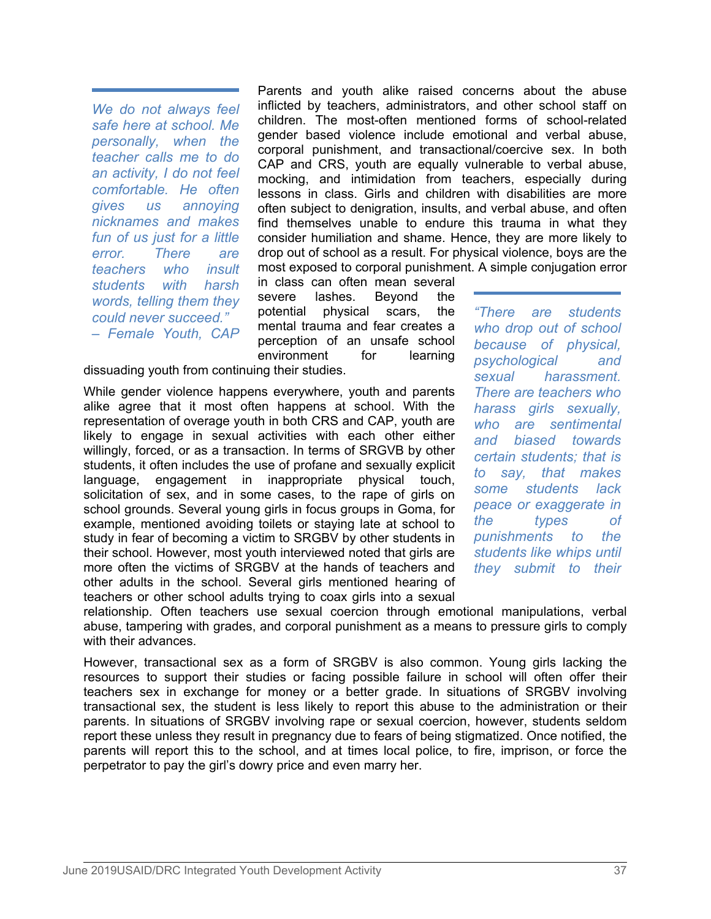> *We do not always feel safe here at school. Me personally, when the teacher calls me to do an activity, I do not feel comfortable. He often gives us annoying nicknames and makes fun of us just for a little error. There are teachers who insult students with harsh words, telling them they could never succeed." – Female Youth, CAP*

Parents and youth alike raised concerns about the abuse inflicted by teachers, administrators, and other school staff on children. The most-often mentioned forms of school-related gender based violence include emotional and verbal abuse, corporal punishment, and transactional/coercive sex. In both CAP and CRS, youth are equally vulnerable to verbal abuse, mocking, and intimidation from teachers, especially during lessons in class. Girls and children with disabilities are more often subject to denigration, insults, and verbal abuse, and often find themselves unable to endure this trauma in what they consider humiliation and shame. Hence, they are more likely to drop out of school as a result. For physical violence, boys are the most exposed to corporal punishment. A simple conjugation error in class can often mean several severe lashes. Beyond the potential physical scars, the mental trauma and fear creates a perception of an unsafe school environment for learning dissuading youth from continuing their studies.

> *"There are students who drop out of school because of physical, psychological and sexual harassment. There are teachers who harass girls sexually, who are sentimental and biased towards certain students; that is to say, that makes some students lack peace or exaggerate in the types of punishments to the students like whips until they submit to their*

While gender violence happens everywhere, youth and parents alike agree that it most often happens at school. With the representation of overage youth in both CRS and CAP, youth are likely to engage in sexual activities with each other either willingly, forced, or as a transaction. In terms of SRGVB by other students, it often includes the use of profane and sexually explicit language, engagement in inappropriate physical touch, solicitation of sex, and in some cases, to the rape of girls on school grounds. Several young girls in focus groups in Goma, for example, mentioned avoiding toilets or staying late at school to study in fear of becoming a victim to SRGBV by other students in their school. However, most youth interviewed noted that girls are more often the victims of SRGBV at the hands of teachers and other adults in the school. Several girls mentioned hearing of teachers or other school adults trying to coax girls into a sexual relationship. Often teachers use sexual coercion through emotional manipulations, verbal abuse, tampering with grades, and corporal punishment as a means to pressure girls to comply with their advances.

However, transactional sex as a form of SRGBV is also common. Young girls lacking the resources to support their studies or facing possible failure in school will often offer their teachers sex in exchange for money or a better grade. In situations of SRGBV involving transactional sex, the student is less likely to report this abuse to the administration or their parents. In situations of SRGBV involving rape or sexual coercion, however, students seldom report these unless they result in pregnancy due to fears of being stigmatized. Once notified, the parents will report this to the school, and at times local police, to fire, imprison, or force the perpetrator to pay the girl's dowry price and even marry her.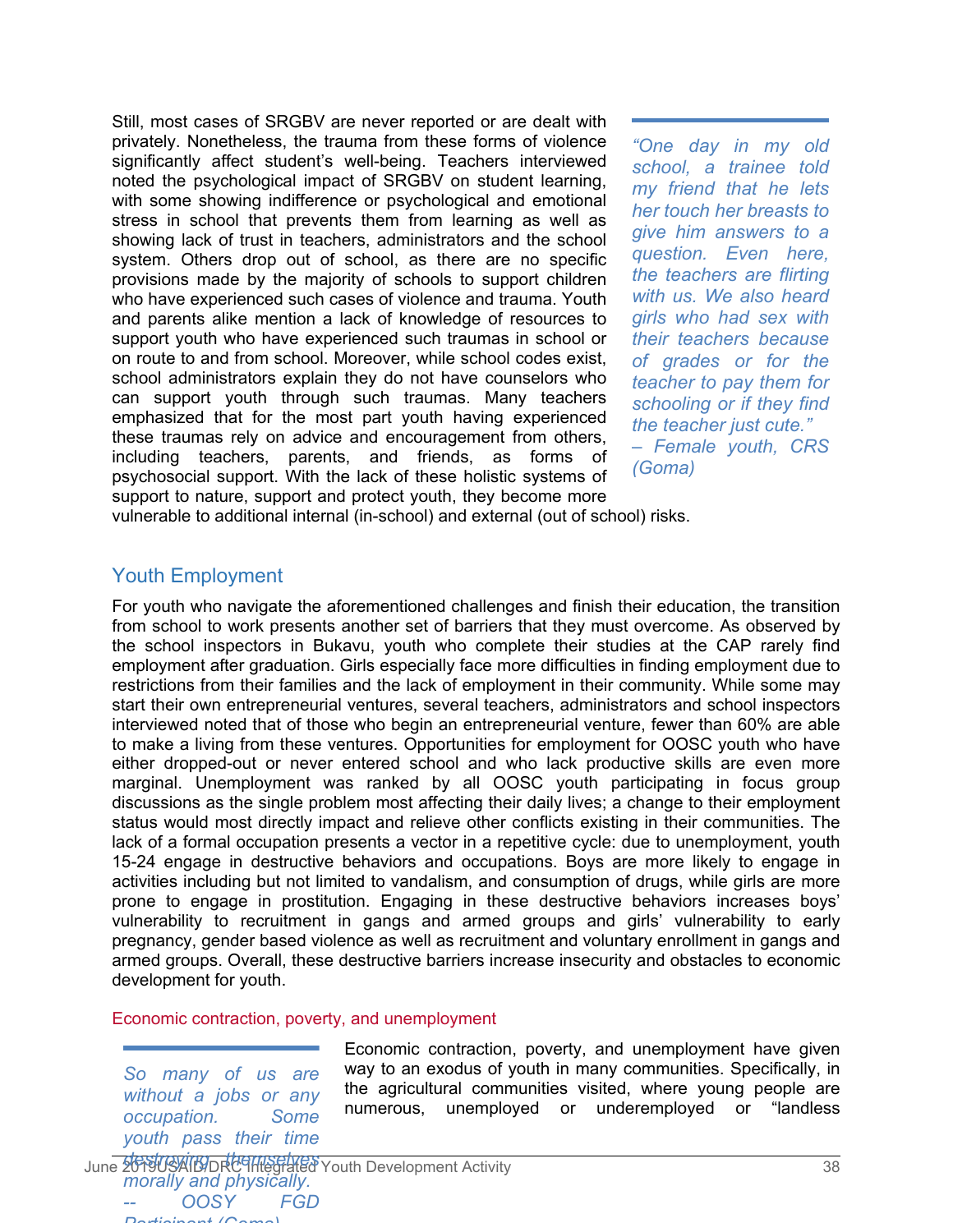Still, most cases of SRGBV are never reported or are dealt with privately. Nonetheless, the trauma from these forms of violence significantly affect student's well-being. Teachers interviewed noted the psychological impact of SRGBV on student learning, with some showing indifference or psychological and emotional stress in school that prevents them from learning as well as showing lack of trust in teachers, administrators and the school system. Others drop out of school, as there are no specific provisions made by the majority of schools to support children who have experienced such cases of violence and trauma. Youth and parents alike mention a lack of knowledge of resources to support youth who have experienced such traumas in school or on route to and from school. Moreover, while school codes exist, school administrators explain they do not have counselors who can support youth through such traumas. Many teachers emphasized that for the most part youth having experienced these traumas rely on advice and encouragement from others, including teachers, parents, and friends, as forms of psychosocial support. With the lack of these holistic systems of support to nature, support and protect youth, they become more vulnerable to additional internal (in-school) and external (out of school) risks.

> *"One day in my old school, a trainee told my friend that he lets her touch her breasts to give him answers to a question. Even here, the teachers are flirting with us. We also heard girls who had sex with their teachers because of grades or for the teacher to pay them for schooling or if they find the teacher just cute." – Female youth, CRS (Goma)*

## Youth Employment

For youth who navigate the aforementioned challenges and finish their education, the transition from school to work presents another set of barriers that they must overcome. As observed by the school inspectors in Bukavu, youth who complete their studies at the CAP rarely find employment after graduation. Girls especially face more difficulties in finding employment due to restrictions from their families and the lack of employment in their community. While some may start their own entrepreneurial ventures, several teachers, administrators and school inspectors interviewed noted that of those who begin an entrepreneurial venture, fewer than 60% are able to make a living from these ventures. Opportunities for employment for OOSC youth who have either dropped-out or never entered school and who lack productive skills are even more marginal. Unemployment was ranked by all OOSC youth participating in focus group discussions as the single problem most affecting their daily lives; a change to their employment status would most directly impact and relieve other conflicts existing in their communities. The lack of a formal occupation presents a vector in a repetitive cycle: due to unemployment, youth 15-24 engage in destructive behaviors and occupations. Boys are more likely to engage in activities including but not limited to vandalism, and consumption of drugs, while girls are more prone to engage in prostitution. Engaging in these destructive behaviors increases boys' vulnerability to recruitment in gangs and armed groups and girls' vulnerability to early pregnancy, gender based violence as well as recruitment and voluntary enrollment in gangs and armed groups. Overall, these destructive barriers increase insecurity and obstacles to economic development for youth.

### Economic contraction, poverty, and unemployment

> *So many of us are without a jobs or any occupation. Some youth pass their time destroying themselves morally and physically. -- OOSY FGD Participant (Goma)*

Economic contraction, poverty, and unemployment have given way to an exodus of youth in many communities. Specifically, in the agricultural communities visited, where young people are numerous, unemployed or underemployed or "landless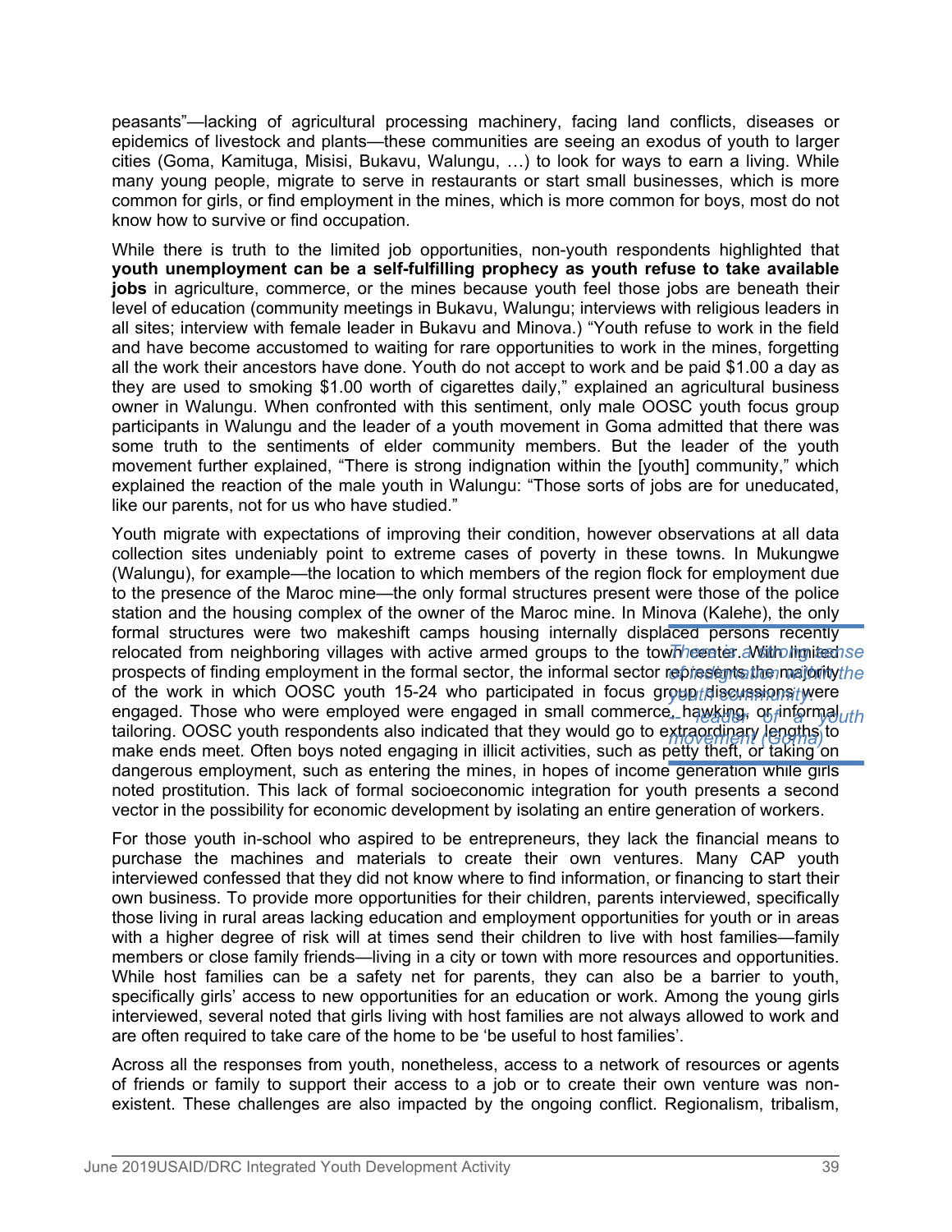peasants"—lacking of agricultural processing machinery, facing land conflicts, diseases or epidemics of livestock and plants—these communities are seeing an exodus of youth to larger cities (Goma, Kamituga, Misisi, Bukavu, Walungu, …) to look for ways to earn a living. While many young people, migrate to serve in restaurants or start small businesses, which is more common for girls, or find employment in the mines, which is more common for boys, most do not know how to survive or find occupation.

While there is truth to the limited job opportunities, non-youth respondents highlighted that **youth unemployment can be a self-fulfilling prophecy as youth refuse to take available jobs** in agriculture, commerce, or the mines because youth feel those jobs are beneath their level of education (community meetings in Bukavu, Walungu; interviews with religious leaders in all sites; interview with female leader in Bukavu and Minova.) "Youth refuse to work in the field and have become accustomed to waiting for rare opportunities to work in the mines, forgetting all the work their ancestors have done. Youth do not accept to work and be paid $1.00 a day as they are used to smoking $1.00 worth of cigarettes daily," explained an agricultural business owner in Walungu. When confronted with this sentiment, only male OOSC youth focus group participants in Walungu and the leader of a youth movement in Goma admitted that there was some truth to the sentiments of elder community members. But the leader of the youth movement further explained, "There is strong indignation within the [youth] community," which explained the reaction of the male youth in Walungu: "Those sorts of jobs are for uneducated, like our parents, not for us who have studied."

Youth migrate with expectations of improving their condition, however observations at all data collection sites undeniably point to extreme cases of poverty in these towns. In Mukungwe (Walungu), for example—the location to which members of the region flock for employment due to the presence of the Maroc mine—the only formal structures present were those of the police station and the housing complex of the owner of the Maroc mine. In Minova (Kalehe), the only formal structures were two makeshift camps housing internally displaced persons recently relocated from neighboring villages with active armed groups to the town center. With limited prospects of finding employment in the formal sector, the informal sector represents the majority of the work in which OOSC youth 15-24 who participated in focus group discussions were engaged. Those who were employed were engaged in small commerce, hawking, or informal tailoring. OOSC youth respondents also indicated that they would go to extraordinary lengths to make ends meet. Often boys noted engaging in illicit activities, such as petty theft, or taking on dangerous employment, such as entering the mines, in hopes of income generation while girls noted prostitution. This lack of formal socioeconomic integration for youth presents a second vector in the possibility for economic development by isolating an entire generation of workers.

> *There is a strong sense of indignation within the youth community*
> *– leader of a youth movement (Goma)*

For those youth in-school who aspired to be entrepreneurs, they lack the financial means to purchase the machines and materials to create their own ventures. Many CAP youth interviewed confessed that they did not know where to find information, or financing to start their own business. To provide more opportunities for their children, parents interviewed, specifically those living in rural areas lacking education and employment opportunities for youth or in areas with a higher degree of risk will at times send their children to live with host families—family members or close family friends—living in a city or town with more resources and opportunities. While host families can be a safety net for parents, they can also be a barrier to youth, specifically girls' access to new opportunities for an education or work. Among the young girls interviewed, several noted that girls living with host families are not always allowed to work and are often required to take care of the home to be 'be useful to host families'.

Across all the responses from youth, nonetheless, access to a network of resources or agents of friends or family to support their access to a job or to create their own venture was non-existent. These challenges are also impacted by the ongoing conflict. Regionalism, tribalism,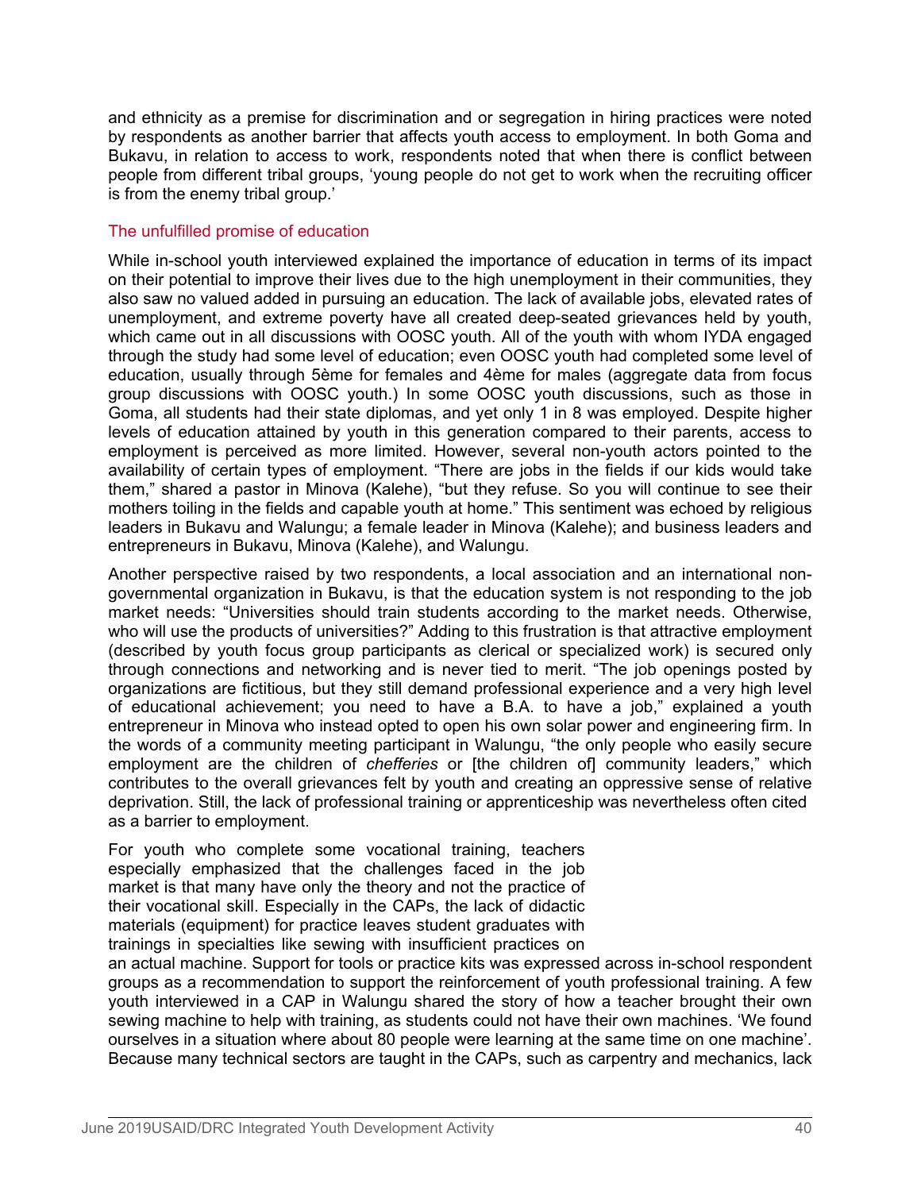and ethnicity as a premise for discrimination and or segregation in hiring practices were noted by respondents as another barrier that affects youth access to employment. In both Goma and Bukavu, in relation to access to work, respondents noted that when there is conflict between people from different tribal groups, 'young people do not get to work when the recruiting officer is from the enemy tribal group.'

### The unfulfilled promise of education

While in-school youth interviewed explained the importance of education in terms of its impact on their potential to improve their lives due to the high unemployment in their communities, they also saw no valued added in pursuing an education. The lack of available jobs, elevated rates of unemployment, and extreme poverty have all created deep-seated grievances held by youth, which came out in all discussions with OOSC youth. All of the youth with whom IYDA engaged through the study had some level of education; even OOSC youth had completed some level of education, usually through 5ème for females and 4ème for males (aggregate data from focus group discussions with OOSC youth.) In some OOSC youth discussions, such as those in Goma, all students had their state diplomas, and yet only 1 in 8 was employed. Despite higher levels of education attained by youth in this generation compared to their parents, access to employment is perceived as more limited. However, several non-youth actors pointed to the availability of certain types of employment. "There are jobs in the fields if our kids would take them," shared a pastor in Minova (Kalehe), "but they refuse. So you will continue to see their mothers toiling in the fields and capable youth at home." This sentiment was echoed by religious leaders in Bukavu and Walungu; a female leader in Minova (Kalehe); and business leaders and entrepreneurs in Bukavu, Minova (Kalehe), and Walungu.

Another perspective raised by two respondents, a local association and an international non-governmental organization in Bukavu, is that the education system is not responding to the job market needs: "Universities should train students according to the market needs. Otherwise, who will use the products of universities?" Adding to this frustration is that attractive employment (described by youth focus group participants as clerical or specialized work) is secured only through connections and networking and is never tied to merit. "The job openings posted by organizations are fictitious, but they still demand professional experience and a very high level of educational achievement; you need to have a B.A. to have a job," explained a youth entrepreneur in Minova who instead opted to open his own solar power and engineering firm. In the words of a community meeting participant in Walungu, "the only people who easily secure employment are the children of *chefferies* or [the children of] community leaders," which contributes to the overall grievances felt by youth and creating an oppressive sense of relative deprivation. Still, the lack of professional training or apprenticeship was nevertheless often cited as a barrier to employment.

For youth who complete some vocational training, teachers especially emphasized that the challenges faced in the job market is that many have only the theory and not the practice of their vocational skill. Especially in the CAPs, the lack of didactic materials (equipment) for practice leaves student graduates with trainings in specialties like sewing with insufficient practices on an actual machine. Support for tools or practice kits was expressed across in-school respondent groups as a recommendation to support the reinforcement of youth professional training. A few youth interviewed in a CAP in Walungu shared the story of how a teacher brought their own sewing machine to help with training, as students could not have their own machines. 'We found ourselves in a situation where about 80 people were learning at the same time on one machine'. Because many technical sectors are taught in the CAPs, such as carpentry and mechanics, lack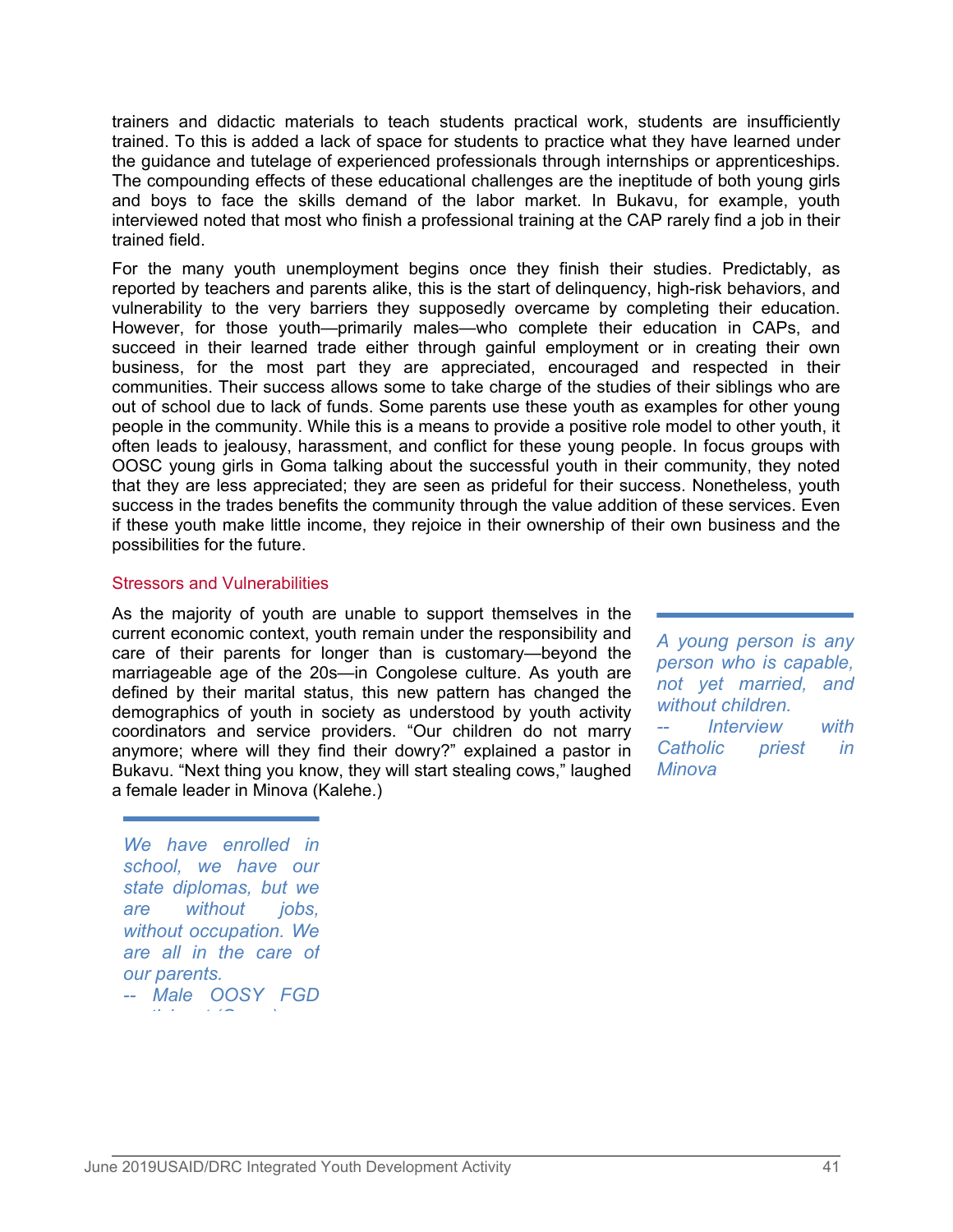trainers and didactic materials to teach students practical work, students are insufficiently trained. To this is added a lack of space for students to practice what they have learned under the guidance and tutelage of experienced professionals through internships or apprenticeships. The compounding effects of these educational challenges are the ineptitude of both young girls and boys to face the skills demand of the labor market. In Bukavu, for example, youth interviewed noted that most who finish a professional training at the CAP rarely find a job in their trained field.

For the many youth unemployment begins once they finish their studies. Predictably, as reported by teachers and parents alike, this is the start of delinquency, high-risk behaviors, and vulnerability to the very barriers they supposedly overcame by completing their education. However, for those youth—primarily males—who complete their education in CAPs, and succeed in their learned trade either through gainful employment or in creating their own business, for the most part they are appreciated, encouraged and respected in their communities. Their success allows some to take charge of the studies of their siblings who are out of school due to lack of funds. Some parents use these youth as examples for other young people in the community. While this is a means to provide a positive role model to other youth, it often leads to jealousy, harassment, and conflict for these young people. In focus groups with OOSC young girls in Goma talking about the successful youth in their community, they noted that they are less appreciated; they are seen as prideful for their success. Nonetheless, youth success in the trades benefits the community through the value addition of these services. Even if these youth make little income, they rejoice in their ownership of their own business and the possibilities for the future.

### Stressors and Vulnerabilities

As the majority of youth are unable to support themselves in the current economic context, youth remain under the responsibility and care of their parents for longer than is customary—beyond the marriageable age of the 20s—in Congolese culture. As youth are defined by their marital status, this new pattern has changed the demographics of youth in society as understood by youth activity coordinators and service providers. "Our children do not marry anymore; where will they find their dowry?" explained a pastor in Bukavu. "Next thing you know, they will start stealing cows," laughed a female leader in Minova (Kalehe.)

> *A young person is any person who is capable, not yet married, and without children.*
> *-- Interview with Catholic priest in Minova*

> *We have enrolled in school, we have our state diplomas, but we are without jobs, without occupation. We are all in the care of our parents.*
> *-- Male OOSY FGD*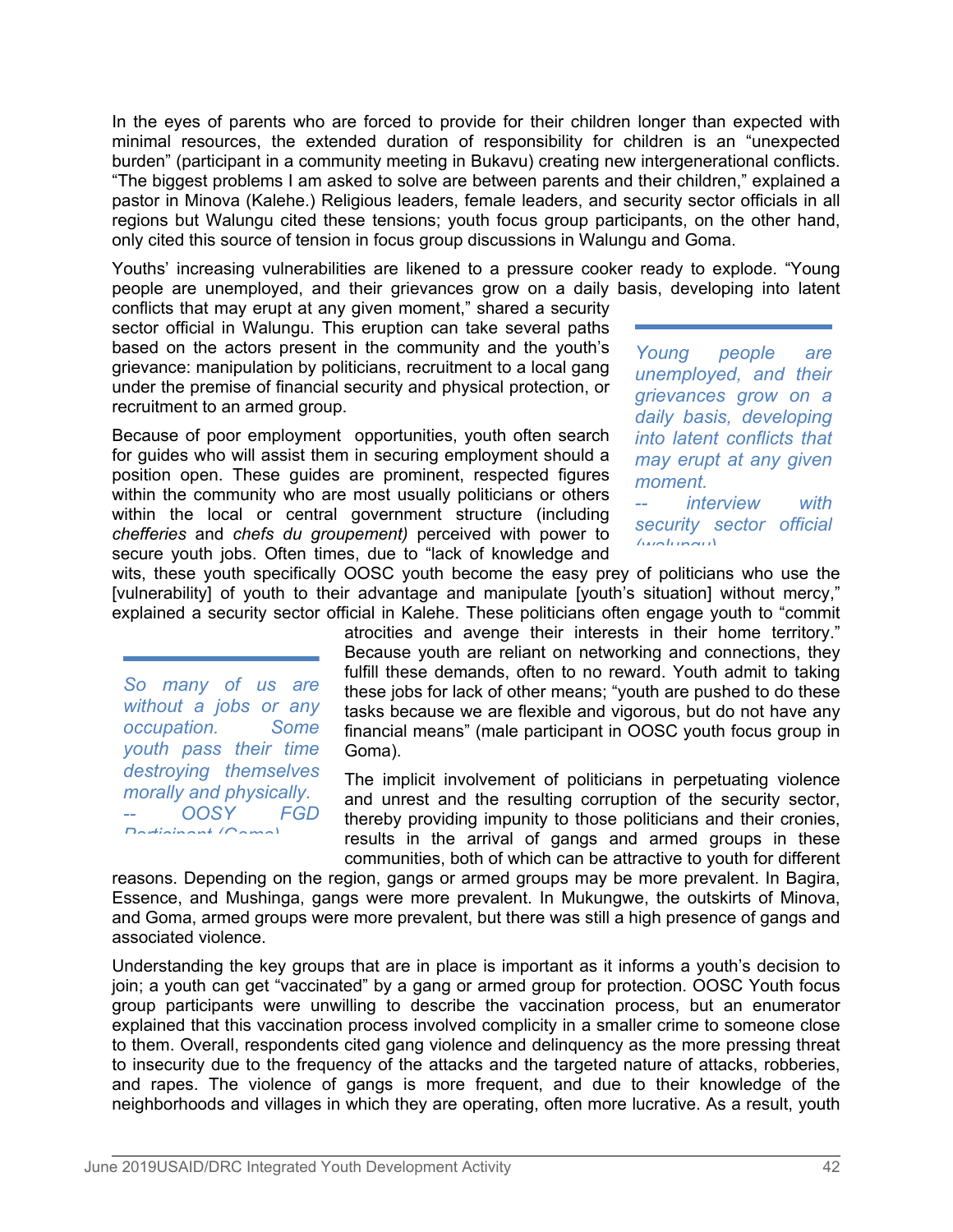In the eyes of parents who are forced to provide for their children longer than expected with minimal resources, the extended duration of responsibility for children is an "unexpected burden" (participant in a community meeting in Bukavu) creating new intergenerational conflicts. "The biggest problems I am asked to solve are between parents and their children," explained a pastor in Minova (Kalehe.) Religious leaders, female leaders, and security sector officials in all regions but Walungu cited these tensions; youth focus group participants, on the other hand, only cited this source of tension in focus group discussions in Walungu and Goma.

Youths' increasing vulnerabilities are likened to a pressure cooker ready to explode. "Young people are unemployed, and their grievances grow on a daily basis, developing into latent conflicts that may erupt at any given moment," shared a security sector official in Walungu. This eruption can take several paths based on the actors present in the community and the youth's grievance: manipulation by politicians, recruitment to a local gang under the premise of financial security and physical protection, or recruitment to an armed group.

> *Young people are unemployed, and their grievances grow on a daily basis, developing into latent conflicts that may erupt at any given moment.*
> *-- interview with security sector official (walungu)*

Because of poor employment opportunities, youth often search for guides who will assist them in securing employment should a position open. These guides are prominent, respected figures within the community who are most usually politicians or others within the local or central government structure (including *chefferies* and *chefs du groupement)* perceived with power to secure youth jobs. Often times, due to "lack of knowledge and wits, these youth specifically OOSC youth become the easy prey of politicians who use the [vulnerability] of youth to their advantage and manipulate [youth's situation] without mercy," explained a security sector official in Kalehe. These politicians often engage youth to "commit atrocities and avenge their interests in their home territory." Because youth are reliant on networking and connections, they fulfill these demands, often to no reward. Youth admit to taking these jobs for lack of other means; "youth are pushed to do these tasks because we are flexible and vigorous, but do not have any financial means" (male participant in OOSC youth focus group in Goma).

> *So many of us are without a jobs or any occupation. Some youth pass their time destroying themselves morally and physically.*
> *-- OOSY FGD Participant (Goma)*

The implicit involvement of politicians in perpetuating violence and unrest and the resulting corruption of the security sector, thereby providing impunity to those politicians and their cronies, results in the arrival of gangs and armed groups in these communities, both of which can be attractive to youth for different reasons. Depending on the region, gangs or armed groups may be more prevalent. In Bagira, Essence, and Mushinga, gangs were more prevalent. In Mukungwe, the outskirts of Minova, and Goma, armed groups were more prevalent, but there was still a high presence of gangs and associated violence.

Understanding the key groups that are in place is important as it informs a youth's decision to join; a youth can get "vaccinated" by a gang or armed group for protection. OOSC Youth focus group participants were unwilling to describe the vaccination process, but an enumerator explained that this vaccination process involved complicity in a smaller crime to someone close to them. Overall, respondents cited gang violence and delinquency as the more pressing threat to insecurity due to the frequency of the attacks and the targeted nature of attacks, robberies, and rapes. The violence of gangs is more frequent, and due to their knowledge of the neighborhoods and villages in which they are operating, often more lucrative. As a result, youth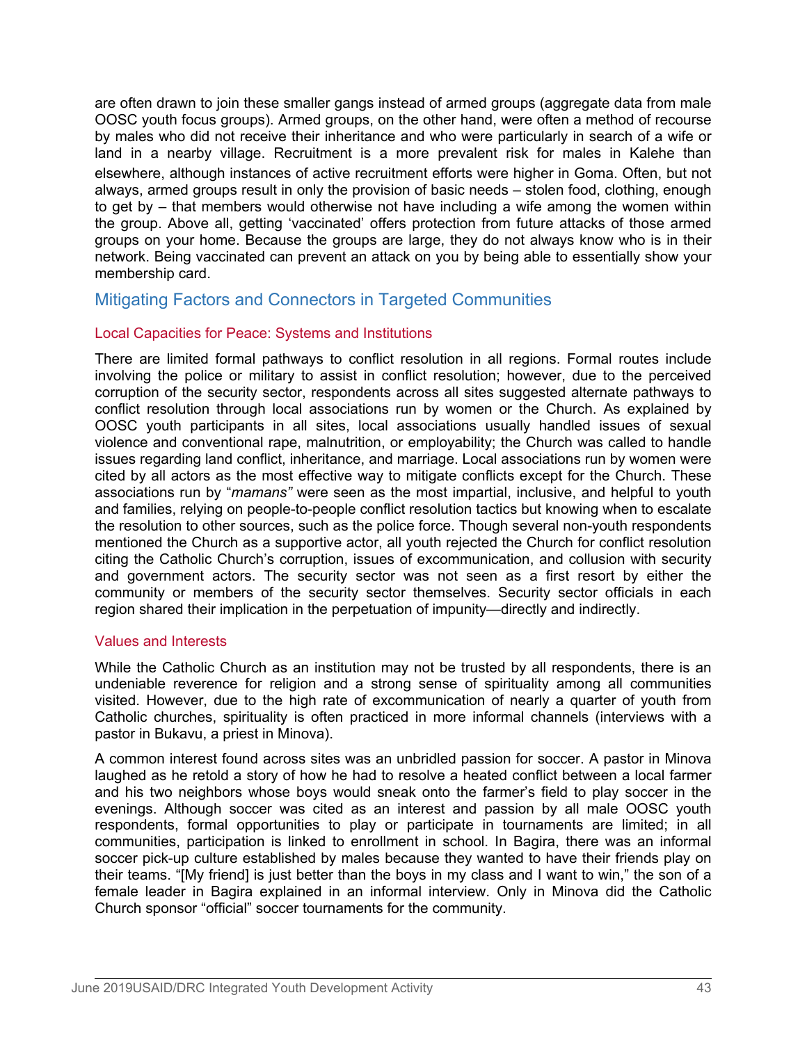are often drawn to join these smaller gangs instead of armed groups (aggregate data from male OOSC youth focus groups). Armed groups, on the other hand, were often a method of recourse by males who did not receive their inheritance and who were particularly in search of a wife or land in a nearby village. Recruitment is a more prevalent risk for males in Kalehe than elsewhere, although instances of active recruitment efforts were higher in Goma. Often, but not always, armed groups result in only the provision of basic needs – stolen food, clothing, enough to get by – that members would otherwise not have including a wife among the women within the group. Above all, getting 'vaccinated' offers protection from future attacks of those armed groups on your home. Because the groups are large, they do not always know who is in their network. Being vaccinated can prevent an attack on you by being able to essentially show your membership card.

## Mitigating Factors and Connectors in Targeted Communities

### Local Capacities for Peace: Systems and Institutions

There are limited formal pathways to conflict resolution in all regions. Formal routes include involving the police or military to assist in conflict resolution; however, due to the perceived corruption of the security sector, respondents across all sites suggested alternate pathways to conflict resolution through local associations run by women or the Church. As explained by OOSC youth participants in all sites, local associations usually handled issues of sexual violence and conventional rape, malnutrition, or employability; the Church was called to handle issues regarding land conflict, inheritance, and marriage. Local associations run by women were cited by all actors as the most effective way to mitigate conflicts except for the Church. These associations run by "*mamans"* were seen as the most impartial, inclusive, and helpful to youth and families, relying on people-to-people conflict resolution tactics but knowing when to escalate the resolution to other sources, such as the police force. Though several non-youth respondents mentioned the Church as a supportive actor, all youth rejected the Church for conflict resolution citing the Catholic Church's corruption, issues of excommunication, and collusion with security and government actors. The security sector was not seen as a first resort by either the community or members of the security sector themselves. Security sector officials in each region shared their implication in the perpetuation of impunity—directly and indirectly.

### Values and Interests

While the Catholic Church as an institution may not be trusted by all respondents, there is an undeniable reverence for religion and a strong sense of spirituality among all communities visited. However, due to the high rate of excommunication of nearly a quarter of youth from Catholic churches, spirituality is often practiced in more informal channels (interviews with a pastor in Bukavu, a priest in Minova).

A common interest found across sites was an unbridled passion for soccer. A pastor in Minova laughed as he retold a story of how he had to resolve a heated conflict between a local farmer and his two neighbors whose boys would sneak onto the farmer's field to play soccer in the evenings. Although soccer was cited as an interest and passion by all male OOSC youth respondents, formal opportunities to play or participate in tournaments are limited; in all communities, participation is linked to enrollment in school. In Bagira, there was an informal soccer pick-up culture established by males because they wanted to have their friends play on their teams. "[My friend] is just better than the boys in my class and I want to win," the son of a female leader in Bagira explained in an informal interview. Only in Minova did the Catholic Church sponsor "official" soccer tournaments for the community.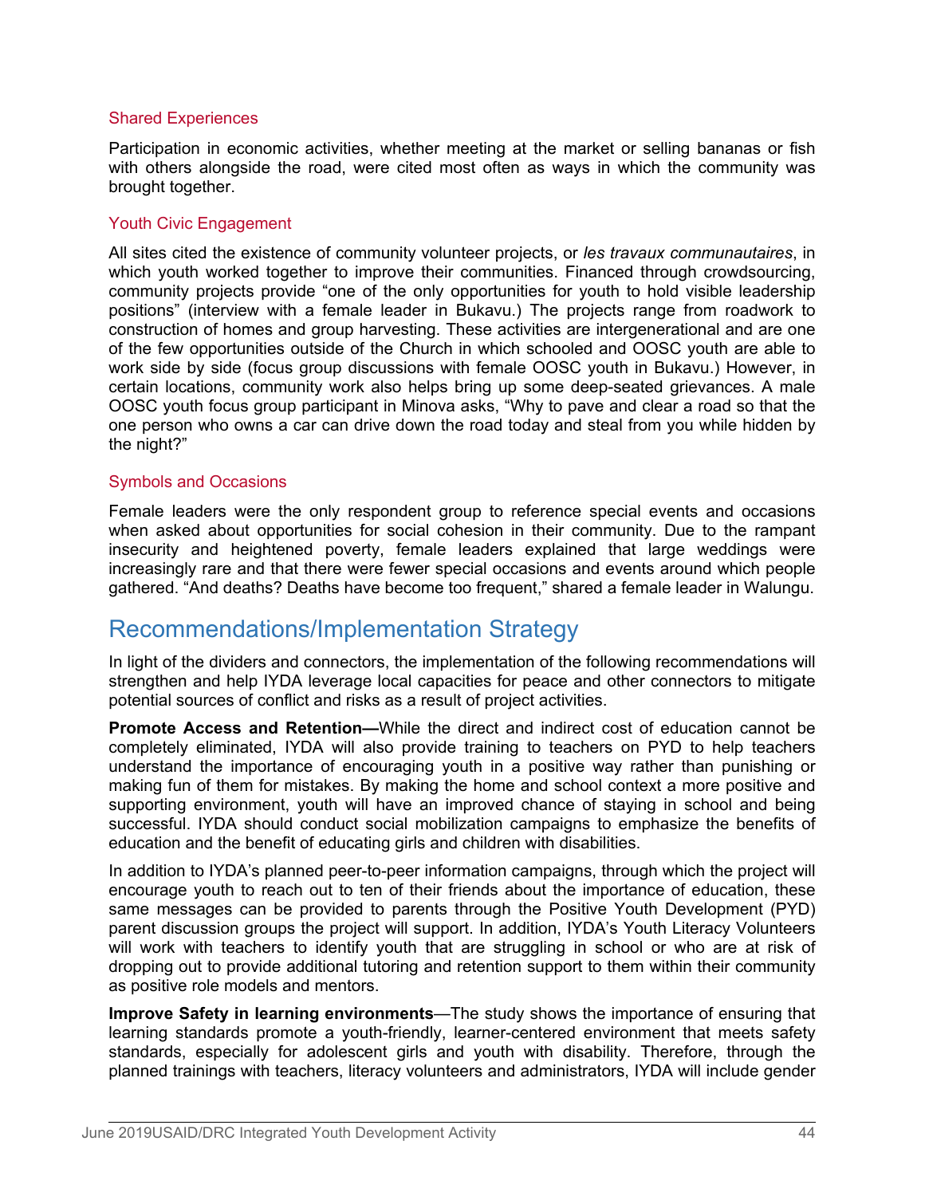### Shared Experiences

Participation in economic activities, whether meeting at the market or selling bananas or fish with others alongside the road, were cited most often as ways in which the community was brought together.

### Youth Civic Engagement

All sites cited the existence of community volunteer projects, or *les travaux communautaires*, in which youth worked together to improve their communities. Financed through crowdsourcing, community projects provide "one of the only opportunities for youth to hold visible leadership positions" (interview with a female leader in Bukavu.) The projects range from roadwork to construction of homes and group harvesting. These activities are intergenerational and are one of the few opportunities outside of the Church in which schooled and OOSC youth are able to work side by side (focus group discussions with female OOSC youth in Bukavu.) However, in certain locations, community work also helps bring up some deep-seated grievances. A male OOSC youth focus group participant in Minova asks, "Why to pave and clear a road so that the one person who owns a car can drive down the road today and steal from you while hidden by the night?"

### Symbols and Occasions

Female leaders were the only respondent group to reference special events and occasions when asked about opportunities for social cohesion in their community. Due to the rampant insecurity and heightened poverty, female leaders explained that large weddings were increasingly rare and that there were fewer special occasions and events around which people gathered. "And deaths? Deaths have become too frequent," shared a female leader in Walungu.

## Recommendations/Implementation Strategy

In light of the dividers and connectors, the implementation of the following recommendations will strengthen and help IYDA leverage local capacities for peace and other connectors to mitigate potential sources of conflict and risks as a result of project activities.

**Promote Access and Retention—**While the direct and indirect cost of education cannot be completely eliminated, IYDA will also provide training to teachers on PYD to help teachers understand the importance of encouraging youth in a positive way rather than punishing or making fun of them for mistakes. By making the home and school context a more positive and supporting environment, youth will have an improved chance of staying in school and being successful. IYDA should conduct social mobilization campaigns to emphasize the benefits of education and the benefit of educating girls and children with disabilities.

In addition to IYDA's planned peer-to-peer information campaigns, through which the project will encourage youth to reach out to ten of their friends about the importance of education, these same messages can be provided to parents through the Positive Youth Development (PYD) parent discussion groups the project will support. In addition, IYDA's Youth Literacy Volunteers will work with teachers to identify youth that are struggling in school or who are at risk of dropping out to provide additional tutoring and retention support to them within their community as positive role models and mentors.

**Improve Safety in learning environments**—The study shows the importance of ensuring that learning standards promote a youth-friendly, learner-centered environment that meets safety standards, especially for adolescent girls and youth with disability. Therefore, through the planned trainings with teachers, literacy volunteers and administrators, IYDA will include gender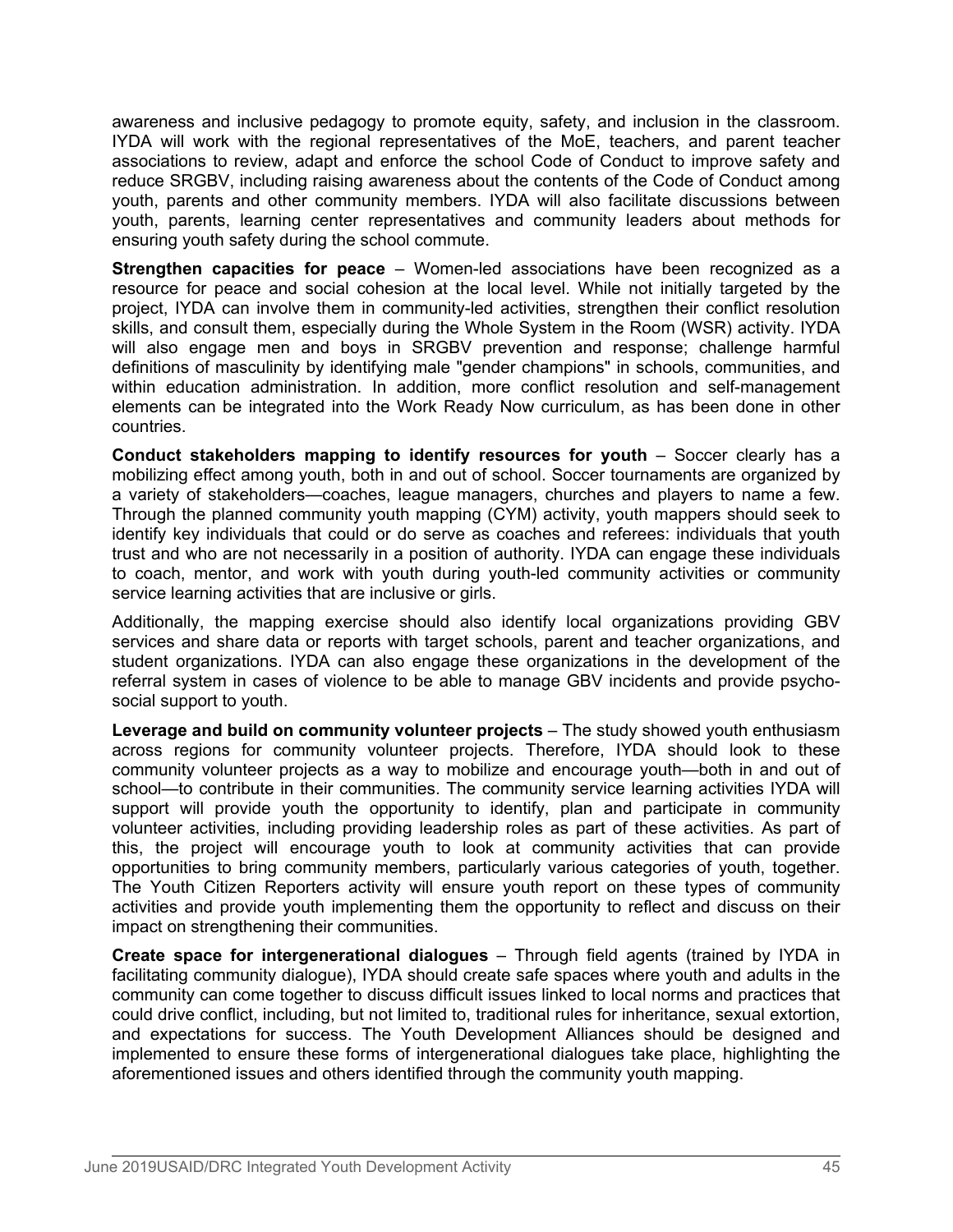awareness and inclusive pedagogy to promote equity, safety, and inclusion in the classroom. IYDA will work with the regional representatives of the MoE, teachers, and parent teacher associations to review, adapt and enforce the school Code of Conduct to improve safety and reduce SRGBV, including raising awareness about the contents of the Code of Conduct among youth, parents and other community members. IYDA will also facilitate discussions between youth, parents, learning center representatives and community leaders about methods for ensuring youth safety during the school commute.

**Strengthen capacities for peace** – Women-led associations have been recognized as a resource for peace and social cohesion at the local level. While not initially targeted by the project, IYDA can involve them in community-led activities, strengthen their conflict resolution skills, and consult them, especially during the Whole System in the Room (WSR) activity. IYDA will also engage men and boys in SRGBV prevention and response; challenge harmful definitions of masculinity by identifying male "gender champions" in schools, communities, and within education administration. In addition, more conflict resolution and self-management elements can be integrated into the Work Ready Now curriculum, as has been done in other countries.

**Conduct stakeholders mapping to identify resources for youth** – Soccer clearly has a mobilizing effect among youth, both in and out of school. Soccer tournaments are organized by a variety of stakeholders—coaches, league managers, churches and players to name a few. Through the planned community youth mapping (CYM) activity, youth mappers should seek to identify key individuals that could or do serve as coaches and referees: individuals that youth trust and who are not necessarily in a position of authority. IYDA can engage these individuals to coach, mentor, and work with youth during youth-led community activities or community service learning activities that are inclusive or girls.

Additionally, the mapping exercise should also identify local organizations providing GBV services and share data or reports with target schools, parent and teacher organizations, and student organizations. IYDA can also engage these organizations in the development of the referral system in cases of violence to be able to manage GBV incidents and provide psycho-social support to youth.

**Leverage and build on community volunteer projects** – The study showed youth enthusiasm across regions for community volunteer projects. Therefore, IYDA should look to these community volunteer projects as a way to mobilize and encourage youth—both in and out of school—to contribute in their communities. The community service learning activities IYDA will support will provide youth the opportunity to identify, plan and participate in community volunteer activities, including providing leadership roles as part of these activities. As part of this, the project will encourage youth to look at community activities that can provide opportunities to bring community members, particularly various categories of youth, together. The Youth Citizen Reporters activity will ensure youth report on these types of community activities and provide youth implementing them the opportunity to reflect and discuss on their impact on strengthening their communities.

**Create space for intergenerational dialogues** – Through field agents (trained by IYDA in facilitating community dialogue), IYDA should create safe spaces where youth and adults in the community can come together to discuss difficult issues linked to local norms and practices that could drive conflict, including, but not limited to, traditional rules for inheritance, sexual extortion, and expectations for success. The Youth Development Alliances should be designed and implemented to ensure these forms of intergenerational dialogues take place, highlighting the aforementioned issues and others identified through the community youth mapping.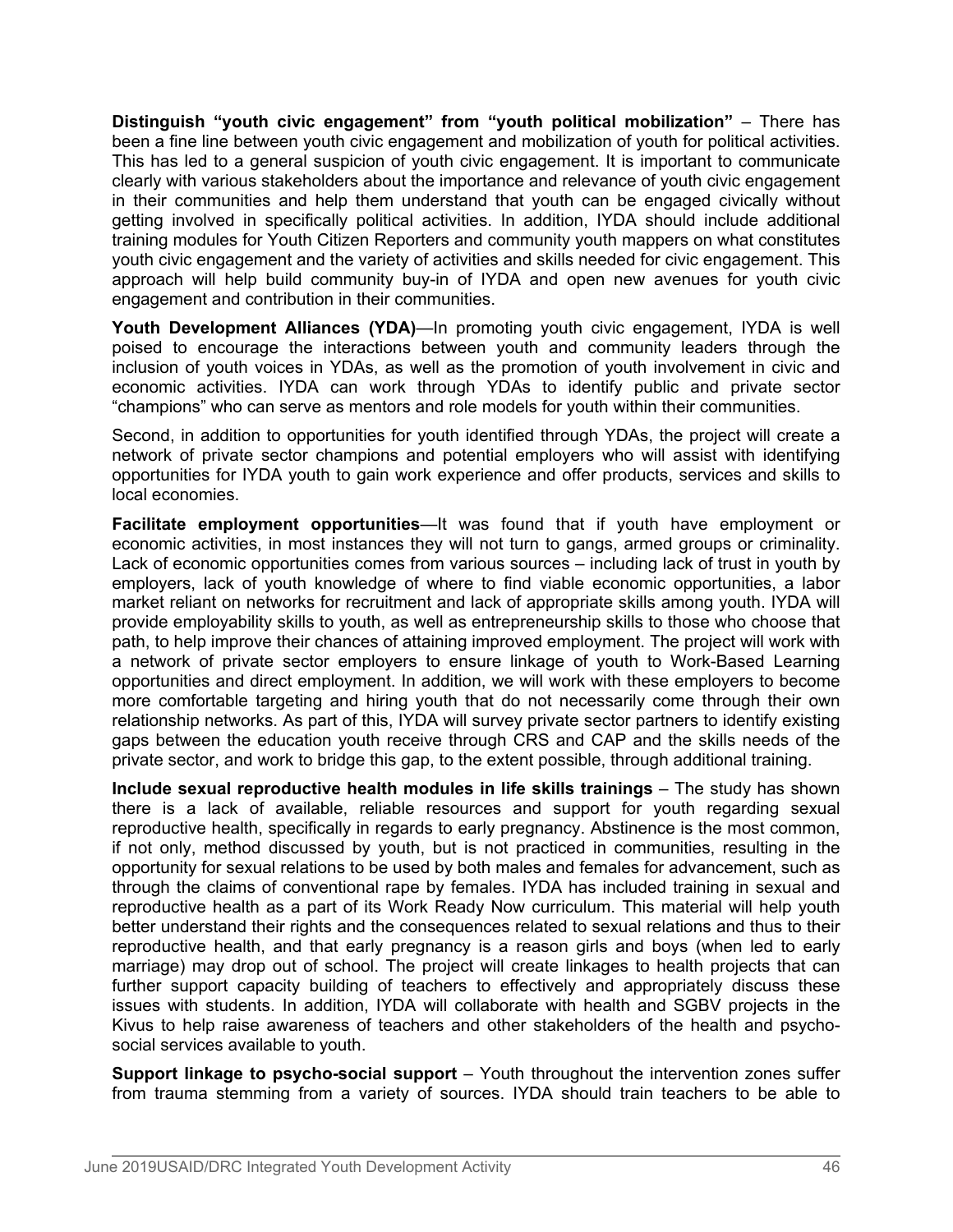**Distinguish "youth civic engagement" from "youth political mobilization"** – There has been a fine line between youth civic engagement and mobilization of youth for political activities. This has led to a general suspicion of youth civic engagement. It is important to communicate clearly with various stakeholders about the importance and relevance of youth civic engagement in their communities and help them understand that youth can be engaged civically without getting involved in specifically political activities. In addition, IYDA should include additional training modules for Youth Citizen Reporters and community youth mappers on what constitutes youth civic engagement and the variety of activities and skills needed for civic engagement. This approach will help build community buy-in of IYDA and open new avenues for youth civic engagement and contribution in their communities.

**Youth Development Alliances (YDA)**—In promoting youth civic engagement, IYDA is well poised to encourage the interactions between youth and community leaders through the inclusion of youth voices in YDAs, as well as the promotion of youth involvement in civic and economic activities. IYDA can work through YDAs to identify public and private sector "champions" who can serve as mentors and role models for youth within their communities.

Second, in addition to opportunities for youth identified through YDAs, the project will create a network of private sector champions and potential employers who will assist with identifying opportunities for IYDA youth to gain work experience and offer products, services and skills to local economies.

**Facilitate employment opportunities**—It was found that if youth have employment or economic activities, in most instances they will not turn to gangs, armed groups or criminality. Lack of economic opportunities comes from various sources – including lack of trust in youth by employers, lack of youth knowledge of where to find viable economic opportunities, a labor market reliant on networks for recruitment and lack of appropriate skills among youth. IYDA will provide employability skills to youth, as well as entrepreneurship skills to those who choose that path, to help improve their chances of attaining improved employment. The project will work with a network of private sector employers to ensure linkage of youth to Work-Based Learning opportunities and direct employment. In addition, we will work with these employers to become more comfortable targeting and hiring youth that do not necessarily come through their own relationship networks. As part of this, IYDA will survey private sector partners to identify existing gaps between the education youth receive through CRS and CAP and the skills needs of the private sector, and work to bridge this gap, to the extent possible, through additional training.

**Include sexual reproductive health modules in life skills trainings** – The study has shown there is a lack of available, reliable resources and support for youth regarding sexual reproductive health, specifically in regards to early pregnancy. Abstinence is the most common, if not only, method discussed by youth, but is not practiced in communities, resulting in the opportunity for sexual relations to be used by both males and females for advancement, such as through the claims of conventional rape by females. IYDA has included training in sexual and reproductive health as a part of its Work Ready Now curriculum. This material will help youth better understand their rights and the consequences related to sexual relations and thus to their reproductive health, and that early pregnancy is a reason girls and boys (when led to early marriage) may drop out of school. The project will create linkages to health projects that can further support capacity building of teachers to effectively and appropriately discuss these issues with students. In addition, IYDA will collaborate with health and SGBV projects in the Kivus to help raise awareness of teachers and other stakeholders of the health and psycho-social services available to youth.

**Support linkage to psycho-social support** – Youth throughout the intervention zones suffer from trauma stemming from a variety of sources. IYDA should train teachers to be able to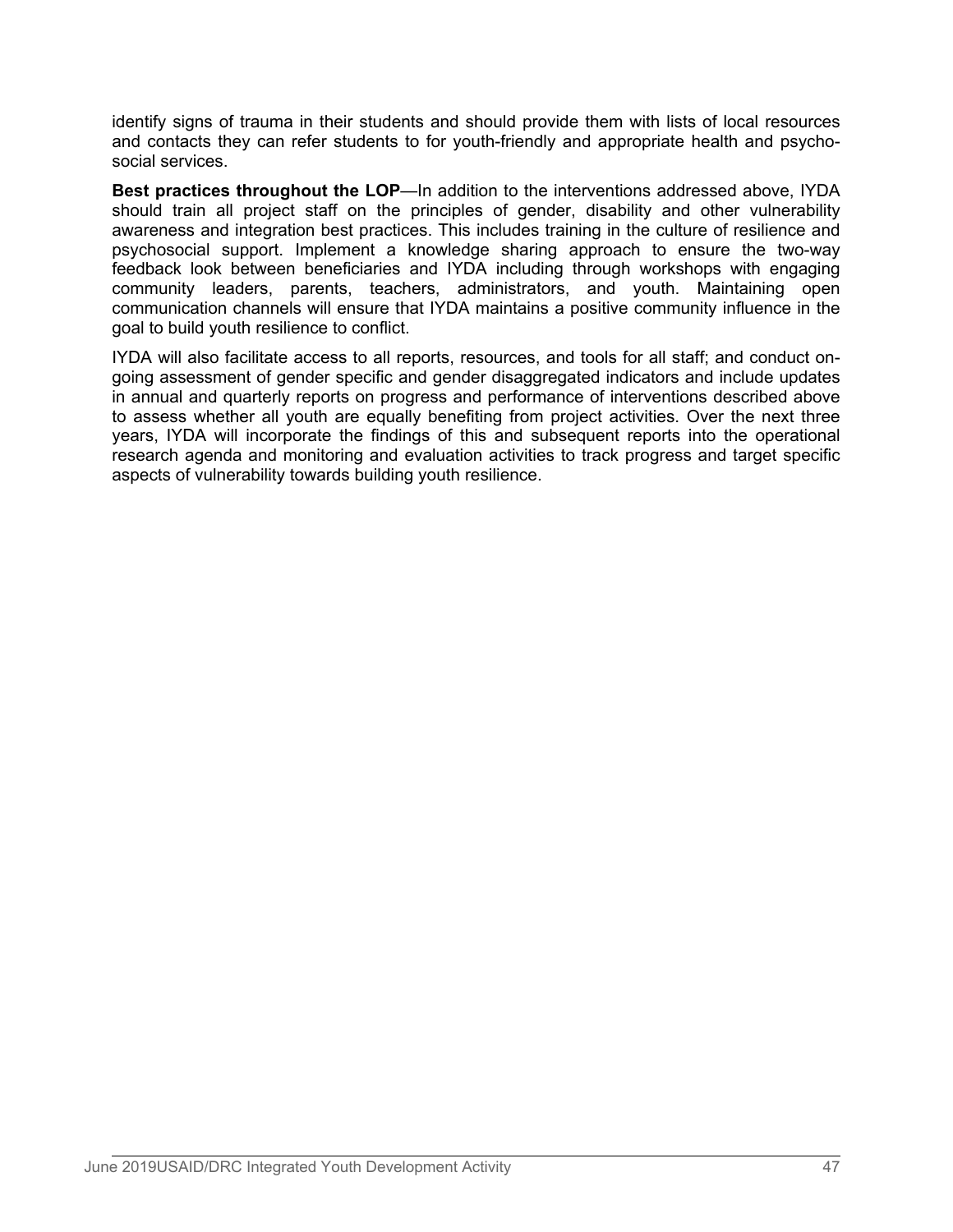identify signs of trauma in their students and should provide them with lists of local resources and contacts they can refer students to for youth-friendly and appropriate health and psycho-social services.

**Best practices throughout the LOP**—In addition to the interventions addressed above, IYDA should train all project staff on the principles of gender, disability and other vulnerability awareness and integration best practices. This includes training in the culture of resilience and psychosocial support. Implement a knowledge sharing approach to ensure the two-way feedback look between beneficiaries and IYDA including through workshops with engaging community leaders, parents, teachers, administrators, and youth. Maintaining open communication channels will ensure that IYDA maintains a positive community influence in the goal to build youth resilience to conflict.

IYDA will also facilitate access to all reports, resources, and tools for all staff; and conduct on-going assessment of gender specific and gender disaggregated indicators and include updates in annual and quarterly reports on progress and performance of interventions described above to assess whether all youth are equally benefiting from project activities. Over the next three years, IYDA will incorporate the findings of this and subsequent reports into the operational research agenda and monitoring and evaluation activities to track progress and target specific aspects of vulnerability towards building youth resilience.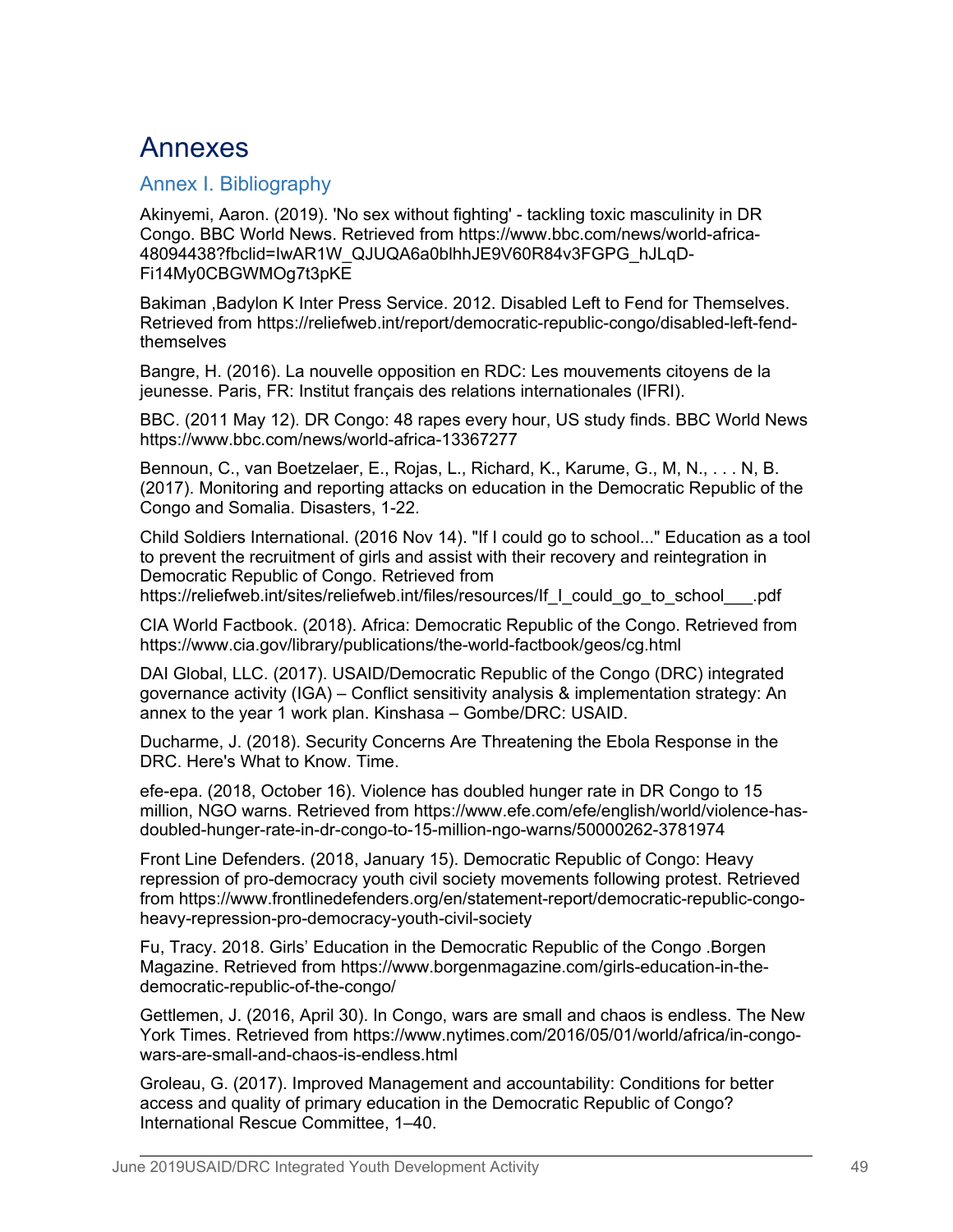# Annexes

## Annex I. Bibliography

Akinyemi, Aaron. (2019). 'No sex without fighting' - tackling toxic masculinity in DR Congo. BBC World News. Retrieved from https://www.bbc.com/news/world-africa-48094438?fbclid=IwAR1W_QJUQA6a0blhhJE9V60R84v3FGPG_hJLqD-Fi14My0CBGWMOg7t3pKE

Bakiman ,Badylon K Inter Press Service. 2012. Disabled Left to Fend for Themselves. Retrieved from https://reliefweb.int/report/democratic-republic-congo/disabled-left-fend-themselves

Bangre, H. (2016). La nouvelle opposition en RDC: Les mouvements citoyens de la jeunesse. Paris, FR: Institut français des relations internationales (IFRI).

BBC. (2011 May 12). DR Congo: 48 rapes every hour, US study finds. BBC World News https://www.bbc.com/news/world-africa-13367277

Bennoun, C., van Boetzelaer, E., Rojas, L., Richard, K., Karume, G., M, N., . . . N, B. (2017). Monitoring and reporting attacks on education in the Democratic Republic of the Congo and Somalia. Disasters, 1-22.

Child Soldiers International. (2016 Nov 14). "If I could go to school..." Education as a tool to prevent the recruitment of girls and assist with their recovery and reintegration in Democratic Republic of Congo. Retrieved from https://reliefweb.int/sites/reliefweb.int/files/resources/If_I_could_go_to_school___.pdf

CIA World Factbook. (2018). Africa: Democratic Republic of the Congo. Retrieved from https://www.cia.gov/library/publications/the-world-factbook/geos/cg.html

DAI Global, LLC. (2017). USAID/Democratic Republic of the Congo (DRC) integrated governance activity (IGA) – Conflict sensitivity analysis & implementation strategy: An annex to the year 1 work plan. Kinshasa – Gombe/DRC: USAID.

Ducharme, J. (2018). Security Concerns Are Threatening the Ebola Response in the DRC. Here's What to Know. Time.

efe-epa. (2018, October 16). Violence has doubled hunger rate in DR Congo to 15 million, NGO warns. Retrieved from https://www.efe.com/efe/english/world/violence-has-doubled-hunger-rate-in-dr-congo-to-15-million-ngo-warns/50000262-3781974

Front Line Defenders. (2018, January 15). Democratic Republic of Congo: Heavy repression of pro-democracy youth civil society movements following protest. Retrieved from https://www.frontlinedefenders.org/en/statement-report/democratic-republic-congo-heavy-repression-pro-democracy-youth-civil-society

Fu, Tracy. 2018. Girls' Education in the Democratic Republic of the Congo .Borgen Magazine. Retrieved from https://www.borgenmagazine.com/girls-education-in-the-democratic-republic-of-the-congo/

Gettlemen, J. (2016, April 30). In Congo, wars are small and chaos is endless. The New York Times. Retrieved from https://www.nytimes.com/2016/05/01/world/africa/in-congo-wars-are-small-and-chaos-is-endless.html

Groleau, G. (2017). Improved Management and accountability: Conditions for better access and quality of primary education in the Democratic Republic of Congo? International Rescue Committee, 1–40.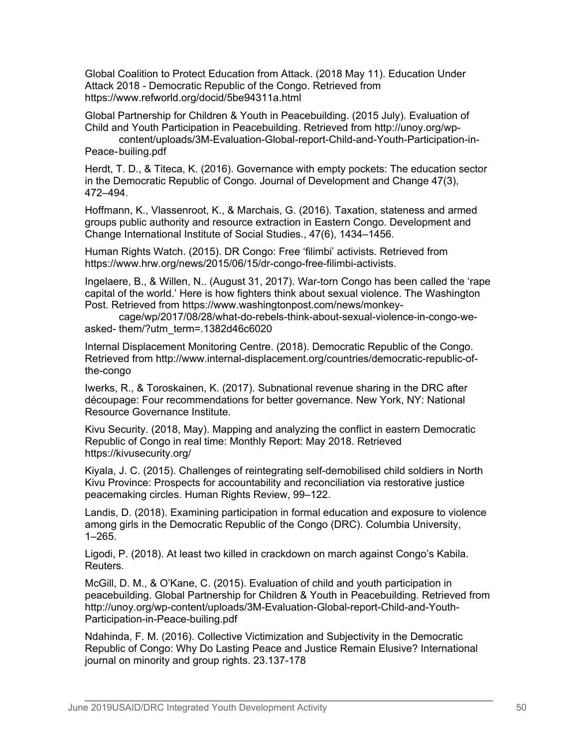Global Coalition to Protect Education from Attack. (2018 May 11). Education Under Attack 2018 - Democratic Republic of the Congo. Retrieved from https://www.refworld.org/docid/5be94311a.html

Global Partnership for Children & Youth in Peacebuilding. (2015 July). Evaluation of Child and Youth Participation in Peacebuilding. Retrieved from http://unoy.org/wp-content/uploads/3M-Evaluation-Global-report-Child-and-Youth-Participation-in-Peace-builing.pdf

Herdt, T. D., & Titeca, K. (2016). Governance with empty pockets: The education sector in the Democratic Republic of Congo. Journal of Development and Change 47(3), 472–494.

Hoffmann, K., Vlassenroot, K., & Marchais, G. (2016). Taxation, stateness and armed groups public authority and resource extraction in Eastern Congo. Development and Change International Institute of Social Studies., 47(6), 1434–1456.

Human Rights Watch. (2015). DR Congo: Free 'filimbi' activists. Retrieved from https://www.hrw.org/news/2015/06/15/dr-congo-free-filimbi-activists.

Ingelaere, B., & Willen, N.. (August 31, 2017). War-torn Congo has been called the 'rape capital of the world.' Here is how fighters think about sexual violence. The Washington Post. Retrieved from https://www.washingtonpost.com/news/monkey-cage/wp/2017/08/28/what-do-rebels-think-about-sexual-violence-in-congo-we-asked- them/?utm_term=.1382d46c6020

Internal Displacement Monitoring Centre. (2018). Democratic Republic of the Congo. Retrieved from http://www.internal-displacement.org/countries/democratic-republic-of-the-congo

Iwerks, R., & Toroskainen, K. (2017). Subnational revenue sharing in the DRC after découpage: Four recommendations for better governance. New York, NY: National Resource Governance Institute.

Kivu Security. (2018, May). Mapping and analyzing the conflict in eastern Democratic Republic of Congo in real time: Monthly Report: May 2018. Retrieved https://kivusecurity.org/

Kiyala, J. C. (2015). Challenges of reintegrating self-demobilised child soldiers in North Kivu Province: Prospects for accountability and reconciliation via restorative justice peacemaking circles. Human Rights Review, 99–122.

Landis, D. (2018). Examining participation in formal education and exposure to violence among girls in the Democratic Republic of the Congo (DRC). Columbia University, 1–265.

Ligodi, P. (2018). At least two killed in crackdown on march against Congo's Kabila. Reuters.

McGill, D. M., & O'Kane, C. (2015). Evaluation of child and youth participation in peacebuilding. Global Partnership for Children & Youth in Peacebuilding. Retrieved from http://unoy.org/wp-content/uploads/3M-Evaluation-Global-report-Child-and-Youth-Participation-in-Peace-builing.pdf

Ndahinda, F. M. (2016). Collective Victimization and Subjectivity in the Democratic Republic of Congo: Why Do Lasting Peace and Justice Remain Elusive? International journal on minority and group rights. 23.137-178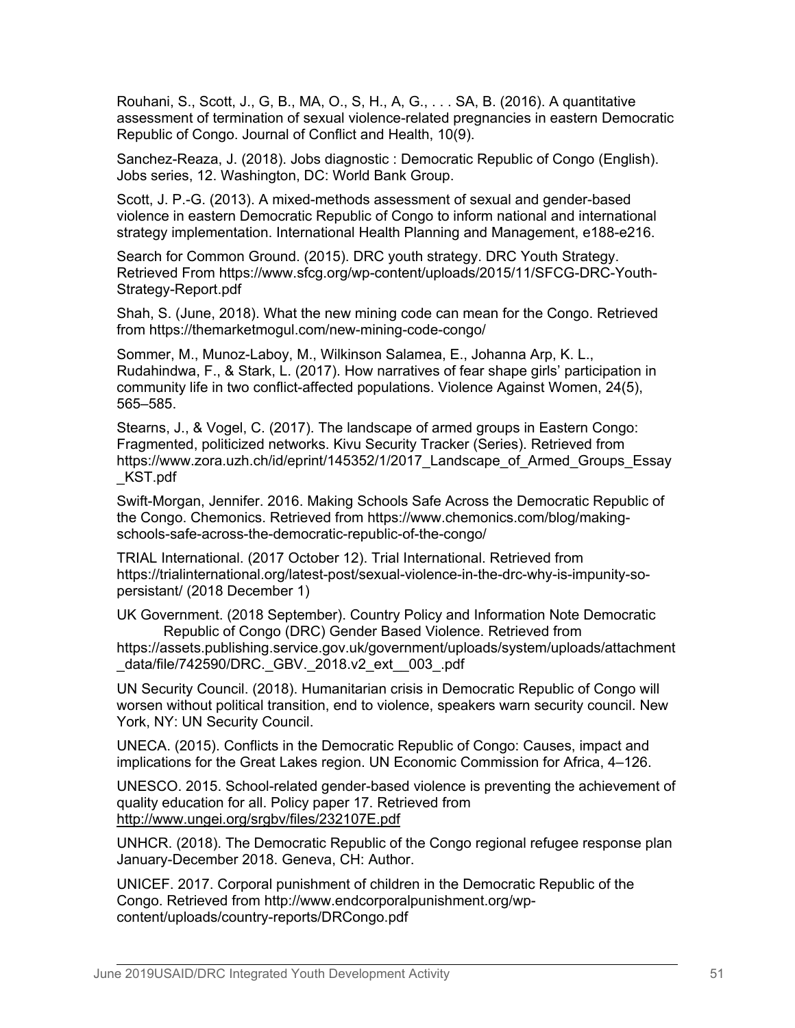Rouhani, S., Scott, J., G, B., MA, O., S, H., A, G., . . . SA, B. (2016). A quantitative assessment of termination of sexual violence-related pregnancies in eastern Democratic Republic of Congo. Journal of Conflict and Health, 10(9).

Sanchez-Reaza, J. (2018). Jobs diagnostic : Democratic Republic of Congo (English). Jobs series, 12. Washington, DC: World Bank Group.

Scott, J. P.-G. (2013). A mixed-methods assessment of sexual and gender-based violence in eastern Democratic Republic of Congo to inform national and international strategy implementation. International Health Planning and Management, e188-e216.

Search for Common Ground. (2015). DRC youth strategy. DRC Youth Strategy. Retrieved From https://www.sfcg.org/wp-content/uploads/2015/11/SFCG-DRC-Youth-Strategy-Report.pdf

Shah, S. (June, 2018). What the new mining code can mean for the Congo. Retrieved from https://themarketmogul.com/new-mining-code-congo/

Sommer, M., Munoz-Laboy, M., Wilkinson Salamea, E., Johanna Arp, K. L., Rudahindwa, F., & Stark, L. (2017). How narratives of fear shape girls' participation in community life in two conflict-affected populations. Violence Against Women, 24(5), 565–585.

Stearns, J., & Vogel, C. (2017). The landscape of armed groups in Eastern Congo: Fragmented, politicized networks. Kivu Security Tracker (Series). Retrieved from https://www.zora.uzh.ch/id/eprint/145352/1/2017_Landscape_of_Armed_Groups_Essay_KST.pdf

Swift-Morgan, Jennifer. 2016. Making Schools Safe Across the Democratic Republic of the Congo. Chemonics. Retrieved from https://www.chemonics.com/blog/making-schools-safe-across-the-democratic-republic-of-the-congo/

TRIAL International. (2017 October 12). Trial International. Retrieved from https://trialinternational.org/latest-post/sexual-violence-in-the-drc-why-is-impunity-so-persistant/ (2018 December 1)

UK Government. (2018 September). Country Policy and Information Note Democratic Republic of Congo (DRC) Gender Based Violence. Retrieved from https://assets.publishing.service.gov.uk/government/uploads/system/uploads/attachment_data/file/742590/DRC._GBV._2018.v2_ext__003_.pdf

UN Security Council. (2018). Humanitarian crisis in Democratic Republic of Congo will worsen without political transition, end to violence, speakers warn security council. New York, NY: UN Security Council.

UNECA. (2015). Conflicts in the Democratic Republic of Congo: Causes, impact and implications for the Great Lakes region. UN Economic Commission for Africa, 4–126.

UNESCO. 2015. School-related gender-based violence is preventing the achievement of quality education for all. Policy paper 17. Retrieved from http://www.ungei.org/srgbv/files/232107E.pdf

UNHCR. (2018). The Democratic Republic of the Congo regional refugee response plan January-December 2018. Geneva, CH: Author.

UNICEF. 2017. Corporal punishment of children in the Democratic Republic of the Congo. Retrieved from http://www.endcorporalpunishment.org/wp-content/uploads/country-reports/DRCongo.pdf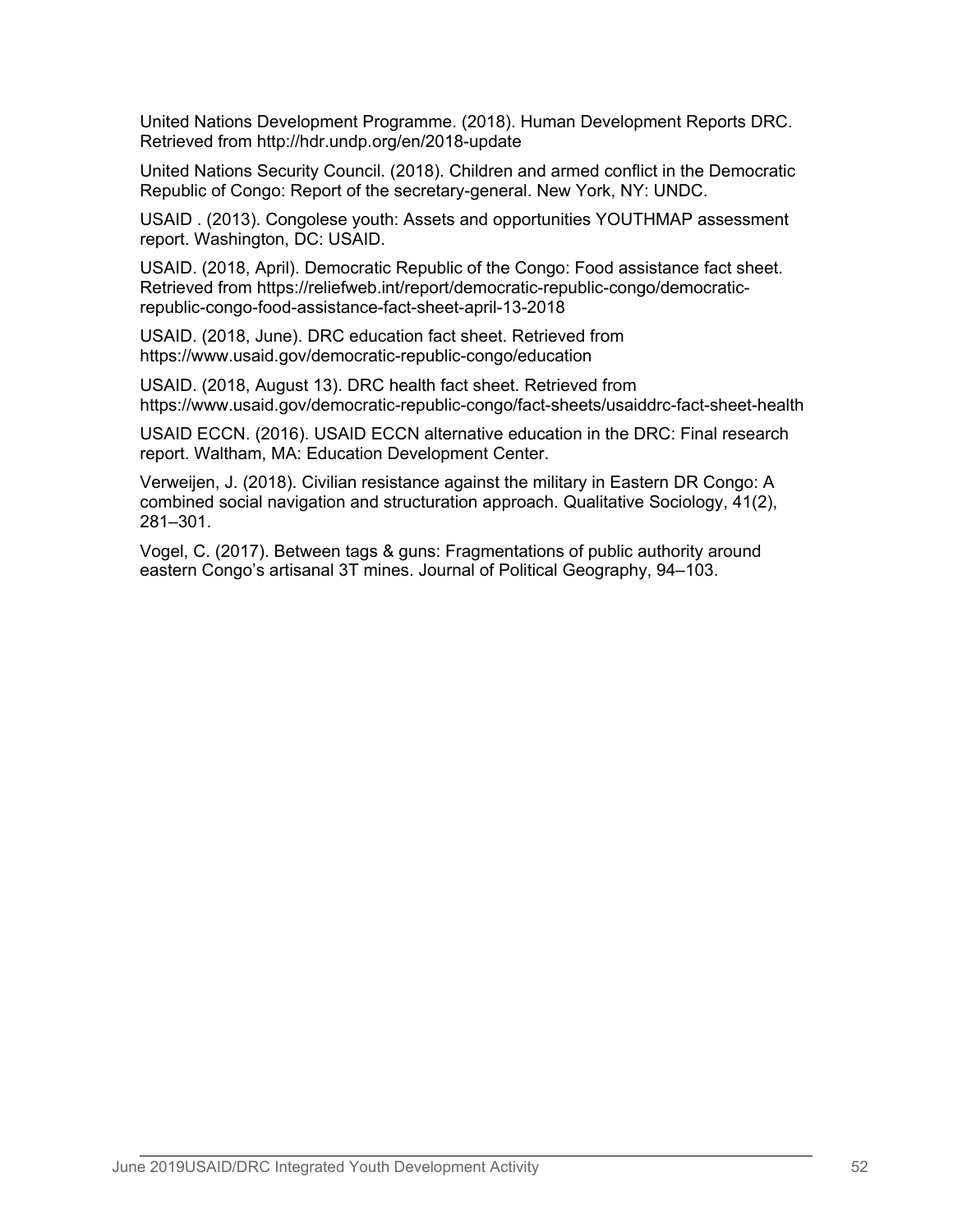United Nations Development Programme. (2018). Human Development Reports DRC. Retrieved from http://hdr.undp.org/en/2018-update

United Nations Security Council. (2018). Children and armed conflict in the Democratic Republic of Congo: Report of the secretary-general. New York, NY: UNDC.

USAID . (2013). Congolese youth: Assets and opportunities YOUTHMAP assessment report. Washington, DC: USAID.

USAID. (2018, April). Democratic Republic of the Congo: Food assistance fact sheet. Retrieved from https://reliefweb.int/report/democratic-republic-congo/democratic-republic-congo-food-assistance-fact-sheet-april-13-2018

USAID. (2018, June). DRC education fact sheet. Retrieved from https://www.usaid.gov/democratic-republic-congo/education

USAID. (2018, August 13). DRC health fact sheet. Retrieved from https://www.usaid.gov/democratic-republic-congo/fact-sheets/usaiddrc-fact-sheet-health

USAID ECCN. (2016). USAID ECCN alternative education in the DRC: Final research report. Waltham, MA: Education Development Center.

Verweijen, J. (2018). Civilian resistance against the military in Eastern DR Congo: A combined social navigation and structuration approach. Qualitative Sociology, 41(2), 281–301.

Vogel, C. (2017). Between tags & guns: Fragmentations of public authority around eastern Congo's artisanal 3T mines. Journal of Political Geography, 94–103.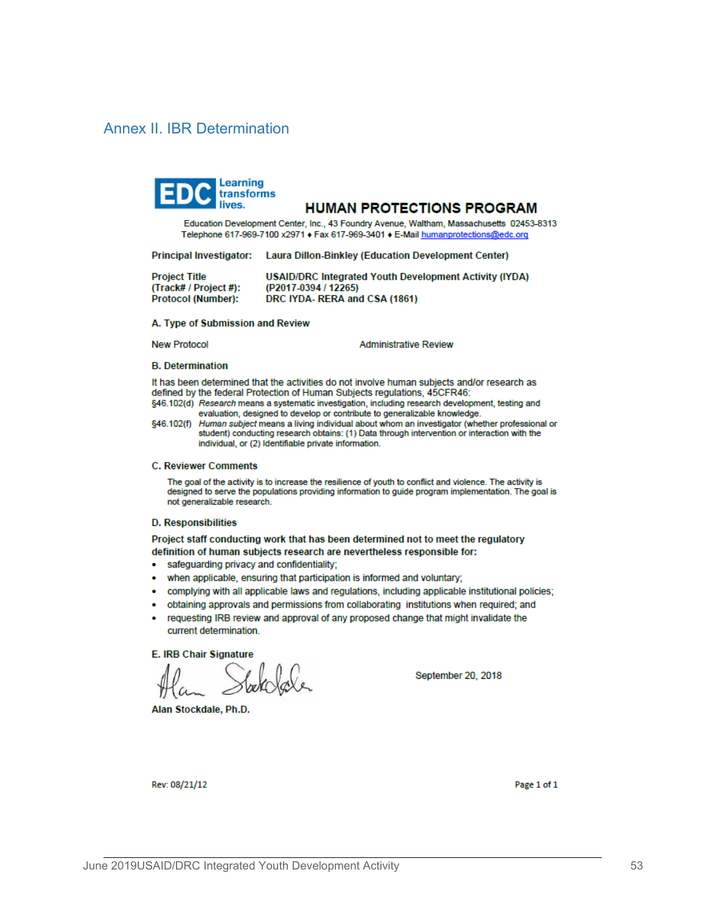## Annex II. IBR Determination

**EDC** Learning transforms lives.

**HUMAN PROTECTIONS PROGRAM**

Education Development Center, Inc., 43 Foundry Avenue, Waltham, Massachusetts 02453-8313
Telephone 617-969-7100 x2971 ♦ Fax 617-969-3401 ♦ E-Mail humanprotections@edc.org

**Principal Investigator:** **Laura Dillon-Binkley (Education Development Center)**

**Project Title** **USAID/DRC Integrated Youth Development Activity (IYDA)**
**(Track# / Project #):** **(P2017-0394 / 12265)**
**Protocol (Number):** **DRC IYDA- RERA and CSA (1861)**

**A. Type of Submission and Review**

New Protocol Administrative Review

**B. Determination**

It has been determined that the activities do not involve human subjects and/or research as defined by the federal Protection of Human Subjects regulations, 45CFR46:

§46.102(d) *Research* means a systematic investigation, including research development, testing and evaluation, designed to develop or contribute to generalizable knowledge.

§46.102(f) *Human subject* means a living individual about whom an investigator (whether professional or student) conducting research obtains: (1) Data through intervention or interaction with the individual, or (2) Identifiable private information.

**C. Reviewer Comments**

The goal of the activity is to increase the resilience of youth to conflict and violence. The activity is designed to serve the populations providing information to guide program implementation. The goal is not generalizable research.

**D. Responsibilities**

**Project staff conducting work that has been determined not to meet the regulatory definition of human subjects research are nevertheless responsible for:**

- safeguarding privacy and confidentiality;
- when applicable, ensuring that participation is informed and voluntary;
- complying with all applicable laws and regulations, including applicable institutional policies;
- obtaining approvals and permissions from collaborating institutions when required; and
- requesting IRB review and approval of any proposed change that might invalidate the current determination.

**E. IRB Chair Signature**

September 20, 2018

**Alan Stockdale, Ph.D.**

Rev: 08/21/12 Page 1 of 1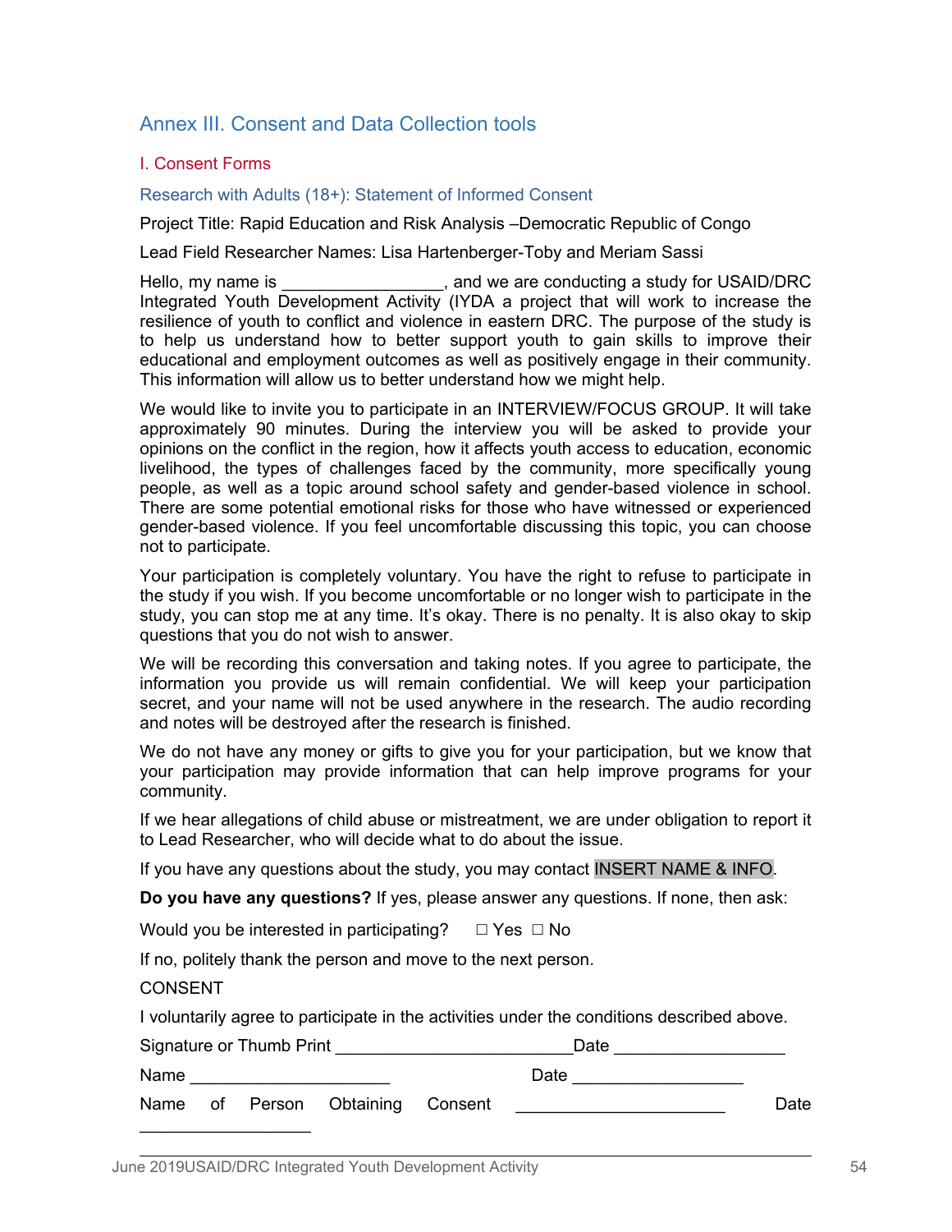## Annex III. Consent and Data Collection tools

### I. Consent Forms

#### Research with Adults (18+): Statement of Informed Consent

Project Title: Rapid Education and Risk Analysis –Democratic Republic of Congo

Lead Field Researcher Names: Lisa Hartenberger-Toby and Meriam Sassi

Hello, my name is ________________, and we are conducting a study for USAID/DRC Integrated Youth Development Activity (IYDA a project that will work to increase the resilience of youth to conflict and violence in eastern DRC. The purpose of the study is to help us understand how to better support youth to gain skills to improve their educational and employment outcomes as well as positively engage in their community. This information will allow us to better understand how we might help.

We would like to invite you to participate in an INTERVIEW/FOCUS GROUP. It will take approximately 90 minutes. During the interview you will be asked to provide your opinions on the conflict in the region, how it affects youth access to education, economic livelihood, the types of challenges faced by the community, more specifically young people, as well as a topic around school safety and gender-based violence in school. There are some potential emotional risks for those who have witnessed or experienced gender-based violence. If you feel uncomfortable discussing this topic, you can choose not to participate.

Your participation is completely voluntary. You have the right to refuse to participate in the study if you wish. If you become uncomfortable or no longer wish to participate in the study, you can stop me at any time. It's okay. There is no penalty. It is also okay to skip questions that you do not wish to answer.

We will be recording this conversation and taking notes. If you agree to participate, the information you provide us will remain confidential. We will keep your participation secret, and your name will not be used anywhere in the research. The audio recording and notes will be destroyed after the research is finished.

We do not have any money or gifts to give you for your participation, but we know that your participation may provide information that can help improve programs for your community.

If we hear allegations of child abuse or mistreatment, we are under obligation to report it to Lead Researcher, who will decide what to do about the issue.

If you have any questions about the study, you may contact INSERT NAME & INFO.

**Do you have any questions?** If yes, please answer any questions. If none, then ask:

Would you be interested in participating? ☐ Yes ☐ No

If no, politely thank the person and move to the next person.

CONSENT

I voluntarily agree to participate in the activities under the conditions described above.

Signature or Thumb Print ________________________Date _________________

Name ____________________ Date _________________

Name of Person Obtaining Consent _____________________ Date _________________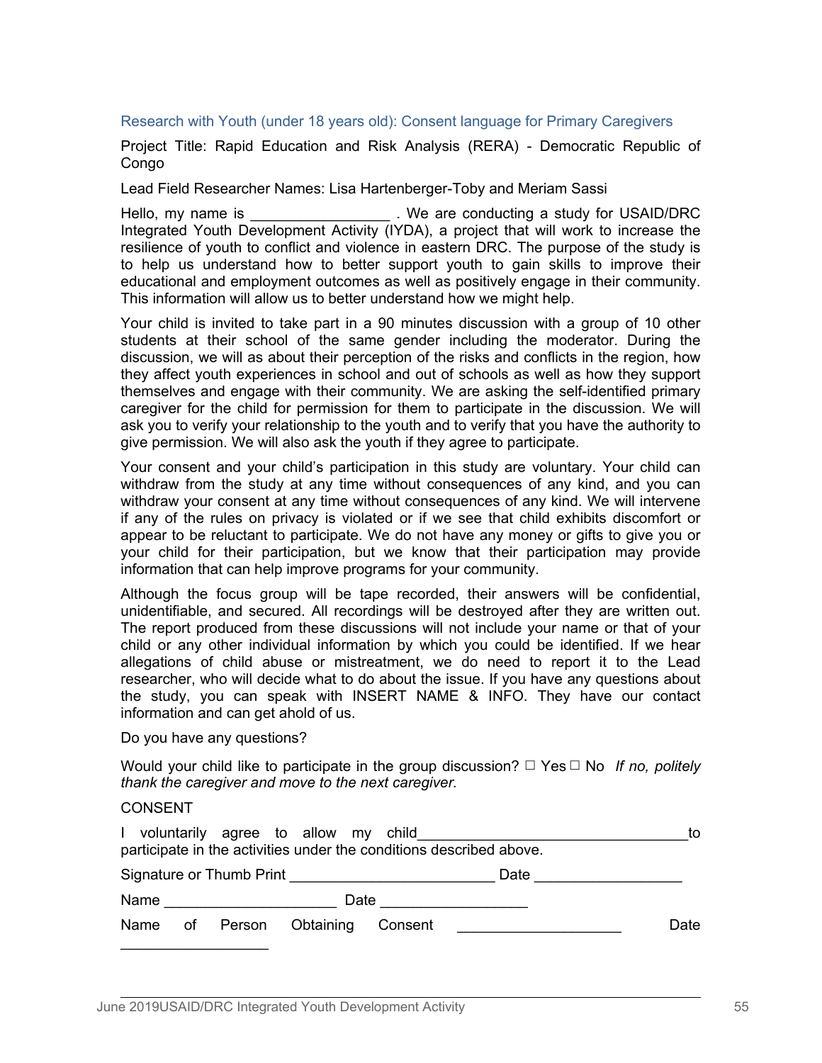### Research with Youth (under 18 years old): Consent language for Primary Caregivers

Project Title: Rapid Education and Risk Analysis (RERA) - Democratic Republic of Congo

Lead Field Researcher Names: Lisa Hartenberger-Toby and Meriam Sassi

Hello, my name is _________________ . We are conducting a study for USAID/DRC Integrated Youth Development Activity (IYDA), a project that will work to increase the resilience of youth to conflict and violence in eastern DRC. The purpose of the study is to help us understand how to better support youth to gain skills to improve their educational and employment outcomes as well as positively engage in their community. This information will allow us to better understand how we might help.

Your child is invited to take part in a 90 minutes discussion with a group of 10 other students at their school of the same gender including the moderator. During the discussion, we will as about their perception of the risks and conflicts in the region, how they affect youth experiences in school and out of schools as well as how they support themselves and engage with their community. We are asking the self-identified primary caregiver for the child for permission for them to participate in the discussion. We will ask you to verify your relationship to the youth and to verify that you have the authority to give permission. We will also ask the youth if they agree to participate.

Your consent and your child's participation in this study are voluntary. Your child can withdraw from the study at any time without consequences of any kind, and you can withdraw your consent at any time without consequences of any kind. We will intervene if any of the rules on privacy is violated or if we see that child exhibits discomfort or appear to be reluctant to participate. We do not have any money or gifts to give you or your child for their participation, but we know that their participation may provide information that can help improve programs for your community.

Although the focus group will be tape recorded, their answers will be confidential, unidentifiable, and secured. All recordings will be destroyed after they are written out. The report produced from these discussions will not include your name or that of your child or any other individual information by which you could be identified. If we hear allegations of child abuse or mistreatment, we do need to report it to the Lead researcher, who will decide what to do about the issue. If you have any questions about the study, you can speak with INSERT NAME & INFO. They have our contact information and can get ahold of us.

Do you have any questions?

Would your child like to participate in the group discussion? ☐ Yes ☐ No *If no, politely thank the caregiver and move to the next caregiver.*

CONSENT

I voluntarily agree to allow my child_________________________________to participate in the activities under the conditions described above.

Signature or Thumb Print _________________________ Date __________________

Name _____________________ Date __________________

Name of Person Obtaining Consent ____________________ Date __________________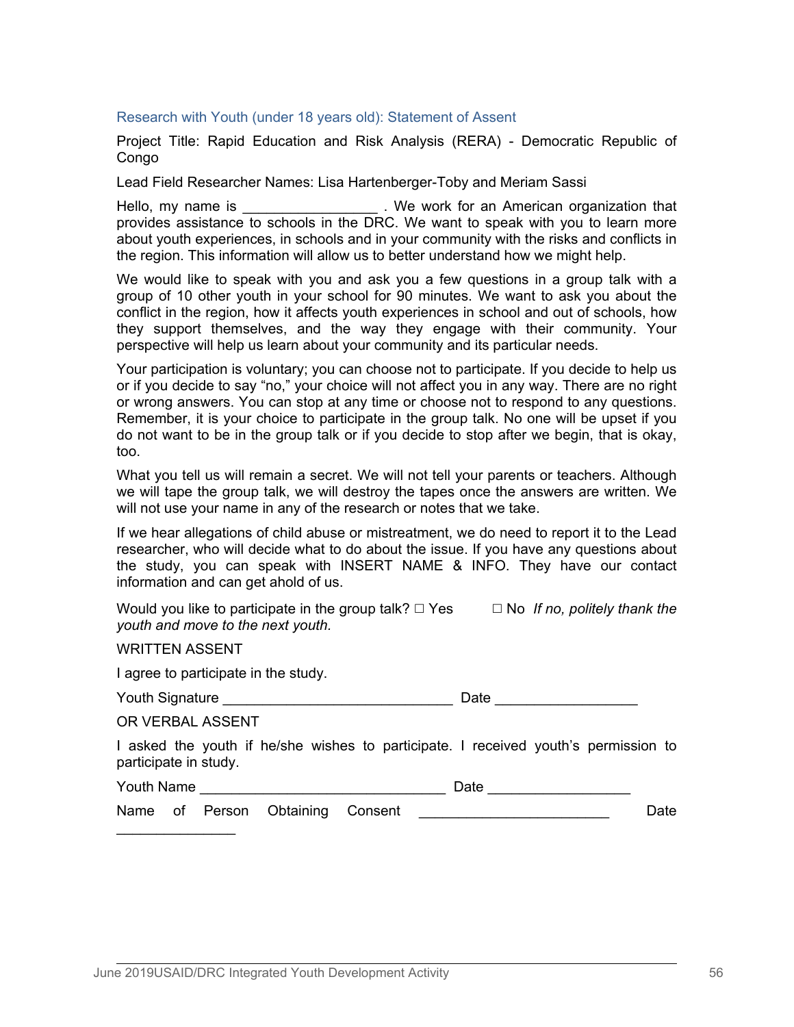### Research with Youth (under 18 years old): Statement of Assent

Project Title: Rapid Education and Risk Analysis (RERA) - Democratic Republic of Congo

Lead Field Researcher Names: Lisa Hartenberger-Toby and Meriam Sassi

Hello, my name is ________________ . We work for an American organization that provides assistance to schools in the DRC. We want to speak with you to learn more about youth experiences, in schools and in your community with the risks and conflicts in the region. This information will allow us to better understand how we might help.

We would like to speak with you and ask you a few questions in a group talk with a group of 10 other youth in your school for 90 minutes. We want to ask you about the conflict in the region, how it affects youth experiences in school and out of schools, how they support themselves, and the way they engage with their community. Your perspective will help us learn about your community and its particular needs.

Your participation is voluntary; you can choose not to participate. If you decide to help us or if you decide to say "no," your choice will not affect you in any way. There are no right or wrong answers. You can stop at any time or choose not to respond to any questions. Remember, it is your choice to participate in the group talk. No one will be upset if you do not want to be in the group talk or if you decide to stop after we begin, that is okay, too.

What you tell us will remain a secret. We will not tell your parents or teachers. Although we will tape the group talk, we will destroy the tapes once the answers are written. We will not use your name in any of the research or notes that we take.

If we hear allegations of child abuse or mistreatment, we do need to report it to the Lead researcher, who will decide what to do about the issue. If you have any questions about the study, you can speak with INSERT NAME & INFO. They have our contact information and can get ahold of us.

Would you like to participate in the group talk? ☐ Yes ☐ No *If no, politely thank the youth and move to the next youth.*

WRITTEN ASSENT

I agree to participate in the study.

Youth Signature ____________________________ Date _________________

OR VERBAL ASSENT

I asked the youth if he/she wishes to participate. I received youth's permission to participate in study.

Youth Name ______________________________ Date _________________

Name of Person Obtaining Consent _______________________ Date _______________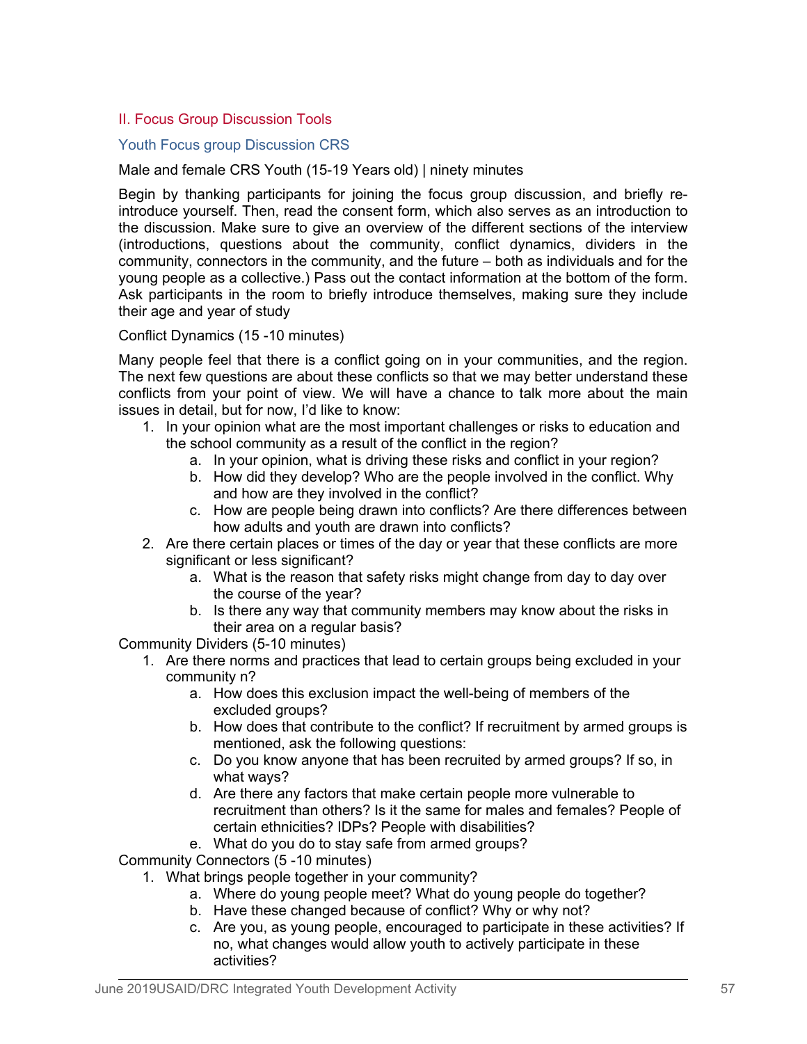## II. Focus Group Discussion Tools

### Youth Focus group Discussion CRS

Male and female CRS Youth (15-19 Years old) | ninety minutes

Begin by thanking participants for joining the focus group discussion, and briefly re-introduce yourself. Then, read the consent form, which also serves as an introduction to the discussion. Make sure to give an overview of the different sections of the interview (introductions, questions about the community, conflict dynamics, dividers in the community, connectors in the community, and the future – both as individuals and for the young people as a collective.) Pass out the contact information at the bottom of the form. Ask participants in the room to briefly introduce themselves, making sure they include their age and year of study

Conflict Dynamics (15 -10 minutes)

Many people feel that there is a conflict going on in your communities, and the region. The next few questions are about these conflicts so that we may better understand these conflicts from your point of view. We will have a chance to talk more about the main issues in detail, but for now, I'd like to know:

1. In your opinion what are the most important challenges or risks to education and the school community as a result of the conflict in the region?
   a. In your opinion, what is driving these risks and conflict in your region?
   b. How did they develop? Who are the people involved in the conflict. Why and how are they involved in the conflict?
   c. How are people being drawn into conflicts? Are there differences between how adults and youth are drawn into conflicts?
2. Are there certain places or times of the day or year that these conflicts are more significant or less significant?
   a. What is the reason that safety risks might change from day to day over the course of the year?
   b. Is there any way that community members may know about the risks in their area on a regular basis?

Community Dividers (5-10 minutes)

1. Are there norms and practices that lead to certain groups being excluded in your community n?
   a. How does this exclusion impact the well-being of members of the excluded groups?
   b. How does that contribute to the conflict? If recruitment by armed groups is mentioned, ask the following questions:
   c. Do you know anyone that has been recruited by armed groups? If so, in what ways?
   d. Are there any factors that make certain people more vulnerable to recruitment than others? Is it the same for males and females? People of certain ethnicities? IDPs? People with disabilities?
   e. What do you do to stay safe from armed groups?

Community Connectors (5 -10 minutes)

1. What brings people together in your community?
   a. Where do young people meet? What do young people do together?
   b. Have these changed because of conflict? Why or why not?
   c. Are you, as young people, encouraged to participate in these activities? If no, what changes would allow youth to actively participate in these activities?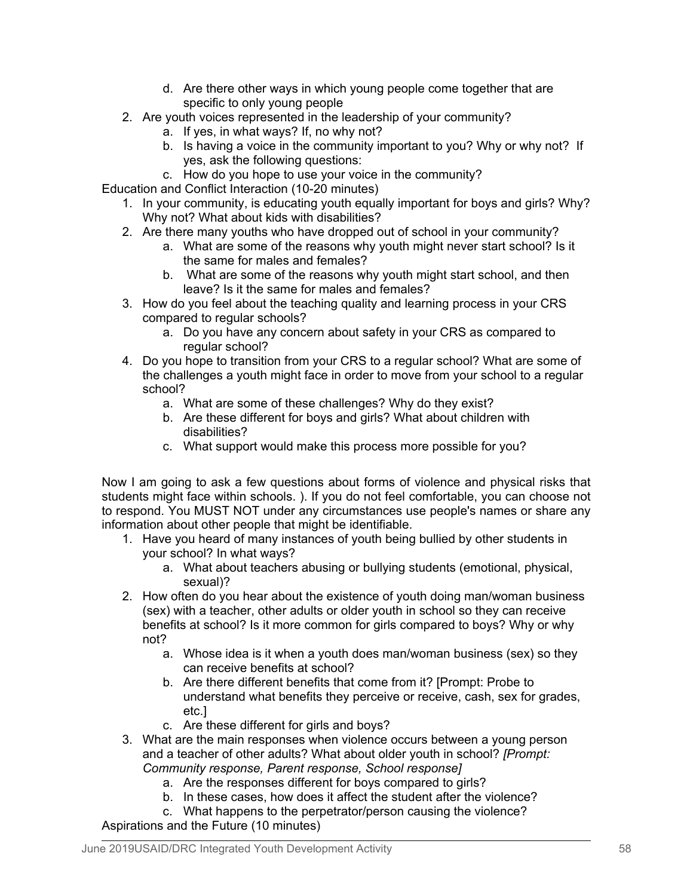d. Are there other ways in which young people come together that are specific to only young people

2. Are youth voices represented in the leadership of your community?
   a. If yes, in what ways? If, no why not?
   b. Is having a voice in the community important to you? Why or why not? If yes, ask the following questions:
   c. How do you hope to use your voice in the community?

Education and Conflict Interaction (10-20 minutes)

1. In your community, is educating youth equally important for boys and girls? Why? Why not? What about kids with disabilities?
2. Are there many youths who have dropped out of school in your community?
   a. What are some of the reasons why youth might never start school? Is it the same for males and females?
   b. What are some of the reasons why youth might start school, and then leave? Is it the same for males and females?
3. How do you feel about the teaching quality and learning process in your CRS compared to regular schools?
   a. Do you have any concern about safety in your CRS as compared to regular school?
4. Do you hope to transition from your CRS to a regular school? What are some of the challenges a youth might face in order to move from your school to a regular school?
   a. What are some of these challenges? Why do they exist?
   b. Are these different for boys and girls? What about children with disabilities?
   c. What support would make this process more possible for you?

Now I am going to ask a few questions about forms of violence and physical risks that students might face within schools. ). If you do not feel comfortable, you can choose not to respond. You MUST NOT under any circumstances use people's names or share any information about other people that might be identifiable.

1. Have you heard of many instances of youth being bullied by other students in your school? In what ways?
   a. What about teachers abusing or bullying students (emotional, physical, sexual)?
2. How often do you hear about the existence of youth doing man/woman business (sex) with a teacher, other adults or older youth in school so they can receive benefits at school? Is it more common for girls compared to boys? Why or why not?
   a. Whose idea is it when a youth does man/woman business (sex) so they can receive benefits at school?
   b. Are there different benefits that come from it? [Prompt: Probe to understand what benefits they perceive or receive, cash, sex for grades, etc.]
   c. Are these different for girls and boys?
3. What are the main responses when violence occurs between a young person and a teacher of other adults? What about older youth in school? *[Prompt: Community response, Parent response, School response]*
   a. Are the responses different for boys compared to girls?
   b. In these cases, how does it affect the student after the violence?
   c. What happens to the perpetrator/person causing the violence?

Aspirations and the Future (10 minutes)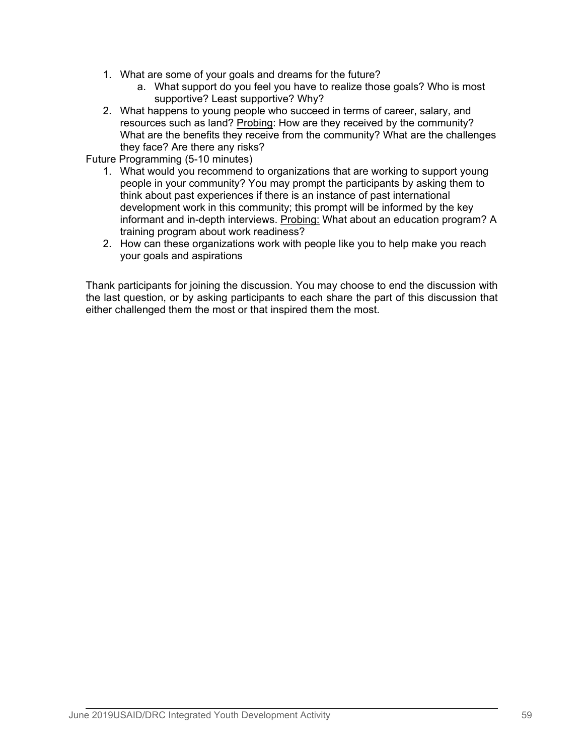1. What are some of your goals and dreams for the future?
    a. What support do you feel you have to realize those goals? Who is most supportive? Least supportive? Why?
2. What happens to young people who succeed in terms of career, salary, and resources such as land? Probing: How are they received by the community? What are the benefits they receive from the community? What are the challenges they face? Are there any risks?

Future Programming (5-10 minutes)

1. What would you recommend to organizations that are working to support young people in your community? You may prompt the participants by asking them to think about past experiences if there is an instance of past international development work in this community; this prompt will be informed by the key informant and in-depth interviews. Probing: What about an education program? A training program about work readiness?
2. How can these organizations work with people like you to help make you reach your goals and aspirations

Thank participants for joining the discussion. You may choose to end the discussion with the last question, or by asking participants to each share the part of this discussion that either challenged them the most or that inspired them the most.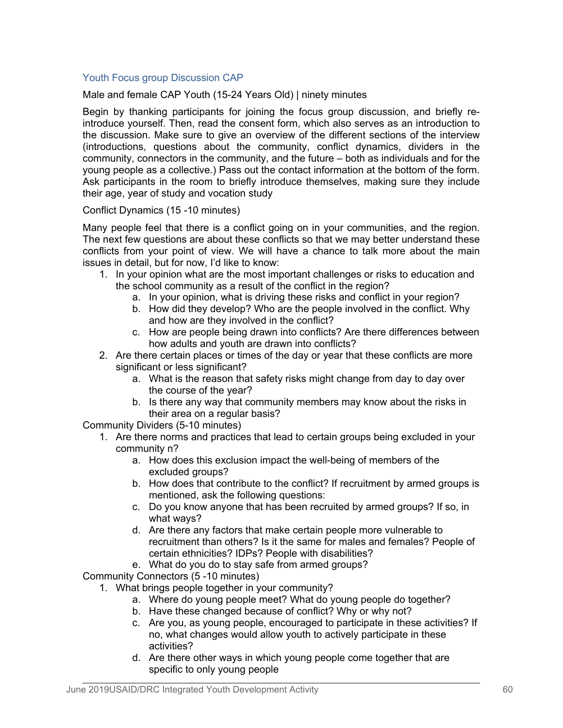### Youth Focus group Discussion CAP

Male and female CAP Youth (15-24 Years Old) | ninety minutes

Begin by thanking participants for joining the focus group discussion, and briefly re-introduce yourself. Then, read the consent form, which also serves as an introduction to the discussion. Make sure to give an overview of the different sections of the interview (introductions, questions about the community, conflict dynamics, dividers in the community, connectors in the community, and the future – both as individuals and for the young people as a collective.) Pass out the contact information at the bottom of the form. Ask participants in the room to briefly introduce themselves, making sure they include their age, year of study and vocation study

Conflict Dynamics (15 -10 minutes)

Many people feel that there is a conflict going on in your communities, and the region. The next few questions are about these conflicts so that we may better understand these conflicts from your point of view. We will have a chance to talk more about the main issues in detail, but for now, I'd like to know:

1. In your opinion what are the most important challenges or risks to education and the school community as a result of the conflict in the region?
    a. In your opinion, what is driving these risks and conflict in your region?
    b. How did they develop? Who are the people involved in the conflict. Why and how are they involved in the conflict?
    c. How are people being drawn into conflicts? Are there differences between how adults and youth are drawn into conflicts?
2. Are there certain places or times of the day or year that these conflicts are more significant or less significant?
    a. What is the reason that safety risks might change from day to day over the course of the year?
    b. Is there any way that community members may know about the risks in their area on a regular basis?

Community Dividers (5-10 minutes)

1. Are there norms and practices that lead to certain groups being excluded in your community n?
    a. How does this exclusion impact the well-being of members of the excluded groups?
    b. How does that contribute to the conflict? If recruitment by armed groups is mentioned, ask the following questions:
    c. Do you know anyone that has been recruited by armed groups? If so, in what ways?
    d. Are there any factors that make certain people more vulnerable to recruitment than others? Is it the same for males and females? People of certain ethnicities? IDPs? People with disabilities?
    e. What do you do to stay safe from armed groups?

Community Connectors (5 -10 minutes)

1. What brings people together in your community?
    a. Where do young people meet? What do young people do together?
    b. Have these changed because of conflict? Why or why not?
    c. Are you, as young people, encouraged to participate in these activities? If no, what changes would allow youth to actively participate in these activities?
    d. Are there other ways in which young people come together that are specific to only young people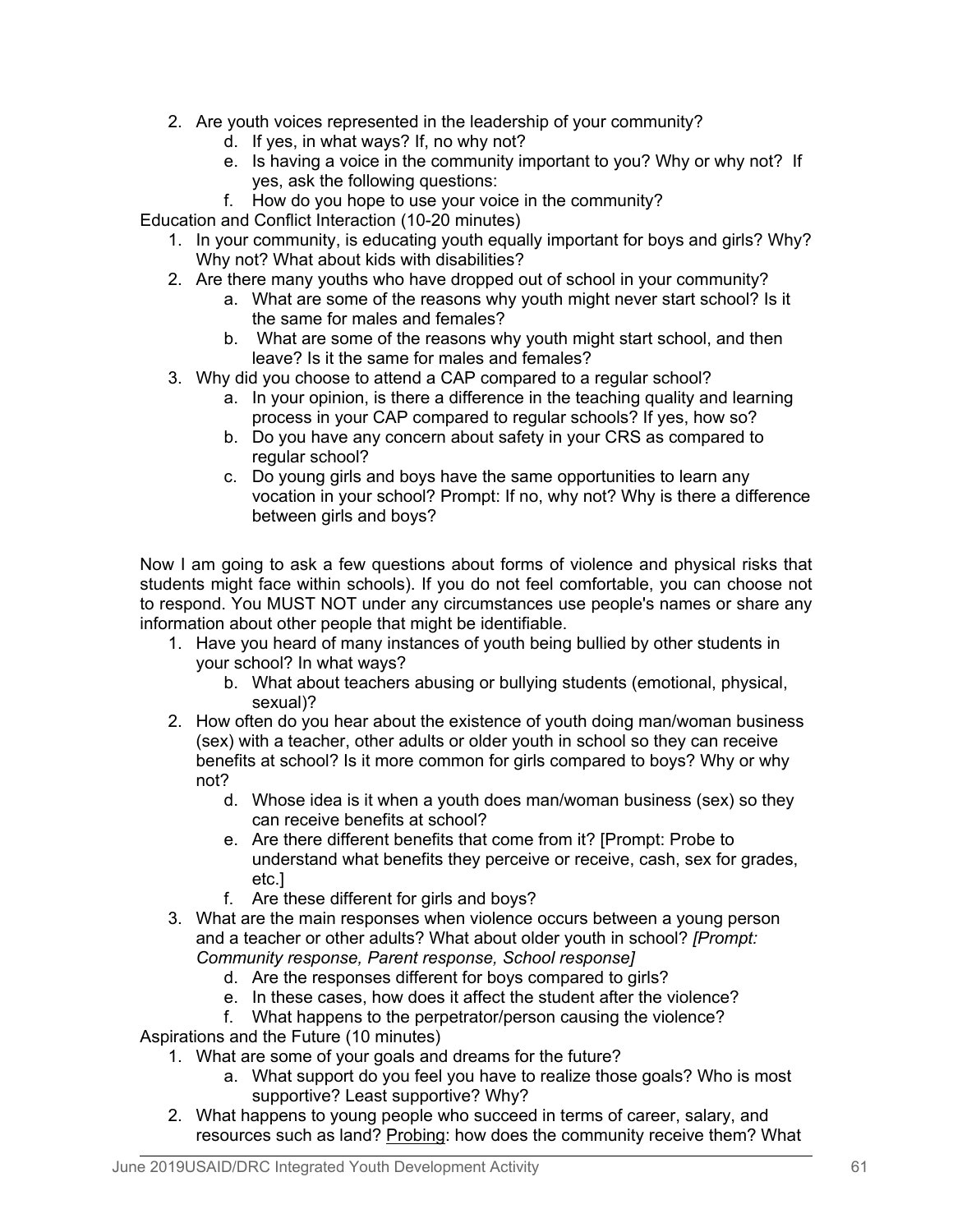2. Are youth voices represented in the leadership of your community?
   d. If yes, in what ways? If, no why not?
   e. Is having a voice in the community important to you? Why or why not? If yes, ask the following questions:
   f. How do you hope to use your voice in the community?

Education and Conflict Interaction (10-20 minutes)

1. In your community, is educating youth equally important for boys and girls? Why? Why not? What about kids with disabilities?
2. Are there many youths who have dropped out of school in your community?
   a. What are some of the reasons why youth might never start school? Is it the same for males and females?
   b. What are some of the reasons why youth might start school, and then leave? Is it the same for males and females?
3. Why did you choose to attend a CAP compared to a regular school?
   a. In your opinion, is there a difference in the teaching quality and learning process in your CAP compared to regular schools? If yes, how so?
   b. Do you have any concern about safety in your CRS as compared to regular school?
   c. Do young girls and boys have the same opportunities to learn any vocation in your school? Prompt: If no, why not? Why is there a difference between girls and boys?

Now I am going to ask a few questions about forms of violence and physical risks that students might face within schools). If you do not feel comfortable, you can choose not to respond. You MUST NOT under any circumstances use people's names or share any information about other people that might be identifiable.

1. Have you heard of many instances of youth being bullied by other students in your school? In what ways?
   b. What about teachers abusing or bullying students (emotional, physical, sexual)?
2. How often do you hear about the existence of youth doing man/woman business (sex) with a teacher, other adults or older youth in school so they can receive benefits at school? Is it more common for girls compared to boys? Why or why not?
   d. Whose idea is it when a youth does man/woman business (sex) so they can receive benefits at school?
   e. Are there different benefits that come from it? [Prompt: Probe to understand what benefits they perceive or receive, cash, sex for grades, etc.]
   f. Are these different for girls and boys?
3. What are the main responses when violence occurs between a young person and a teacher or other adults? What about older youth in school? *[Prompt: Community response, Parent response, School response]*
   d. Are the responses different for boys compared to girls?
   e. In these cases, how does it affect the student after the violence?
   f. What happens to the perpetrator/person causing the violence?

Aspirations and the Future (10 minutes)

1. What are some of your goals and dreams for the future?
   a. What support do you feel you have to realize those goals? Who is most supportive? Least supportive? Why?
2. What happens to young people who succeed in terms of career, salary, and resources such as land? <u>Probing</u>: how does the community receive them? What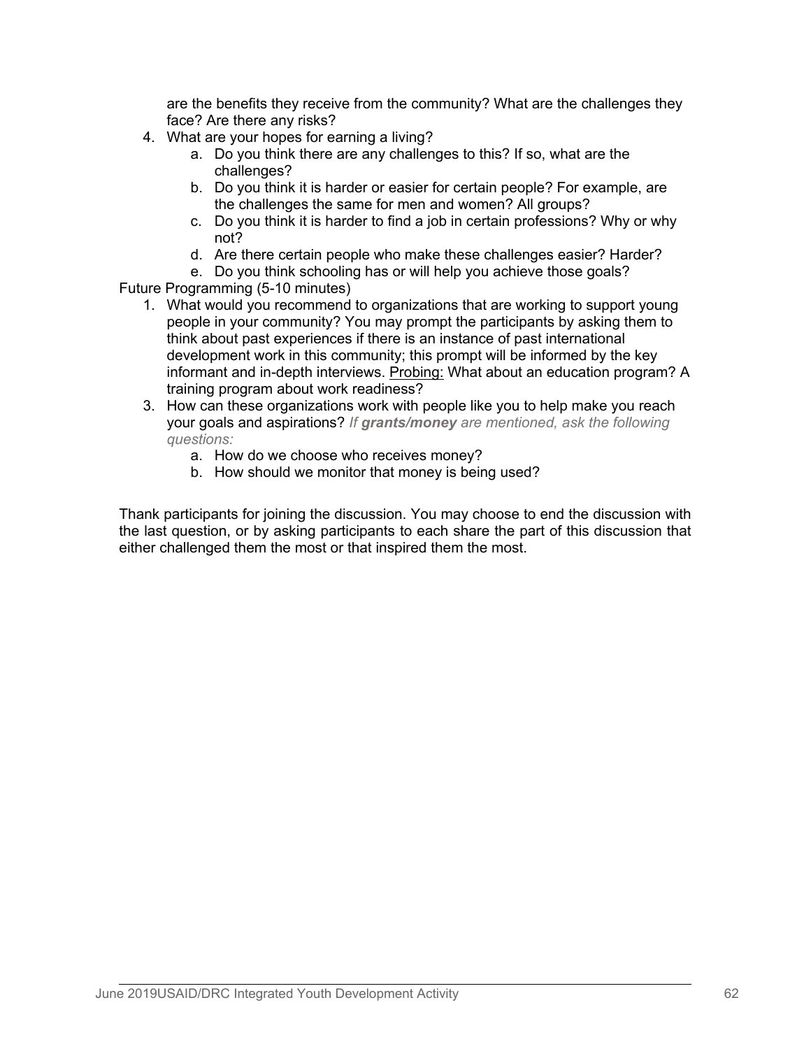are the benefits they receive from the community? What are the challenges they face? Are there any risks?

4. What are your hopes for earning a living?
    a. Do you think there are any challenges to this? If so, what are the challenges?
    b. Do you think it is harder or easier for certain people? For example, are the challenges the same for men and women? All groups?
    c. Do you think it is harder to find a job in certain professions? Why or why not?
    d. Are there certain people who make these challenges easier? Harder?
    e. Do you think schooling has or will help you achieve those goals?

Future Programming (5-10 minutes)

1. What would you recommend to organizations that are working to support young people in your community? You may prompt the participants by asking them to think about past experiences if there is an instance of past international development work in this community; this prompt will be informed by the key informant and in-depth interviews. <u>Probing:</u> What about an education program? A training program about work readiness?
3. How can these organizations work with people like you to help make you reach your goals and aspirations? *If **grants/money** are mentioned, ask the following questions:*
    a. How do we choose who receives money?
    b. How should we monitor that money is being used?

Thank participants for joining the discussion. You may choose to end the discussion with the last question, or by asking participants to each share the part of this discussion that either challenged them the most or that inspired them the most.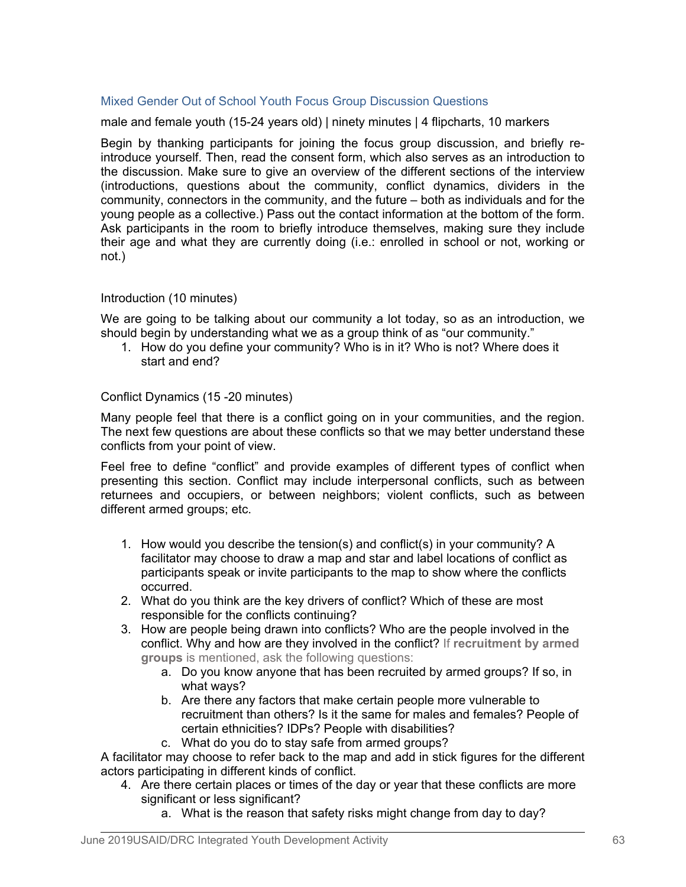### Mixed Gender Out of School Youth Focus Group Discussion Questions

male and female youth (15-24 years old) | ninety minutes | 4 flipcharts, 10 markers

Begin by thanking participants for joining the focus group discussion, and briefly re-introduce yourself. Then, read the consent form, which also serves as an introduction to the discussion. Make sure to give an overview of the different sections of the interview (introductions, questions about the community, conflict dynamics, dividers in the community, connectors in the community, and the future – both as individuals and for the young people as a collective.) Pass out the contact information at the bottom of the form. Ask participants in the room to briefly introduce themselves, making sure they include their age and what they are currently doing (i.e.: enrolled in school or not, working or not.)

Introduction (10 minutes)

We are going to be talking about our community a lot today, so as an introduction, we should begin by understanding what we as a group think of as "our community."

1. How do you define your community? Who is in it? Who is not? Where does it start and end?

Conflict Dynamics (15 -20 minutes)

Many people feel that there is a conflict going on in your communities, and the region. The next few questions are about these conflicts so that we may better understand these conflicts from your point of view.

Feel free to define "conflict" and provide examples of different types of conflict when presenting this section. Conflict may include interpersonal conflicts, such as between returnees and occupiers, or between neighbors; violent conflicts, such as between different armed groups; etc.

1. How would you describe the tension(s) and conflict(s) in your community? A facilitator may choose to draw a map and star and label locations of conflict as participants speak or invite participants to the map to show where the conflicts occurred.
2. What do you think are the key drivers of conflict? Which of these are most responsible for the conflicts continuing?
3. How are people being drawn into conflicts? Who are the people involved in the conflict. Why and how are they involved in the conflict? If **recruitment by armed groups** is mentioned, ask the following questions:
    a. Do you know anyone that has been recruited by armed groups? If so, in what ways?
    b. Are there any factors that make certain people more vulnerable to recruitment than others? Is it the same for males and females? People of certain ethnicities? IDPs? People with disabilities?
    c. What do you do to stay safe from armed groups?

A facilitator may choose to refer back to the map and add in stick figures for the different actors participating in different kinds of conflict.

4. Are there certain places or times of the day or year that these conflicts are more significant or less significant?
    a. What is the reason that safety risks might change from day to day?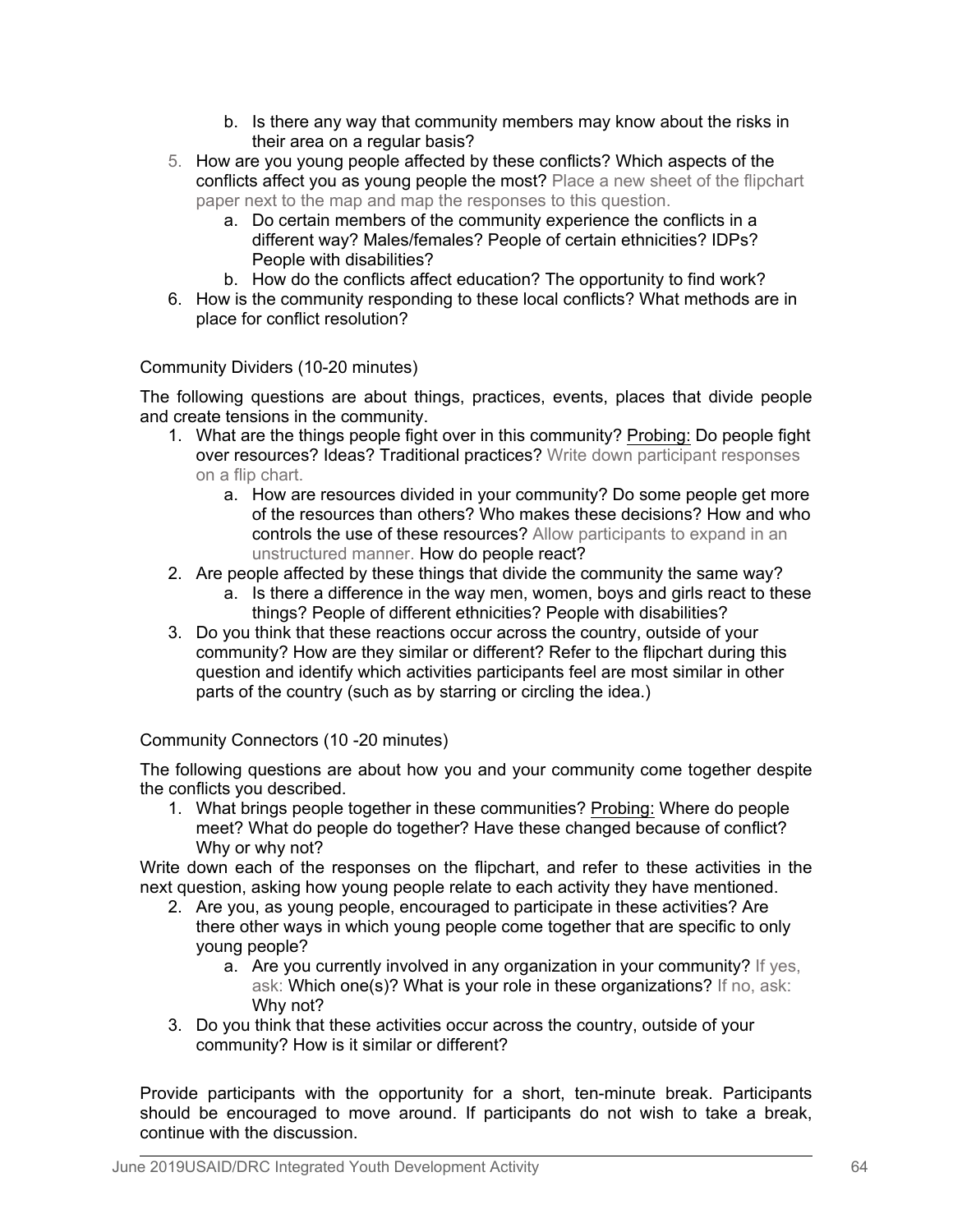b. Is there any way that community members may know about the risks in their area on a regular basis?

5. How are you young people affected by these conflicts? Which aspects of the conflicts affect you as young people the most? Place a new sheet of the flipchart paper next to the map and map the responses to this question.
   a. Do certain members of the community experience the conflicts in a different way? Males/females? People of certain ethnicities? IDPs? People with disabilities?
   b. How do the conflicts affect education? The opportunity to find work?
6. How is the community responding to these local conflicts? What methods are in place for conflict resolution?

Community Dividers (10-20 minutes)

The following questions are about things, practices, events, places that divide people and create tensions in the community.

1. What are the things people fight over in this community? Probing: Do people fight over resources? Ideas? Traditional practices? Write down participant responses on a flip chart.
   a. How are resources divided in your community? Do some people get more of the resources than others? Who makes these decisions? How and who controls the use of these resources? Allow participants to expand in an unstructured manner. How do people react?
2. Are people affected by these things that divide the community the same way?
   a. Is there a difference in the way men, women, boys and girls react to these things? People of different ethnicities? People with disabilities?
3. Do you think that these reactions occur across the country, outside of your community? How are they similar or different? Refer to the flipchart during this question and identify which activities participants feel are most similar in other parts of the country (such as by starring or circling the idea.)

Community Connectors (10 -20 minutes)

The following questions are about how you and your community come together despite the conflicts you described.

1. What brings people together in these communities? Probing: Where do people meet? What do people do together? Have these changed because of conflict? Why or why not?

Write down each of the responses on the flipchart, and refer to these activities in the next question, asking how young people relate to each activity they have mentioned.

2. Are you, as young people, encouraged to participate in these activities? Are there other ways in which young people come together that are specific to only young people?
   a. Are you currently involved in any organization in your community? If yes, ask: Which one(s)? What is your role in these organizations? If no, ask: Why not?
3. Do you think that these activities occur across the country, outside of your community? How is it similar or different?

Provide participants with the opportunity for a short, ten-minute break. Participants should be encouraged to move around. If participants do not wish to take a break, continue with the discussion.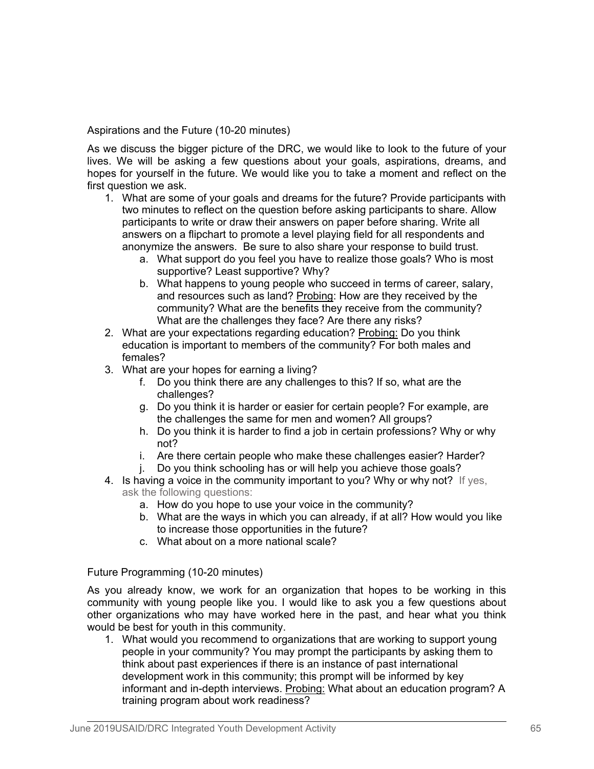Aspirations and the Future (10-20 minutes)

As we discuss the bigger picture of the DRC, we would like to look to the future of your lives. We will be asking a few questions about your goals, aspirations, dreams, and hopes for yourself in the future. We would like you to take a moment and reflect on the first question we ask.

1. What are some of your goals and dreams for the future? Provide participants with two minutes to reflect on the question before asking participants to share. Allow participants to write or draw their answers on paper before sharing. Write all answers on a flipchart to promote a level playing field for all respondents and anonymize the answers. Be sure to also share your response to build trust.
    a. What support do you feel you have to realize those goals? Who is most supportive? Least supportive? Why?
    b. What happens to young people who succeed in terms of career, salary, and resources such as land? <u>Probing</u>: How are they received by the community? What are the benefits they receive from the community? What are the challenges they face? Are there any risks?
2. What are your expectations regarding education? <u>Probing:</u> Do you think education is important to members of the community? For both males and females?
3. What are your hopes for earning a living?
    f. Do you think there are any challenges to this? If so, what are the challenges?
    g. Do you think it is harder or easier for certain people? For example, are the challenges the same for men and women? All groups?
    h. Do you think it is harder to find a job in certain professions? Why or why not?
    i. Are there certain people who make these challenges easier? Harder?
    j. Do you think schooling has or will help you achieve those goals?
4. Is having a voice in the community important to you? Why or why not? If yes, ask the following questions:
    a. How do you hope to use your voice in the community?
    b. What are the ways in which you can already, if at all? How would you like to increase those opportunities in the future?
    c. What about on a more national scale?

Future Programming (10-20 minutes)

As you already know, we work for an organization that hopes to be working in this community with young people like you. I would like to ask you a few questions about other organizations who may have worked here in the past, and hear what you think would be best for youth in this community.

1. What would you recommend to organizations that are working to support young people in your community? You may prompt the participants by asking them to think about past experiences if there is an instance of past international development work in this community; this prompt will be informed by key informant and in-depth interviews. <u>Probing:</u> What about an education program? A training program about work readiness?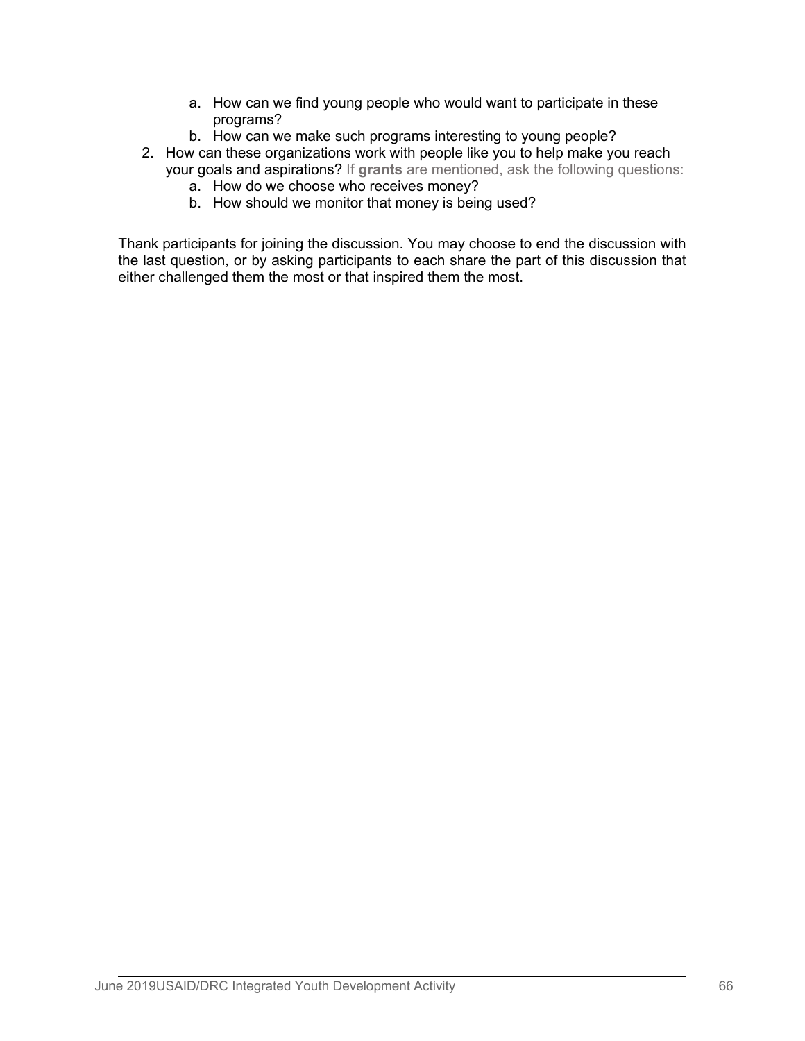a. How can we find young people who would want to participate in these programs?
   b. How can we make such programs interesting to young people?
2. How can these organizations work with people like you to help make you reach your goals and aspirations? If **grants** are mentioned, ask the following questions:
   a. How do we choose who receives money?
   b. How should we monitor that money is being used?

Thank participants for joining the discussion. You may choose to end the discussion with the last question, or by asking participants to each share the part of this discussion that either challenged them the most or that inspired them the most.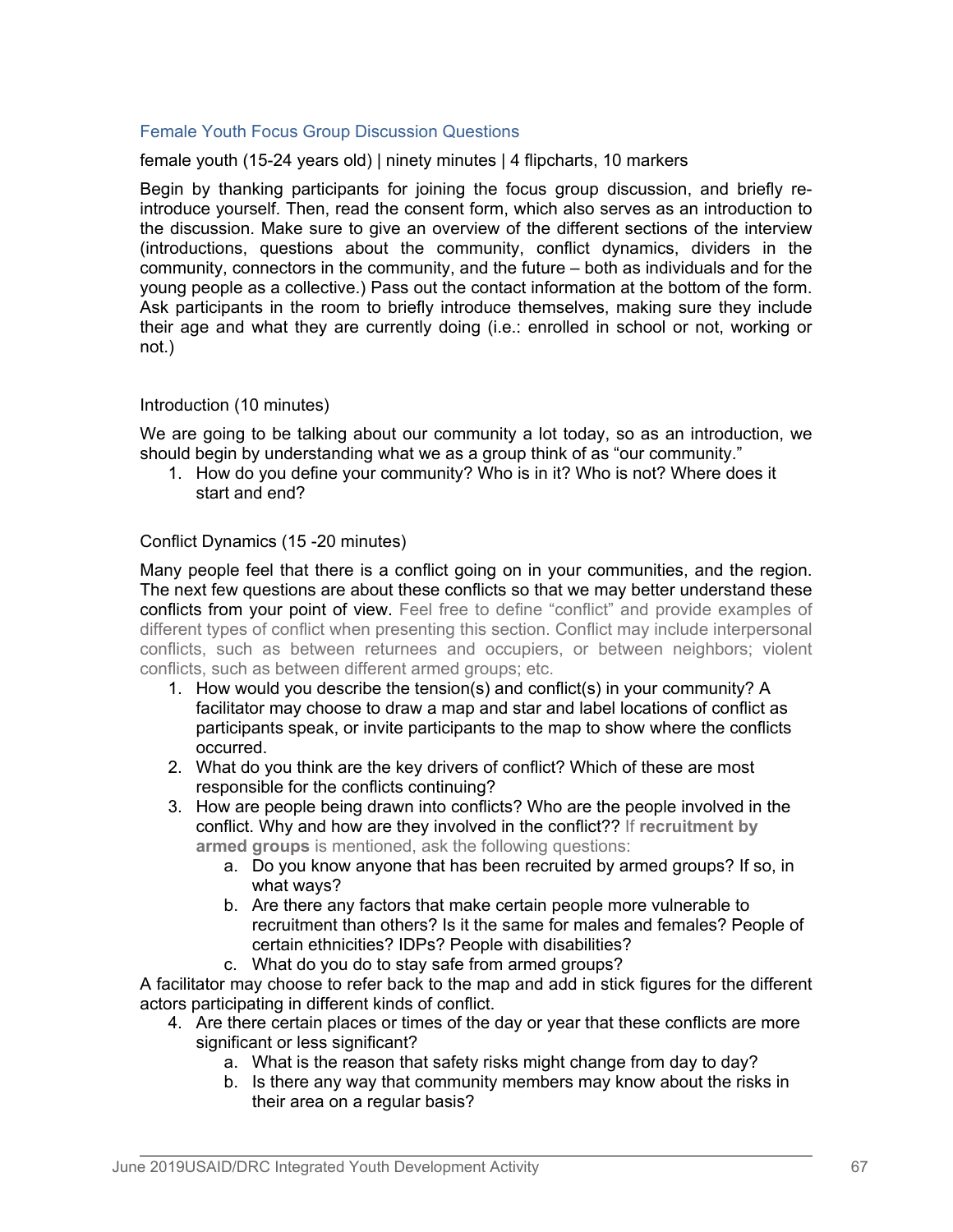## Female Youth Focus Group Discussion Questions

female youth (15-24 years old) | ninety minutes | 4 flipcharts, 10 markers

Begin by thanking participants for joining the focus group discussion, and briefly re-introduce yourself. Then, read the consent form, which also serves as an introduction to the discussion. Make sure to give an overview of the different sections of the interview (introductions, questions about the community, conflict dynamics, dividers in the community, connectors in the community, and the future – both as individuals and for the young people as a collective.) Pass out the contact information at the bottom of the form. Ask participants in the room to briefly introduce themselves, making sure they include their age and what they are currently doing (i.e.: enrolled in school or not, working or not.)

### Introduction (10 minutes)

We are going to be talking about our community a lot today, so as an introduction, we should begin by understanding what we as a group think of as "our community."

1. How do you define your community? Who is in it? Who is not? Where does it start and end?

### Conflict Dynamics (15 -20 minutes)

Many people feel that there is a conflict going on in your communities, and the region. The next few questions are about these conflicts so that we may better understand these conflicts from your point of view. Feel free to define "conflict" and provide examples of different types of conflict when presenting this section. Conflict may include interpersonal conflicts, such as between returnees and occupiers, or between neighbors; violent conflicts, such as between different armed groups; etc.

1. How would you describe the tension(s) and conflict(s) in your community? A facilitator may choose to draw a map and star and label locations of conflict as participants speak, or invite participants to the map to show where the conflicts occurred.
2. What do you think are the key drivers of conflict? Which of these are most responsible for the conflicts continuing?
3. How are people being drawn into conflicts? Who are the people involved in the conflict. Why and how are they involved in the conflict?? If **recruitment by armed groups** is mentioned, ask the following questions:
   a. Do you know anyone that has been recruited by armed groups? If so, in what ways?
   b. Are there any factors that make certain people more vulnerable to recruitment than others? Is it the same for males and females? People of certain ethnicities? IDPs? People with disabilities?
   c. What do you do to stay safe from armed groups?

A facilitator may choose to refer back to the map and add in stick figures for the different actors participating in different kinds of conflict.

4. Are there certain places or times of the day or year that these conflicts are more significant or less significant?
   a. What is the reason that safety risks might change from day to day?
   b. Is there any way that community members may know about the risks in their area on a regular basis?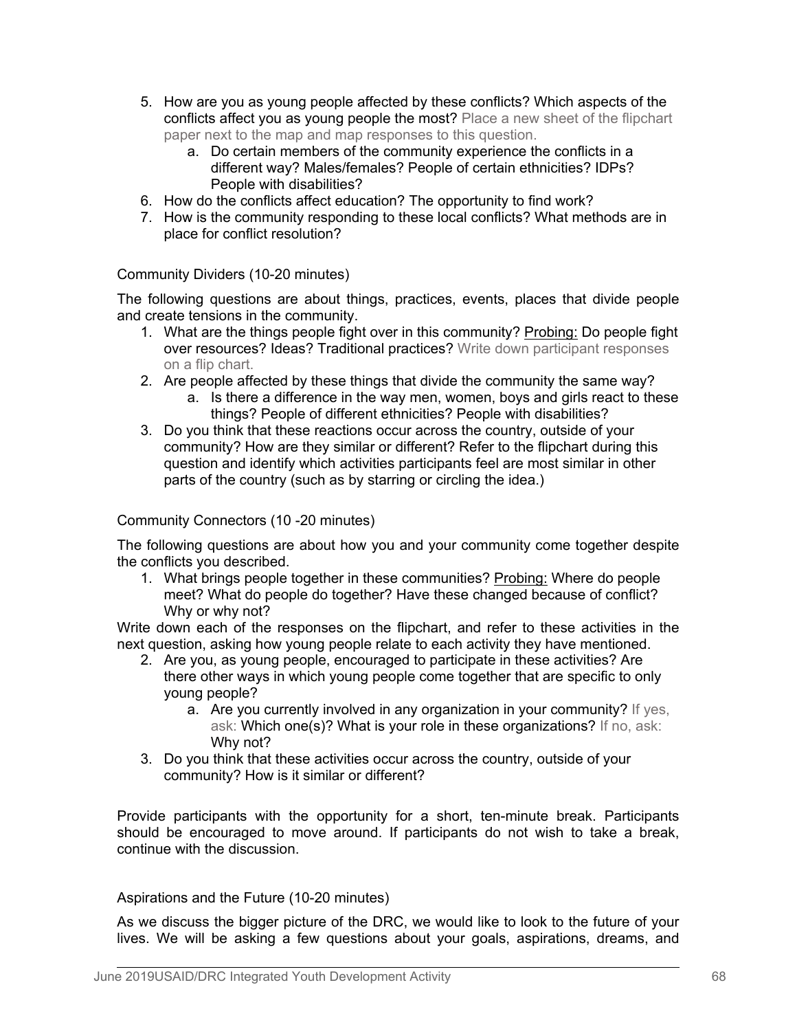5. How are you as young people affected by these conflicts? Which aspects of the conflicts affect you as young people the most? Place a new sheet of the flipchart paper next to the map and map responses to this question.
    a. Do certain members of the community experience the conflicts in a different way? Males/females? People of certain ethnicities? IDPs? People with disabilities?
6. How do the conflicts affect education? The opportunity to find work?
7. How is the community responding to these local conflicts? What methods are in place for conflict resolution?

Community Dividers (10-20 minutes)

The following questions are about things, practices, events, places that divide people and create tensions in the community.

1. What are the things people fight over in this community? <u>Probing:</u> Do people fight over resources? Ideas? Traditional practices? Write down participant responses on a flip chart.
2. Are people affected by these things that divide the community the same way?
    a. Is there a difference in the way men, women, boys and girls react to these things? People of different ethnicities? People with disabilities?
3. Do you think that these reactions occur across the country, outside of your community? How are they similar or different? Refer to the flipchart during this question and identify which activities participants feel are most similar in other parts of the country (such as by starring or circling the idea.)

Community Connectors (10 -20 minutes)

The following questions are about how you and your community come together despite the conflicts you described.

1. What brings people together in these communities? <u>Probing:</u> Where do people meet? What do people do together? Have these changed because of conflict? Why or why not?

Write down each of the responses on the flipchart, and refer to these activities in the next question, asking how young people relate to each activity they have mentioned.

2. Are you, as young people, encouraged to participate in these activities? Are there other ways in which young people come together that are specific to only young people?
    a. Are you currently involved in any organization in your community? If yes, ask: Which one(s)? What is your role in these organizations? If no, ask: Why not?
3. Do you think that these activities occur across the country, outside of your community? How is it similar or different?

Provide participants with the opportunity for a short, ten-minute break. Participants should be encouraged to move around. If participants do not wish to take a break, continue with the discussion.

Aspirations and the Future (10-20 minutes)

As we discuss the bigger picture of the DRC, we would like to look to the future of your lives. We will be asking a few questions about your goals, aspirations, dreams, and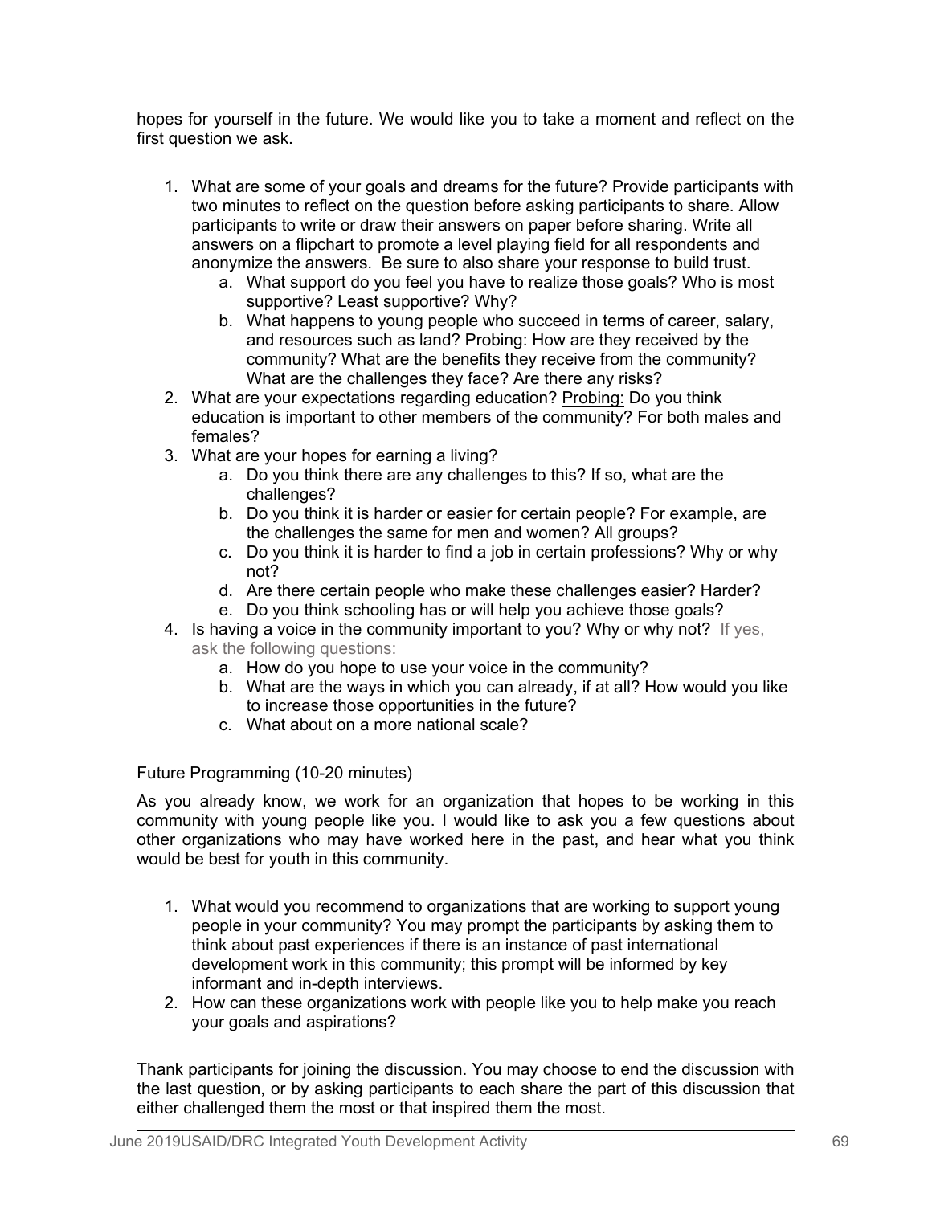hopes for yourself in the future. We would like you to take a moment and reflect on the first question we ask.

1. What are some of your goals and dreams for the future? Provide participants with two minutes to reflect on the question before asking participants to share. Allow participants to write or draw their answers on paper before sharing. Write all answers on a flipchart to promote a level playing field for all respondents and anonymize the answers. Be sure to also share your response to build trust.
    a. What support do you feel you have to realize those goals? Who is most supportive? Least supportive? Why?
    b. What happens to young people who succeed in terms of career, salary, and resources such as land? Probing: How are they received by the community? What are the benefits they receive from the community? What are the challenges they face? Are there any risks?
2. What are your expectations regarding education? Probing: Do you think education is important to other members of the community? For both males and females?
3. What are your hopes for earning a living?
    a. Do you think there are any challenges to this? If so, what are the challenges?
    b. Do you think it is harder or easier for certain people? For example, are the challenges the same for men and women? All groups?
    c. Do you think it is harder to find a job in certain professions? Why or why not?
    d. Are there certain people who make these challenges easier? Harder?
    e. Do you think schooling has or will help you achieve those goals?
4. Is having a voice in the community important to you? Why or why not? If yes, ask the following questions:
    a. How do you hope to use your voice in the community?
    b. What are the ways in which you can already, if at all? How would you like to increase those opportunities in the future?
    c. What about on a more national scale?

Future Programming (10-20 minutes)

As you already know, we work for an organization that hopes to be working in this community with young people like you. I would like to ask you a few questions about other organizations who may have worked here in the past, and hear what you think would be best for youth in this community.

1. What would you recommend to organizations that are working to support young people in your community? You may prompt the participants by asking them to think about past experiences if there is an instance of past international development work in this community; this prompt will be informed by key informant and in-depth interviews.
2. How can these organizations work with people like you to help make you reach your goals and aspirations?

Thank participants for joining the discussion. You may choose to end the discussion with the last question, or by asking participants to each share the part of this discussion that either challenged them the most or that inspired them the most.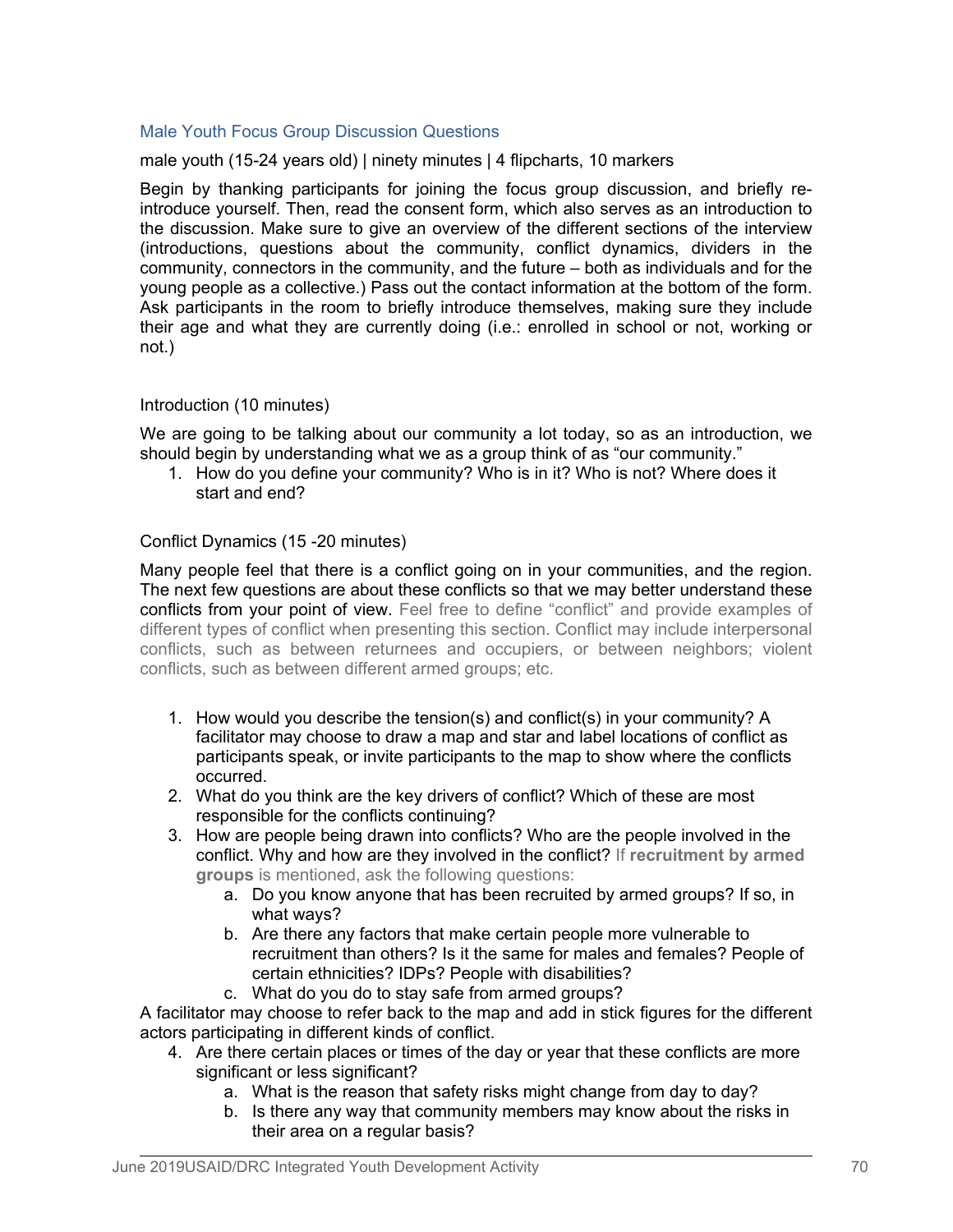## Male Youth Focus Group Discussion Questions

male youth (15-24 years old) | ninety minutes | 4 flipcharts, 10 markers

Begin by thanking participants for joining the focus group discussion, and briefly re-introduce yourself. Then, read the consent form, which also serves as an introduction to the discussion. Make sure to give an overview of the different sections of the interview (introductions, questions about the community, conflict dynamics, dividers in the community, connectors in the community, and the future – both as individuals and for the young people as a collective.) Pass out the contact information at the bottom of the form. Ask participants in the room to briefly introduce themselves, making sure they include their age and what they are currently doing (i.e.: enrolled in school or not, working or not.)

### Introduction (10 minutes)

We are going to be talking about our community a lot today, so as an introduction, we should begin by understanding what we as a group think of as "our community."

1. How do you define your community? Who is in it? Who is not? Where does it start and end?

### Conflict Dynamics (15 -20 minutes)

Many people feel that there is a conflict going on in your communities, and the region. The next few questions are about these conflicts so that we may better understand these conflicts from your point of view. Feel free to define "conflict" and provide examples of different types of conflict when presenting this section. Conflict may include interpersonal conflicts, such as between returnees and occupiers, or between neighbors; violent conflicts, such as between different armed groups; etc.

1. How would you describe the tension(s) and conflict(s) in your community? A facilitator may choose to draw a map and star and label locations of conflict as participants speak, or invite participants to the map to show where the conflicts occurred.
2. What do you think are the key drivers of conflict? Which of these are most responsible for the conflicts continuing?
3. How are people being drawn into conflicts? Who are the people involved in the conflict. Why and how are they involved in the conflict? If **recruitment by armed groups** is mentioned, ask the following questions:
   a. Do you know anyone that has been recruited by armed groups? If so, in what ways?
   b. Are there any factors that make certain people more vulnerable to recruitment than others? Is it the same for males and females? People of certain ethnicities? IDPs? People with disabilities?
   c. What do you do to stay safe from armed groups?

A facilitator may choose to refer back to the map and add in stick figures for the different actors participating in different kinds of conflict.

4. Are there certain places or times of the day or year that these conflicts are more significant or less significant?
   a. What is the reason that safety risks might change from day to day?
   b. Is there any way that community members may know about the risks in their area on a regular basis?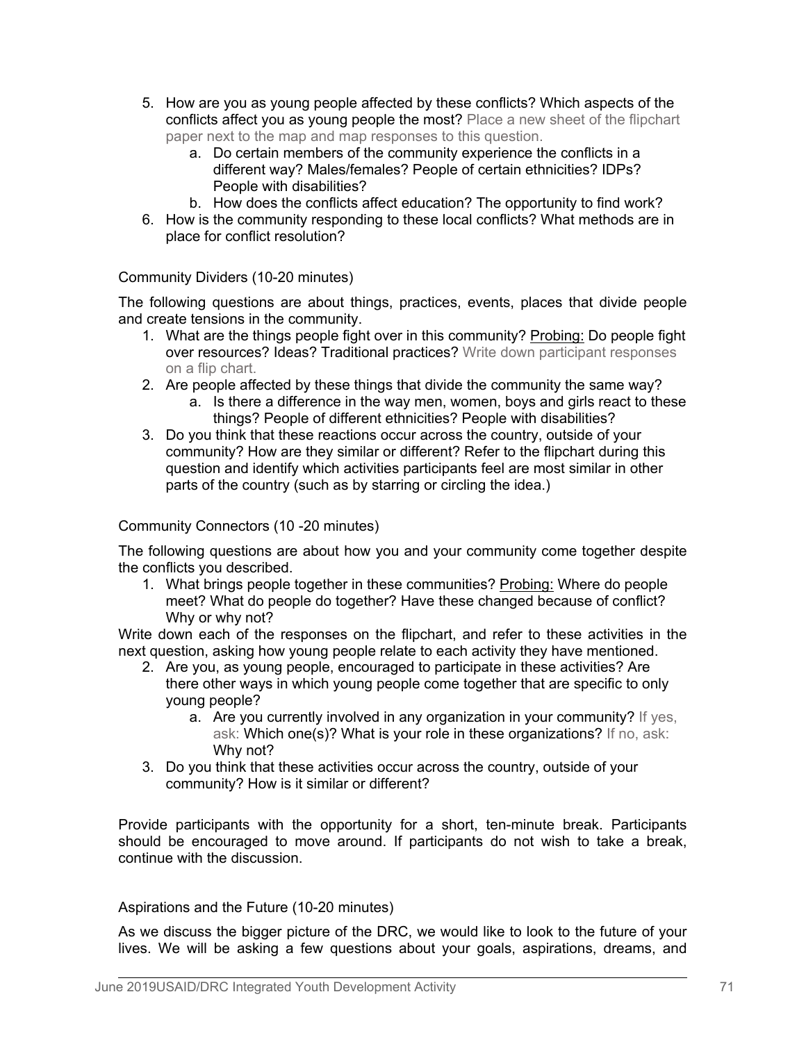5. How are you as young people affected by these conflicts? Which aspects of the conflicts affect you as young people the most? Place a new sheet of the flipchart paper next to the map and map responses to this question.
    a. Do certain members of the community experience the conflicts in a different way? Males/females? People of certain ethnicities? IDPs? People with disabilities?
    b. How does the conflicts affect education? The opportunity to find work?
6. How is the community responding to these local conflicts? What methods are in place for conflict resolution?

Community Dividers (10-20 minutes)

The following questions are about things, practices, events, places that divide people and create tensions in the community.

1. What are the things people fight over in this community? Probing: Do people fight over resources? Ideas? Traditional practices? Write down participant responses on a flip chart.
2. Are people affected by these things that divide the community the same way?
    a. Is there a difference in the way men, women, boys and girls react to these things? People of different ethnicities? People with disabilities?
3. Do you think that these reactions occur across the country, outside of your community? How are they similar or different? Refer to the flipchart during this question and identify which activities participants feel are most similar in other parts of the country (such as by starring or circling the idea.)

Community Connectors (10 -20 minutes)

The following questions are about how you and your community come together despite the conflicts you described.

1. What brings people together in these communities? Probing: Where do people meet? What do people do together? Have these changed because of conflict? Why or why not?

Write down each of the responses on the flipchart, and refer to these activities in the next question, asking how young people relate to each activity they have mentioned.

2. Are you, as young people, encouraged to participate in these activities? Are there other ways in which young people come together that are specific to only young people?
    a. Are you currently involved in any organization in your community? If yes, ask: Which one(s)? What is your role in these organizations? If no, ask: Why not?
3. Do you think that these activities occur across the country, outside of your community? How is it similar or different?

Provide participants with the opportunity for a short, ten-minute break. Participants should be encouraged to move around. If participants do not wish to take a break, continue with the discussion.

Aspirations and the Future (10-20 minutes)

As we discuss the bigger picture of the DRC, we would like to look to the future of your lives. We will be asking a few questions about your goals, aspirations, dreams, and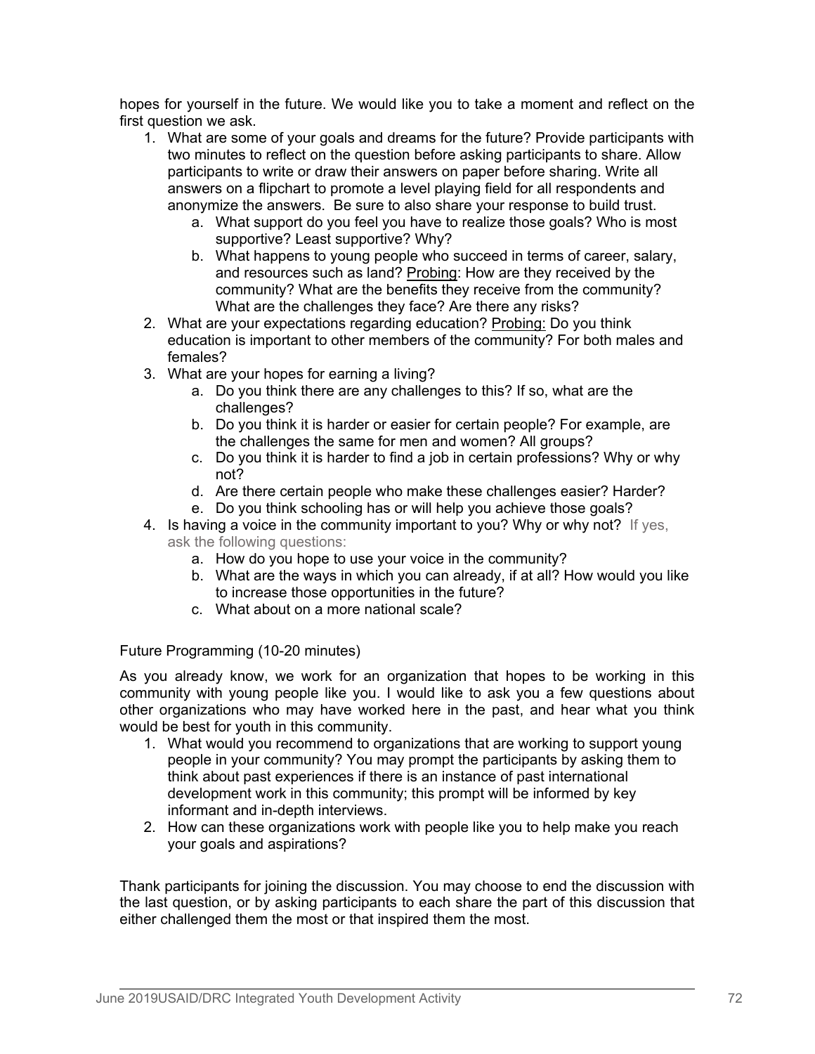hopes for yourself in the future. We would like you to take a moment and reflect on the first question we ask.

1. What are some of your goals and dreams for the future? Provide participants with two minutes to reflect on the question before asking participants to share. Allow participants to write or draw their answers on paper before sharing. Write all answers on a flipchart to promote a level playing field for all respondents and anonymize the answers. Be sure to also share your response to build trust.
    a. What support do you feel you have to realize those goals? Who is most supportive? Least supportive? Why?
    b. What happens to young people who succeed in terms of career, salary, and resources such as land? Probing: How are they received by the community? What are the benefits they receive from the community? What are the challenges they face? Are there any risks?
2. What are your expectations regarding education? Probing: Do you think education is important to other members of the community? For both males and females?
3. What are your hopes for earning a living?
    a. Do you think there are any challenges to this? If so, what are the challenges?
    b. Do you think it is harder or easier for certain people? For example, are the challenges the same for men and women? All groups?
    c. Do you think it is harder to find a job in certain professions? Why or why not?
    d. Are there certain people who make these challenges easier? Harder?
    e. Do you think schooling has or will help you achieve those goals?
4. Is having a voice in the community important to you? Why or why not? If yes, ask the following questions:
    a. How do you hope to use your voice in the community?
    b. What are the ways in which you can already, if at all? How would you like to increase those opportunities in the future?
    c. What about on a more national scale?

Future Programming (10-20 minutes)

As you already know, we work for an organization that hopes to be working in this community with young people like you. I would like to ask you a few questions about other organizations who may have worked here in the past, and hear what you think would be best for youth in this community.

1. What would you recommend to organizations that are working to support young people in your community? You may prompt the participants by asking them to think about past experiences if there is an instance of past international development work in this community; this prompt will be informed by key informant and in-depth interviews.
2. How can these organizations work with people like you to help make you reach your goals and aspirations?

Thank participants for joining the discussion. You may choose to end the discussion with the last question, or by asking participants to each share the part of this discussion that either challenged them the most or that inspired them the most.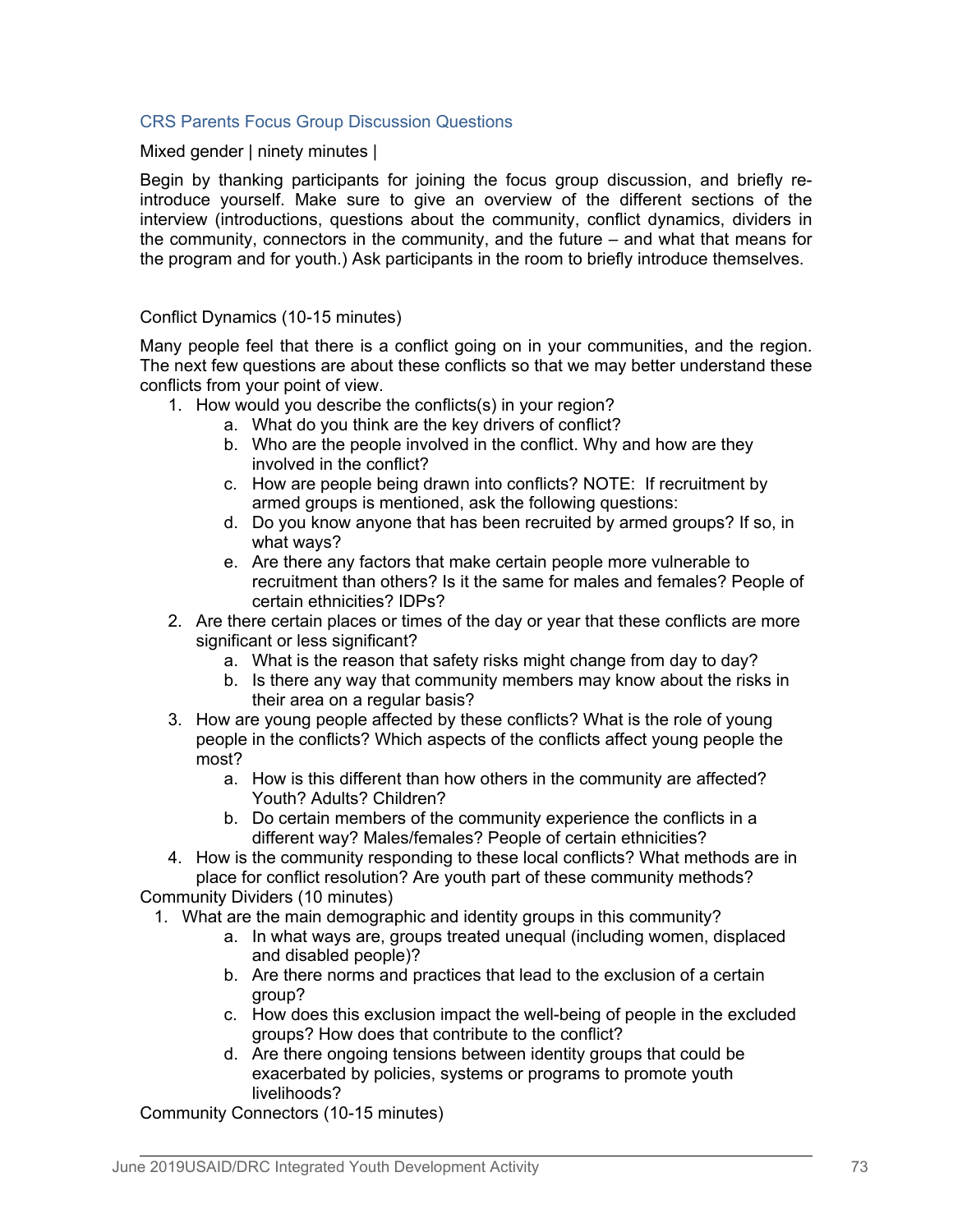### CRS Parents Focus Group Discussion Questions

Mixed gender | ninety minutes |

Begin by thanking participants for joining the focus group discussion, and briefly re-introduce yourself. Make sure to give an overview of the different sections of the interview (introductions, questions about the community, conflict dynamics, dividers in the community, connectors in the community, and the future – and what that means for the program and for youth.) Ask participants in the room to briefly introduce themselves.

Conflict Dynamics (10-15 minutes)

Many people feel that there is a conflict going on in your communities, and the region. The next few questions are about these conflicts so that we may better understand these conflicts from your point of view.

1. How would you describe the conflicts(s) in your region?
    a. What do you think are the key drivers of conflict?
    b. Who are the people involved in the conflict. Why and how are they involved in the conflict?
    c. How are people being drawn into conflicts? NOTE: If recruitment by armed groups is mentioned, ask the following questions:
    d. Do you know anyone that has been recruited by armed groups? If so, in what ways?
    e. Are there any factors that make certain people more vulnerable to recruitment than others? Is it the same for males and females? People of certain ethnicities? IDPs?
2. Are there certain places or times of the day or year that these conflicts are more significant or less significant?
    a. What is the reason that safety risks might change from day to day?
    b. Is there any way that community members may know about the risks in their area on a regular basis?
3. How are young people affected by these conflicts? What is the role of young people in the conflicts? Which aspects of the conflicts affect young people the most?
    a. How is this different than how others in the community are affected? Youth? Adults? Children?
    b. Do certain members of the community experience the conflicts in a different way? Males/females? People of certain ethnicities?
4. How is the community responding to these local conflicts? What methods are in place for conflict resolution? Are youth part of these community methods?

Community Dividers (10 minutes)

1. What are the main demographic and identity groups in this community?
    a. In what ways are, groups treated unequal (including women, displaced and disabled people)?
    b. Are there norms and practices that lead to the exclusion of a certain group?
    c. How does this exclusion impact the well-being of people in the excluded groups? How does that contribute to the conflict?
    d. Are there ongoing tensions between identity groups that could be exacerbated by policies, systems or programs to promote youth livelihoods?

Community Connectors (10-15 minutes)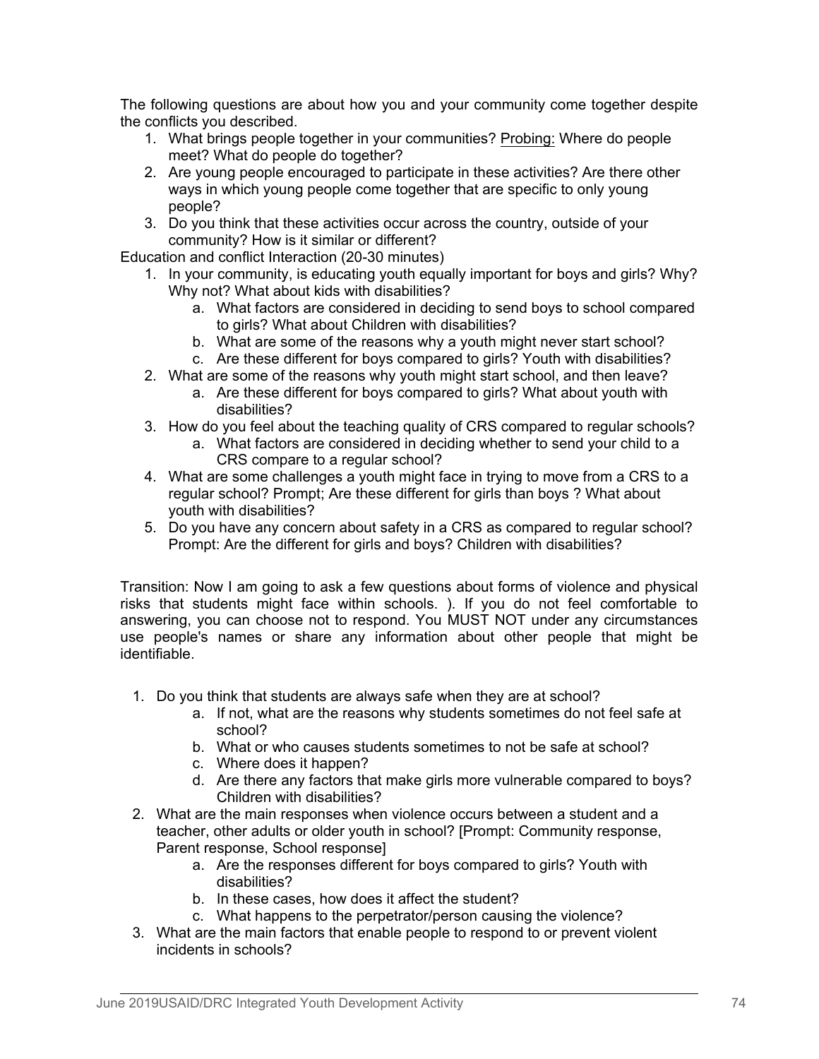The following questions are about how you and your community come together despite the conflicts you described.

1. What brings people together in your communities? <u>Probing:</u> Where do people meet? What do people do together?
2. Are young people encouraged to participate in these activities? Are there other ways in which young people come together that are specific to only young people?
3. Do you think that these activities occur across the country, outside of your community? How is it similar or different?

Education and conflict Interaction (20-30 minutes)

1. In your community, is educating youth equally important for boys and girls? Why? Why not? What about kids with disabilities?
   a. What factors are considered in deciding to send boys to school compared to girls? What about Children with disabilities?
   b. What are some of the reasons why a youth might never start school?
   c. Are these different for boys compared to girls? Youth with disabilities?
2. What are some of the reasons why youth might start school, and then leave?
   a. Are these different for boys compared to girls? What about youth with disabilities?
3. How do you feel about the teaching quality of CRS compared to regular schools?
   a. What factors are considered in deciding whether to send your child to a CRS compare to a regular school?
4. What are some challenges a youth might face in trying to move from a CRS to a regular school? Prompt; Are these different for girls than boys ? What about youth with disabilities?
5. Do you have any concern about safety in a CRS as compared to regular school? Prompt: Are the different for girls and boys? Children with disabilities?

Transition: Now I am going to ask a few questions about forms of violence and physical risks that students might face within schools. ). If you do not feel comfortable to answering, you can choose not to respond. You MUST NOT under any circumstances use people's names or share any information about other people that might be identifiable.

1. Do you think that students are always safe when they are at school?
   a. If not, what are the reasons why students sometimes do not feel safe at school?
   b. What or who causes students sometimes to not be safe at school?
   c. Where does it happen?
   d. Are there any factors that make girls more vulnerable compared to boys? Children with disabilities?
2. What are the main responses when violence occurs between a student and a teacher, other adults or older youth in school? [Prompt: Community response, Parent response, School response]
   a. Are the responses different for boys compared to girls? Youth with disabilities?
   b. In these cases, how does it affect the student?
   c. What happens to the perpetrator/person causing the violence?
3. What are the main factors that enable people to respond to or prevent violent incidents in schools?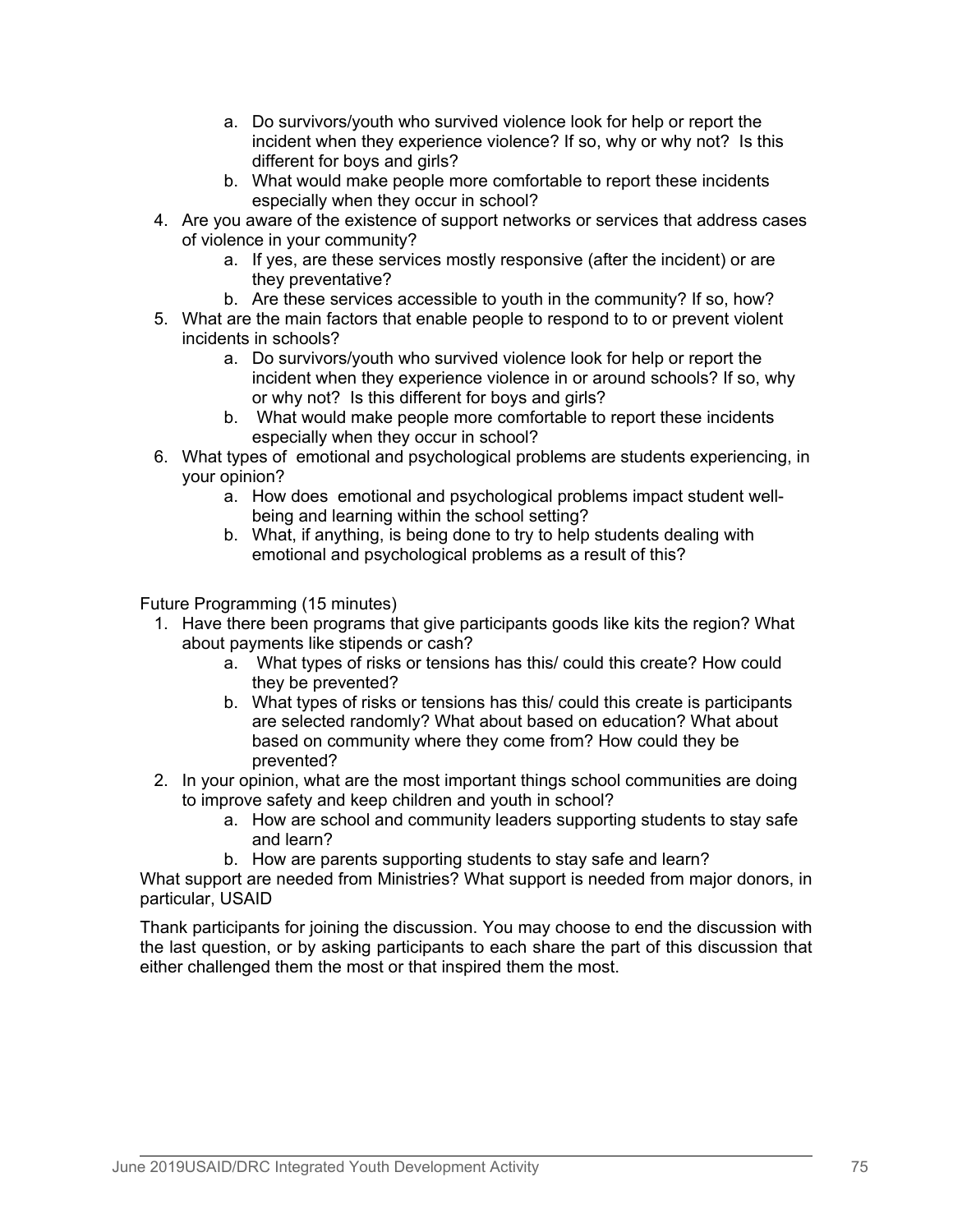a. Do survivors/youth who survived violence look for help or report the incident when they experience violence? If so, why or why not? Is this different for boys and girls?
   b. What would make people more comfortable to report these incidents especially when they occur in school?

4. Are you aware of the existence of support networks or services that address cases of violence in your community?
   a. If yes, are these services mostly responsive (after the incident) or are they preventative?
   b. Are these services accessible to youth in the community? If so, how?
5. What are the main factors that enable people to respond to to or prevent violent incidents in schools?
   a. Do survivors/youth who survived violence look for help or report the incident when they experience violence in or around schools? If so, why or why not? Is this different for boys and girls?
   b. What would make people more comfortable to report these incidents especially when they occur in school?
6. What types of emotional and psychological problems are students experiencing, in your opinion?
   a. How does emotional and psychological problems impact student well-being and learning within the school setting?
   b. What, if anything, is being done to try to help students dealing with emotional and psychological problems as a result of this?

Future Programming (15 minutes)

1. Have there been programs that give participants goods like kits the region? What about payments like stipends or cash?
   a. What types of risks or tensions has this/ could this create? How could they be prevented?
   b. What types of risks or tensions has this/ could this create is participants are selected randomly? What about based on education? What about based on community where they come from? How could they be prevented?
2. In your opinion, what are the most important things school communities are doing to improve safety and keep children and youth in school?
   a. How are school and community leaders supporting students to stay safe and learn?
   b. How are parents supporting students to stay safe and learn?

What support are needed from Ministries? What support is needed from major donors, in particular, USAID

Thank participants for joining the discussion. You may choose to end the discussion with the last question, or by asking participants to each share the part of this discussion that either challenged them the most or that inspired them the most.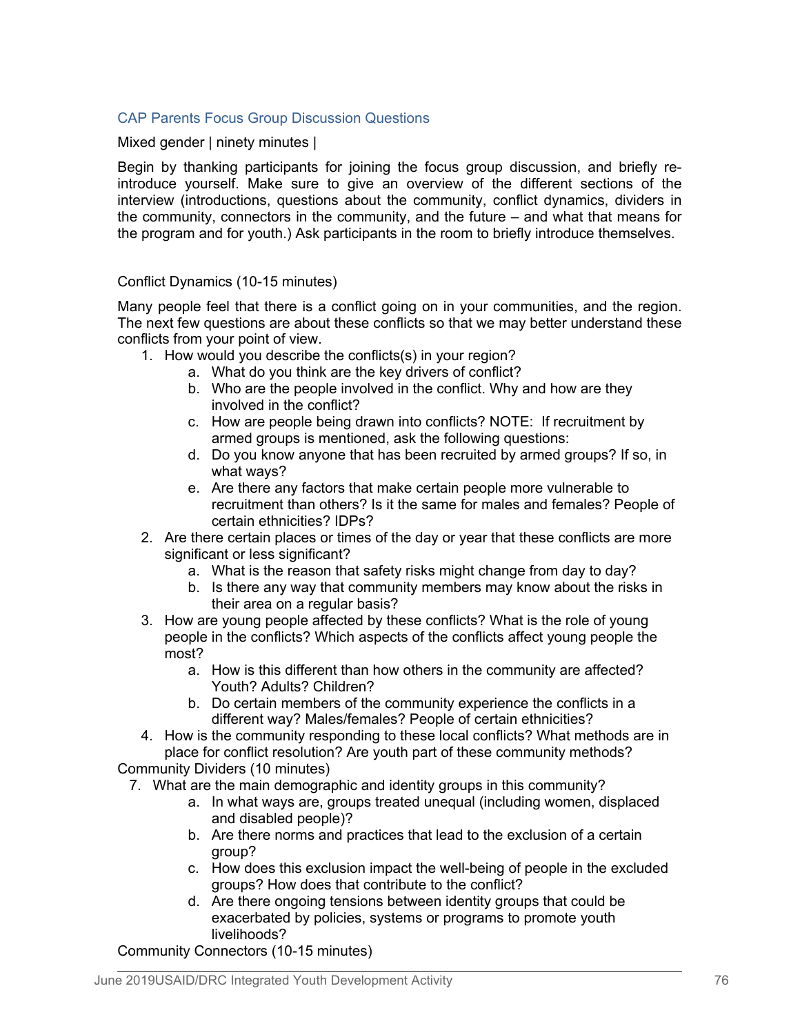## CAP Parents Focus Group Discussion Questions

Mixed gender | ninety minutes |

Begin by thanking participants for joining the focus group discussion, and briefly re-introduce yourself. Make sure to give an overview of the different sections of the interview (introductions, questions about the community, conflict dynamics, dividers in the community, connectors in the community, and the future – and what that means for the program and for youth.) Ask participants in the room to briefly introduce themselves.

### Conflict Dynamics (10-15 minutes)

Many people feel that there is a conflict going on in your communities, and the region. The next few questions are about these conflicts so that we may better understand these conflicts from your point of view.

1. How would you describe the conflicts(s) in your region?
   a. What do you think are the key drivers of conflict?
   b. Who are the people involved in the conflict. Why and how are they involved in the conflict?
   c. How are people being drawn into conflicts? NOTE: If recruitment by armed groups is mentioned, ask the following questions:
   d. Do you know anyone that has been recruited by armed groups? If so, in what ways?
   e. Are there any factors that make certain people more vulnerable to recruitment than others? Is it the same for males and females? People of certain ethnicities? IDPs?
2. Are there certain places or times of the day or year that these conflicts are more significant or less significant?
   a. What is the reason that safety risks might change from day to day?
   b. Is there any way that community members may know about the risks in their area on a regular basis?
3. How are young people affected by these conflicts? What is the role of young people in the conflicts? Which aspects of the conflicts affect young people the most?
   a. How is this different than how others in the community are affected? Youth? Adults? Children?
   b. Do certain members of the community experience the conflicts in a different way? Males/females? People of certain ethnicities?
4. How is the community responding to these local conflicts? What methods are in place for conflict resolution? Are youth part of these community methods?

### Community Dividers (10 minutes)

7. What are the main demographic and identity groups in this community?
   a. In what ways are, groups treated unequal (including women, displaced and disabled people)?
   b. Are there norms and practices that lead to the exclusion of a certain group?
   c. How does this exclusion impact the well-being of people in the excluded groups? How does that contribute to the conflict?
   d. Are there ongoing tensions between identity groups that could be exacerbated by policies, systems or programs to promote youth livelihoods?

### Community Connectors (10-15 minutes)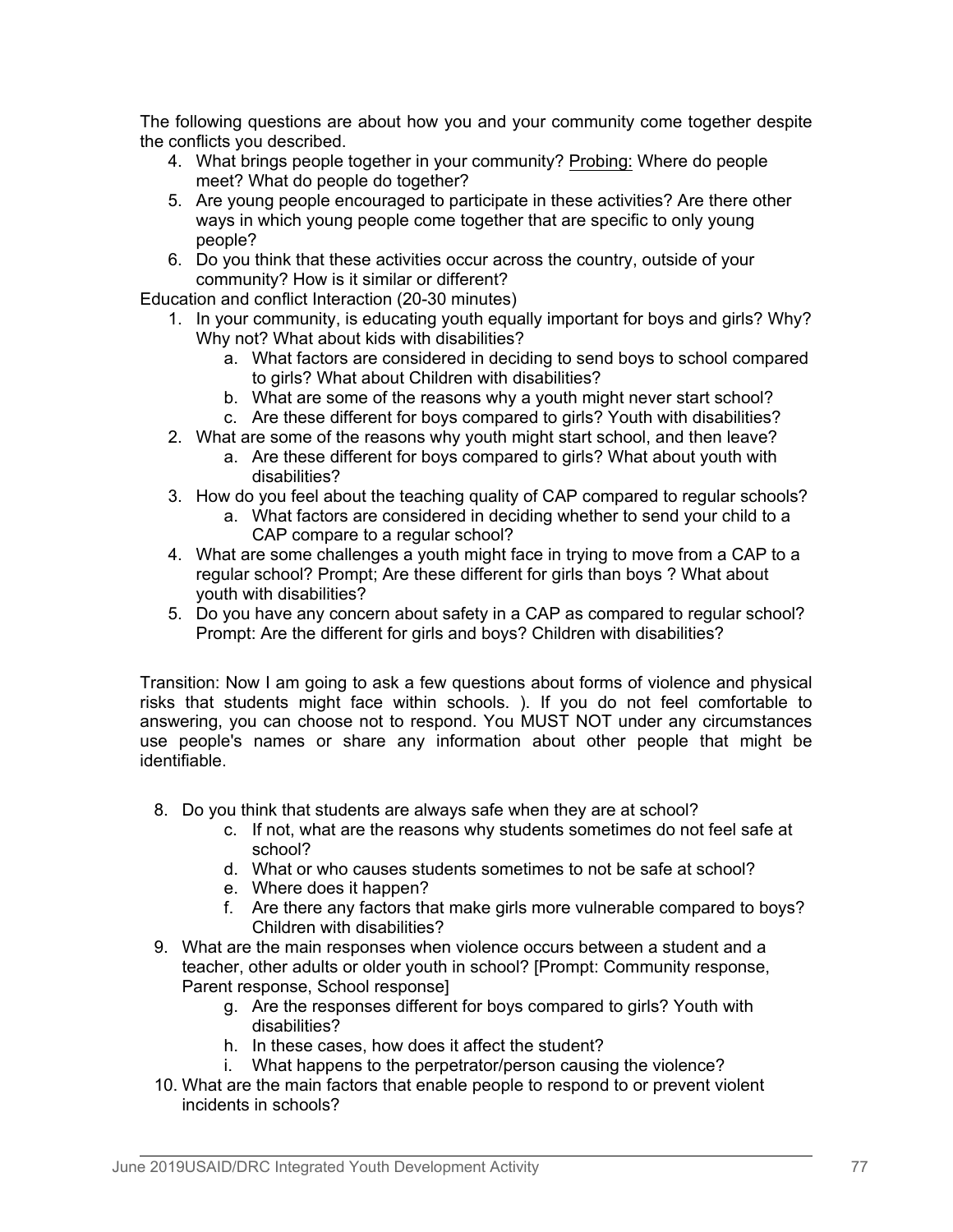The following questions are about how you and your community come together despite the conflicts you described.

4. What brings people together in your community? <u>Probing:</u> Where do people meet? What do people do together?
5. Are young people encouraged to participate in these activities? Are there other ways in which young people come together that are specific to only young people?
6. Do you think that these activities occur across the country, outside of your community? How is it similar or different?

Education and conflict Interaction (20-30 minutes)

1. In your community, is educating youth equally important for boys and girls? Why? Why not? What about kids with disabilities?
   a. What factors are considered in deciding to send boys to school compared to girls? What about Children with disabilities?
   b. What are some of the reasons why a youth might never start school?
   c. Are these different for boys compared to girls? Youth with disabilities?
2. What are some of the reasons why youth might start school, and then leave?
   a. Are these different for boys compared to girls? What about youth with disabilities?
3. How do you feel about the teaching quality of CAP compared to regular schools?
   a. What factors are considered in deciding whether to send your child to a CAP compare to a regular school?
4. What are some challenges a youth might face in trying to move from a CAP to a regular school? Prompt; Are these different for girls than boys ? What about youth with disabilities?
5. Do you have any concern about safety in a CAP as compared to regular school? Prompt: Are the different for girls and boys? Children with disabilities?

Transition: Now I am going to ask a few questions about forms of violence and physical risks that students might face within schools. ). If you do not feel comfortable to answering, you can choose not to respond. You MUST NOT under any circumstances use people's names or share any information about other people that might be identifiable.

8. Do you think that students are always safe when they are at school?
   c. If not, what are the reasons why students sometimes do not feel safe at school?
   d. What or who causes students sometimes to not be safe at school?
   e. Where does it happen?
   f. Are there any factors that make girls more vulnerable compared to boys? Children with disabilities?
9. What are the main responses when violence occurs between a student and a teacher, other adults or older youth in school? [Prompt: Community response, Parent response, School response]
   g. Are the responses different for boys compared to girls? Youth with disabilities?
   h. In these cases, how does it affect the student?
   i. What happens to the perpetrator/person causing the violence?
10. What are the main factors that enable people to respond to or prevent violent incidents in schools?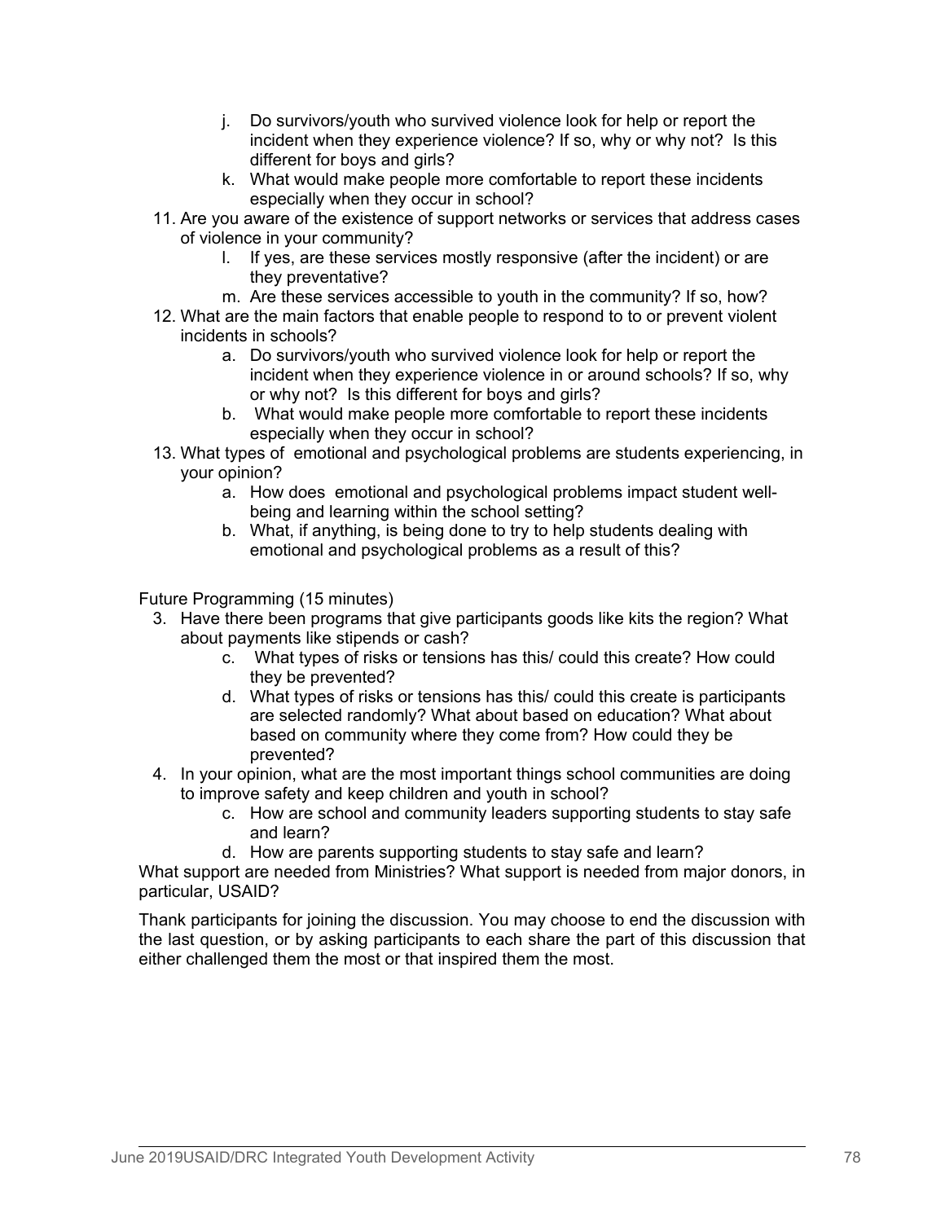j. Do survivors/youth who survived violence look for help or report the incident when they experience violence? If so, why or why not? Is this different for boys and girls?
   k. What would make people more comfortable to report these incidents especially when they occur in school?

11. Are you aware of the existence of support networks or services that address cases of violence in your community?
   l. If yes, are these services mostly responsive (after the incident) or are they preventative?
   m. Are these services accessible to youth in the community? If so, how?
12. What are the main factors that enable people to respond to to or prevent violent incidents in schools?
   a. Do survivors/youth who survived violence look for help or report the incident when they experience violence in or around schools? If so, why or why not? Is this different for boys and girls?
   b. What would make people more comfortable to report these incidents especially when they occur in school?
13. What types of emotional and psychological problems are students experiencing, in your opinion?
   a. How does emotional and psychological problems impact student well-being and learning within the school setting?
   b. What, if anything, is being done to try to help students dealing with emotional and psychological problems as a result of this?

Future Programming (15 minutes)

3. Have there been programs that give participants goods like kits the region? What about payments like stipends or cash?
   c. What types of risks or tensions has this/ could this create? How could they be prevented?
   d. What types of risks or tensions has this/ could this create is participants are selected randomly? What about based on education? What about based on community where they come from? How could they be prevented?
4. In your opinion, what are the most important things school communities are doing to improve safety and keep children and youth in school?
   c. How are school and community leaders supporting students to stay safe and learn?
   d. How are parents supporting students to stay safe and learn?

What support are needed from Ministries? What support is needed from major donors, in particular, USAID?

Thank participants for joining the discussion. You may choose to end the discussion with the last question, or by asking participants to each share the part of this discussion that either challenged them the most or that inspired them the most.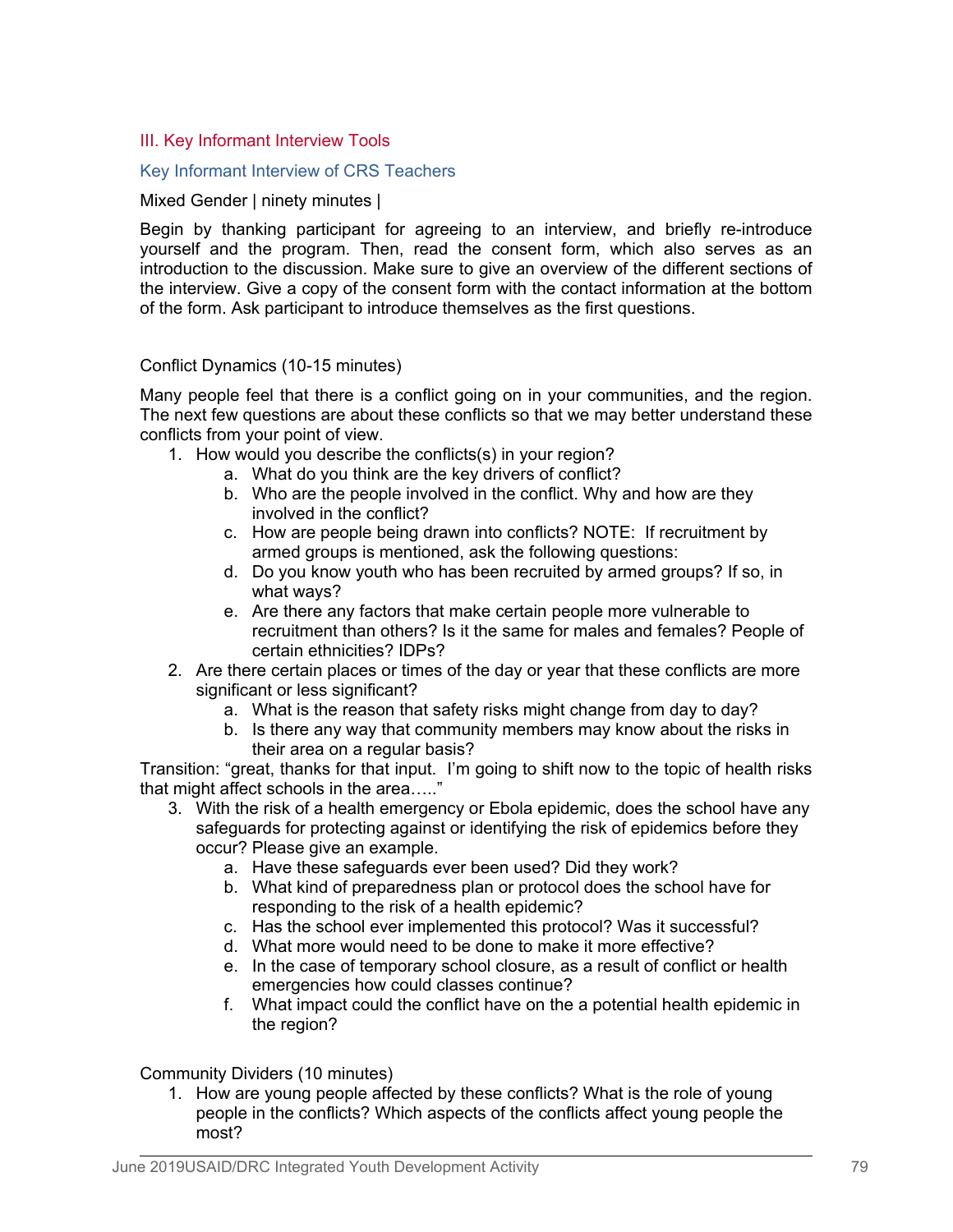## III. Key Informant Interview Tools

### Key Informant Interview of CRS Teachers

Mixed Gender | ninety minutes |

Begin by thanking participant for agreeing to an interview, and briefly re-introduce yourself and the program. Then, read the consent form, which also serves as an introduction to the discussion. Make sure to give an overview of the different sections of the interview. Give a copy of the consent form with the contact information at the bottom of the form. Ask participant to introduce themselves as the first questions.

Conflict Dynamics (10-15 minutes)

Many people feel that there is a conflict going on in your communities, and the region. The next few questions are about these conflicts so that we may better understand these conflicts from your point of view.

1. How would you describe the conflicts(s) in your region?
    a. What do you think are the key drivers of conflict?
    b. Who are the people involved in the conflict. Why and how are they involved in the conflict?
    c. How are people being drawn into conflicts? NOTE: If recruitment by armed groups is mentioned, ask the following questions:
    d. Do you know youth who has been recruited by armed groups? If so, in what ways?
    e. Are there any factors that make certain people more vulnerable to recruitment than others? Is it the same for males and females? People of certain ethnicities? IDPs?
2. Are there certain places or times of the day or year that these conflicts are more significant or less significant?
    a. What is the reason that safety risks might change from day to day?
    b. Is there any way that community members may know about the risks in their area on a regular basis?

Transition: "great, thanks for that input. I'm going to shift now to the topic of health risks that might affect schools in the area….."

3. With the risk of a health emergency or Ebola epidemic, does the school have any safeguards for protecting against or identifying the risk of epidemics before they occur? Please give an example.
    a. Have these safeguards ever been used? Did they work?
    b. What kind of preparedness plan or protocol does the school have for responding to the risk of a health epidemic?
    c. Has the school ever implemented this protocol? Was it successful?
    d. What more would need to be done to make it more effective?
    e. In the case of temporary school closure, as a result of conflict or health emergencies how could classes continue?
    f. What impact could the conflict have on the a potential health epidemic in the region?

Community Dividers (10 minutes)

1. How are young people affected by these conflicts? What is the role of young people in the conflicts? Which aspects of the conflicts affect young people the most?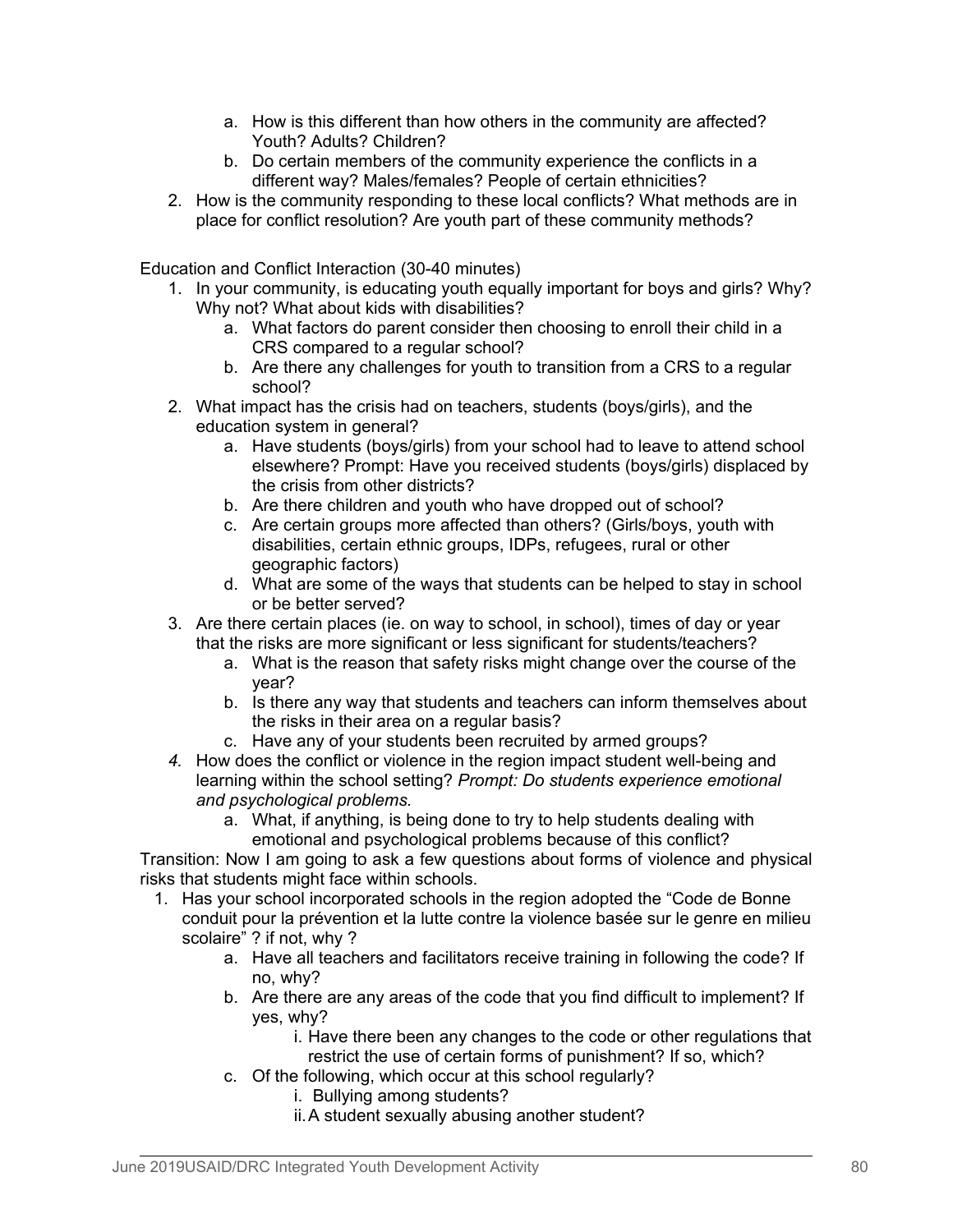a. How is this different than how others in the community are affected? Youth? Adults? Children?
   b. Do certain members of the community experience the conflicts in a different way? Males/females? People of certain ethnicities?
2. How is the community responding to these local conflicts? What methods are in place for conflict resolution? Are youth part of these community methods?

Education and Conflict Interaction (30-40 minutes)

1. In your community, is educating youth equally important for boys and girls? Why? Why not? What about kids with disabilities?
   a. What factors do parent consider then choosing to enroll their child in a CRS compared to a regular school?
   b. Are there any challenges for youth to transition from a CRS to a regular school?
2. What impact has the crisis had on teachers, students (boys/girls), and the education system in general?
   a. Have students (boys/girls) from your school had to leave to attend school elsewhere? Prompt: Have you received students (boys/girls) displaced by the crisis from other districts?
   b. Are there children and youth who have dropped out of school?
   c. Are certain groups more affected than others? (Girls/boys, youth with disabilities, certain ethnic groups, IDPs, refugees, rural or other geographic factors)
   d. What are some of the ways that students can be helped to stay in school or be better served?
3. Are there certain places (ie. on way to school, in school), times of day or year that the risks are more significant or less significant for students/teachers?
   a. What is the reason that safety risks might change over the course of the year?
   b. Is there any way that students and teachers can inform themselves about the risks in their area on a regular basis?
   c. Have any of your students been recruited by armed groups?
4. How does the conflict or violence in the region impact student well-being and learning within the school setting? *Prompt: Do students experience emotional and psychological problems.*
   a. What, if anything, is being done to try to help students dealing with emotional and psychological problems because of this conflict?

Transition: Now I am going to ask a few questions about forms of violence and physical risks that students might face within schools.

1. Has your school incorporated schools in the region adopted the "Code de Bonne conduit pour la prévention et la lutte contre la violence basée sur le genre en milieu scolaire" ? if not, why ?
   a. Have all teachers and facilitators receive training in following the code? If no, why?
   b. Are there are any areas of the code that you find difficult to implement? If yes, why?
      i. Have there been any changes to the code or other regulations that restrict the use of certain forms of punishment? If so, which?
   c. Of the following, which occur at this school regularly?
      i. Bullying among students?
      ii. A student sexually abusing another student?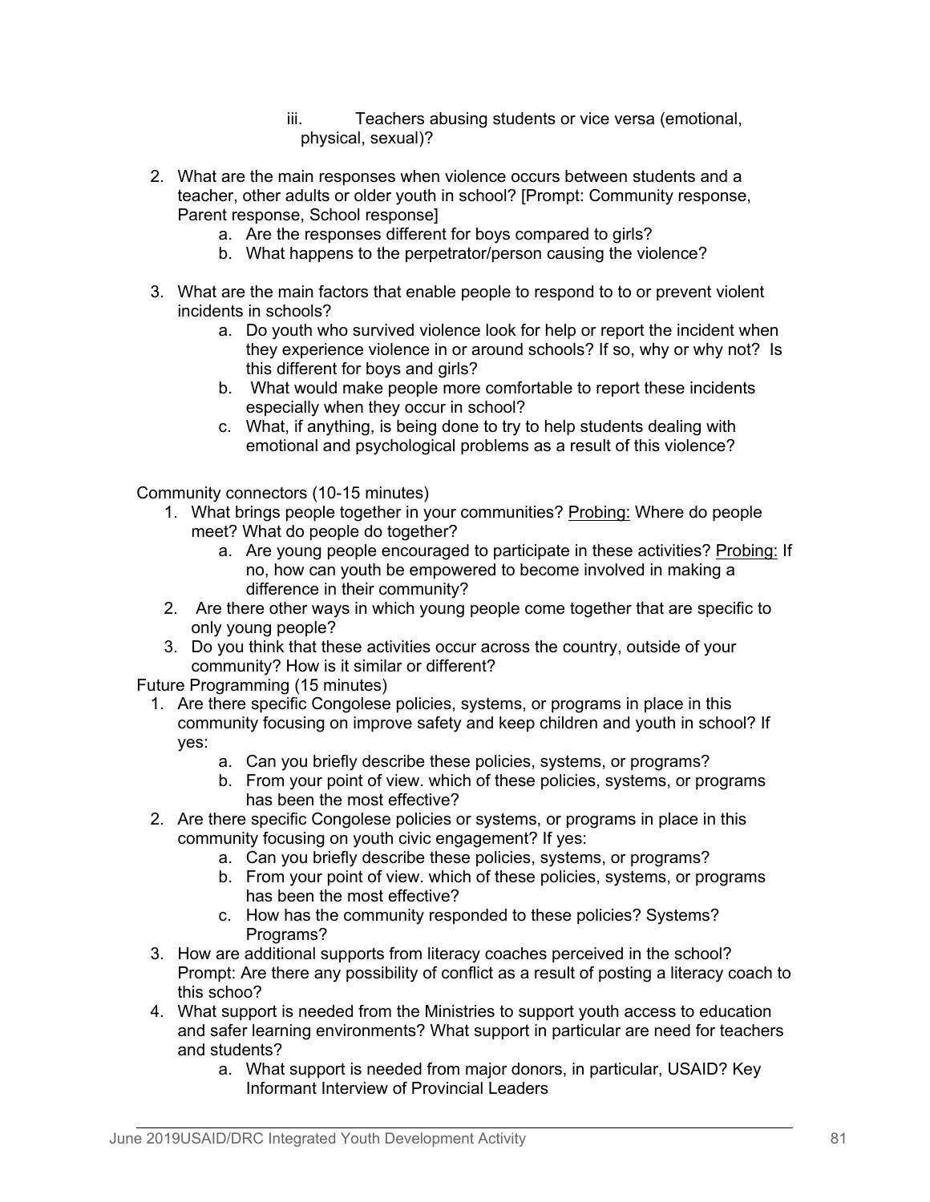iii. Teachers abusing students or vice versa (emotional, physical, sexual)?

2. What are the main responses when violence occurs between students and a teacher, other adults or older youth in school? [Prompt: Community response, Parent response, School response]
    a. Are the responses different for boys compared to girls?
    b. What happens to the perpetrator/person causing the violence?

3. What are the main factors that enable people to respond to to or prevent violent incidents in schools?
    a. Do youth who survived violence look for help or report the incident when they experience violence in or around schools? If so, why or why not? Is this different for boys and girls?
    b. What would make people more comfortable to report these incidents especially when they occur in school?
    c. What, if anything, is being done to try to help students dealing with emotional and psychological problems as a result of this violence?

Community connectors (10-15 minutes)

1. What brings people together in your communities? <u>Probing:</u> Where do people meet? What do people do together?
    a. Are young people encouraged to participate in these activities? <u>Probing:</u> If no, how can youth be empowered to become involved in making a difference in their community?
2. Are there other ways in which young people come together that are specific to only young people?
3. Do you think that these activities occur across the country, outside of your community? How is it similar or different?

Future Programming (15 minutes)

1. Are there specific Congolese policies, systems, or programs in place in this community focusing on improve safety and keep children and youth in school? If yes:
    a. Can you briefly describe these policies, systems, or programs?
    b. From your point of view. which of these policies, systems, or programs has been the most effective?
2. Are there specific Congolese policies or systems, or programs in place in this community focusing on youth civic engagement? If yes:
    a. Can you briefly describe these policies, systems, or programs?
    b. From your point of view. which of these policies, systems, or programs has been the most effective?
    c. How has the community responded to these policies? Systems? Programs?
3. How are additional supports from literacy coaches perceived in the school? Prompt: Are there any possibility of conflict as a result of posting a literacy coach to this schoo?
4. What support is needed from the Ministries to support youth access to education and safer learning environments? What support in particular are need for teachers and students?
    a. What support is needed from major donors, in particular, USAID? Key Informant Interview of Provincial Leaders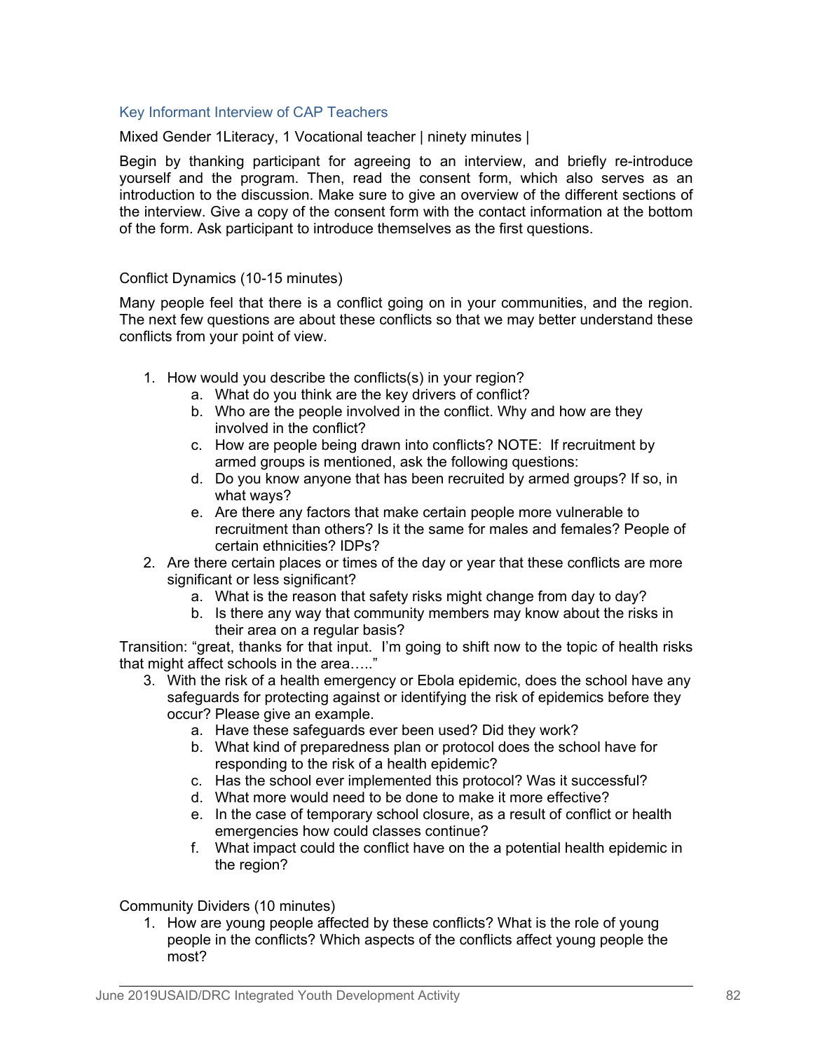### Key Informant Interview of CAP Teachers

Mixed Gender 1Literacy, 1 Vocational teacher | ninety minutes |

Begin by thanking participant for agreeing to an interview, and briefly re-introduce yourself and the program. Then, read the consent form, which also serves as an introduction to the discussion. Make sure to give an overview of the different sections of the interview. Give a copy of the consent form with the contact information at the bottom of the form. Ask participant to introduce themselves as the first questions.

Conflict Dynamics (10-15 minutes)

Many people feel that there is a conflict going on in your communities, and the region. The next few questions are about these conflicts so that we may better understand these conflicts from your point of view.

1. How would you describe the conflicts(s) in your region?
    a. What do you think are the key drivers of conflict?
    b. Who are the people involved in the conflict. Why and how are they involved in the conflict?
    c. How are people being drawn into conflicts? NOTE: If recruitment by armed groups is mentioned, ask the following questions:
    d. Do you know anyone that has been recruited by armed groups? If so, in what ways?
    e. Are there any factors that make certain people more vulnerable to recruitment than others? Is it the same for males and females? People of certain ethnicities? IDPs?
2. Are there certain places or times of the day or year that these conflicts are more significant or less significant?
    a. What is the reason that safety risks might change from day to day?
    b. Is there any way that community members may know about the risks in their area on a regular basis?

Transition: "great, thanks for that input. I'm going to shift now to the topic of health risks that might affect schools in the area….."

3. With the risk of a health emergency or Ebola epidemic, does the school have any safeguards for protecting against or identifying the risk of epidemics before they occur? Please give an example.
    a. Have these safeguards ever been used? Did they work?
    b. What kind of preparedness plan or protocol does the school have for responding to the risk of a health epidemic?
    c. Has the school ever implemented this protocol? Was it successful?
    d. What more would need to be done to make it more effective?
    e. In the case of temporary school closure, as a result of conflict or health emergencies how could classes continue?
    f. What impact could the conflict have on the a potential health epidemic in the region?

Community Dividers (10 minutes)

1. How are young people affected by these conflicts? What is the role of young people in the conflicts? Which aspects of the conflicts affect young people the most?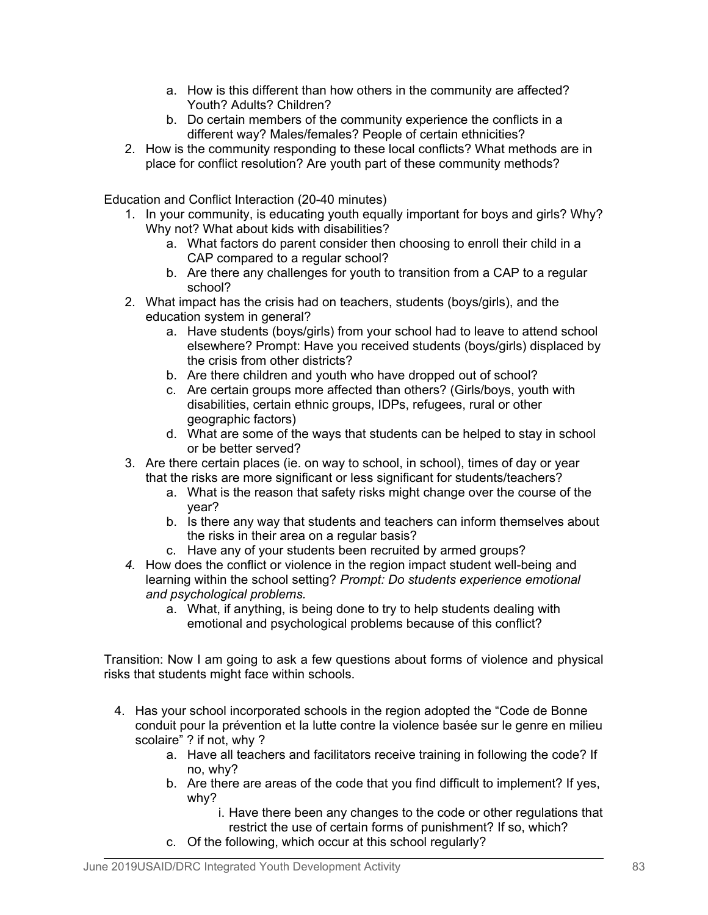a. How is this different than how others in the community are affected? Youth? Adults? Children?
   b. Do certain members of the community experience the conflicts in a different way? Males/females? People of certain ethnicities?
2. How is the community responding to these local conflicts? What methods are in place for conflict resolution? Are youth part of these community methods?

Education and Conflict Interaction (20-40 minutes)

1. In your community, is educating youth equally important for boys and girls? Why? Why not? What about kids with disabilities?
   a. What factors do parent consider then choosing to enroll their child in a CAP compared to a regular school?
   b. Are there any challenges for youth to transition from a CAP to a regular school?
2. What impact has the crisis had on teachers, students (boys/girls), and the education system in general?
   a. Have students (boys/girls) from your school had to leave to attend school elsewhere? Prompt: Have you received students (boys/girls) displaced by the crisis from other districts?
   b. Are there children and youth who have dropped out of school?
   c. Are certain groups more affected than others? (Girls/boys, youth with disabilities, certain ethnic groups, IDPs, refugees, rural or other geographic factors)
   d. What are some of the ways that students can be helped to stay in school or be better served?
3. Are there certain places (ie. on way to school, in school), times of day or year that the risks are more significant or less significant for students/teachers?
   a. What is the reason that safety risks might change over the course of the year?
   b. Is there any way that students and teachers can inform themselves about the risks in their area on a regular basis?
   c. Have any of your students been recruited by armed groups?
4. How does the conflict or violence in the region impact student well-being and learning within the school setting? *Prompt: Do students experience emotional and psychological problems.*
   a. What, if anything, is being done to try to help students dealing with emotional and psychological problems because of this conflict?

Transition: Now I am going to ask a few questions about forms of violence and physical risks that students might face within schools.

4. Has your school incorporated schools in the region adopted the "Code de Bonne conduit pour la prévention et la lutte contre la violence basée sur le genre en milieu scolaire" ? if not, why ?
   a. Have all teachers and facilitators receive training in following the code? If no, why?
   b. Are there are areas of the code that you find difficult to implement? If yes, why?
      i. Have there been any changes to the code or other regulations that restrict the use of certain forms of punishment? If so, which?
   c. Of the following, which occur at this school regularly?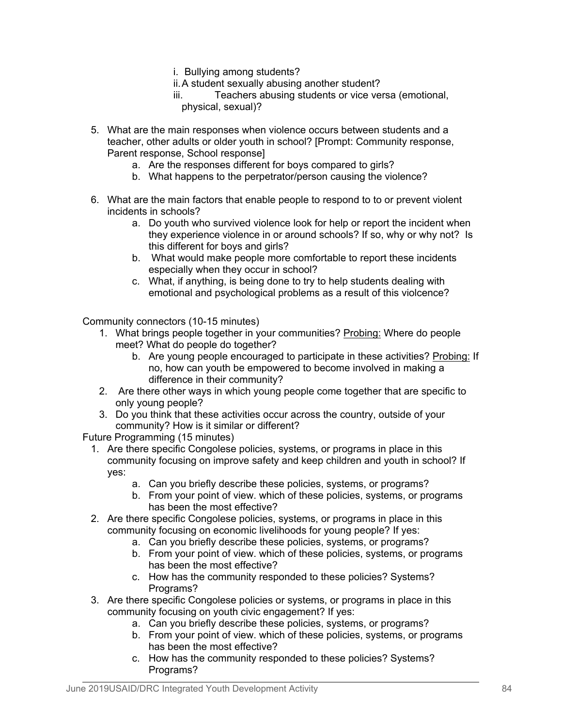i. Bullying among students?
ii. A student sexually abusing another student?
iii. Teachers abusing students or vice versa (emotional, physical, sexual)?

5. What are the main responses when violence occurs between students and a teacher, other adults or older youth in school? [Prompt: Community response, Parent response, School response]
    a. Are the responses different for boys compared to girls?
    b. What happens to the perpetrator/person causing the violence?

6. What are the main factors that enable people to respond to to or prevent violent incidents in schools?
    a. Do youth who survived violence look for help or report the incident when they experience violence in or around schools? If so, why or why not? Is this different for boys and girls?
    b. What would make people more comfortable to report these incidents especially when they occur in school?
    c. What, if anything, is being done to try to help students dealing with emotional and psychological problems as a result of this violcence?

Community connectors (10-15 minutes)

1. What brings people together in your communities? <u>Probing:</u> Where do people meet? What do people do together?
    b. Are young people encouraged to participate in these activities? <u>Probing:</u> If no, how can youth be empowered to become involved in making a difference in their community?
2. Are there other ways in which young people come together that are specific to only young people?
3. Do you think that these activities occur across the country, outside of your community? How is it similar or different?

Future Programming (15 minutes)

1. Are there specific Congolese policies, systems, or programs in place in this community focusing on improve safety and keep children and youth in school? If yes:
    a. Can you briefly describe these policies, systems, or programs?
    b. From your point of view. which of these policies, systems, or programs has been the most effective?
2. Are there specific Congolese policies, systems, or programs in place in this community focusing on economic livelihoods for young people? If yes:
    a. Can you briefly describe these policies, systems, or programs?
    b. From your point of view. which of these policies, systems, or programs has been the most effective?
    c. How has the community responded to these policies? Systems? Programs?
3. Are there specific Congolese policies or systems, or programs in place in this community focusing on youth civic engagement? If yes:
    a. Can you briefly describe these policies, systems, or programs?
    b. From your point of view. which of these policies, systems, or programs has been the most effective?
    c. How has the community responded to these policies? Systems? Programs?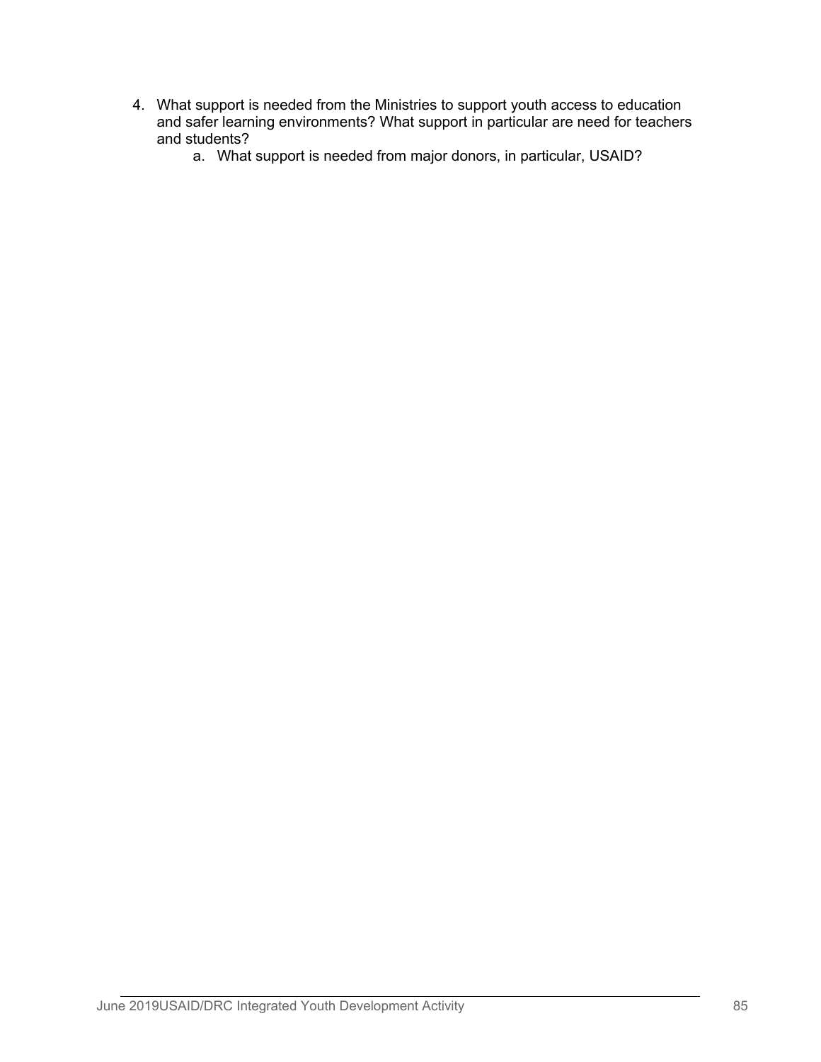4. What support is needed from the Ministries to support youth access to education and safer learning environments? What support in particular are need for teachers and students?
    a. What support is needed from major donors, in particular, USAID?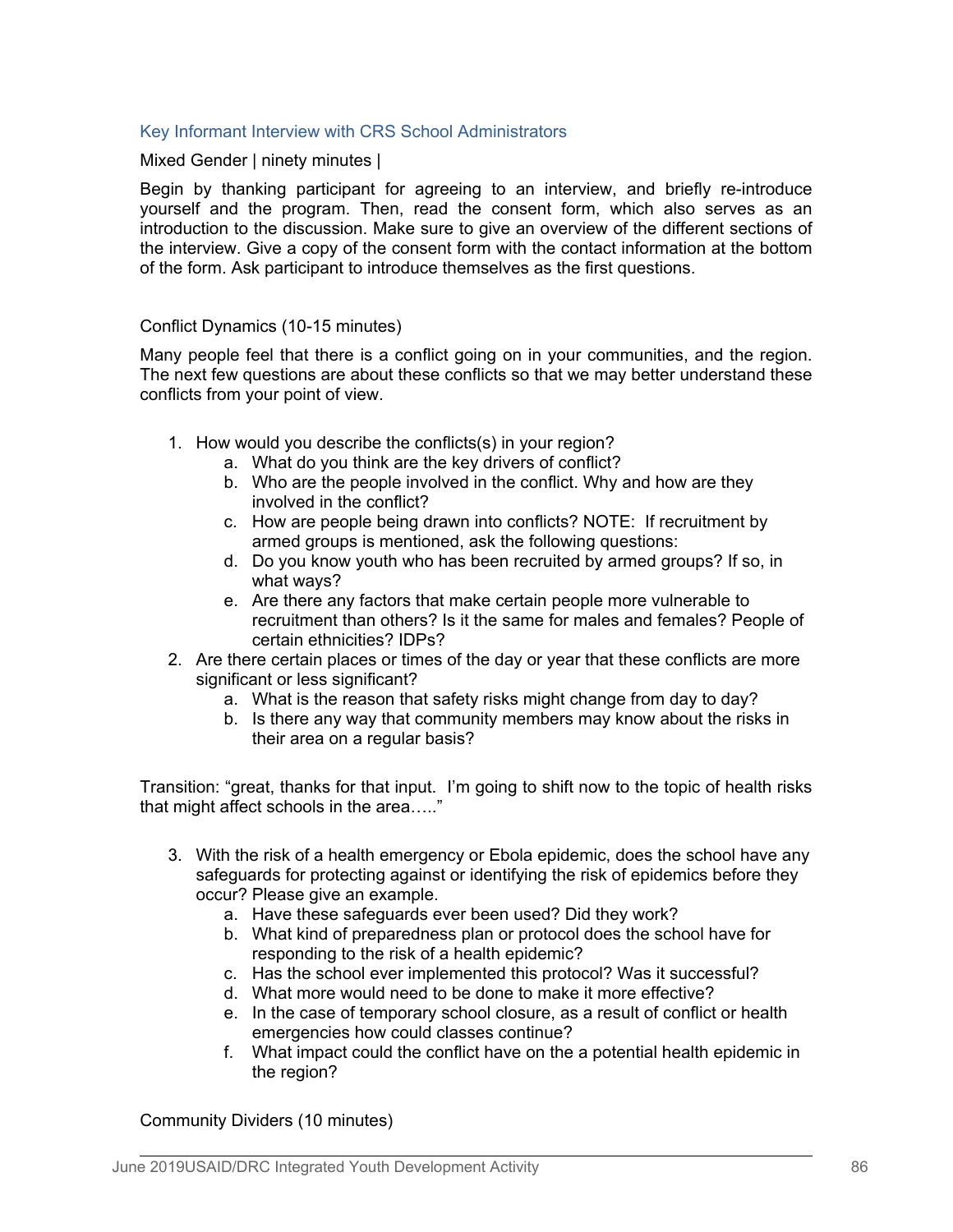### Key Informant Interview with CRS School Administrators

Mixed Gender | ninety minutes |

Begin by thanking participant for agreeing to an interview, and briefly re-introduce yourself and the program. Then, read the consent form, which also serves as an introduction to the discussion. Make sure to give an overview of the different sections of the interview. Give a copy of the consent form with the contact information at the bottom of the form. Ask participant to introduce themselves as the first questions.

Conflict Dynamics (10-15 minutes)

Many people feel that there is a conflict going on in your communities, and the region. The next few questions are about these conflicts so that we may better understand these conflicts from your point of view.

1. How would you describe the conflicts(s) in your region?
   a. What do you think are the key drivers of conflict?
   b. Who are the people involved in the conflict. Why and how are they involved in the conflict?
   c. How are people being drawn into conflicts? NOTE: If recruitment by armed groups is mentioned, ask the following questions:
   d. Do you know youth who has been recruited by armed groups? If so, in what ways?
   e. Are there any factors that make certain people more vulnerable to recruitment than others? Is it the same for males and females? People of certain ethnicities? IDPs?
2. Are there certain places or times of the day or year that these conflicts are more significant or less significant?
   a. What is the reason that safety risks might change from day to day?
   b. Is there any way that community members may know about the risks in their area on a regular basis?

Transition: "great, thanks for that input. I'm going to shift now to the topic of health risks that might affect schools in the area….."

3. With the risk of a health emergency or Ebola epidemic, does the school have any safeguards for protecting against or identifying the risk of epidemics before they occur? Please give an example.
   a. Have these safeguards ever been used? Did they work?
   b. What kind of preparedness plan or protocol does the school have for responding to the risk of a health epidemic?
   c. Has the school ever implemented this protocol? Was it successful?
   d. What more would need to be done to make it more effective?
   e. In the case of temporary school closure, as a result of conflict or health emergencies how could classes continue?
   f. What impact could the conflict have on the a potential health epidemic in the region?

Community Dividers (10 minutes)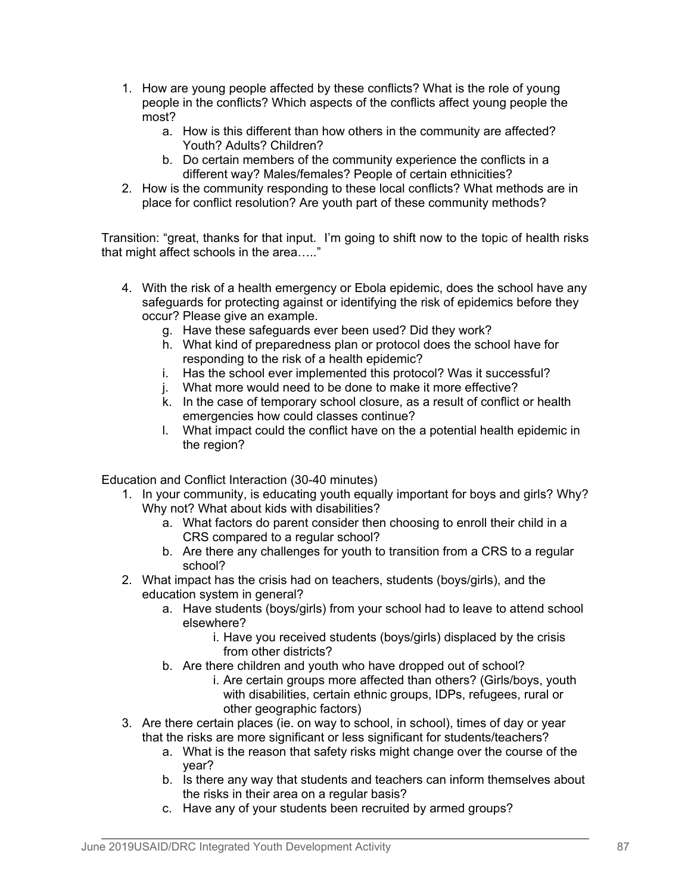1. How are young people affected by these conflicts? What is the role of young people in the conflicts? Which aspects of the conflicts affect young people the most?
    a. How is this different than how others in the community are affected? Youth? Adults? Children?
    b. Do certain members of the community experience the conflicts in a different way? Males/females? People of certain ethnicities?
2. How is the community responding to these local conflicts? What methods are in place for conflict resolution? Are youth part of these community methods?

Transition: "great, thanks for that input. I'm going to shift now to the topic of health risks that might affect schools in the area….."

4. With the risk of a health emergency or Ebola epidemic, does the school have any safeguards for protecting against or identifying the risk of epidemics before they occur? Please give an example.
    g. Have these safeguards ever been used? Did they work?
    h. What kind of preparedness plan or protocol does the school have for responding to the risk of a health epidemic?
    i. Has the school ever implemented this protocol? Was it successful?
    j. What more would need to be done to make it more effective?
    k. In the case of temporary school closure, as a result of conflict or health emergencies how could classes continue?
    l. What impact could the conflict have on the a potential health epidemic in the region?

Education and Conflict Interaction (30-40 minutes)

1. In your community, is educating youth equally important for boys and girls? Why? Why not? What about kids with disabilities?
    a. What factors do parent consider then choosing to enroll their child in a CRS compared to a regular school?
    b. Are there any challenges for youth to transition from a CRS to a regular school?
2. What impact has the crisis had on teachers, students (boys/girls), and the education system in general?
    a. Have students (boys/girls) from your school had to leave to attend school elsewhere?
        i. Have you received students (boys/girls) displaced by the crisis from other districts?
    b. Are there children and youth who have dropped out of school?
        i. Are certain groups more affected than others? (Girls/boys, youth with disabilities, certain ethnic groups, IDPs, refugees, rural or other geographic factors)
3. Are there certain places (ie. on way to school, in school), times of day or year that the risks are more significant or less significant for students/teachers?
    a. What is the reason that safety risks might change over the course of the year?
    b. Is there any way that students and teachers can inform themselves about the risks in their area on a regular basis?
    c. Have any of your students been recruited by armed groups?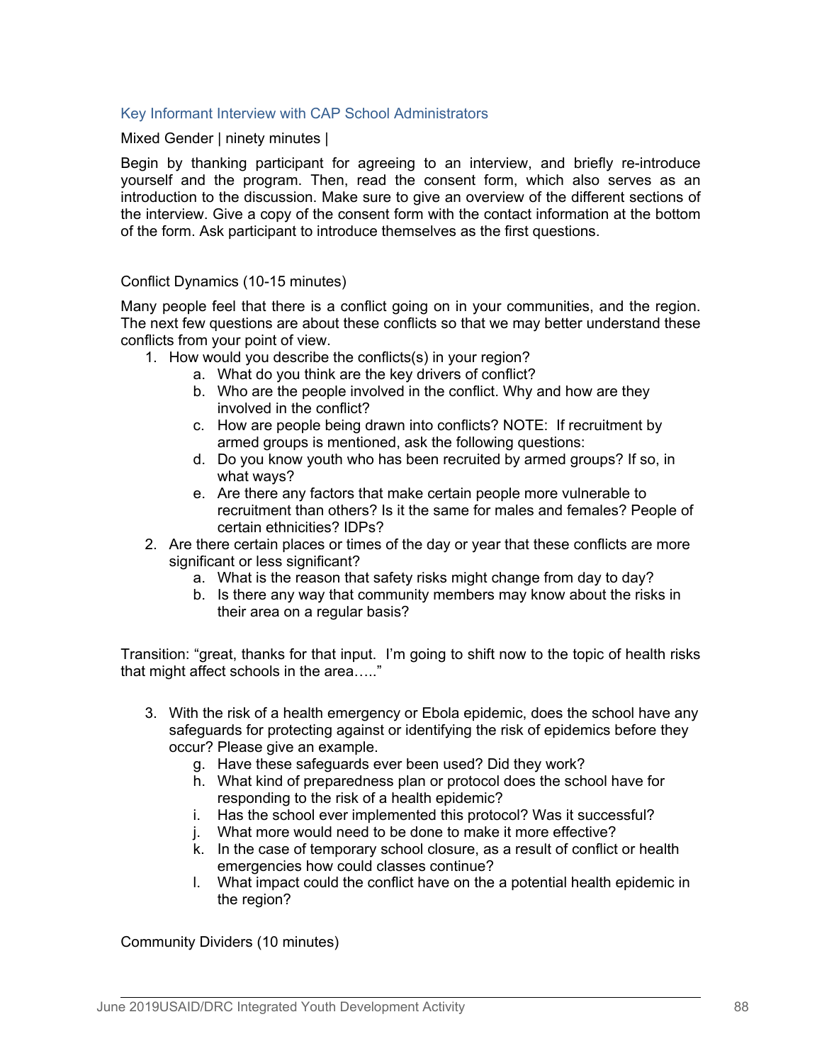### Key Informant Interview with CAP School Administrators

Mixed Gender | ninety minutes |

Begin by thanking participant for agreeing to an interview, and briefly re-introduce yourself and the program. Then, read the consent form, which also serves as an introduction to the discussion. Make sure to give an overview of the different sections of the interview. Give a copy of the consent form with the contact information at the bottom of the form. Ask participant to introduce themselves as the first questions.

Conflict Dynamics (10-15 minutes)

Many people feel that there is a conflict going on in your communities, and the region. The next few questions are about these conflicts so that we may better understand these conflicts from your point of view.

1. How would you describe the conflicts(s) in your region?
   a. What do you think are the key drivers of conflict?
   b. Who are the people involved in the conflict. Why and how are they involved in the conflict?
   c. How are people being drawn into conflicts? NOTE: If recruitment by armed groups is mentioned, ask the following questions:
   d. Do you know youth who has been recruited by armed groups? If so, in what ways?
   e. Are there any factors that make certain people more vulnerable to recruitment than others? Is it the same for males and females? People of certain ethnicities? IDPs?
2. Are there certain places or times of the day or year that these conflicts are more significant or less significant?
   a. What is the reason that safety risks might change from day to day?
   b. Is there any way that community members may know about the risks in their area on a regular basis?

Transition: "great, thanks for that input. I'm going to shift now to the topic of health risks that might affect schools in the area….."

3. With the risk of a health emergency or Ebola epidemic, does the school have any safeguards for protecting against or identifying the risk of epidemics before they occur? Please give an example.
   g. Have these safeguards ever been used? Did they work?
   h. What kind of preparedness plan or protocol does the school have for responding to the risk of a health epidemic?
   i. Has the school ever implemented this protocol? Was it successful?
   j. What more would need to be done to make it more effective?
   k. In the case of temporary school closure, as a result of conflict or health emergencies how could classes continue?
   l. What impact could the conflict have on the a potential health epidemic in the region?

Community Dividers (10 minutes)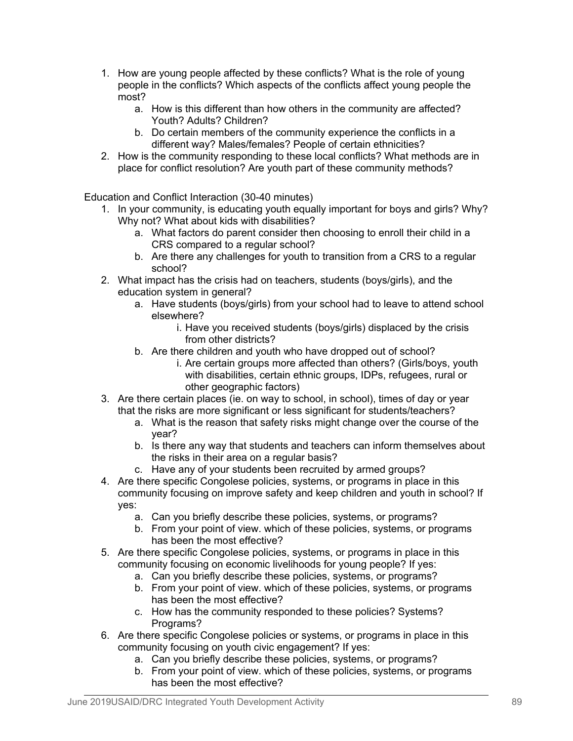1. How are young people affected by these conflicts? What is the role of young people in the conflicts? Which aspects of the conflicts affect young people the most?
    a. How is this different than how others in the community are affected? Youth? Adults? Children?
    b. Do certain members of the community experience the conflicts in a different way? Males/females? People of certain ethnicities?
2. How is the community responding to these local conflicts? What methods are in place for conflict resolution? Are youth part of these community methods?

Education and Conflict Interaction (30-40 minutes)

1. In your community, is educating youth equally important for boys and girls? Why? Why not? What about kids with disabilities?
    a. What factors do parent consider then choosing to enroll their child in a CRS compared to a regular school?
    b. Are there any challenges for youth to transition from a CRS to a regular school?
2. What impact has the crisis had on teachers, students (boys/girls), and the education system in general?
    a. Have students (boys/girls) from your school had to leave to attend school elsewhere?
        i. Have you received students (boys/girls) displaced by the crisis from other districts?
    b. Are there children and youth who have dropped out of school?
        i. Are certain groups more affected than others? (Girls/boys, youth with disabilities, certain ethnic groups, IDPs, refugees, rural or other geographic factors)
3. Are there certain places (ie. on way to school, in school), times of day or year that the risks are more significant or less significant for students/teachers?
    a. What is the reason that safety risks might change over the course of the year?
    b. Is there any way that students and teachers can inform themselves about the risks in their area on a regular basis?
    c. Have any of your students been recruited by armed groups?
4. Are there specific Congolese policies, systems, or programs in place in this community focusing on improve safety and keep children and youth in school? If yes:
    a. Can you briefly describe these policies, systems, or programs?
    b. From your point of view. which of these policies, systems, or programs has been the most effective?
5. Are there specific Congolese policies, systems, or programs in place in this community focusing on economic livelihoods for young people? If yes:
    a. Can you briefly describe these policies, systems, or programs?
    b. From your point of view. which of these policies, systems, or programs has been the most effective?
    c. How has the community responded to these policies? Systems? Programs?
6. Are there specific Congolese policies or systems, or programs in place in this community focusing on youth civic engagement? If yes:
    a. Can you briefly describe these policies, systems, or programs?
    b. From your point of view. which of these policies, systems, or programs has been the most effective?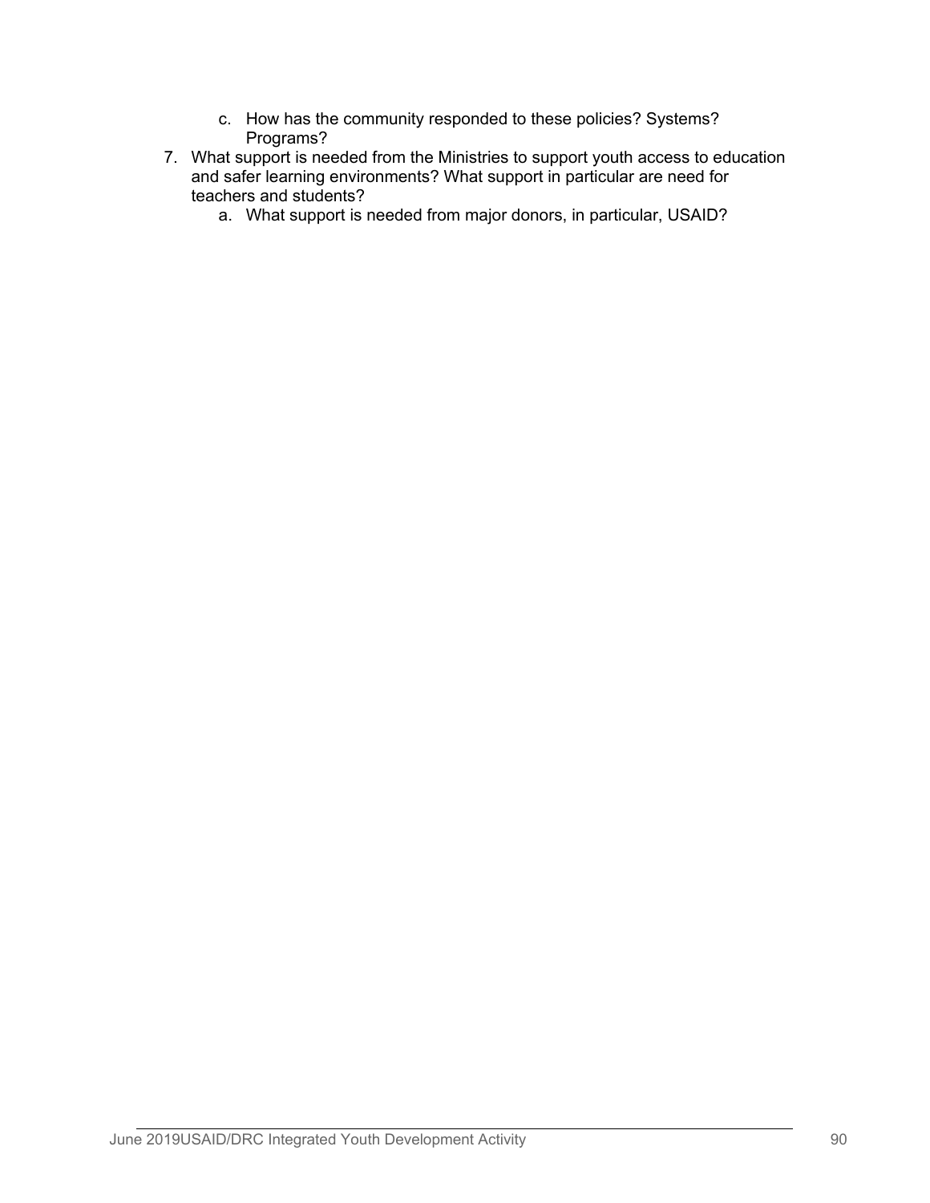c. How has the community responded to these policies? Systems? Programs?

7. What support is needed from the Ministries to support youth access to education and safer learning environments? What support in particular are need for teachers and students?
    a. What support is needed from major donors, in particular, USAID?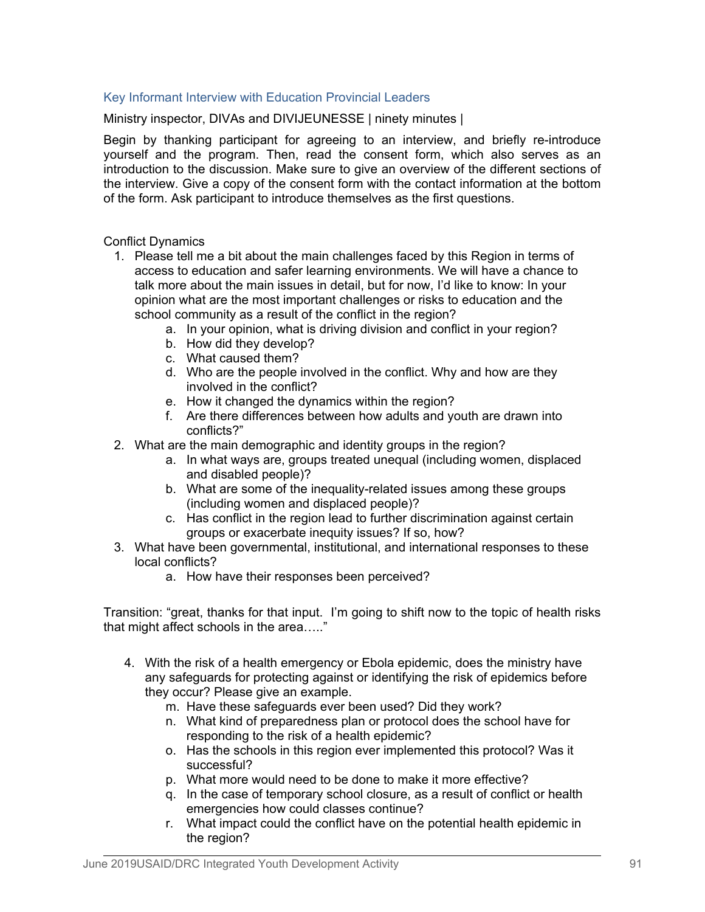### Key Informant Interview with Education Provincial Leaders

Ministry inspector, DIVAs and DIVIJEUNESSE | ninety minutes |

Begin by thanking participant for agreeing to an interview, and briefly re-introduce yourself and the program. Then, read the consent form, which also serves as an introduction to the discussion. Make sure to give an overview of the different sections of the interview. Give a copy of the consent form with the contact information at the bottom of the form. Ask participant to introduce themselves as the first questions.

Conflict Dynamics

1. Please tell me a bit about the main challenges faced by this Region in terms of access to education and safer learning environments. We will have a chance to talk more about the main issues in detail, but for now, I'd like to know: In your opinion what are the most important challenges or risks to education and the school community as a result of the conflict in the region?
    a. In your opinion, what is driving division and conflict in your region?
    b. How did they develop?
    c. What caused them?
    d. Who are the people involved in the conflict. Why and how are they involved in the conflict?
    e. How it changed the dynamics within the region?
    f. Are there differences between how adults and youth are drawn into conflicts?"
2. What are the main demographic and identity groups in the region?
    a. In what ways are, groups treated unequal (including women, displaced and disabled people)?
    b. What are some of the inequality-related issues among these groups (including women and displaced people)?
    c. Has conflict in the region lead to further discrimination against certain groups or exacerbate inequity issues? If so, how?
3. What have been governmental, institutional, and international responses to these local conflicts?
    a. How have their responses been perceived?

Transition: "great, thanks for that input. I'm going to shift now to the topic of health risks that might affect schools in the area….."

4. With the risk of a health emergency or Ebola epidemic, does the ministry have any safeguards for protecting against or identifying the risk of epidemics before they occur? Please give an example.
    m. Have these safeguards ever been used? Did they work?
    n. What kind of preparedness plan or protocol does the school have for responding to the risk of a health epidemic?
    o. Has the schools in this region ever implemented this protocol? Was it successful?
    p. What more would need to be done to make it more effective?
    q. In the case of temporary school closure, as a result of conflict or health emergencies how could classes continue?
    r. What impact could the conflict have on the potential health epidemic in the region?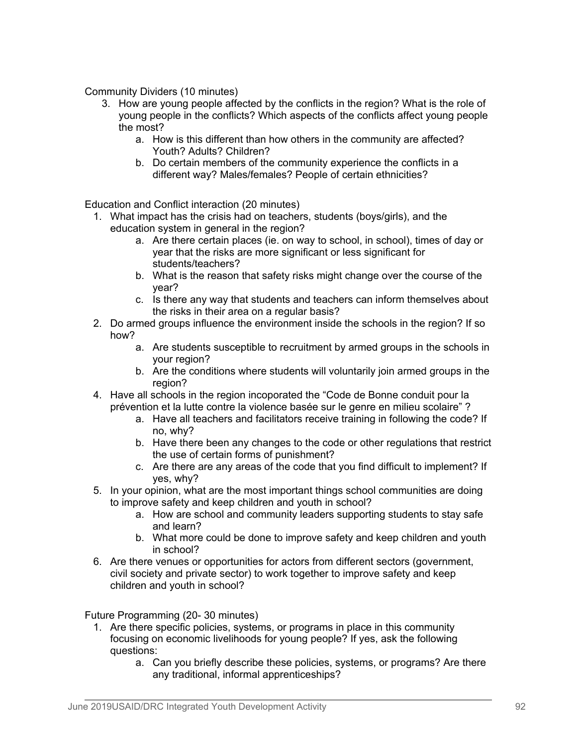Community Dividers (10 minutes)

3. How are young people affected by the conflicts in the region? What is the role of young people in the conflicts? Which aspects of the conflicts affect young people the most?
    a. How is this different than how others in the community are affected? Youth? Adults? Children?
    b. Do certain members of the community experience the conflicts in a different way? Males/females? People of certain ethnicities?

Education and Conflict interaction (20 minutes)

1. What impact has the crisis had on teachers, students (boys/girls), and the education system in general in the region?
    a. Are there certain places (ie. on way to school, in school), times of day or year that the risks are more significant or less significant for students/teachers?
    b. What is the reason that safety risks might change over the course of the year?
    c. Is there any way that students and teachers can inform themselves about the risks in their area on a regular basis?
2. Do armed groups influence the environment inside the schools in the region? If so how?
    a. Are students susceptible to recruitment by armed groups in the schools in your region?
    b. Are the conditions where students will voluntarily join armed groups in the region?
4. Have all schools in the region incoporated the "Code de Bonne conduit pour la prévention et la lutte contre la violence basée sur le genre en milieu scolaire" ?
    a. Have all teachers and facilitators receive training in following the code? If no, why?
    b. Have there been any changes to the code or other regulations that restrict the use of certain forms of punishment?
    c. Are there are any areas of the code that you find difficult to implement? If yes, why?
5. In your opinion, what are the most important things school communities are doing to improve safety and keep children and youth in school?
    a. How are school and community leaders supporting students to stay safe and learn?
    b. What more could be done to improve safety and keep children and youth in school?
6. Are there venues or opportunities for actors from different sectors (government, civil society and private sector) to work together to improve safety and keep children and youth in school?

Future Programming (20- 30 minutes)

1. Are there specific policies, systems, or programs in place in this community focusing on economic livelihoods for young people? If yes, ask the following questions:
    a. Can you briefly describe these policies, systems, or programs? Are there any traditional, informal apprenticeships?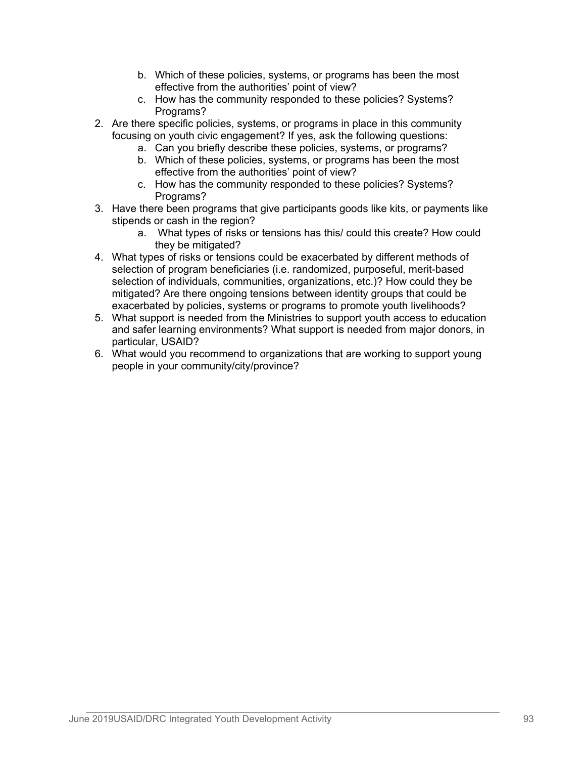b. Which of these policies, systems, or programs has been the most effective from the authorities' point of view?
   c. How has the community responded to these policies? Systems? Programs?
2. Are there specific policies, systems, or programs in place in this community focusing on youth civic engagement? If yes, ask the following questions:
   a. Can you briefly describe these policies, systems, or programs?
   b. Which of these policies, systems, or programs has been the most effective from the authorities' point of view?
   c. How has the community responded to these policies? Systems? Programs?
3. Have there been programs that give participants goods like kits, or payments like stipends or cash in the region?
   a. What types of risks or tensions has this/ could this create? How could they be mitigated?
4. What types of risks or tensions could be exacerbated by different methods of selection of program beneficiaries (i.e. randomized, purposeful, merit-based selection of individuals, communities, organizations, etc.)? How could they be mitigated? Are there ongoing tensions between identity groups that could be exacerbated by policies, systems or programs to promote youth livelihoods?
5. What support is needed from the Ministries to support youth access to education and safer learning environments? What support is needed from major donors, in particular, USAID?
6. What would you recommend to organizations that are working to support young people in your community/city/province?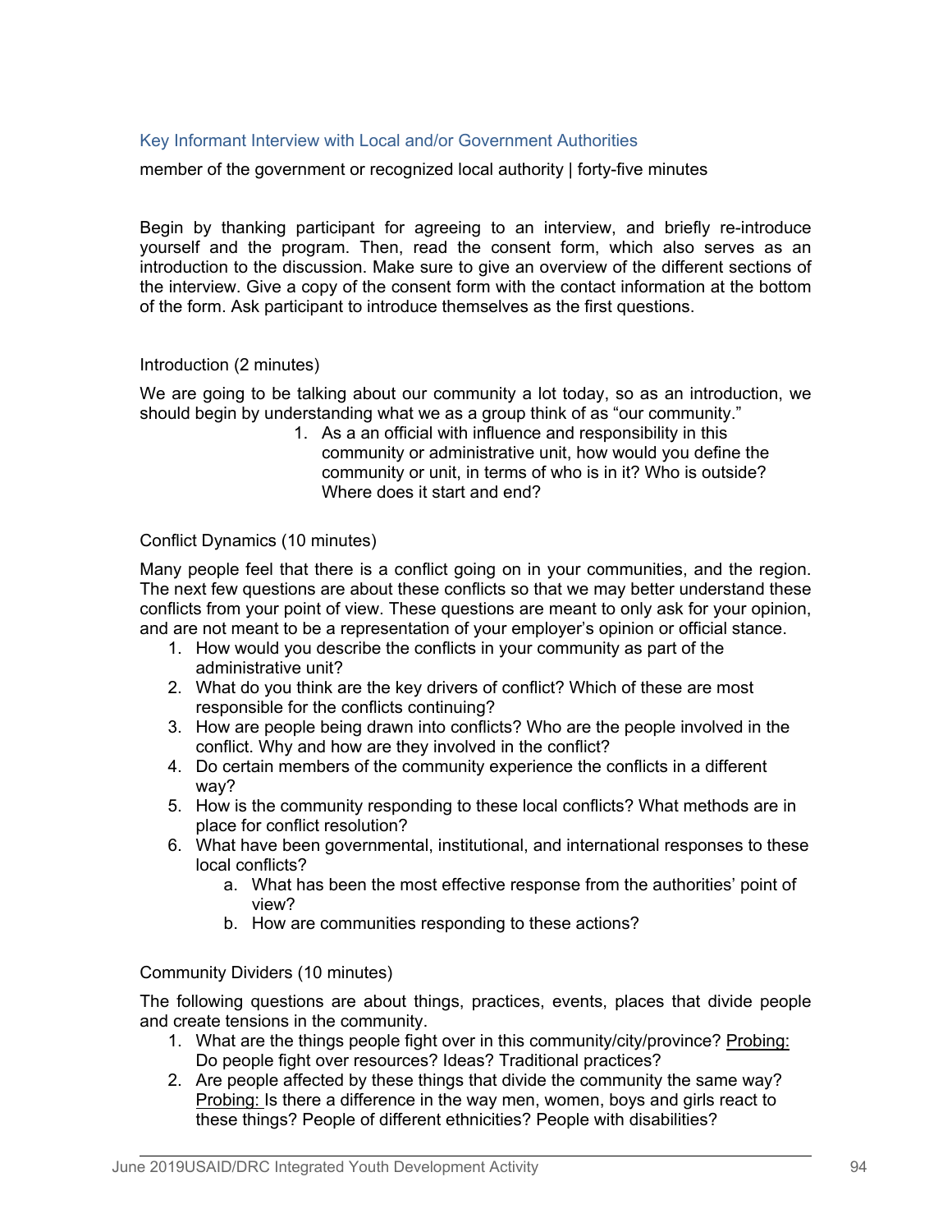## Key Informant Interview with Local and/or Government Authorities

member of the government or recognized local authority | forty-five minutes

Begin by thanking participant for agreeing to an interview, and briefly re-introduce yourself and the program. Then, read the consent form, which also serves as an introduction to the discussion. Make sure to give an overview of the different sections of the interview. Give a copy of the consent form with the contact information at the bottom of the form. Ask participant to introduce themselves as the first questions.

### Introduction (2 minutes)

We are going to be talking about our community a lot today, so as an introduction, we should begin by understanding what we as a group think of as "our community."

1. As a an official with influence and responsibility in this community or administrative unit, how would you define the community or unit, in terms of who is in it? Who is outside? Where does it start and end?

### Conflict Dynamics (10 minutes)

Many people feel that there is a conflict going on in your communities, and the region. The next few questions are about these conflicts so that we may better understand these conflicts from your point of view. These questions are meant to only ask for your opinion, and are not meant to be a representation of your employer's opinion or official stance.

1. How would you describe the conflicts in your community as part of the administrative unit?
2. What do you think are the key drivers of conflict? Which of these are most responsible for the conflicts continuing?
3. How are people being drawn into conflicts? Who are the people involved in the conflict. Why and how are they involved in the conflict?
4. Do certain members of the community experience the conflicts in a different way?
5. How is the community responding to these local conflicts? What methods are in place for conflict resolution?
6. What have been governmental, institutional, and international responses to these local conflicts?
   a. What has been the most effective response from the authorities' point of view?
   b. How are communities responding to these actions?

### Community Dividers (10 minutes)

The following questions are about things, practices, events, places that divide people and create tensions in the community.

1. What are the things people fight over in this community/city/province? Probing: Do people fight over resources? Ideas? Traditional practices?
2. Are people affected by these things that divide the community the same way? Probing: Is there a difference in the way men, women, boys and girls react to these things? People of different ethnicities? People with disabilities?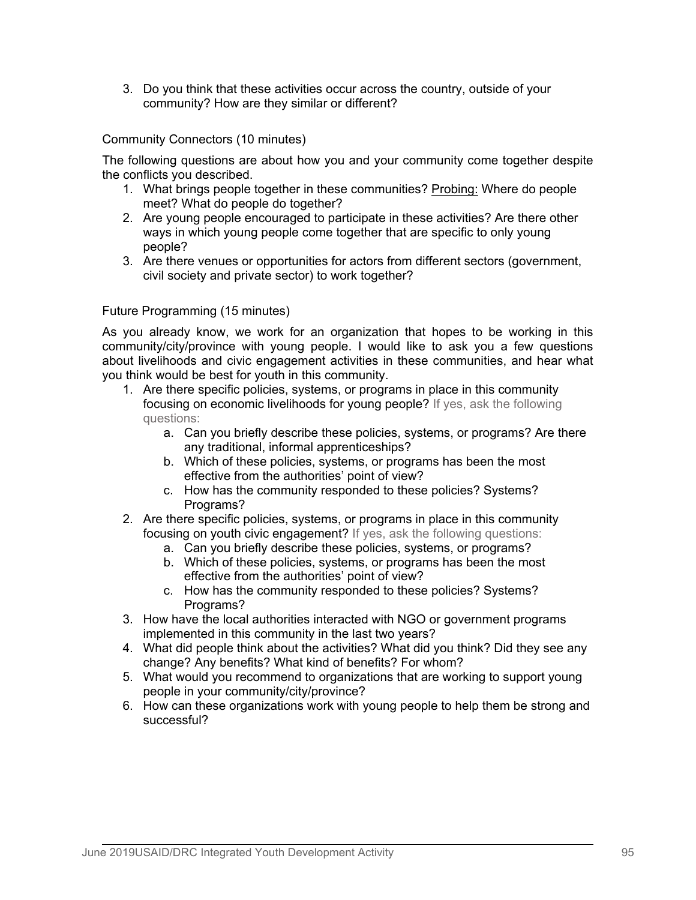3. Do you think that these activities occur across the country, outside of your community? How are they similar or different?

Community Connectors (10 minutes)

The following questions are about how you and your community come together despite the conflicts you described.

1. What brings people together in these communities? Probing: Where do people meet? What do people do together?
2. Are young people encouraged to participate in these activities? Are there other ways in which young people come together that are specific to only young people?
3. Are there venues or opportunities for actors from different sectors (government, civil society and private sector) to work together?

Future Programming (15 minutes)

As you already know, we work for an organization that hopes to be working in this community/city/province with young people. I would like to ask you a few questions about livelihoods and civic engagement activities in these communities, and hear what you think would be best for youth in this community.

1. Are there specific policies, systems, or programs in place in this community focusing on economic livelihoods for young people? If yes, ask the following questions:
   a. Can you briefly describe these policies, systems, or programs? Are there any traditional, informal apprenticeships?
   b. Which of these policies, systems, or programs has been the most effective from the authorities' point of view?
   c. How has the community responded to these policies? Systems? Programs?
2. Are there specific policies, systems, or programs in place in this community focusing on youth civic engagement? If yes, ask the following questions:
   a. Can you briefly describe these policies, systems, or programs?
   b. Which of these policies, systems, or programs has been the most effective from the authorities' point of view?
   c. How has the community responded to these policies? Systems? Programs?
3. How have the local authorities interacted with NGO or government programs implemented in this community in the last two years?
4. What did people think about the activities? What did you think? Did they see any change? Any benefits? What kind of benefits? For whom?
5. What would you recommend to organizations that are working to support young people in your community/city/province?
6. How can these organizations work with young people to help them be strong and successful?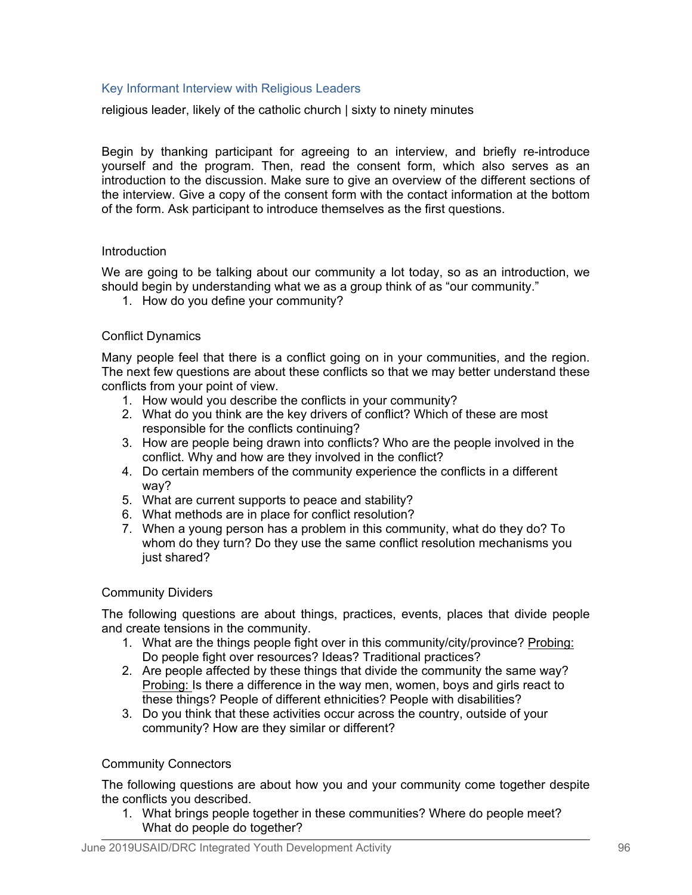### Key Informant Interview with Religious Leaders

religious leader, likely of the catholic church | sixty to ninety minutes

Begin by thanking participant for agreeing to an interview, and briefly re-introduce yourself and the program. Then, read the consent form, which also serves as an introduction to the discussion. Make sure to give an overview of the different sections of the interview. Give a copy of the consent form with the contact information at the bottom of the form. Ask participant to introduce themselves as the first questions.

Introduction

We are going to be talking about our community a lot today, so as an introduction, we should begin by understanding what we as a group think of as "our community."

1. How do you define your community?

Conflict Dynamics

Many people feel that there is a conflict going on in your communities, and the region. The next few questions are about these conflicts so that we may better understand these conflicts from your point of view.

1. How would you describe the conflicts in your community?
2. What do you think are the key drivers of conflict? Which of these are most responsible for the conflicts continuing?
3. How are people being drawn into conflicts? Who are the people involved in the conflict. Why and how are they involved in the conflict?
4. Do certain members of the community experience the conflicts in a different way?
5. What are current supports to peace and stability?
6. What methods are in place for conflict resolution?
7. When a young person has a problem in this community, what do they do? To whom do they turn? Do they use the same conflict resolution mechanisms you just shared?

Community Dividers

The following questions are about things, practices, events, places that divide people and create tensions in the community.

1. What are the things people fight over in this community/city/province? Probing: Do people fight over resources? Ideas? Traditional practices?
2. Are people affected by these things that divide the community the same way? Probing: Is there a difference in the way men, women, boys and girls react to these things? People of different ethnicities? People with disabilities?
3. Do you think that these activities occur across the country, outside of your community? How are they similar or different?

Community Connectors

The following questions are about how you and your community come together despite the conflicts you described.

1. What brings people together in these communities? Where do people meet? What do people do together?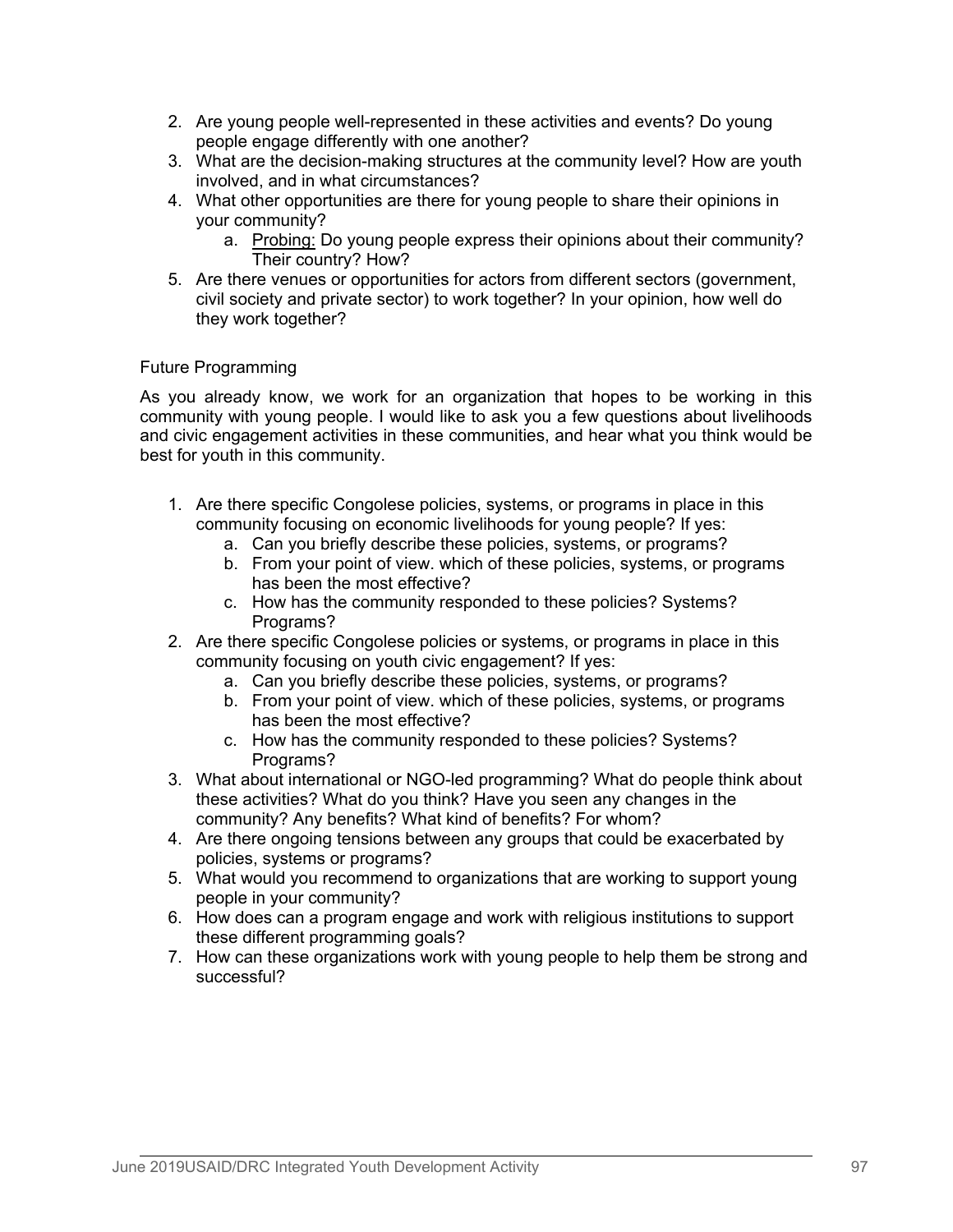2. Are young people well-represented in these activities and events? Do young people engage differently with one another?
3. What are the decision-making structures at the community level? How are youth involved, and in what circumstances?
4. What other opportunities are there for young people to share their opinions in your community?
   a. Probing: Do young people express their opinions about their community? Their country? How?
5. Are there venues or opportunities for actors from different sectors (government, civil society and private sector) to work together? In your opinion, how well do they work together?

Future Programming

As you already know, we work for an organization that hopes to be working in this community with young people. I would like to ask you a few questions about livelihoods and civic engagement activities in these communities, and hear what you think would be best for youth in this community.

1. Are there specific Congolese policies, systems, or programs in place in this community focusing on economic livelihoods for young people? If yes:
   a. Can you briefly describe these policies, systems, or programs?
   b. From your point of view. which of these policies, systems, or programs has been the most effective?
   c. How has the community responded to these policies? Systems? Programs?
2. Are there specific Congolese policies or systems, or programs in place in this community focusing on youth civic engagement? If yes:
   a. Can you briefly describe these policies, systems, or programs?
   b. From your point of view. which of these policies, systems, or programs has been the most effective?
   c. How has the community responded to these policies? Systems? Programs?
3. What about international or NGO-led programming? What do people think about these activities? What do you think? Have you seen any changes in the community? Any benefits? What kind of benefits? For whom?
4. Are there ongoing tensions between any groups that could be exacerbated by policies, systems or programs?
5. What would you recommend to organizations that are working to support young people in your community?
6. How does can a program engage and work with religious institutions to support these different programming goals?
7. How can these organizations work with young people to help them be strong and successful?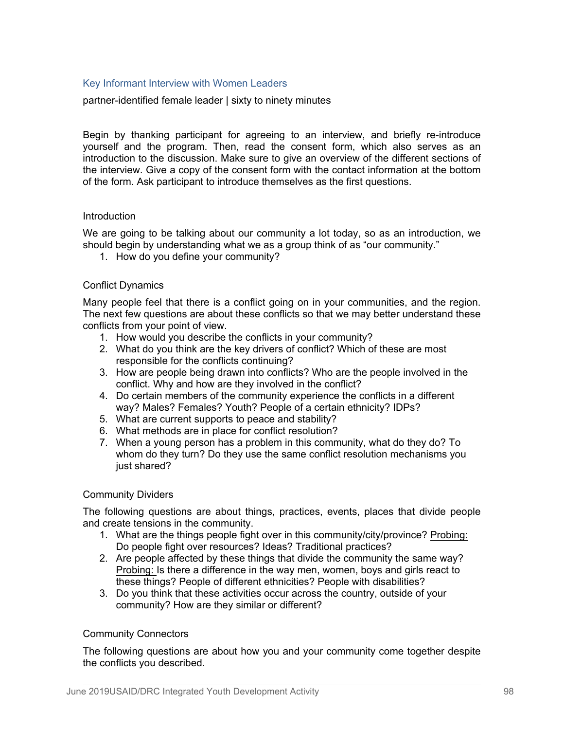### Key Informant Interview with Women Leaders

partner-identified female leader | sixty to ninety minutes

Begin by thanking participant for agreeing to an interview, and briefly re-introduce yourself and the program. Then, read the consent form, which also serves as an introduction to the discussion. Make sure to give an overview of the different sections of the interview. Give a copy of the consent form with the contact information at the bottom of the form. Ask participant to introduce themselves as the first questions.

#### Introduction

We are going to be talking about our community a lot today, so as an introduction, we should begin by understanding what we as a group think of as "our community."

1. How do you define your community?

#### Conflict Dynamics

Many people feel that there is a conflict going on in your communities, and the region. The next few questions are about these conflicts so that we may better understand these conflicts from your point of view.

1. How would you describe the conflicts in your community?
2. What do you think are the key drivers of conflict? Which of these are most responsible for the conflicts continuing?
3. How are people being drawn into conflicts? Who are the people involved in the conflict. Why and how are they involved in the conflict?
4. Do certain members of the community experience the conflicts in a different way? Males? Females? Youth? People of a certain ethnicity? IDPs?
5. What are current supports to peace and stability?
6. What methods are in place for conflict resolution?
7. When a young person has a problem in this community, what do they do? To whom do they turn? Do they use the same conflict resolution mechanisms you just shared?

#### Community Dividers

The following questions are about things, practices, events, places that divide people and create tensions in the community.

1. What are the things people fight over in this community/city/province? Probing: Do people fight over resources? Ideas? Traditional practices?
2. Are people affected by these things that divide the community the same way? Probing: Is there a difference in the way men, women, boys and girls react to these things? People of different ethnicities? People with disabilities?
3. Do you think that these activities occur across the country, outside of your community? How are they similar or different?

#### Community Connectors

The following questions are about how you and your community come together despite the conflicts you described.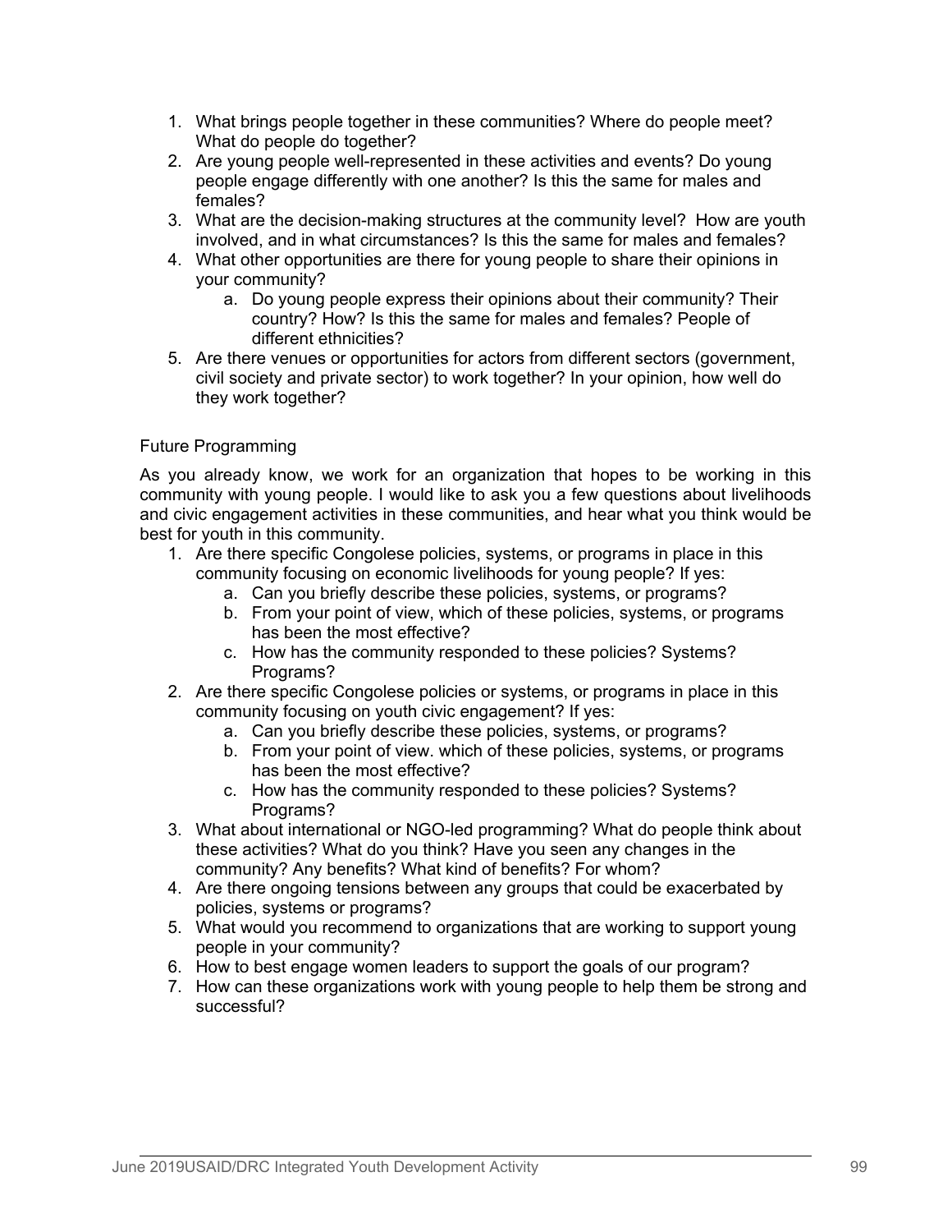1. What brings people together in these communities? Where do people meet? What do people do together?
2. Are young people well-represented in these activities and events? Do young people engage differently with one another? Is this the same for males and females?
3. What are the decision-making structures at the community level? How are youth involved, and in what circumstances? Is this the same for males and females?
4. What other opportunities are there for young people to share their opinions in your community?
    a. Do young people express their opinions about their community? Their country? How? Is this the same for males and females? People of different ethnicities?
5. Are there venues or opportunities for actors from different sectors (government, civil society and private sector) to work together? In your opinion, how well do they work together?

Future Programming

As you already know, we work for an organization that hopes to be working in this community with young people. I would like to ask you a few questions about livelihoods and civic engagement activities in these communities, and hear what you think would be best for youth in this community.

1. Are there specific Congolese policies, systems, or programs in place in this community focusing on economic livelihoods for young people? If yes:
    a. Can you briefly describe these policies, systems, or programs?
    b. From your point of view, which of these policies, systems, or programs has been the most effective?
    c. How has the community responded to these policies? Systems? Programs?
2. Are there specific Congolese policies or systems, or programs in place in this community focusing on youth civic engagement? If yes:
    a. Can you briefly describe these policies, systems, or programs?
    b. From your point of view. which of these policies, systems, or programs has been the most effective?
    c. How has the community responded to these policies? Systems? Programs?
3. What about international or NGO-led programming? What do people think about these activities? What do you think? Have you seen any changes in the community? Any benefits? What kind of benefits? For whom?
4. Are there ongoing tensions between any groups that could be exacerbated by policies, systems or programs?
5. What would you recommend to organizations that are working to support young people in your community?
6. How to best engage women leaders to support the goals of our program?
7. How can these organizations work with young people to help them be strong and successful?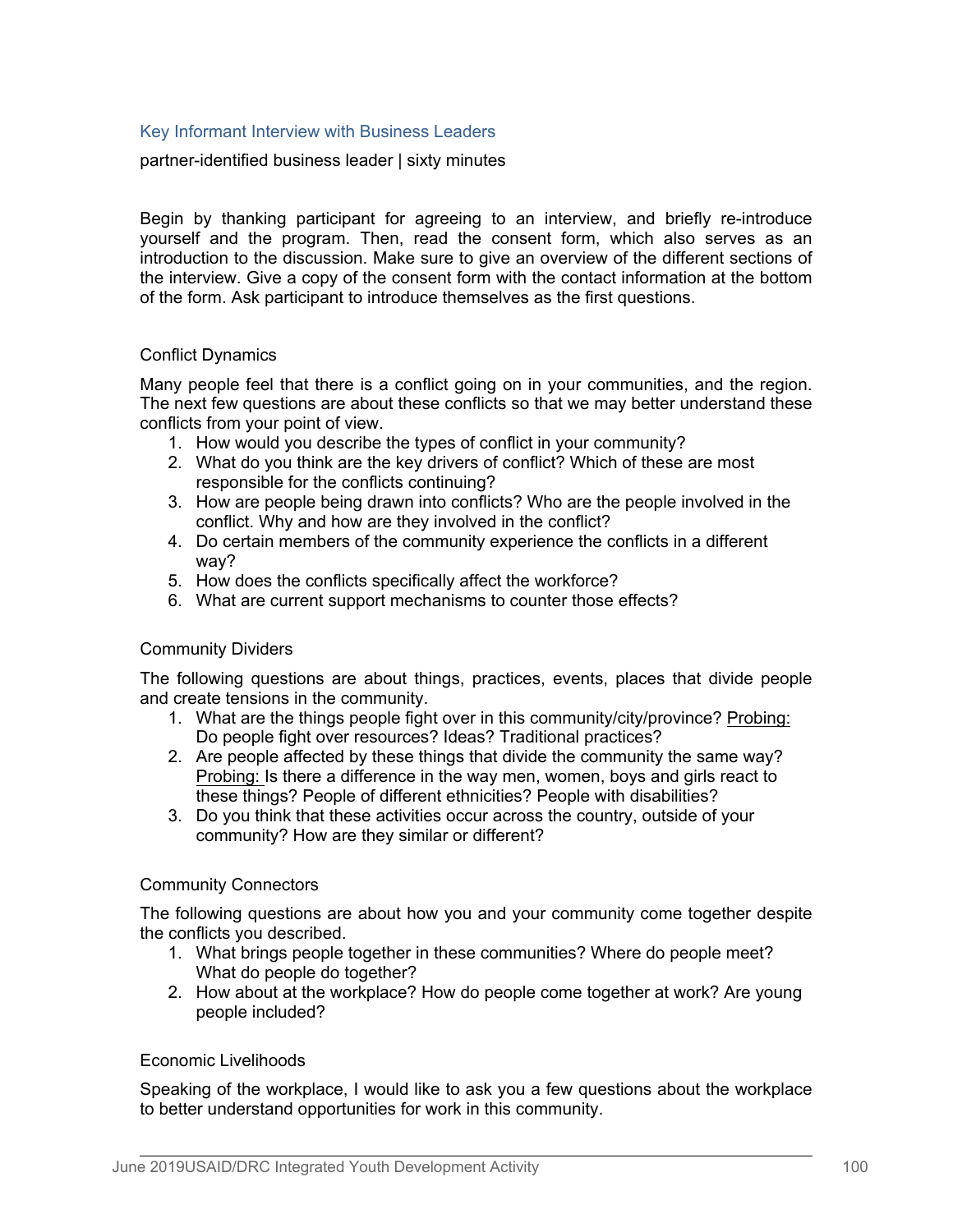### Key Informant Interview with Business Leaders

partner-identified business leader | sixty minutes

Begin by thanking participant for agreeing to an interview, and briefly re-introduce yourself and the program. Then, read the consent form, which also serves as an introduction to the discussion. Make sure to give an overview of the different sections of the interview. Give a copy of the consent form with the contact information at the bottom of the form. Ask participant to introduce themselves as the first questions.

#### Conflict Dynamics

Many people feel that there is a conflict going on in your communities, and the region. The next few questions are about these conflicts so that we may better understand these conflicts from your point of view.

1. How would you describe the types of conflict in your community?
2. What do you think are the key drivers of conflict? Which of these are most responsible for the conflicts continuing?
3. How are people being drawn into conflicts? Who are the people involved in the conflict. Why and how are they involved in the conflict?
4. Do certain members of the community experience the conflicts in a different way?
5. How does the conflicts specifically affect the workforce?
6. What are current support mechanisms to counter those effects?

#### Community Dividers

The following questions are about things, practices, events, places that divide people and create tensions in the community.

1. What are the things people fight over in this community/city/province? <u>Probing:</u> Do people fight over resources? Ideas? Traditional practices?
2. Are people affected by these things that divide the community the same way? <u>Probing:</u> Is there a difference in the way men, women, boys and girls react to these things? People of different ethnicities? People with disabilities?
3. Do you think that these activities occur across the country, outside of your community? How are they similar or different?

#### Community Connectors

The following questions are about how you and your community come together despite the conflicts you described.

1. What brings people together in these communities? Where do people meet? What do people do together?
2. How about at the workplace? How do people come together at work? Are young people included?

#### Economic Livelihoods

Speaking of the workplace, I would like to ask you a few questions about the workplace to better understand opportunities for work in this community.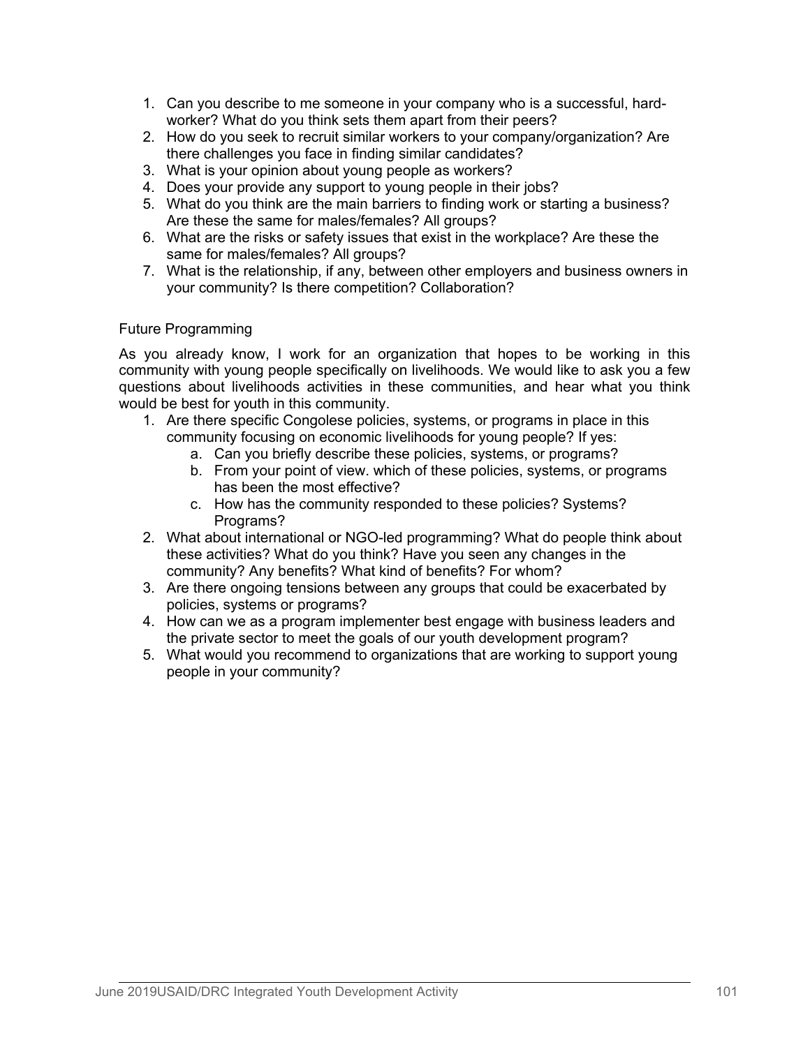1. Can you describe to me someone in your company who is a successful, hard-worker? What do you think sets them apart from their peers?
2. How do you seek to recruit similar workers to your company/organization? Are there challenges you face in finding similar candidates?
3. What is your opinion about young people as workers?
4. Does your provide any support to young people in their jobs?
5. What do you think are the main barriers to finding work or starting a business? Are these the same for males/females? All groups?
6. What are the risks or safety issues that exist in the workplace? Are these the same for males/females? All groups?
7. What is the relationship, if any, between other employers and business owners in your community? Is there competition? Collaboration?

Future Programming

As you already know, I work for an organization that hopes to be working in this community with young people specifically on livelihoods. We would like to ask you a few questions about livelihoods activities in these communities, and hear what you think would be best for youth in this community.

1. Are there specific Congolese policies, systems, or programs in place in this community focusing on economic livelihoods for young people? If yes:
   a. Can you briefly describe these policies, systems, or programs?
   b. From your point of view. which of these policies, systems, or programs has been the most effective?
   c. How has the community responded to these policies? Systems? Programs?
2. What about international or NGO-led programming? What do people think about these activities? What do you think? Have you seen any changes in the community? Any benefits? What kind of benefits? For whom?
3. Are there ongoing tensions between any groups that could be exacerbated by policies, systems or programs?
4. How can we as a program implementer best engage with business leaders and the private sector to meet the goals of our youth development program?
5. What would you recommend to organizations that are working to support young people in your community?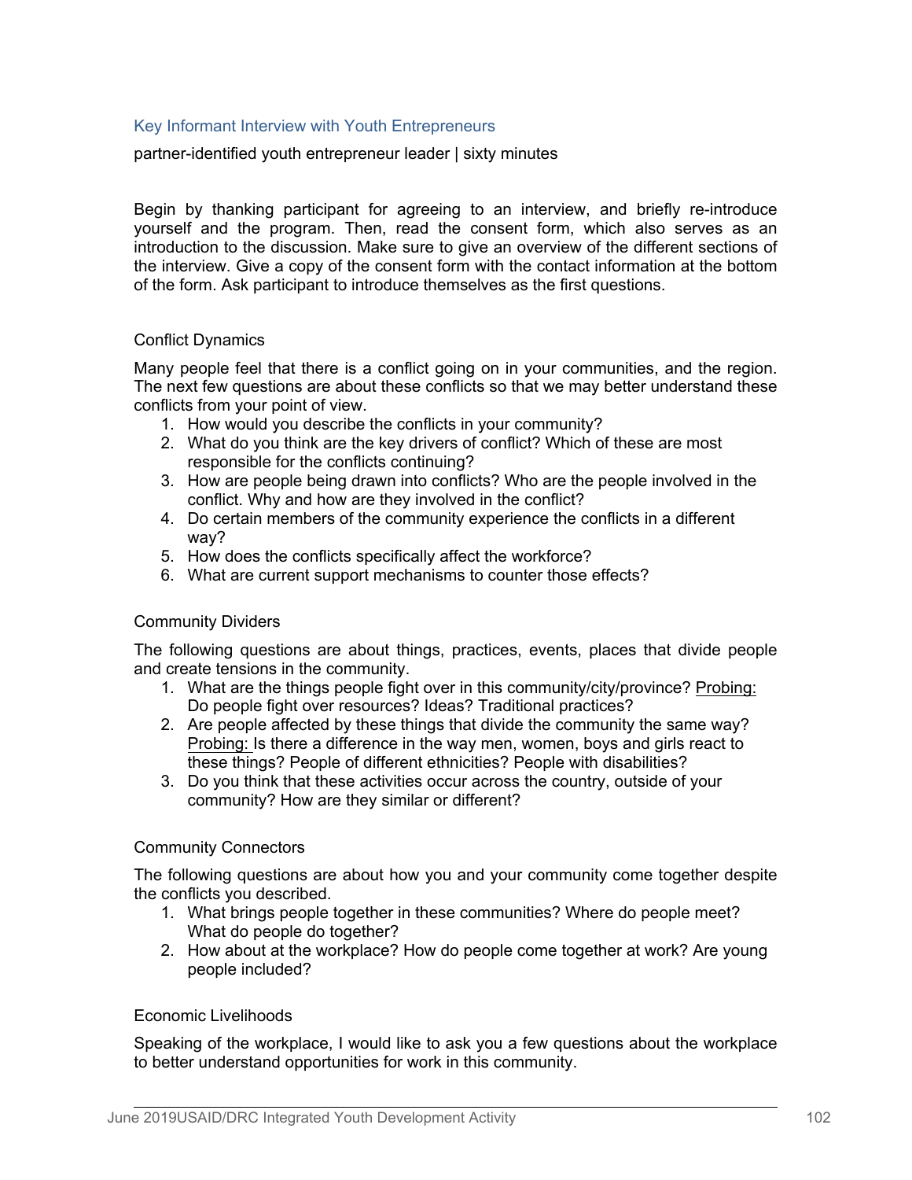### Key Informant Interview with Youth Entrepreneurs

partner-identified youth entrepreneur leader | sixty minutes

Begin by thanking participant for agreeing to an interview, and briefly re-introduce yourself and the program. Then, read the consent form, which also serves as an introduction to the discussion. Make sure to give an overview of the different sections of the interview. Give a copy of the consent form with the contact information at the bottom of the form. Ask participant to introduce themselves as the first questions.

#### Conflict Dynamics

Many people feel that there is a conflict going on in your communities, and the region. The next few questions are about these conflicts so that we may better understand these conflicts from your point of view.

1. How would you describe the conflicts in your community?
2. What do you think are the key drivers of conflict? Which of these are most responsible for the conflicts continuing?
3. How are people being drawn into conflicts? Who are the people involved in the conflict. Why and how are they involved in the conflict?
4. Do certain members of the community experience the conflicts in a different way?
5. How does the conflicts specifically affect the workforce?
6. What are current support mechanisms to counter those effects?

#### Community Dividers

The following questions are about things, practices, events, places that divide people and create tensions in the community.

1. What are the things people fight over in this community/city/province? Probing: Do people fight over resources? Ideas? Traditional practices?
2. Are people affected by these things that divide the community the same way? Probing: Is there a difference in the way men, women, boys and girls react to these things? People of different ethnicities? People with disabilities?
3. Do you think that these activities occur across the country, outside of your community? How are they similar or different?

#### Community Connectors

The following questions are about how you and your community come together despite the conflicts you described.

1. What brings people together in these communities? Where do people meet? What do people do together?
2. How about at the workplace? How do people come together at work? Are young people included?

#### Economic Livelihoods

Speaking of the workplace, I would like to ask you a few questions about the workplace to better understand opportunities for work in this community.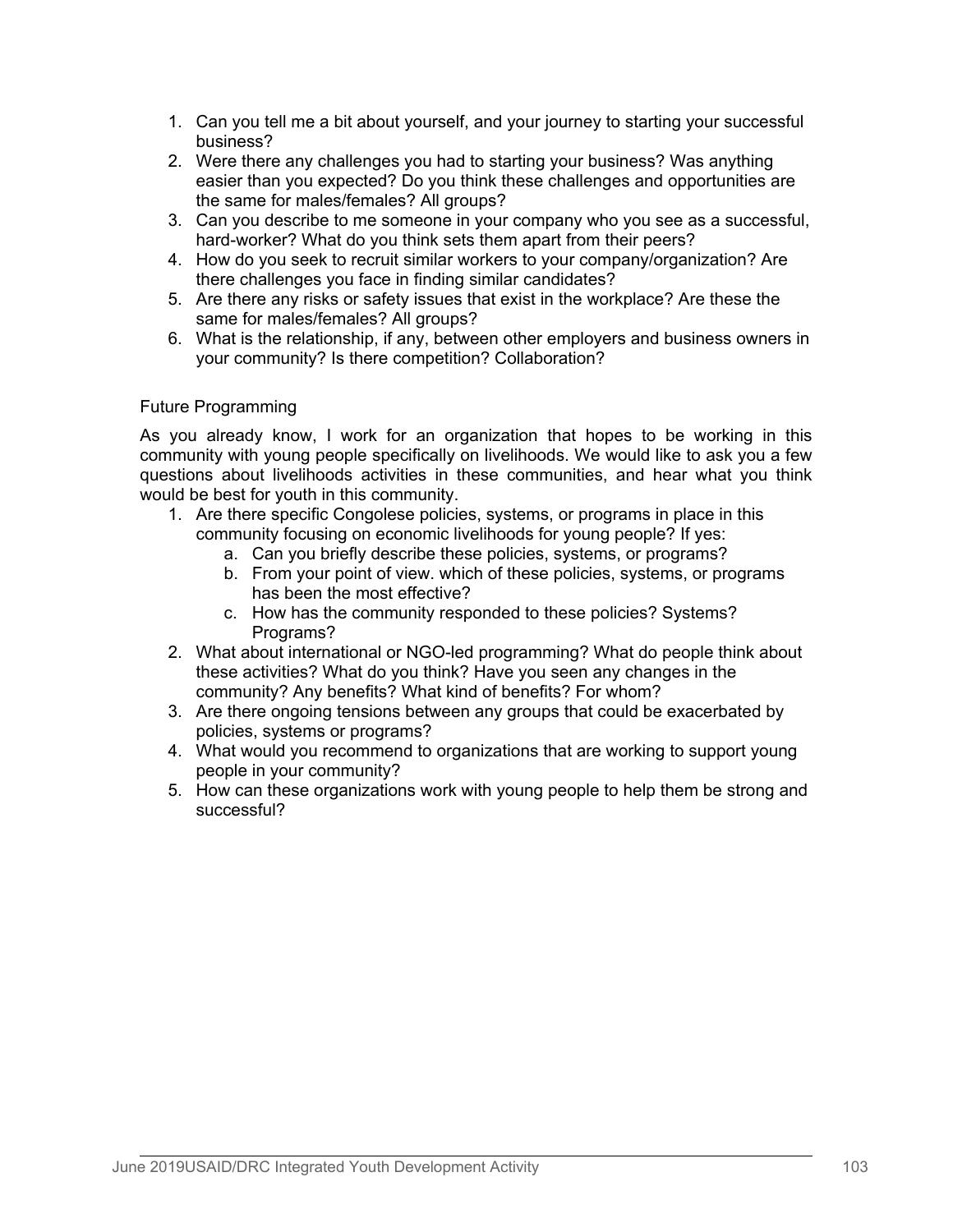1. Can you tell me a bit about yourself, and your journey to starting your successful business?
2. Were there any challenges you had to starting your business? Was anything easier than you expected? Do you think these challenges and opportunities are the same for males/females? All groups?
3. Can you describe to me someone in your company who you see as a successful, hard-worker? What do you think sets them apart from their peers?
4. How do you seek to recruit similar workers to your company/organization? Are there challenges you face in finding similar candidates?
5. Are there any risks or safety issues that exist in the workplace? Are these the same for males/females? All groups?
6. What is the relationship, if any, between other employers and business owners in your community? Is there competition? Collaboration?

Future Programming

As you already know, I work for an organization that hopes to be working in this community with young people specifically on livelihoods. We would like to ask you a few questions about livelihoods activities in these communities, and hear what you think would be best for youth in this community.

1. Are there specific Congolese policies, systems, or programs in place in this community focusing on economic livelihoods for young people? If yes:
    a. Can you briefly describe these policies, systems, or programs?
    b. From your point of view. which of these policies, systems, or programs has been the most effective?
    c. How has the community responded to these policies? Systems? Programs?
2. What about international or NGO-led programming? What do people think about these activities? What do you think? Have you seen any changes in the community? Any benefits? What kind of benefits? For whom?
3. Are there ongoing tensions between any groups that could be exacerbated by policies, systems or programs?
4. What would you recommend to organizations that are working to support young people in your community?
5. How can these organizations work with young people to help them be strong and successful?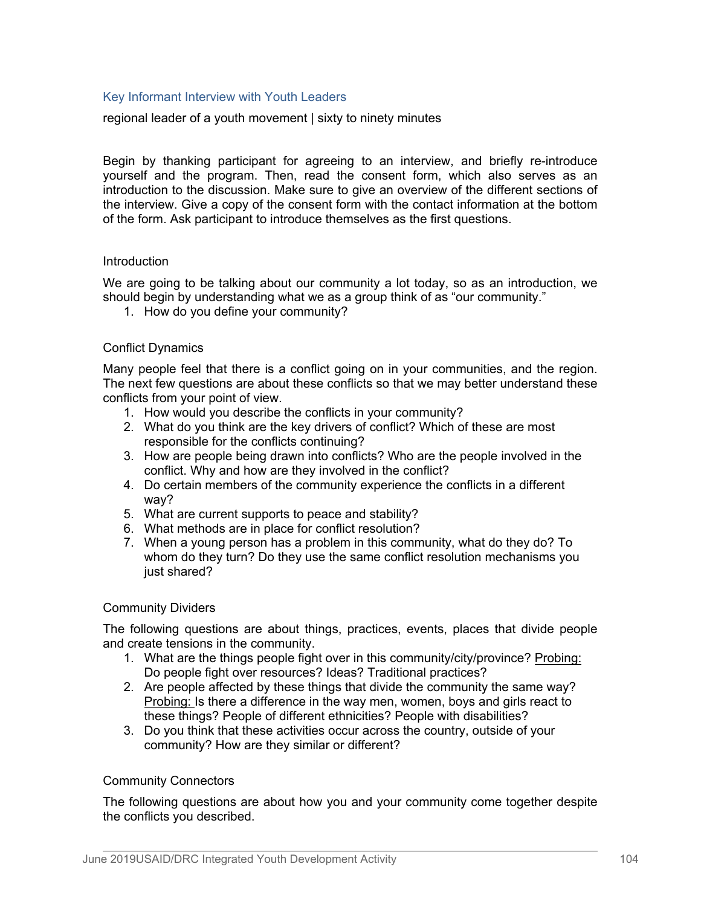### Key Informant Interview with Youth Leaders

regional leader of a youth movement | sixty to ninety minutes

Begin by thanking participant for agreeing to an interview, and briefly re-introduce yourself and the program. Then, read the consent form, which also serves as an introduction to the discussion. Make sure to give an overview of the different sections of the interview. Give a copy of the consent form with the contact information at the bottom of the form. Ask participant to introduce themselves as the first questions.

#### Introduction

We are going to be talking about our community a lot today, so as an introduction, we should begin by understanding what we as a group think of as "our community."

1. How do you define your community?

#### Conflict Dynamics

Many people feel that there is a conflict going on in your communities, and the region. The next few questions are about these conflicts so that we may better understand these conflicts from your point of view.

1. How would you describe the conflicts in your community?
2. What do you think are the key drivers of conflict? Which of these are most responsible for the conflicts continuing?
3. How are people being drawn into conflicts? Who are the people involved in the conflict. Why and how are they involved in the conflict?
4. Do certain members of the community experience the conflicts in a different way?
5. What are current supports to peace and stability?
6. What methods are in place for conflict resolution?
7. When a young person has a problem in this community, what do they do? To whom do they turn? Do they use the same conflict resolution mechanisms you just shared?

#### Community Dividers

The following questions are about things, practices, events, places that divide people and create tensions in the community.

1. What are the things people fight over in this community/city/province? Probing: Do people fight over resources? Ideas? Traditional practices?
2. Are people affected by these things that divide the community the same way? Probing: Is there a difference in the way men, women, boys and girls react to these things? People of different ethnicities? People with disabilities?
3. Do you think that these activities occur across the country, outside of your community? How are they similar or different?

#### Community Connectors

The following questions are about how you and your community come together despite the conflicts you described.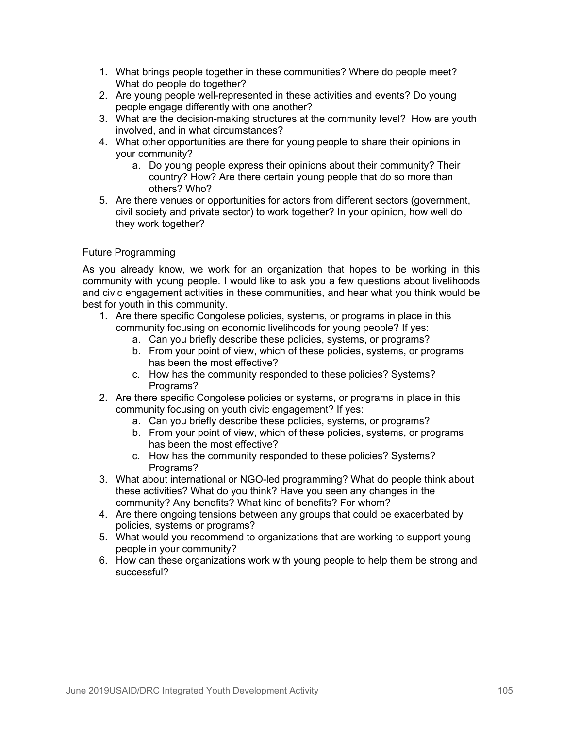1. What brings people together in these communities? Where do people meet? What do people do together?
2. Are young people well-represented in these activities and events? Do young people engage differently with one another?
3. What are the decision-making structures at the community level? How are youth involved, and in what circumstances?
4. What other opportunities are there for young people to share their opinions in your community?
   a. Do young people express their opinions about their community? Their country? How? Are there certain young people that do so more than others? Who?
5. Are there venues or opportunities for actors from different sectors (government, civil society and private sector) to work together? In your opinion, how well do they work together?

Future Programming

As you already know, we work for an organization that hopes to be working in this community with young people. I would like to ask you a few questions about livelihoods and civic engagement activities in these communities, and hear what you think would be best for youth in this community.

1. Are there specific Congolese policies, systems, or programs in place in this community focusing on economic livelihoods for young people? If yes:
   a. Can you briefly describe these policies, systems, or programs?
   b. From your point of view, which of these policies, systems, or programs has been the most effective?
   c. How has the community responded to these policies? Systems? Programs?
2. Are there specific Congolese policies or systems, or programs in place in this community focusing on youth civic engagement? If yes:
   a. Can you briefly describe these policies, systems, or programs?
   b. From your point of view, which of these policies, systems, or programs has been the most effective?
   c. How has the community responded to these policies? Systems? Programs?
3. What about international or NGO-led programming? What do people think about these activities? What do you think? Have you seen any changes in the community? Any benefits? What kind of benefits? For whom?
4. Are there ongoing tensions between any groups that could be exacerbated by policies, systems or programs?
5. What would you recommend to organizations that are working to support young people in your community?
6. How can these organizations work with young people to help them be strong and successful?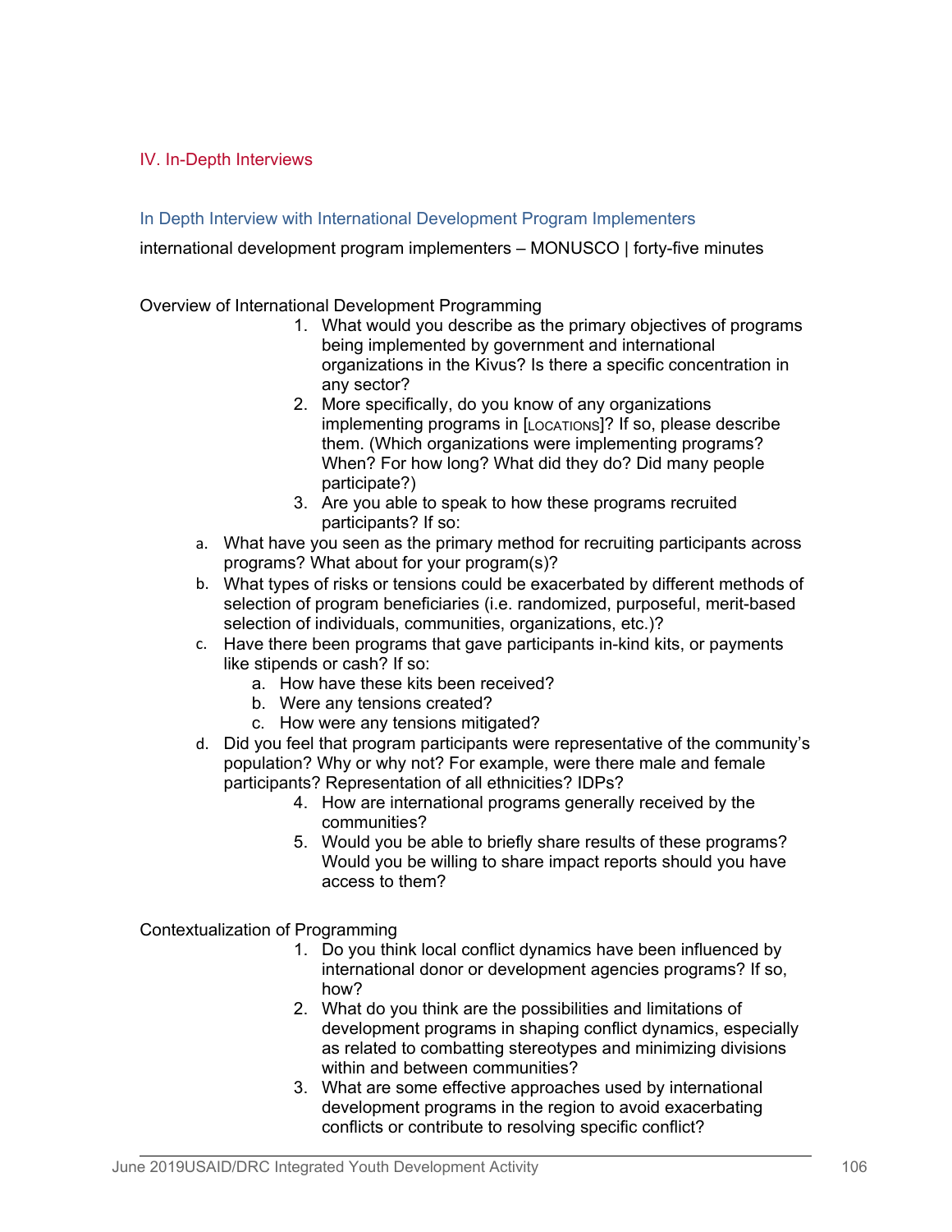## IV. In-Depth Interviews

### In Depth Interview with International Development Program Implementers

international development program implementers – MONUSCO | forty-five minutes

Overview of International Development Programming

1. What would you describe as the primary objectives of programs being implemented by government and international organizations in the Kivus? Is there a specific concentration in any sector?
2. More specifically, do you know of any organizations implementing programs in [LOCATIONS]? If so, please describe them. (Which organizations were implementing programs? When? For how long? What did they do? Did many people participate?)
3. Are you able to speak to how these programs recruited participants? If so:
   a. What have you seen as the primary method for recruiting participants across programs? What about for your program(s)?
   b. What types of risks or tensions could be exacerbated by different methods of selection of program beneficiaries (i.e. randomized, purposeful, merit-based selection of individuals, communities, organizations, etc.)?
   c. Have there been programs that gave participants in-kind kits, or payments like stipends or cash? If so:
      a. How have these kits been received?
      b. Were any tensions created?
      c. How were any tensions mitigated?
   d. Did you feel that program participants were representative of the community's population? Why or why not? For example, were there male and female participants? Representation of all ethnicities? IDPs?
4. How are international programs generally received by the communities?
5. Would you be able to briefly share results of these programs? Would you be willing to share impact reports should you have access to them?

Contextualization of Programming

1. Do you think local conflict dynamics have been influenced by international donor or development agencies programs? If so, how?
2. What do you think are the possibilities and limitations of development programs in shaping conflict dynamics, especially as related to combatting stereotypes and minimizing divisions within and between communities?
3. What are some effective approaches used by international development programs in the region to avoid exacerbating conflicts or contribute to resolving specific conflict?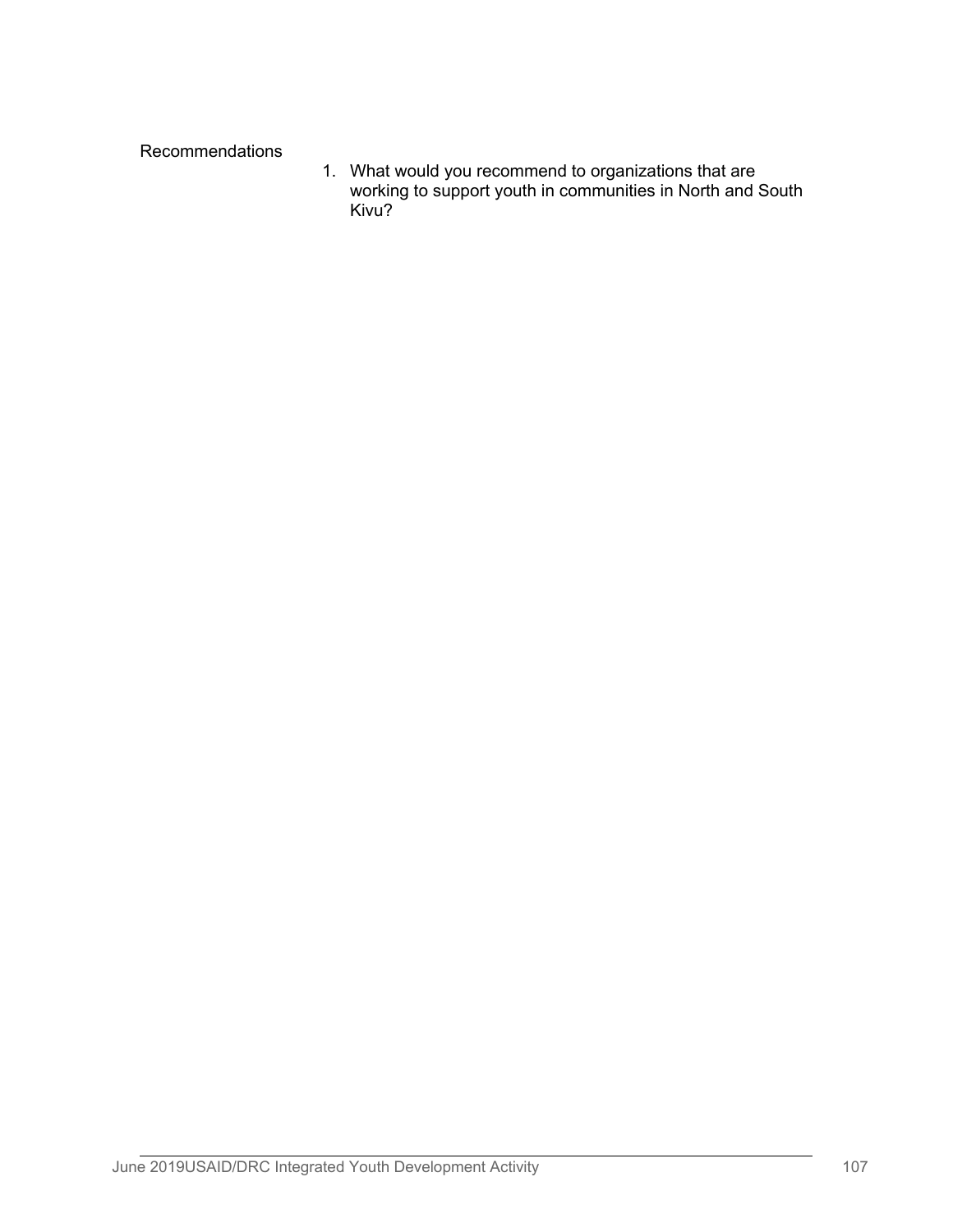Recommendations

1. What would you recommend to organizations that are working to support youth in communities in North and South Kivu?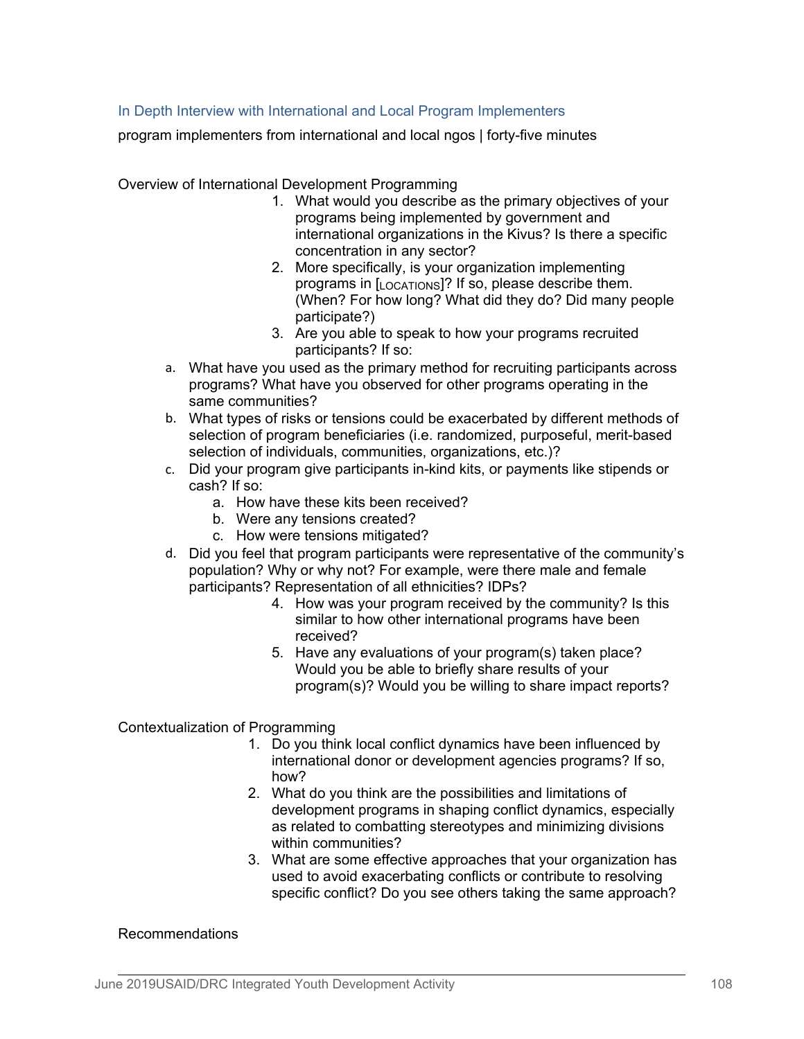### In Depth Interview with International and Local Program Implementers

program implementers from international and local ngos | forty-five minutes

Overview of International Development Programming

1. What would you describe as the primary objectives of your programs being implemented by government and international organizations in the Kivus? Is there a specific concentration in any sector?
2. More specifically, is your organization implementing programs in [LOCATIONS]? If so, please describe them. (When? For how long? What did they do? Did many people participate?)
3. Are you able to speak to how your programs recruited participants? If so:
   a. What have you used as the primary method for recruiting participants across programs? What have you observed for other programs operating in the same communities?
   b. What types of risks or tensions could be exacerbated by different methods of selection of program beneficiaries (i.e. randomized, purposeful, merit-based selection of individuals, communities, organizations, etc.)?
   c. Did your program give participants in-kind kits, or payments like stipends or cash? If so:
      a. How have these kits been received?
      b. Were any tensions created?
      c. How were tensions mitigated?
   d. Did you feel that program participants were representative of the community's population? Why or why not? For example, were there male and female participants? Representation of all ethnicities? IDPs?
4. How was your program received by the community? Is this similar to how other international programs have been received?
5. Have any evaluations of your program(s) taken place? Would you be able to briefly share results of your program(s)? Would you be willing to share impact reports?

Contextualization of Programming

1. Do you think local conflict dynamics have been influenced by international donor or development agencies programs? If so, how?
2. What do you think are the possibilities and limitations of development programs in shaping conflict dynamics, especially as related to combatting stereotypes and minimizing divisions within communities?
3. What are some effective approaches that your organization has used to avoid exacerbating conflicts or contribute to resolving specific conflict? Do you see others taking the same approach?

Recommendations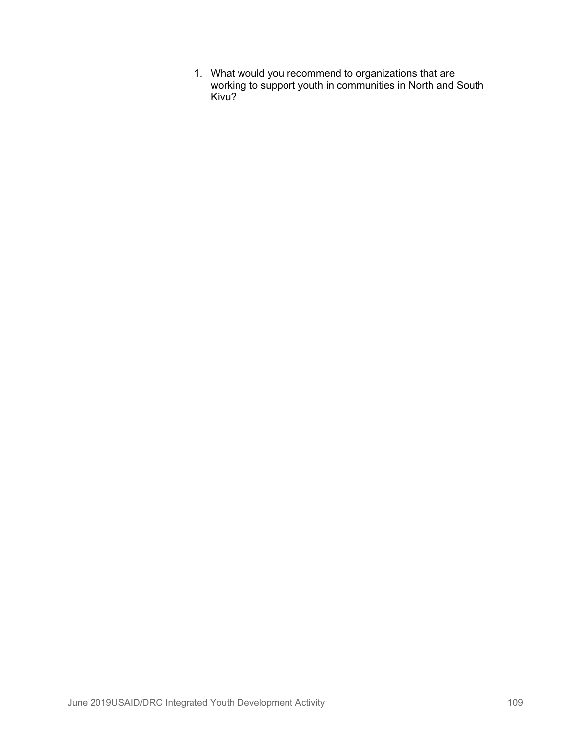1. What would you recommend to organizations that are working to support youth in communities in North and South Kivu?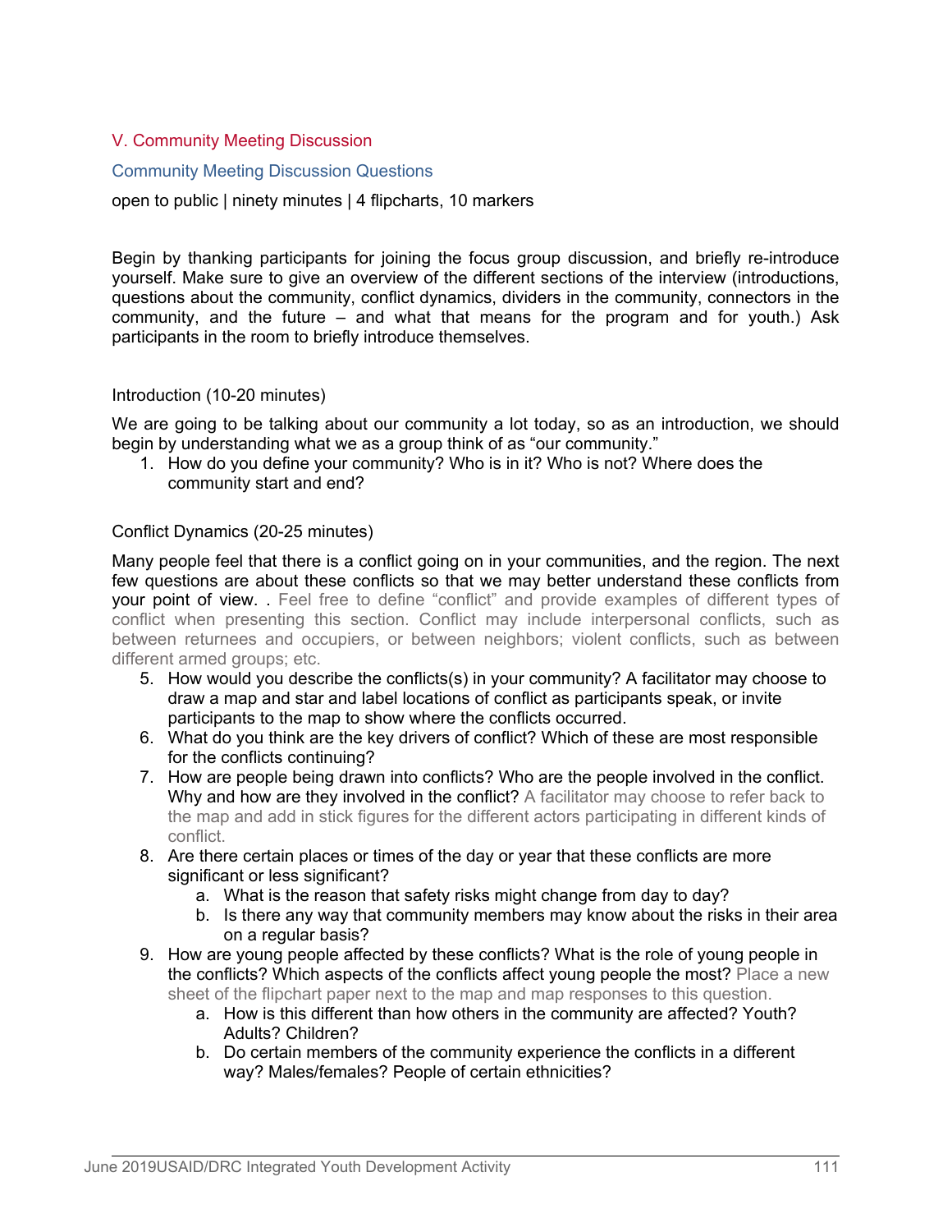## V. Community Meeting Discussion

### Community Meeting Discussion Questions

open to public | ninety minutes | 4 flipcharts, 10 markers

Begin by thanking participants for joining the focus group discussion, and briefly re-introduce yourself. Make sure to give an overview of the different sections of the interview (introductions, questions about the community, conflict dynamics, dividers in the community, connectors in the community, and the future – and what that means for the program and for youth.) Ask participants in the room to briefly introduce themselves.

Introduction (10-20 minutes)

We are going to be talking about our community a lot today, so as an introduction, we should begin by understanding what we as a group think of as "our community."

1. How do you define your community? Who is in it? Who is not? Where does the community start and end?

Conflict Dynamics (20-25 minutes)

Many people feel that there is a conflict going on in your communities, and the region. The next few questions are about these conflicts so that we may better understand these conflicts from your point of view. . Feel free to define "conflict" and provide examples of different types of conflict when presenting this section. Conflict may include interpersonal conflicts, such as between returnees and occupiers, or between neighbors; violent conflicts, such as between different armed groups; etc.

5. How would you describe the conflicts(s) in your community? A facilitator may choose to draw a map and star and label locations of conflict as participants speak, or invite participants to the map to show where the conflicts occurred.
6. What do you think are the key drivers of conflict? Which of these are most responsible for the conflicts continuing?
7. How are people being drawn into conflicts? Who are the people involved in the conflict. Why and how are they involved in the conflict? A facilitator may choose to refer back to the map and add in stick figures for the different actors participating in different kinds of conflict.
8. Are there certain places or times of the day or year that these conflicts are more significant or less significant?
   a. What is the reason that safety risks might change from day to day?
   b. Is there any way that community members may know about the risks in their area on a regular basis?
9. How are young people affected by these conflicts? What is the role of young people in the conflicts? Which aspects of the conflicts affect young people the most? Place a new sheet of the flipchart paper next to the map and map responses to this question.
   a. How is this different than how others in the community are affected? Youth? Adults? Children?
   b. Do certain members of the community experience the conflicts in a different way? Males/females? People of certain ethnicities?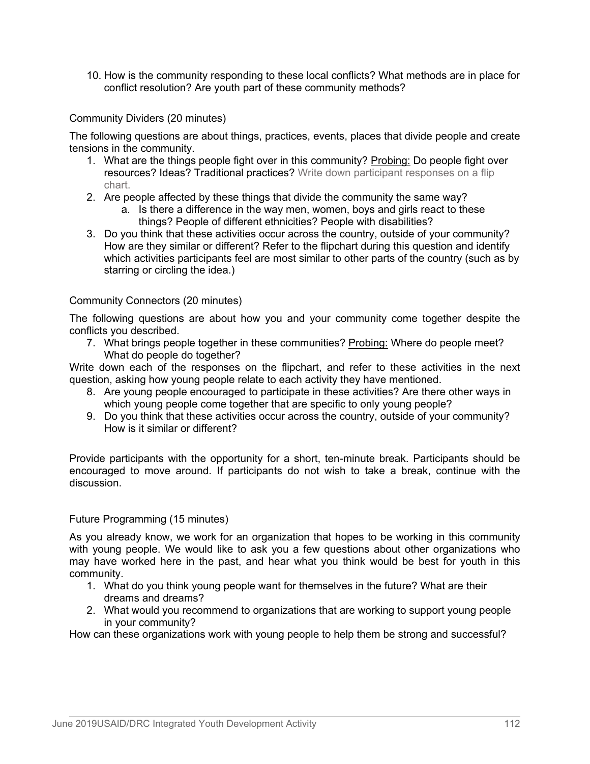10. How is the community responding to these local conflicts? What methods are in place for conflict resolution? Are youth part of these community methods?

Community Dividers (20 minutes)

The following questions are about things, practices, events, places that divide people and create tensions in the community.

1. What are the things people fight over in this community? Probing: Do people fight over resources? Ideas? Traditional practices? Write down participant responses on a flip chart.
2. Are people affected by these things that divide the community the same way?
   a. Is there a difference in the way men, women, boys and girls react to these things? People of different ethnicities? People with disabilities?
3. Do you think that these activities occur across the country, outside of your community? How are they similar or different? Refer to the flipchart during this question and identify which activities participants feel are most similar to other parts of the country (such as by starring or circling the idea.)

Community Connectors (20 minutes)

The following questions are about how you and your community come together despite the conflicts you described.

7. What brings people together in these communities? Probing: Where do people meet? What do people do together?

Write down each of the responses on the flipchart, and refer to these activities in the next question, asking how young people relate to each activity they have mentioned.

8. Are young people encouraged to participate in these activities? Are there other ways in which young people come together that are specific to only young people?
9. Do you think that these activities occur across the country, outside of your community? How is it similar or different?

Provide participants with the opportunity for a short, ten-minute break. Participants should be encouraged to move around. If participants do not wish to take a break, continue with the discussion.

Future Programming (15 minutes)

As you already know, we work for an organization that hopes to be working in this community with young people. We would like to ask you a few questions about other organizations who may have worked here in the past, and hear what you think would be best for youth in this community.

1. What do you think young people want for themselves in the future? What are their dreams and dreams?
2. What would you recommend to organizations that are working to support young people in your community?

How can these organizations work with young people to help them be strong and successful?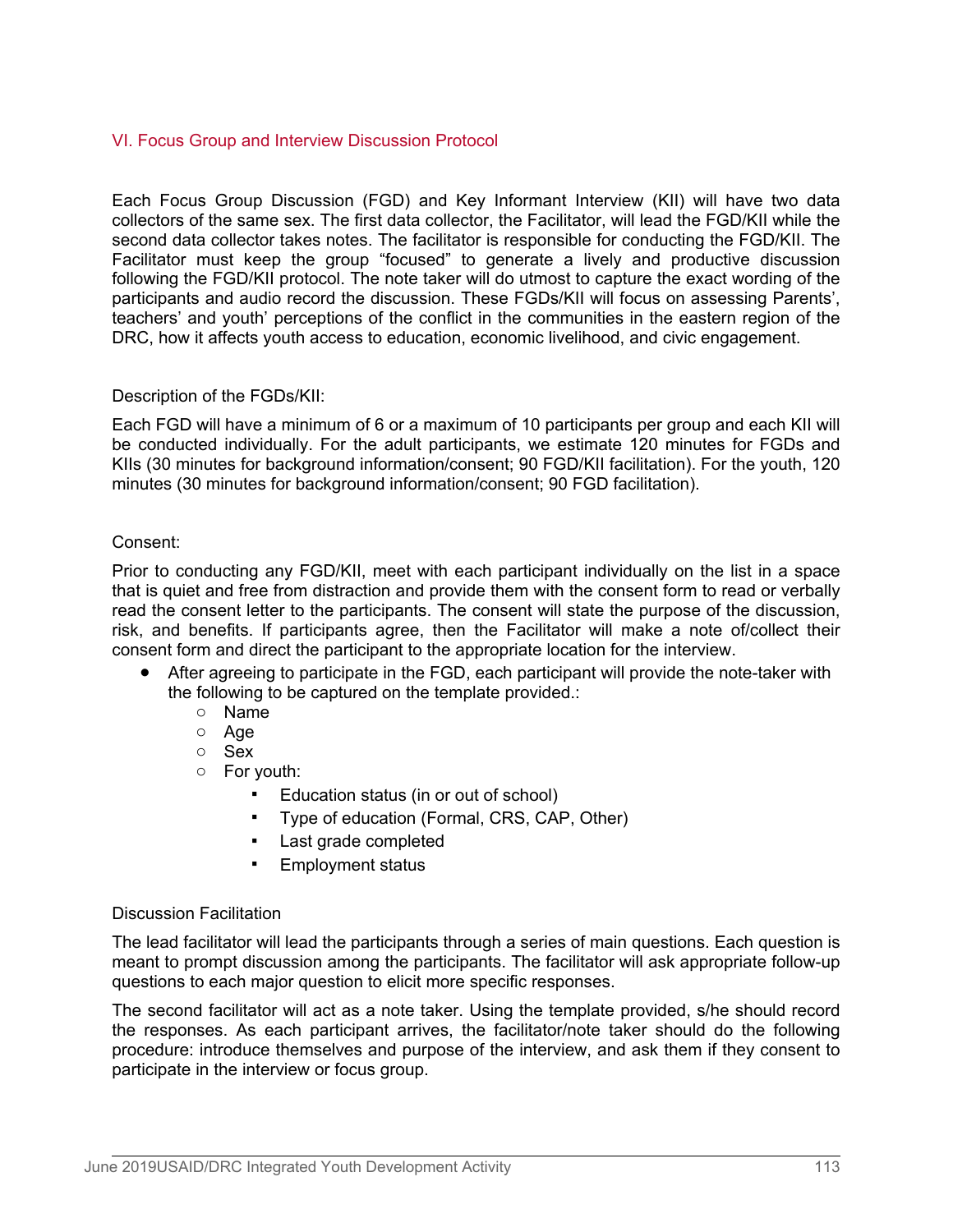## VI. Focus Group and Interview Discussion Protocol

Each Focus Group Discussion (FGD) and Key Informant Interview (KII) will have two data collectors of the same sex. The first data collector, the Facilitator, will lead the FGD/KII while the second data collector takes notes. The facilitator is responsible for conducting the FGD/KII. The Facilitator must keep the group "focused" to generate a lively and productive discussion following the FGD/KII protocol. The note taker will do utmost to capture the exact wording of the participants and audio record the discussion. These FGDs/KII will focus on assessing Parents', teachers' and youth' perceptions of the conflict in the communities in the eastern region of the DRC, how it affects youth access to education, economic livelihood, and civic engagement.

Description of the FGDs/KII:

Each FGD will have a minimum of 6 or a maximum of 10 participants per group and each KII will be conducted individually. For the adult participants, we estimate 120 minutes for FGDs and KIIs (30 minutes for background information/consent; 90 FGD/KII facilitation). For the youth, 120 minutes (30 minutes for background information/consent; 90 FGD facilitation).

Consent:

Prior to conducting any FGD/KII, meet with each participant individually on the list in a space that is quiet and free from distraction and provide them with the consent form to read or verbally read the consent letter to the participants. The consent will state the purpose of the discussion, risk, and benefits. If participants agree, then the Facilitator will make a note of/collect their consent form and direct the participant to the appropriate location for the interview.

- After agreeing to participate in the FGD, each participant will provide the note-taker with the following to be captured on the template provided.:
  - Name
  - Age
  - Sex
  - For youth:
    - Education status (in or out of school)
    - Type of education (Formal, CRS, CAP, Other)
    - Last grade completed
    - Employment status

Discussion Facilitation

The lead facilitator will lead the participants through a series of main questions. Each question is meant to prompt discussion among the participants. The facilitator will ask appropriate follow-up questions to each major question to elicit more specific responses.

The second facilitator will act as a note taker. Using the template provided, s/he should record the responses. As each participant arrives, the facilitator/note taker should do the following procedure: introduce themselves and purpose of the interview, and ask them if they consent to participate in the interview or focus group.